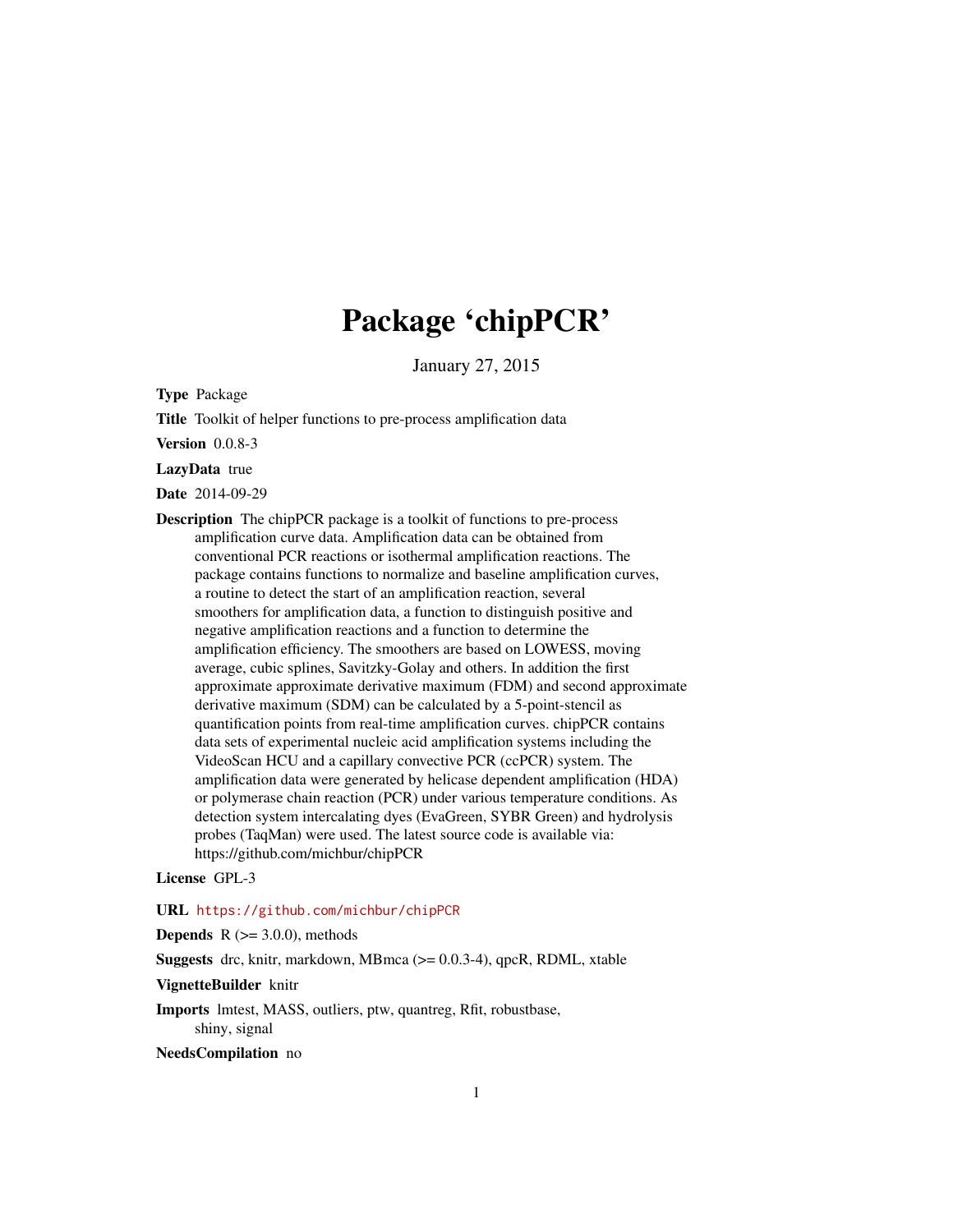# Package 'chipPCR'

January 27, 2015

**Type** Package

**Title** Toolkit of helper functions to pre-process amplification data

**Version** 0.0.8-3

**LazyData** true

**Date** 2014-09-29

**Description** The chipPCR package is a toolkit of functions to pre-process amplification curve data. Amplification data can be obtained from conventional PCR reactions or isothermal amplification reactions. The package contains functions to normalize and baseline amplification curves, a routine to detect the start of an amplification reaction, several smoothers for amplification data, a function to distinguish positive and negative amplification reactions and a function to determine the amplification efficiency. The smoothers are based on LOWESS, moving average, cubic splines, Savitzky-Golay and others. In addition the first approximate approximate derivative maximum (FDM) and second approximate derivative maximum (SDM) can be calculated by a 5-point-stencil as quantification points from real-time amplification curves. chipPCR contains data sets of experimental nucleic acid amplification systems including the VideoScan HCU and a capillary convective PCR (ccPCR) system. The amplification data were generated by helicase dependent amplification (HDA) or polymerase chain reaction (PCR) under various temperature conditions. As detection system intercalating dyes (EvaGreen, SYBR Green) and hydrolysis probes (TaqMan) were used. The latest source code is available via: https://github.com/michbur/chipPCR

**License** GPL-3

**URL** https://github.com/michbur/chipPCR

**Depends** R (>= 3.0.0), methods

**Suggests** drc, knitr, markdown, MBmca (>= 0.0.3-4), qpcR, RDML, xtable

**VignetteBuilder** knitr

**Imports** lmtest, MASS, outliers, ptw, quantreg, Rfit, robustbase, shiny, signal

**NeedsCompilation** no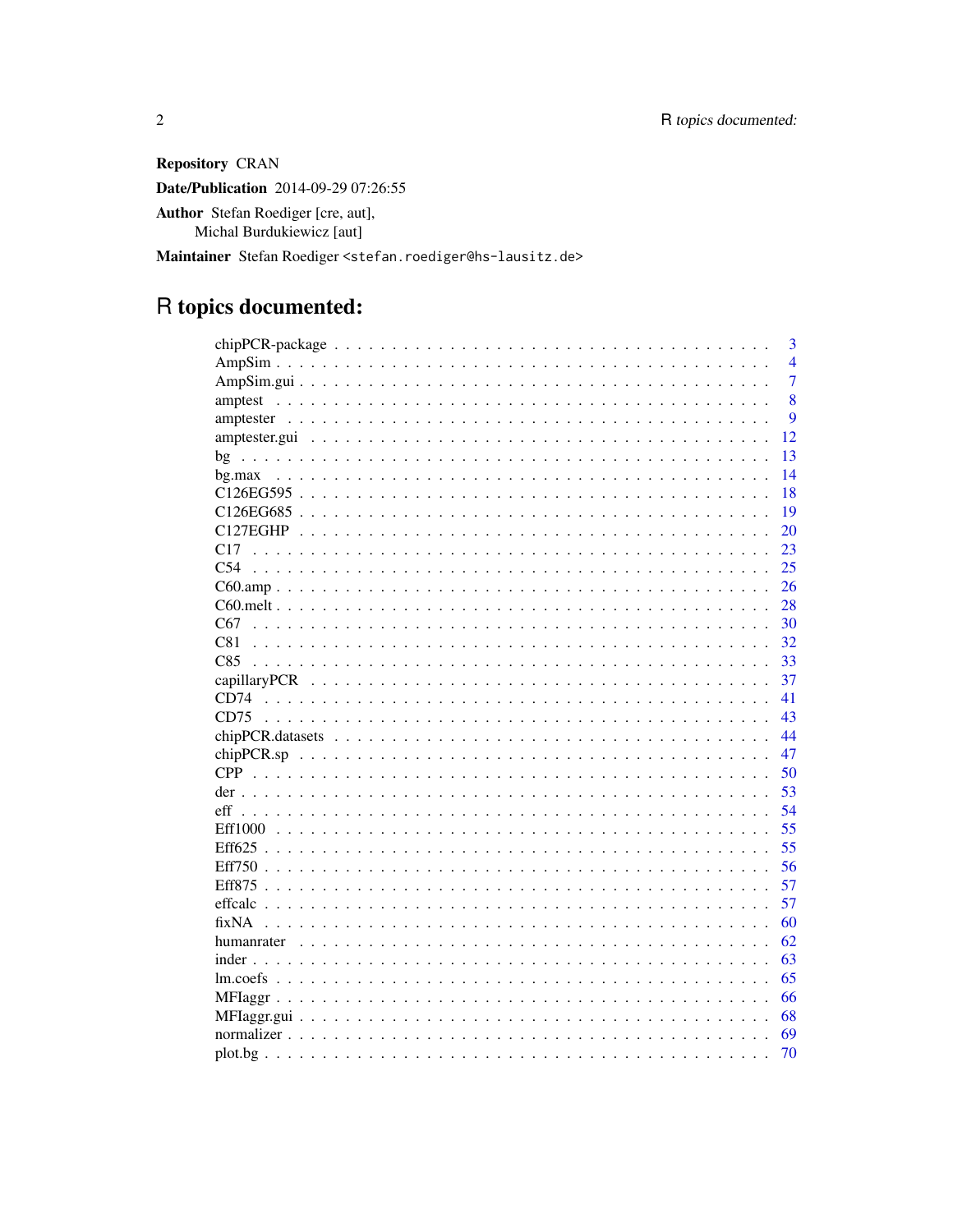**Repository** CRAN

**Date/Publication** 2014-09-29 07:26:55

**Author** Stefan Roediger [cre, aut], Michal Burdukiewicz [aut]

**Maintainer** Stefan Roediger <stefan.roediger@hs-lausitz.de>

# R topics documented:

| | |
|---|---|
| chipPCR-package | 3 |
| AmpSim | 4 |
| AmpSim.gui | 7 |
| amptest | 8 |
| amptester | 9 |
| amptester.gui | 12 |
| bg | 13 |
| bg.max | 14 |
| C126EG595 | 18 |
| C126EG685 | 19 |
| C127EGHP | 20 |
| C17 | 23 |
| C54 | 25 |
| C60.amp | 26 |
| C60.melt | 28 |
| C67 | 30 |
| C81 | 32 |
| C85 | 33 |
| capillaryPCR | 37 |
| CD74 | 41 |
| CD75 | 43 |
| chipPCR.datasets | 44 |
| chipPCR.sp | 47 |
| CPP | 50 |
| der | 53 |
| eff | 54 |
| Eff1000 | 55 |
| Eff625 | 55 |
| Eff750 | 56 |
| Eff875 | 57 |
| effcalc | 57 |
| fixNA | 60 |
| humanrater | 62 |
| inder | 63 |
| lm.coefs | 65 |
| MFIaggr | 66 |
| MFIaggr.gui | 68 |
| normalizer | 69 |
| plot.bg | 70 |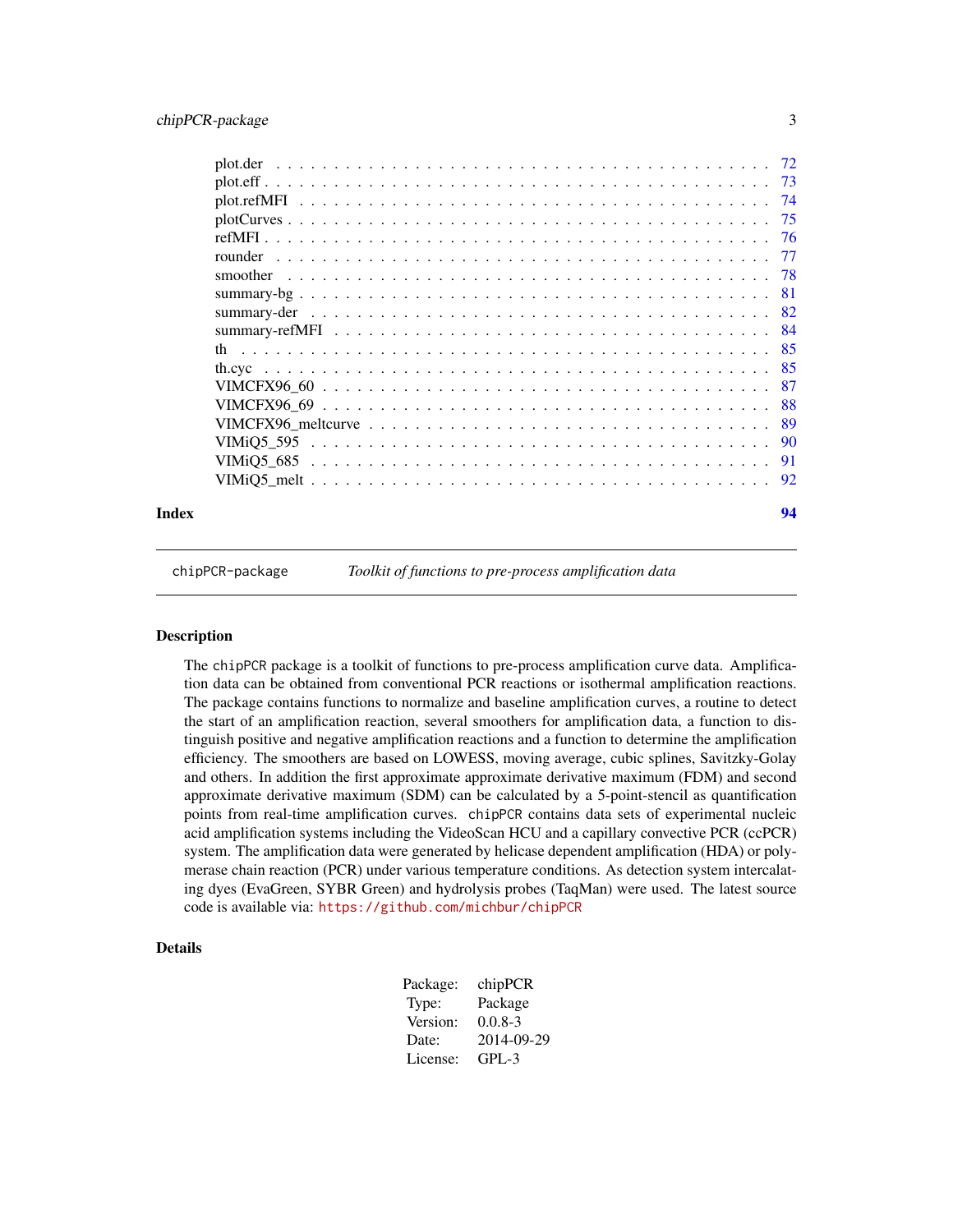| | |
|---|---|
| plot.der | 72 |
| plot.eff | 73 |
| plot.refMFI | 74 |
| plotCurves | 75 |
| refMFI | 76 |
| rounder | 77 |
| smoother | 78 |
| summary-bg | 81 |
| summary-der | 82 |
| summary-refMFI | 84 |
| th | 85 |
| th.cyc | 85 |
| VIMCFX96_60 | 87 |
| VIMCFX96_69 | 88 |
| VIMCFX96_meltcurve | 89 |
| VIMiQ5_595 | 90 |
| VIMiQ5_685 | 91 |
| VIMiQ5_melt | 92 |

**Index** **94**

---

`chipPCR-package` *Toolkit of functions to pre-process amplification data*

---

## Description

The `chipPCR` package is a toolkit of functions to pre-process amplification curve data. Amplification data can be obtained from conventional PCR reactions or isothermal amplification reactions. The package contains functions to normalize and baseline amplification curves, a routine to detect the start of an amplification reaction, several smoothers for amplification data, a function to distinguish positive and negative amplification reactions and a function to determine the amplification efficiency. The smoothers are based on LOWESS, moving average, cubic splines, Savitzky-Golay and others. In addition the first approximate approximate derivative maximum (FDM) and second approximate derivative maximum (SDM) can be calculated by a 5-point-stencil as quantification points from real-time amplification curves. `chipPCR` contains data sets of experimental nucleic acid amplification systems including the VideoScan HCU and a capillary convective PCR (ccPCR) system. The amplification data were generated by helicase dependent amplification (HDA) or polymerase chain reaction (PCR) under various temperature conditions. As detection system intercalating dyes (EvaGreen, SYBR Green) and hydrolysis probes (TaqMan) were used. The latest source code is available via: https://github.com/michbur/chipPCR

## Details

| | |
|---|---|
| Package: | chipPCR |
| Type: | Package |
| Version: | 0.0.8-3 |
| Date: | 2014-09-29 |
| License: | GPL-3 |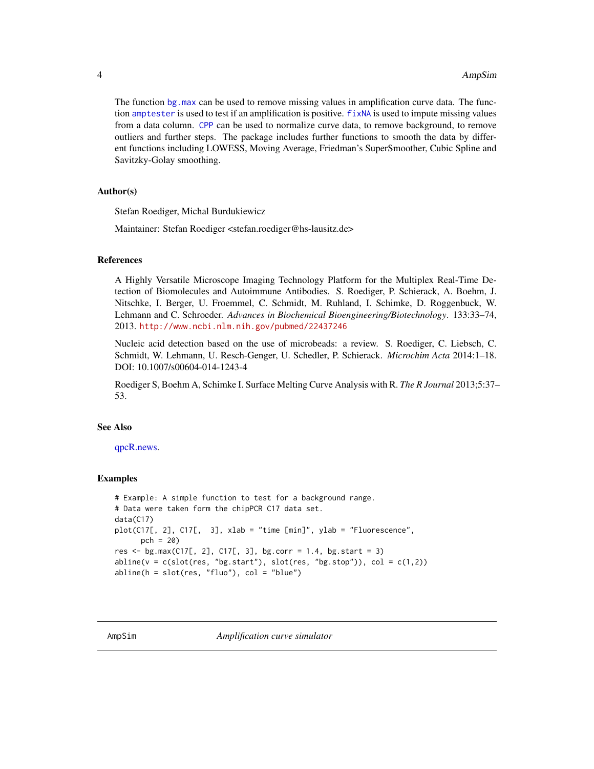The function bg.max can be used to remove missing values in amplification curve data. The function amptester is used to test if an amplification is positive. fixNA is used to impute missing values from a data column. CPP can be used to normalize curve data, to remove background, to remove outliers and further steps. The package includes further functions to smooth the data by different functions including LOWESS, Moving Average, Friedman's SuperSmoother, Cubic Spline and Savitzky-Golay smoothing.

### Author(s)

Stefan Roediger, Michal Burdukiewicz

Maintainer: Stefan Roediger <stefan.roediger@hs-lausitz.de>

### References

A Highly Versatile Microscope Imaging Technology Platform for the Multiplex Real-Time Detection of Biomolecules and Autoimmune Antibodies. S. Roediger, P. Schierack, A. Boehm, J. Nitschke, I. Berger, U. Froemmel, C. Schmidt, M. Ruhland, I. Schimke, D. Roggenbuck, W. Lehmann and C. Schroeder. *Advances in Biochemical Bioengineering/Biotechnology*. 133:33–74, 2013. http://www.ncbi.nlm.nih.gov/pubmed/22437246

Nucleic acid detection based on the use of microbeads: a review. S. Roediger, C. Liebsch, C. Schmidt, W. Lehmann, U. Resch-Genger, U. Schedler, P. Schierack. *Microchim Acta* 2014:1–18. DOI: 10.1007/s00604-014-1243-4

Roediger S, Boehm A, Schimke I. Surface Melting Curve Analysis with R. *The R Journal* 2013;5:37–53.

### See Also

qpcR.news.

### Examples

```
# Example: A simple function to test for a background range.
# Data were taken form the chipPCR C17 data set.
data(C17)
plot(C17[, 2], C17[,  3], xlab = "time [min]", ylab = "Fluorescence",
      pch = 20)
res <- bg.max(C17[, 2], C17[, 3], bg.corr = 1.4, bg.start = 3)
abline(v = c(slot(res, "bg.start"), slot(res, "bg.stop")), col = c(1,2))
abline(h = slot(res, "fluo"), col = "blue")
```

---

## AmpSim — *Amplification curve simulator*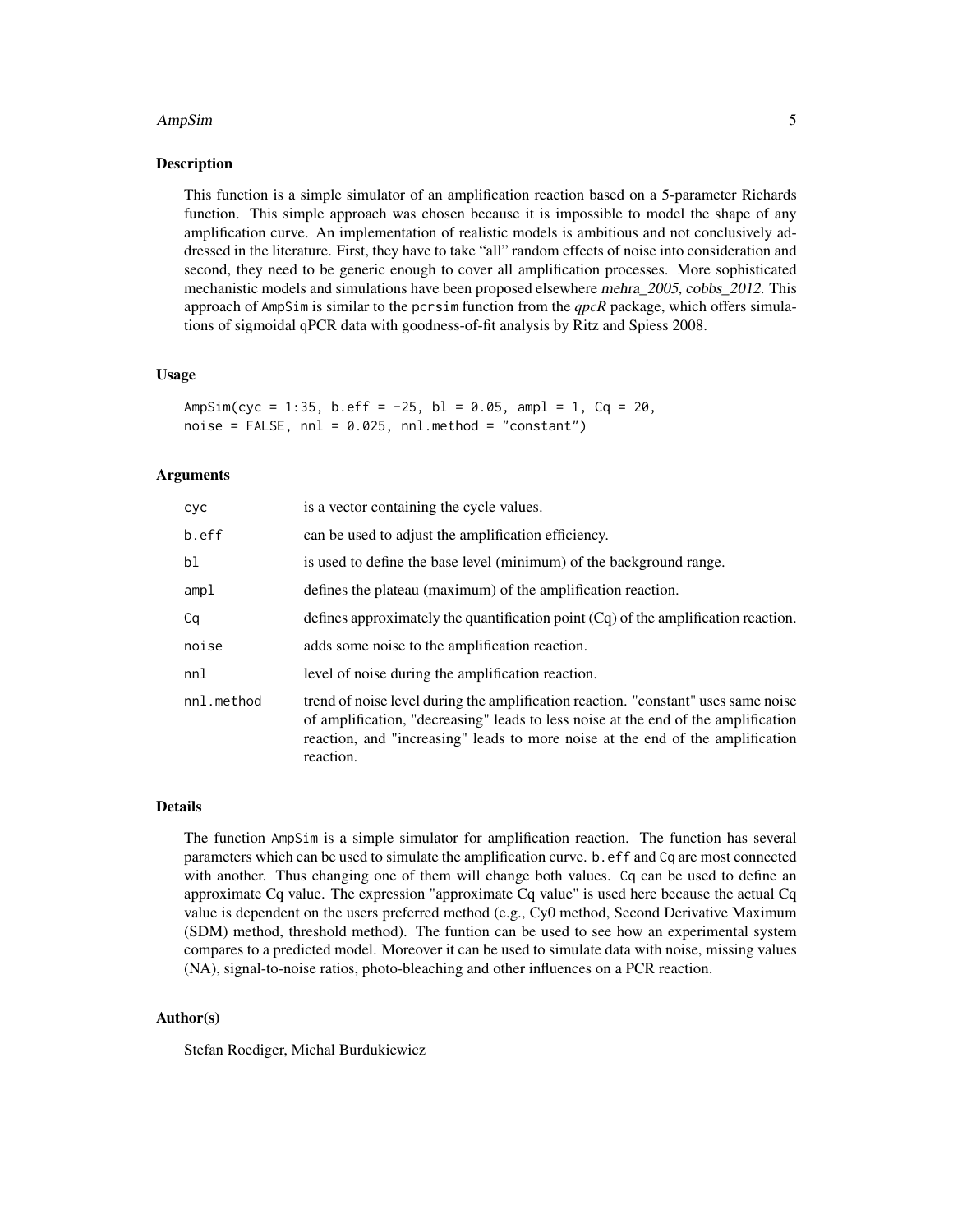## Description

This function is a simple simulator of an amplification reaction based on a 5-parameter Richards function. This simple approach was chosen because it is impossible to model the shape of any amplification curve. An implementation of realistic models is ambitious and not conclusively addressed in the literature. First, they have to take "all" random effects of noise into consideration and second, they need to be generic enough to cover all amplification processes. More sophisticated mechanistic models and simulations have been proposed elsewhere mehra_2005, cobbs_2012. This approach of `AmpSim` is similar to the `pcrsim` function from the *qpcR* package, which offers simulations of sigmoidal qPCR data with goodness-of-fit analysis by Ritz and Spiess 2008.

## Usage

```
AmpSim(cyc = 1:35, b.eff = -25, bl = 0.05, ampl = 1, Cq = 20,
noise = FALSE, nnl = 0.025, nnl.method = "constant")
```

## Arguments

| | |
|---|---|
| `cyc` | is a vector containing the cycle values. |
| `b.eff` | can be used to adjust the amplification efficiency. |
| `bl` | is used to define the base level (minimum) of the background range. |
| `ampl` | defines the plateau (maximum) of the amplification reaction. |
| `Cq` | defines approximately the quantification point (Cq) of the amplification reaction. |
| `noise` | adds some noise to the amplification reaction. |
| `nnl` | level of noise during the amplification reaction. |
| `nnl.method` | trend of noise level during the amplification reaction. "constant" uses same noise of amplification, "decreasing" leads to less noise at the end of the amplification reaction, and "increasing" leads to more noise at the end of the amplification reaction. |

## Details

The function `AmpSim` is a simple simulator for amplification reaction. The function has several parameters which can be used to simulate the amplification curve. `b.eff` and `Cq` are most connected with another. Thus changing one of them will change both values. `Cq` can be used to define an approximate Cq value. The expression "approximate Cq value" is used here because the actual Cq value is dependent on the users preferred method (e.g., Cy0 method, Second Derivative Maximum (SDM) method, threshold method). The funtion can be used to see how an experimental system compares to a predicted model. Moreover it can be used to simulate data with noise, missing values (NA), signal-to-noise ratios, photo-bleaching and other influences on a PCR reaction.

## Author(s)

Stefan Roediger, Michal Burdukiewicz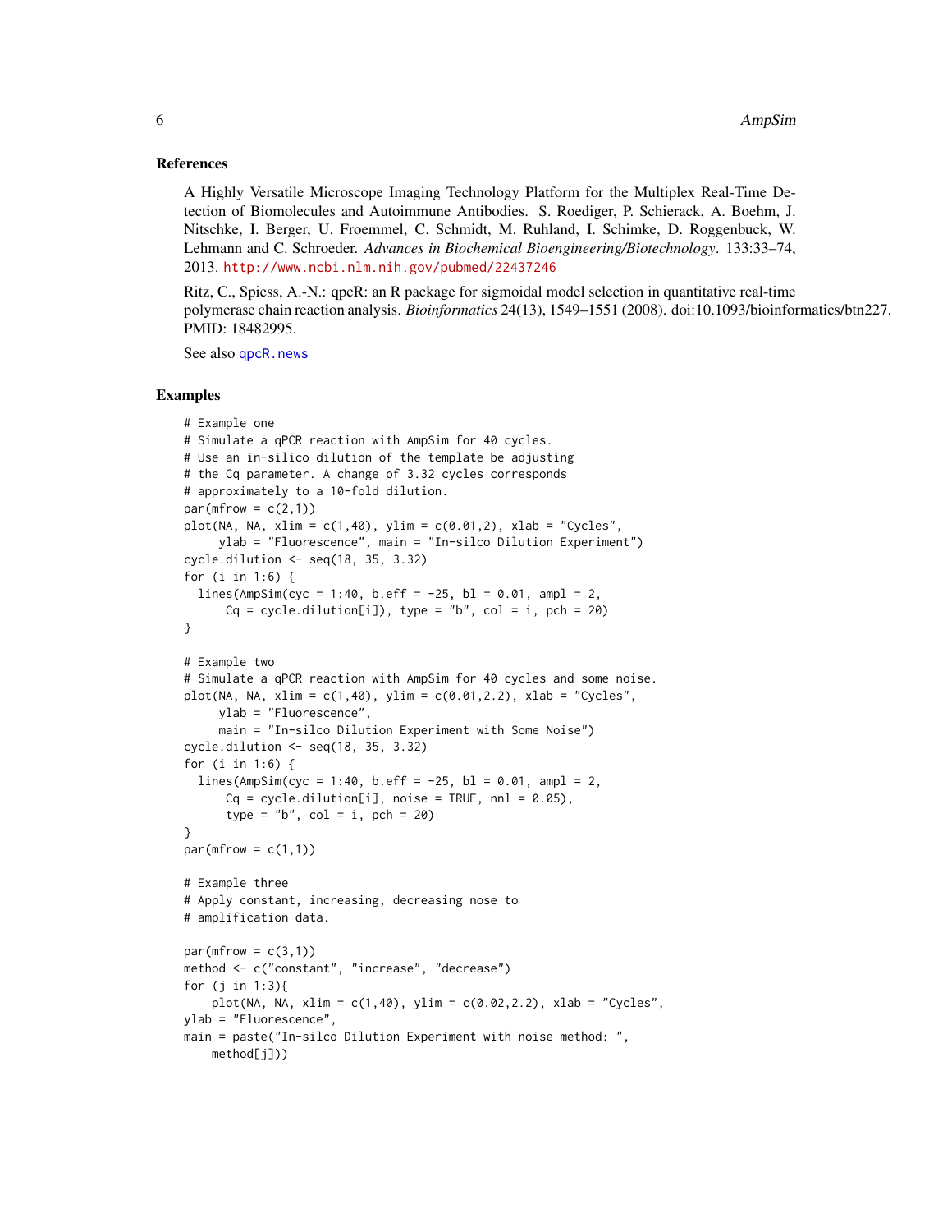## References

A Highly Versatile Microscope Imaging Technology Platform for the Multiplex Real-Time Detection of Biomolecules and Autoimmune Antibodies. S. Roediger, P. Schierack, A. Boehm, J. Nitschke, I. Berger, U. Froemmel, C. Schmidt, M. Ruhland, I. Schimke, D. Roggenbuck, W. Lehmann and C. Schroeder. *Advances in Biochemical Bioengineering/Biotechnology*. 133:33–74, 2013. http://www.ncbi.nlm.nih.gov/pubmed/22437246

Ritz, C., Spiess, A.-N.: qpcR: an R package for sigmoidal model selection in quantitative real-time polymerase chain reaction analysis. *Bioinformatics* 24(13), 1549–1551 (2008). doi:10.1093/bioinformatics/btn227. PMID: 18482995.

See also qpcR.news

## Examples

```
# Example one
# Simulate a qPCR reaction with AmpSim for 40 cycles.
# Use an in-silico dilution of the template be adjusting
# the Cq parameter. A change of 3.32 cycles corresponds
# approximately to a 10-fold dilution.
par(mfrow = c(2,1))
plot(NA, NA, xlim = c(1,40), ylim = c(0.01,2), xlab = "Cycles",
     ylab = "Fluorescence", main = "In-silco Dilution Experiment")
cycle.dilution <- seq(18, 35, 3.32)
for (i in 1:6) {
  lines(AmpSim(cyc = 1:40, b.eff = -25, bl = 0.01, ampl = 2,
      Cq = cycle.dilution[i]), type = "b", col = i, pch = 20)
}

# Example two
# Simulate a qPCR reaction with AmpSim for 40 cycles and some noise.
plot(NA, NA, xlim = c(1,40), ylim = c(0.01,2.2), xlab = "Cycles",
     ylab = "Fluorescence",
     main = "In-silco Dilution Experiment with Some Noise")
cycle.dilution <- seq(18, 35, 3.32)
for (i in 1:6) {
  lines(AmpSim(cyc = 1:40, b.eff = -25, bl = 0.01, ampl = 2,
      Cq = cycle.dilution[i], noise = TRUE, nnl = 0.05),
      type = "b", col = i, pch = 20)
}
par(mfrow = c(1,1))

# Example three
# Apply constant, increasing, decreasing nose to
# amplification data.

par(mfrow = c(3,1))
method <- c("constant", "increase", "decrease")
for (j in 1:3){
    plot(NA, NA, xlim = c(1,40), ylim = c(0.02,2.2), xlab = "Cycles",
ylab = "Fluorescence",
main = paste("In-silco Dilution Experiment with noise method: ",
    method[j]))
```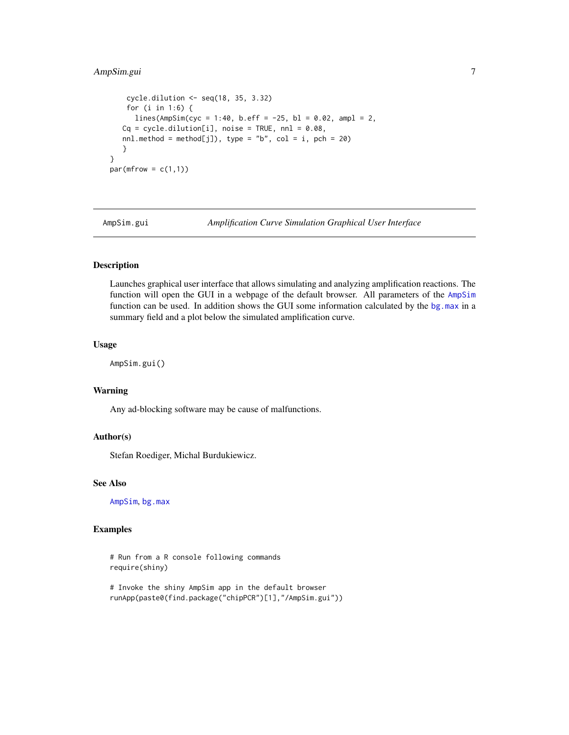```
    cycle.dilution <- seq(18, 35, 3.32)
    for (i in 1:6) {
      lines(AmpSim(cyc = 1:40, b.eff = -25, bl = 0.02, ampl = 2,
   Cq = cycle.dilution[i], noise = TRUE, nnl = 0.08,
   nnl.method = method[j]), type = "b", col = i, pch = 20)
    }
}
par(mfrow = c(1,1))
```

---

AmpSim.gui — *Amplification Curve Simulation Graphical User Interface*

---

## Description

Launches graphical user interface that allows simulating and analyzing amplification reactions. The function will open the GUI in a webpage of the default browser. All parameters of the `AmpSim` function can be used. In addition shows the GUI some information calculated by the `bg.max` in a summary field and a plot below the simulated amplification curve.

## Usage

```
AmpSim.gui()
```

## Warning

Any ad-blocking software may be cause of malfunctions.

## Author(s)

Stefan Roediger, Michal Burdukiewicz.

## See Also

`AmpSim`, `bg.max`

## Examples

```
# Run from a R console following commands
require(shiny)

# Invoke the shiny AmpSim app in the default browser
runApp(paste0(find.package("chipPCR")[1],"/AmpSim.gui"))
```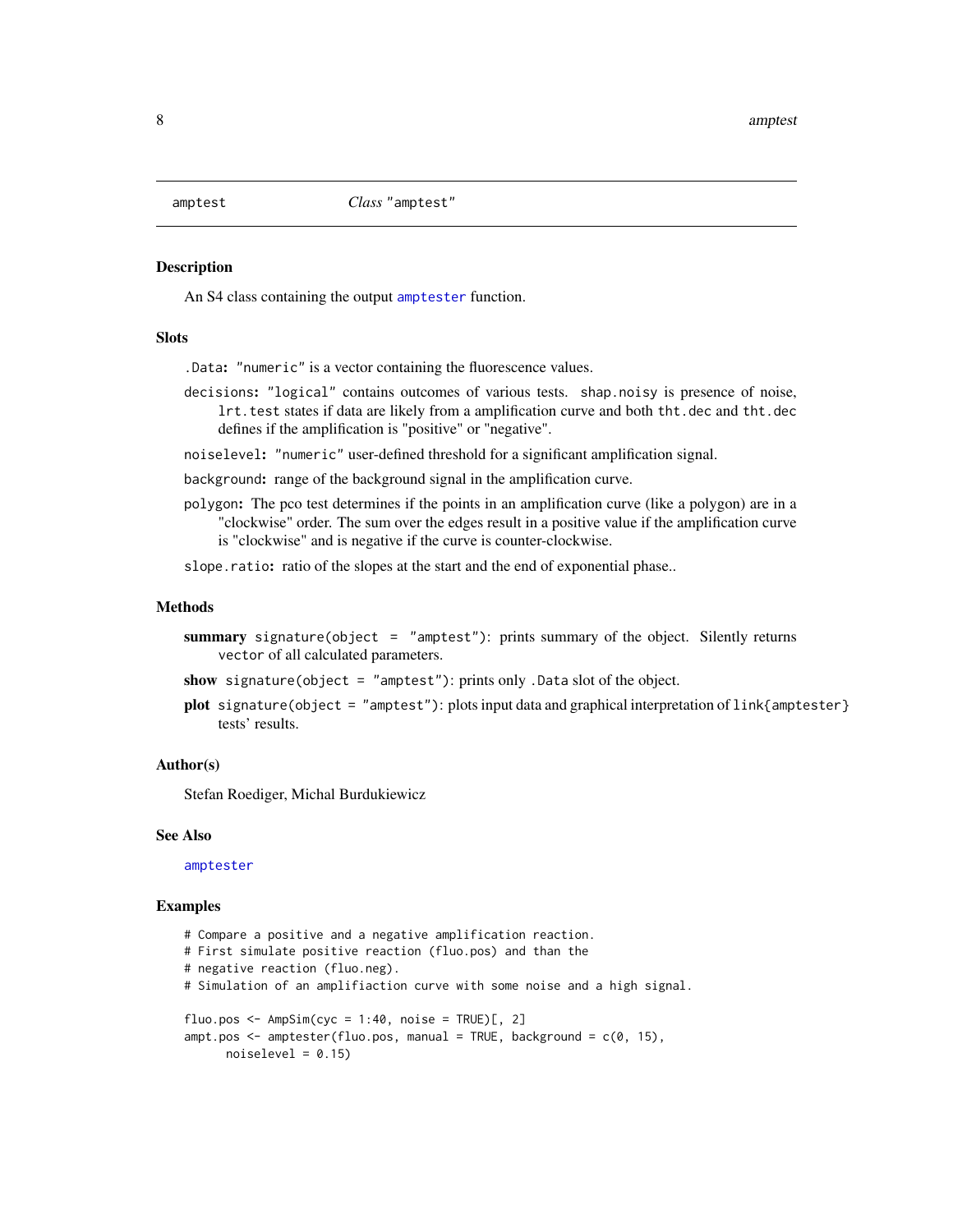amptest    *Class* "amptest"

## Description

An S4 class containing the output `amptester` function.

## Slots

- `.Data`**:** `"numeric"` is a vector containing the fluorescence values.
- `decisions`**:** `"logical"` contains outcomes of various tests. `shap.noisy` is presence of noise, `lrt.test` states if data are likely from a amplification curve and both `tht.dec` and `tht.dec` defines if the amplification is "positive" or "negative".
- `noiselevel`**:** `"numeric"` user-defined threshold for a significant amplification signal.
- `background`**:** range of the background signal in the amplification curve.
- `polygon`**:** The pco test determines if the points in an amplification curve (like a polygon) are in a "clockwise" order. The sum over the edges result in a positive value if the amplification curve is "clockwise" and is negative if the curve is counter-clockwise.
- `slope.ratio`**:** ratio of the slopes at the start and the end of exponential phase..

## Methods

- **summary** `signature(object = "amptest")`: prints summary of the object. Silently returns `vector` of all calculated parameters.
- **show** `signature(object = "amptest")`: prints only `.Data` slot of the object.
- **plot** `signature(object = "amptest")`: plots input data and graphical interpretation of `link{amptester}` tests' results.

## Author(s)

Stefan Roediger, Michal Burdukiewicz

## See Also

`amptester`

## Examples

```
# Compare a positive and a negative amplification reaction.
# First simulate positive reaction (fluo.pos) and than the
# negative reaction (fluo.neg).
# Simulation of an amplifiaction curve with some noise and a high signal.

fluo.pos <- AmpSim(cyc = 1:40, noise = TRUE)[, 2]
ampt.pos <- amptester(fluo.pos, manual = TRUE, background = c(0, 15),
      noiselevel = 0.15)
```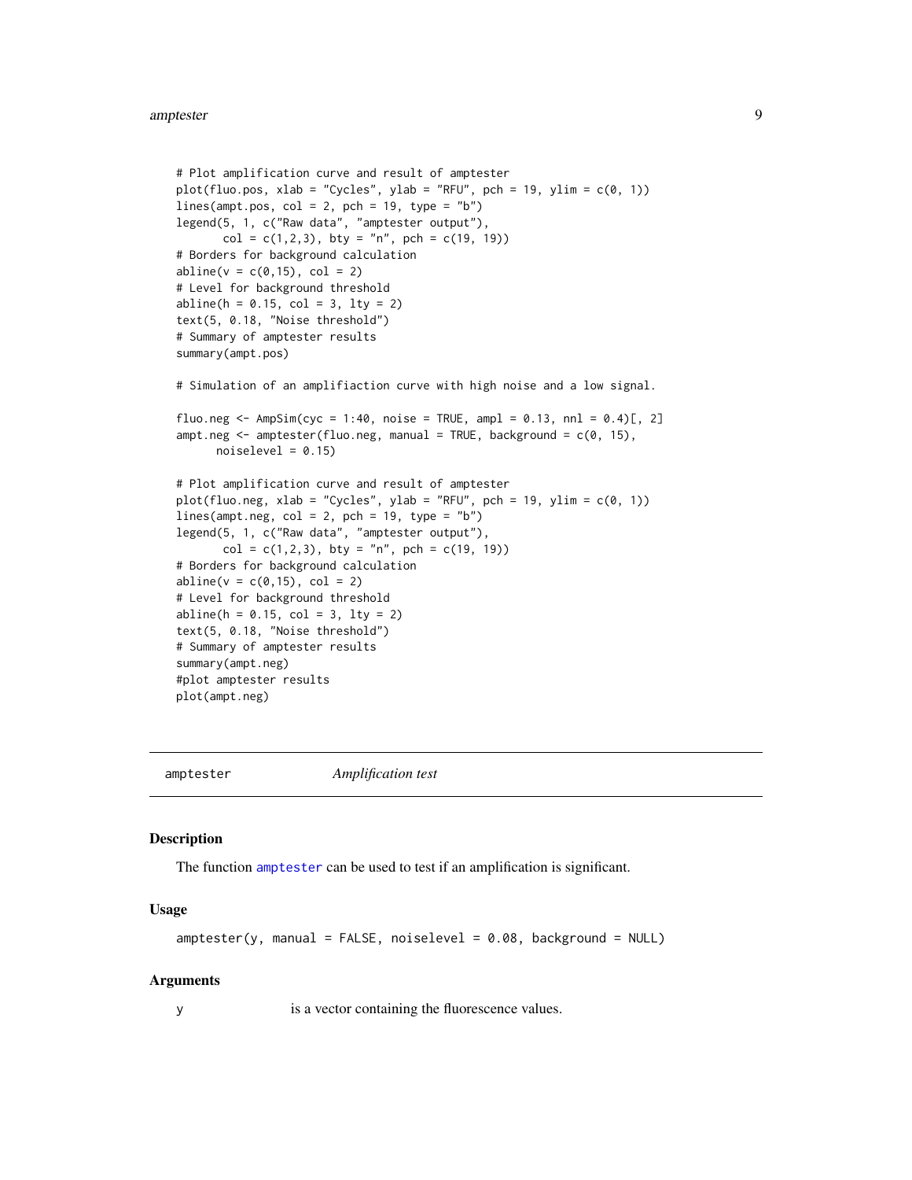```
# Plot amplification curve and result of amptester
plot(fluo.pos, xlab = "Cycles", ylab = "RFU", pch = 19, ylim = c(0, 1))
lines(ampt.pos, col = 2, pch = 19, type = "b")
legend(5, 1, c("Raw data", "amptester output"),
       col = c(1,2,3), bty = "n", pch = c(19, 19))
# Borders for background calculation
abline(v = c(0,15), col = 2)
# Level for background threshold
abline(h = 0.15, col = 3, lty = 2)
text(5, 0.18, "Noise threshold")
# Summary of amptester results
summary(ampt.pos)

# Simulation of an amplifiaction curve with high noise and a low signal.

fluo.neg <- AmpSim(cyc = 1:40, noise = TRUE, ampl = 0.13, nnl = 0.4)[, 2]
ampt.neg <- amptester(fluo.neg, manual = TRUE, background = c(0, 15),
      noiselevel = 0.15)

# Plot amplification curve and result of amptester
plot(fluo.neg, xlab = "Cycles", ylab = "RFU", pch = 19, ylim = c(0, 1))
lines(ampt.neg, col = 2, pch = 19, type = "b")
legend(5, 1, c("Raw data", "amptester output"),
       col = c(1,2,3), bty = "n", pch = c(19, 19))
# Borders for background calculation
abline(v = c(0,15), col = 2)
# Level for background threshold
abline(h = 0.15, col = 3, lty = 2)
text(5, 0.18, "Noise threshold")
# Summary of amptester results
summary(ampt.neg)
#plot amptester results
plot(ampt.neg)
```

---

## amptester — *Amplification test*

### Description

The function `amptester` can be used to test if an amplification is significant.

### Usage

```
amptester(y, manual = FALSE, noiselevel = 0.08, background = NULL)
```

### Arguments

y — is a vector containing the fluorescence values.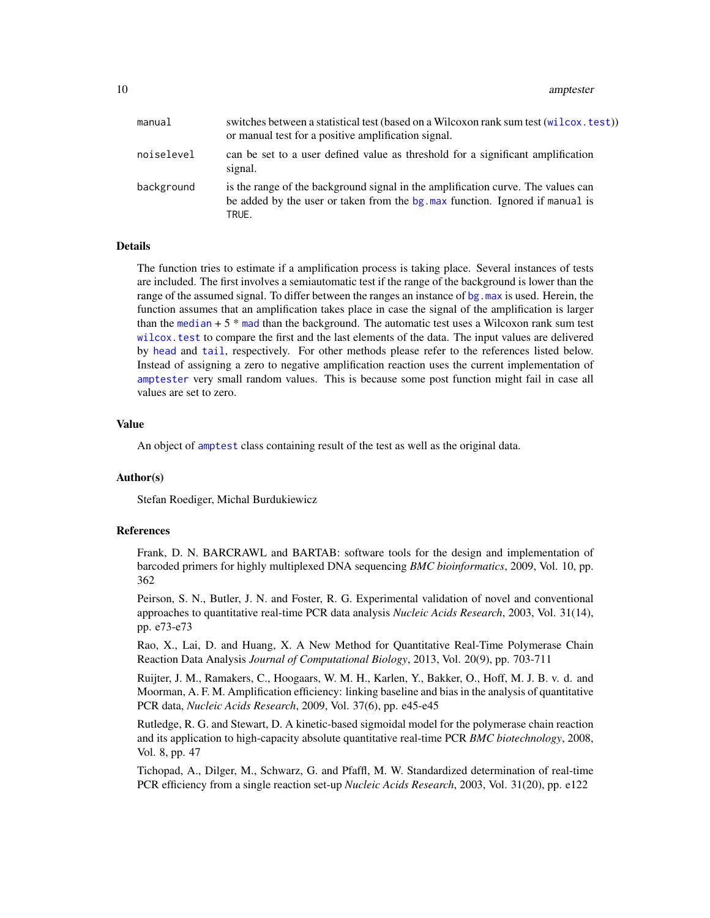| | |
|---|---|
| `manual` | switches between a statistical test (based on a Wilcoxon rank sum test (`wilcox.test`)) or manual test for a positive amplification signal. |
| `noiselevel` | can be set to a user defined value as threshold for a significant amplification signal. |
| `background` | is the range of the background signal in the amplification curve. The values can be added by the user or taken from the `bg.max` function. Ignored if `manual` is `TRUE`. |

### Details

The function tries to estimate if a amplification process is taking place. Several instances of tests are included. The first involves a semiautomatic test if the range of the background is lower than the range of the assumed signal. To differ between the ranges an instance of `bg.max` is used. Herein, the function assumes that an amplification takes place in case the signal of the amplification is larger than the `median` + 5 * `mad` than the background. The automatic test uses a Wilcoxon rank sum test `wilcox.test` to compare the first and the last elements of the data. The input values are delivered by `head` and `tail`, respectively. For other methods please refer to the references listed below. Instead of assigning a zero to negative amplification reaction uses the current implementation of `amptester` very small random values. This is because some post function might fail in case all values are set to zero.

### Value

An object of `amptest` class containing result of the test as well as the original data.

### Author(s)

Stefan Roediger, Michal Burdukiewicz

### References

Frank, D. N. BARCRAWL and BARTAB: software tools for the design and implementation of barcoded primers for highly multiplexed DNA sequencing *BMC bioinformatics*, 2009, Vol. 10, pp. 362

Peirson, S. N., Butler, J. N. and Foster, R. G. Experimental validation of novel and conventional approaches to quantitative real-time PCR data analysis *Nucleic Acids Research*, 2003, Vol. 31(14), pp. e73-e73

Rao, X., Lai, D. and Huang, X. A New Method for Quantitative Real-Time Polymerase Chain Reaction Data Analysis *Journal of Computational Biology*, 2013, Vol. 20(9), pp. 703-711

Ruijter, J. M., Ramakers, C., Hoogaars, W. M. H., Karlen, Y., Bakker, O., Hoff, M. J. B. v. d. and Moorman, A. F. M. Amplification efficiency: linking baseline and bias in the analysis of quantitative PCR data, *Nucleic Acids Research*, 2009, Vol. 37(6), pp. e45-e45

Rutledge, R. G. and Stewart, D. A kinetic-based sigmoidal model for the polymerase chain reaction and its application to high-capacity absolute quantitative real-time PCR *BMC biotechnology*, 2008, Vol. 8, pp. 47

Tichopad, A., Dilger, M., Schwarz, G. and Pfaffl, M. W. Standardized determination of real-time PCR efficiency from a single reaction set-up *Nucleic Acids Research*, 2003, Vol. 31(20), pp. e122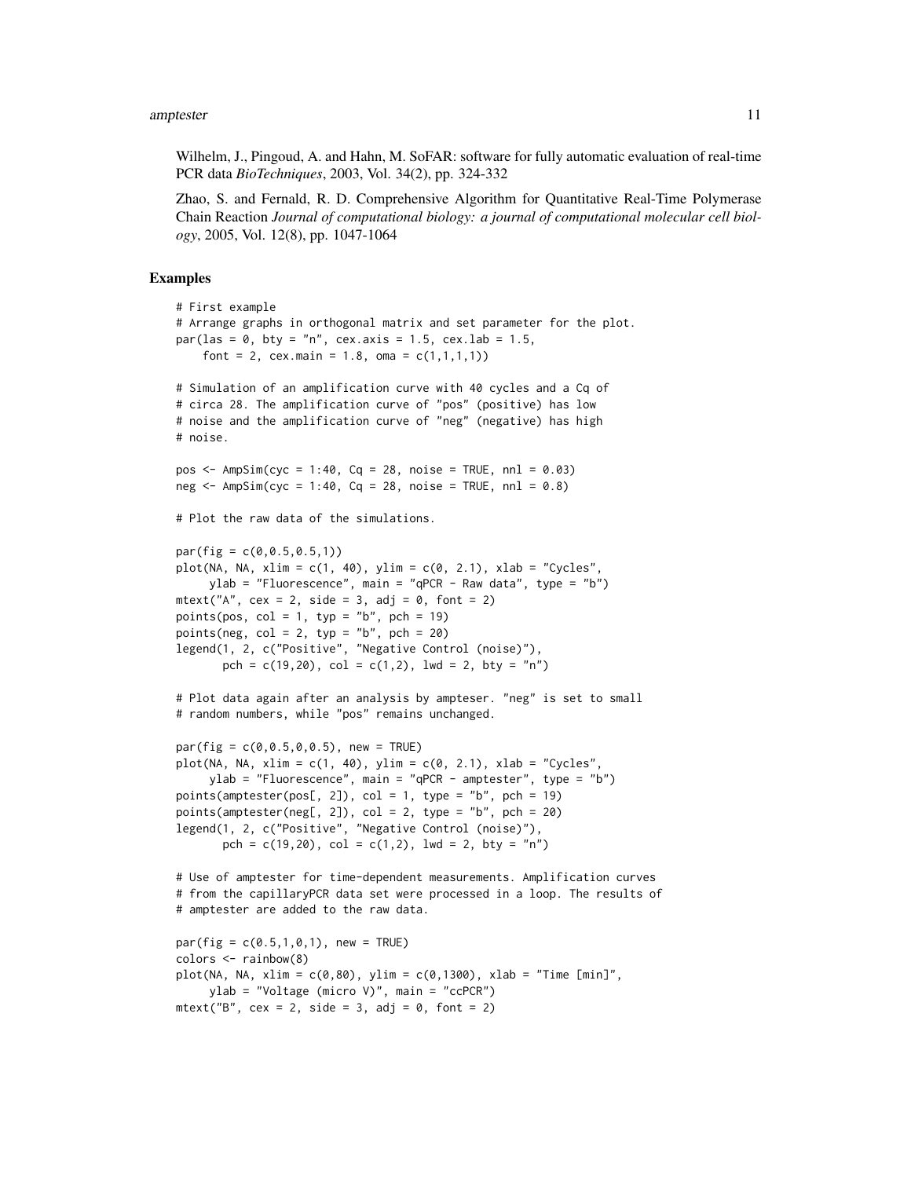Wilhelm, J., Pingoud, A. and Hahn, M. SoFAR: software for fully automatic evaluation of real-time PCR data *BioTechniques*, 2003, Vol. 34(2), pp. 324-332

Zhao, S. and Fernald, R. D. Comprehensive Algorithm for Quantitative Real-Time Polymerase Chain Reaction *Journal of computational biology: a journal of computational molecular cell biology*, 2005, Vol. 12(8), pp. 1047-1064

## Examples

```
# First example
# Arrange graphs in orthogonal matrix and set parameter for the plot.
par(las = 0, bty = "n", cex.axis = 1.5, cex.lab = 1.5,
    font = 2, cex.main = 1.8, oma = c(1,1,1,1))

# Simulation of an amplification curve with 40 cycles and a Cq of
# circa 28. The amplification curve of "pos" (positive) has low
# noise and the amplification curve of "neg" (negative) has high
# noise.

pos <- AmpSim(cyc = 1:40, Cq = 28, noise = TRUE, nnl = 0.03)
neg <- AmpSim(cyc = 1:40, Cq = 28, noise = TRUE, nnl = 0.8)

# Plot the raw data of the simulations.

par(fig = c(0,0.5,0.5,1))
plot(NA, NA, xlim = c(1, 40), ylim = c(0, 2.1), xlab = "Cycles",
     ylab = "Fluorescence", main = "qPCR - Raw data", type = "b")
mtext("A", cex = 2, side = 3, adj = 0, font = 2)
points(pos, col = 1, typ = "b", pch = 19)
points(neg, col = 2, typ = "b", pch = 20)
legend(1, 2, c("Positive", "Negative Control (noise)"),
       pch = c(19,20), col = c(1,2), lwd = 2, bty = "n")

# Plot data again after an analysis by ampteser. "neg" is set to small
# random numbers, while "pos" remains unchanged.

par(fig = c(0,0.5,0,0.5), new = TRUE)
plot(NA, NA, xlim = c(1, 40), ylim = c(0, 2.1), xlab = "Cycles",
     ylab = "Fluorescence", main = "qPCR - amptester", type = "b")
points(amptester(pos[, 2]), col = 1, type = "b", pch = 19)
points(amptester(neg[, 2]), col = 2, type = "b", pch = 20)
legend(1, 2, c("Positive", "Negative Control (noise)"),
       pch = c(19,20), col = c(1,2), lwd = 2, bty = "n")

# Use of amptester for time-dependent measurements. Amplification curves
# from the capillaryPCR data set were processed in a loop. The results of
# amptester are added to the raw data.

par(fig = c(0.5,1,0,1), new = TRUE)
colors <- rainbow(8)
plot(NA, NA, xlim = c(0,80), ylim = c(0,1300), xlab = "Time [min]",
     ylab = "Voltage (micro V)", main = "ccPCR")
mtext("B", cex = 2, side = 3, adj = 0, font = 2)
```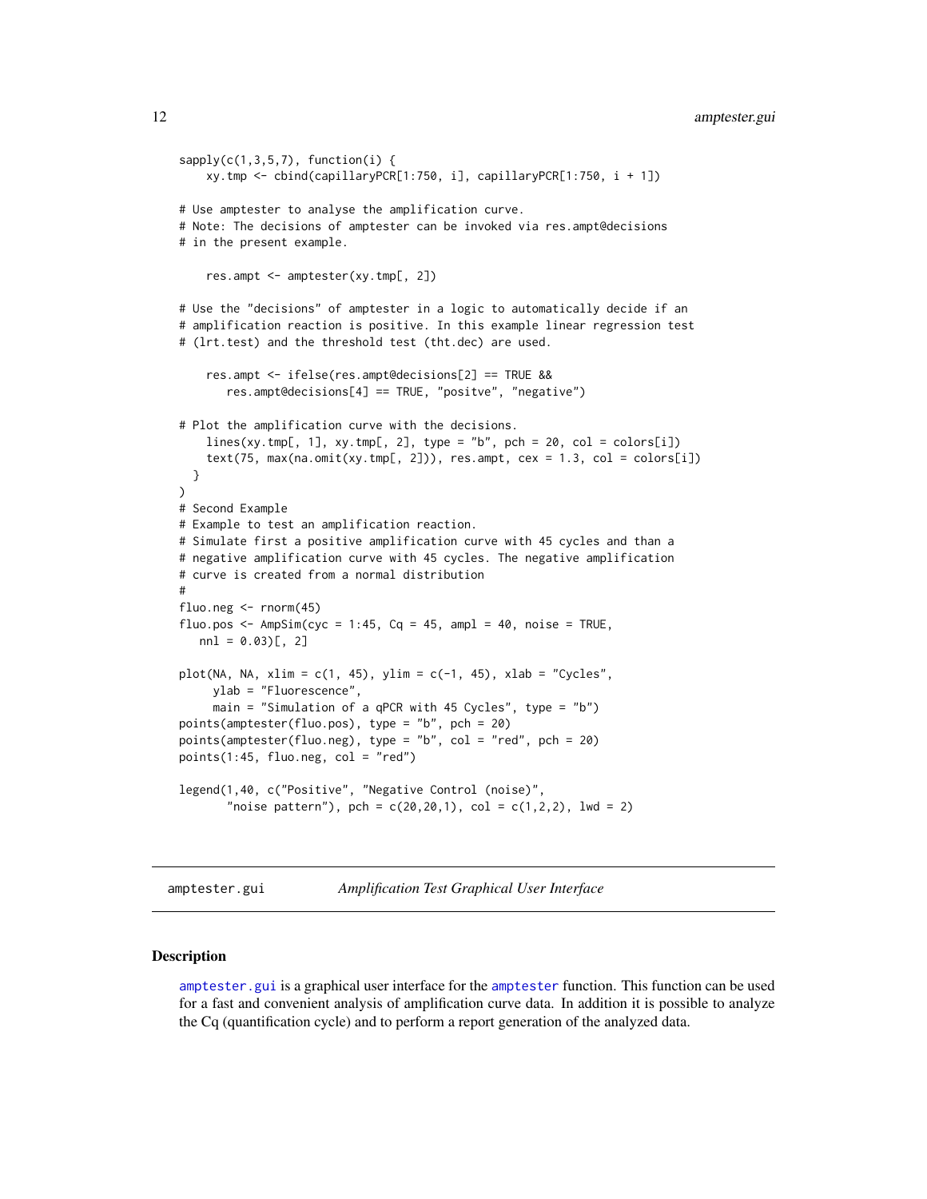```
sapply(c(1,3,5,7), function(i) {
    xy.tmp <- cbind(capillaryPCR[1:750, i], capillaryPCR[1:750, i + 1])

# Use amptester to analyse the amplification curve.
# Note: The decisions of amptester can be invoked via res.ampt@decisions
# in the present example.

    res.ampt <- amptester(xy.tmp[, 2])

# Use the "decisions" of amptester in a logic to automatically decide if an
# amplification reaction is positive. In this example linear regression test
# (lrt.test) and the threshold test (tht.dec) are used.

    res.ampt <- ifelse(res.ampt@decisions[2] == TRUE &&
       res.ampt@decisions[4] == TRUE, "positve", "negative")

# Plot the amplification curve with the decisions.
    lines(xy.tmp[, 1], xy.tmp[, 2], type = "b", pch = 20, col = colors[i])
    text(75, max(na.omit(xy.tmp[, 2])), res.ampt, cex = 1.3, col = colors[i])
  }
)
# Second Example
# Example to test an amplification reaction.
# Simulate first a positive amplification curve with 45 cycles and than a
# negative amplification curve with 45 cycles. The negative amplification
# curve is created from a normal distribution
#
fluo.neg <- rnorm(45)
fluo.pos <- AmpSim(cyc = 1:45, Cq = 45, ampl = 40, noise = TRUE,
   nnl = 0.03)[, 2]

plot(NA, NA, xlim = c(1, 45), ylim = c(-1, 45), xlab = "Cycles",
     ylab = "Fluorescence",
     main = "Simulation of a qPCR with 45 Cycles", type = "b")
points(amptester(fluo.pos), type = "b", pch = 20)
points(amptester(fluo.neg), type = "b", col = "red", pch = 20)
points(1:45, fluo.neg, col = "red")

legend(1,40, c("Positive", "Negative Control (noise)",
       "noise pattern"), pch = c(20,20,1), col = c(1,2,2), lwd = 2)
```

---

## amptester.gui *Amplification Test Graphical User Interface*

### Description

amptester.gui is a graphical user interface for the amptester function. This function can be used for a fast and convenient analysis of amplification curve data. In addition it is possible to analyze the Cq (quantification cycle) and to perform a report generation of the analyzed data.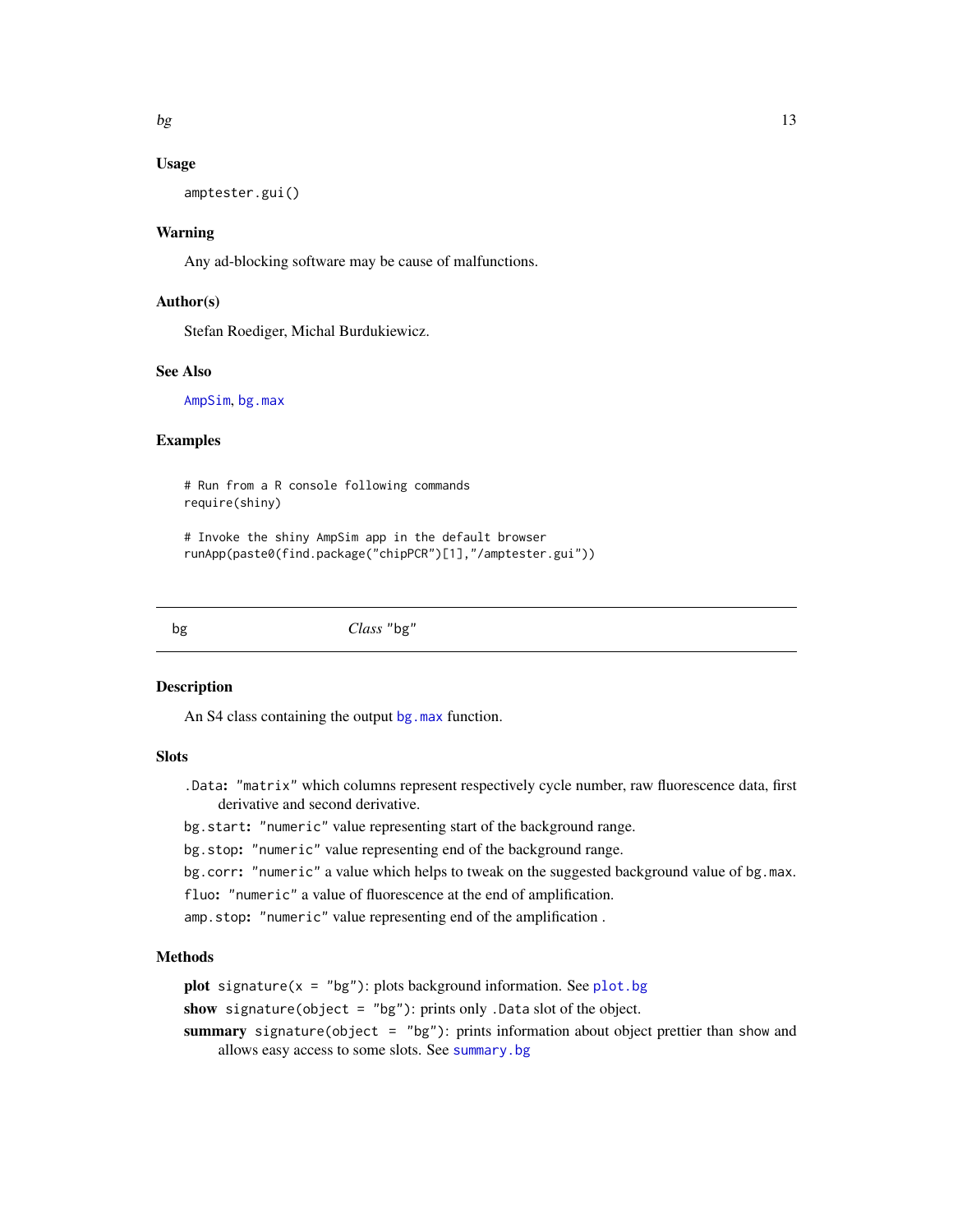### Usage

```
amptester.gui()
```

### Warning

Any ad-blocking software may be cause of malfunctions.

### Author(s)

Stefan Roediger, Michal Burdukiewicz.

### See Also

AmpSim, bg.max

### Examples

```
# Run from a R console following commands
require(shiny)

# Invoke the shiny AmpSim app in the default browser
runApp(paste0(find.package("chipPCR")[1],"/amptester.gui"))
```

---

## bg &nbsp;&nbsp;&nbsp;&nbsp;&nbsp;&nbsp;&nbsp;&nbsp; *Class* "bg"

---

### Description

An S4 class containing the output bg.max function.

### Slots

- `.Data`**:** `"matrix"` which columns represent respectively cycle number, raw fluorescence data, first derivative and second derivative.
- `bg.start`**:** `"numeric"` value representing start of the background range.
- `bg.stop`**:** `"numeric"` value representing end of the background range.
- `bg.corr`**:** `"numeric"` a value which helps to tweak on the suggested background value of `bg.max`.
- `fluo`**:** `"numeric"` a value of fluorescence at the end of amplification.
- `amp.stop`**:** `"numeric"` value representing end of the amplification .

### Methods

- **plot** `signature(x = "bg")`: plots background information. See `plot.bg`
- **show** `signature(object = "bg")`: prints only `.Data` slot of the object.
- **summary** `signature(object = "bg")`: prints information about object prettier than `show` and allows easy access to some slots. See `summary.bg`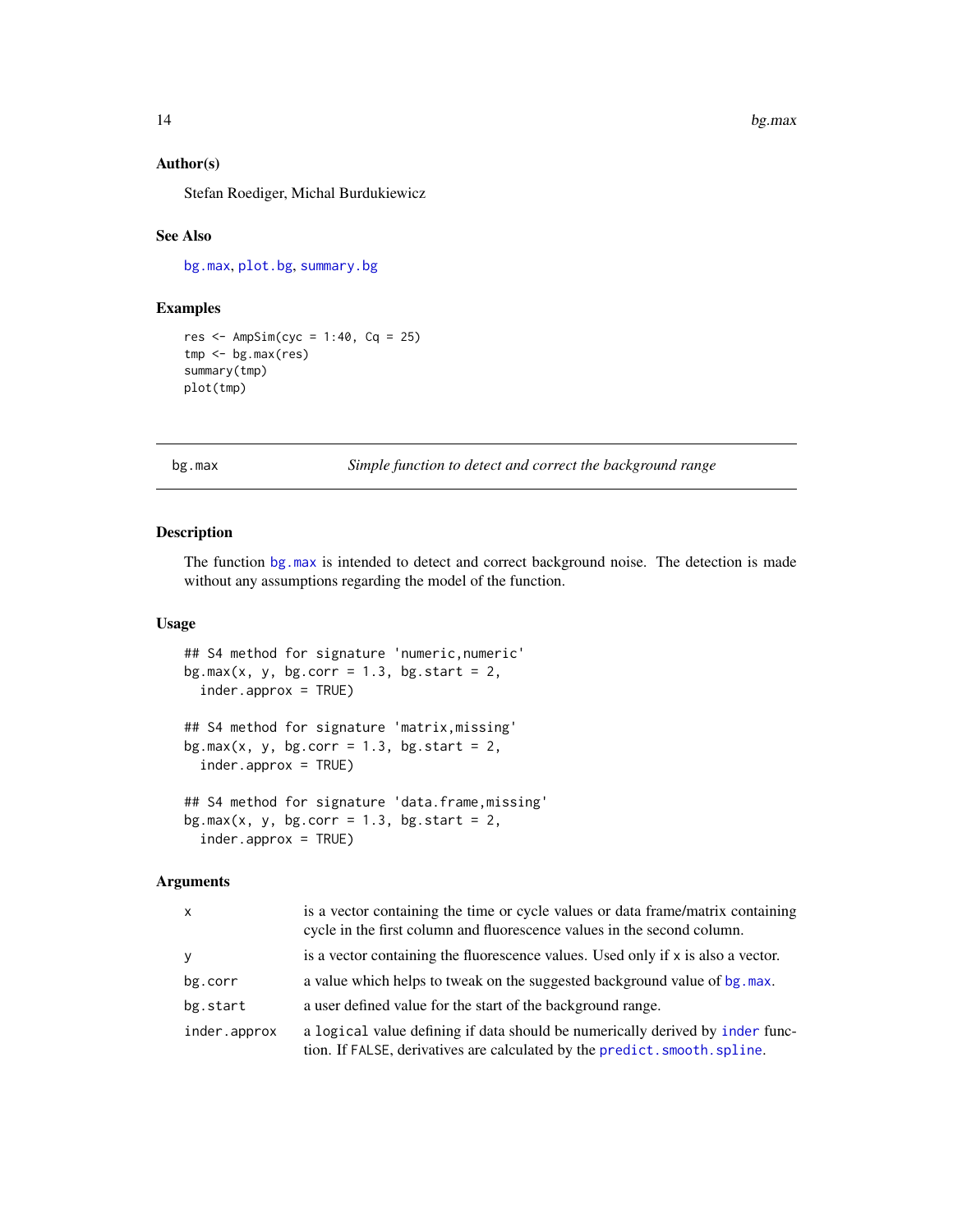### Author(s)

Stefan Roediger, Michal Burdukiewicz

### See Also

bg.max, plot.bg, summary.bg

### Examples

```
res <- AmpSim(cyc = 1:40, Cq = 25)
tmp <- bg.max(res)
summary(tmp)
plot(tmp)
```

---

## bg.max — *Simple function to detect and correct the background range*

### Description

The function bg.max is intended to detect and correct background noise. The detection is made without any assumptions regarding the model of the function.

### Usage

```
## S4 method for signature 'numeric,numeric'
bg.max(x, y, bg.corr = 1.3, bg.start = 2,
  inder.approx = TRUE)

## S4 method for signature 'matrix,missing'
bg.max(x, y, bg.corr = 1.3, bg.start = 2,
  inder.approx = TRUE)

## S4 method for signature 'data.frame,missing'
bg.max(x, y, bg.corr = 1.3, bg.start = 2,
  inder.approx = TRUE)
```

### Arguments

| | |
|---|---|
| x | is a vector containing the time or cycle values or data frame/matrix containing cycle in the first column and fluorescence values in the second column. |
| y | is a vector containing the fluorescence values. Used only if x is also a vector. |
| bg.corr | a value which helps to tweak on the suggested background value of bg.max. |
| bg.start | a user defined value for the start of the background range. |
| inder.approx | a logical value defining if data should be numerically derived by inder function. If FALSE, derivatives are calculated by the predict.smooth.spline. |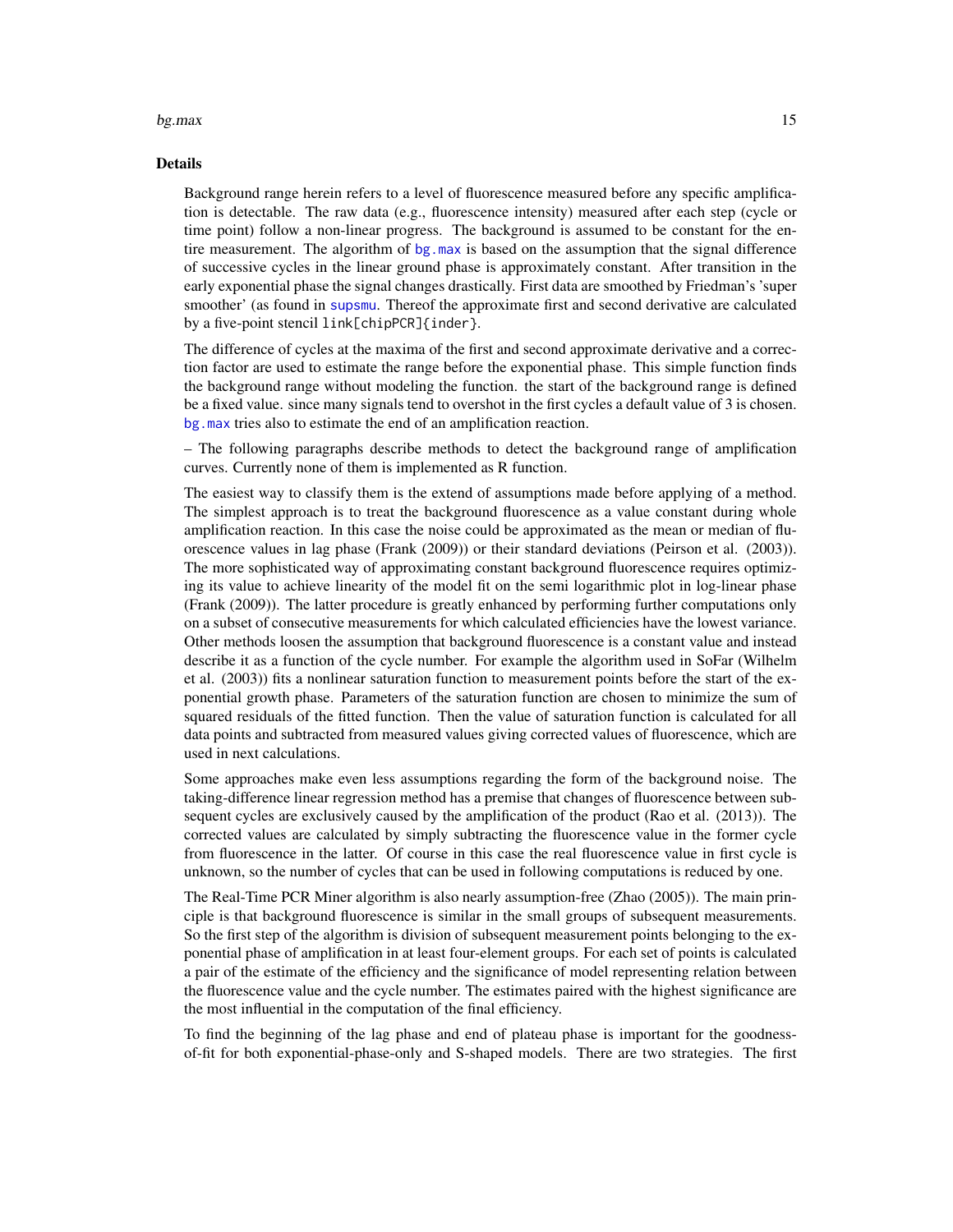### Details

Background range herein refers to a level of fluorescence measured before any specific amplification is detectable. The raw data (e.g., fluorescence intensity) measured after each step (cycle or time point) follow a non-linear progress. The background is assumed to be constant for the entire measurement. The algorithm of `bg.max` is based on the assumption that the signal difference of successive cycles in the linear ground phase is approximately constant. After transition in the early exponential phase the signal changes drastically. First data are smoothed by Friedman's 'super smoother' (as found in `supsmu`. Thereof the approximate first and second derivative are calculated by a five-point stencil `link[chipPCR]{inder}`.

The difference of cycles at the maxima of the first and second approximate derivative and a correction factor are used to estimate the range before the exponential phase. This simple function finds the background range without modeling the function. the start of the background range is defined be a fixed value. since many signals tend to overshot in the first cycles a default value of 3 is chosen. `bg.max` tries also to estimate the end of an amplification reaction.

– The following paragraphs describe methods to detect the background range of amplification curves. Currently none of them is implemented as R function.

The easiest way to classify them is the extend of assumptions made before applying of a method. The simplest approach is to treat the background fluorescence as a value constant during whole amplification reaction. In this case the noise could be approximated as the mean or median of fluorescence values in lag phase (Frank (2009)) or their standard deviations (Peirson et al. (2003)). The more sophisticated way of approximating constant background fluorescence requires optimizing its value to achieve linearity of the model fit on the semi logarithmic plot in log-linear phase (Frank (2009)). The latter procedure is greatly enhanced by performing further computations only on a subset of consecutive measurements for which calculated efficiencies have the lowest variance. Other methods loosen the assumption that background fluorescence is a constant value and instead describe it as a function of the cycle number. For example the algorithm used in SoFar (Wilhelm et al. (2003)) fits a nonlinear saturation function to measurement points before the start of the exponential growth phase. Parameters of the saturation function are chosen to minimize the sum of squared residuals of the fitted function. Then the value of saturation function is calculated for all data points and subtracted from measured values giving corrected values of fluorescence, which are used in next calculations.

Some approaches make even less assumptions regarding the form of the background noise. The taking-difference linear regression method has a premise that changes of fluorescence between subsequent cycles are exclusively caused by the amplification of the product (Rao et al. (2013)). The corrected values are calculated by simply subtracting the fluorescence value in the former cycle from fluorescence in the latter. Of course in this case the real fluorescence value in first cycle is unknown, so the number of cycles that can be used in following computations is reduced by one.

The Real-Time PCR Miner algorithm is also nearly assumption-free (Zhao (2005)). The main principle is that background fluorescence is similar in the small groups of subsequent measurements. So the first step of the algorithm is division of subsequent measurement points belonging to the exponential phase of amplification in at least four-element groups. For each set of points is calculated a pair of the estimate of the efficiency and the significance of model representing relation between the fluorescence value and the cycle number. The estimates paired with the highest significance are the most influential in the computation of the final efficiency.

To find the beginning of the lag phase and end of plateau phase is important for the goodness-of-fit for both exponential-phase-only and S-shaped models. There are two strategies. The first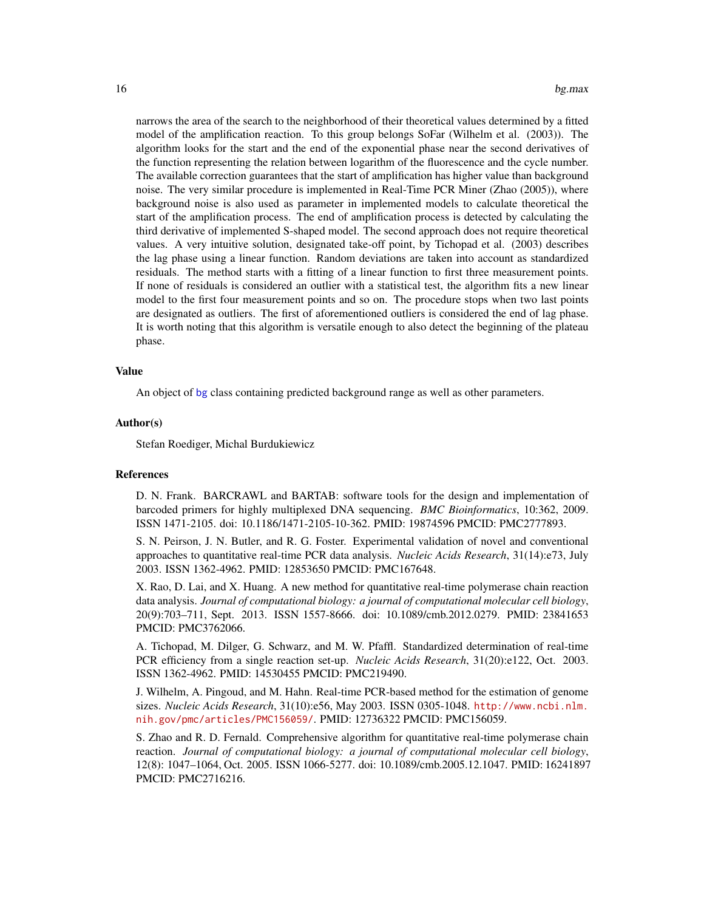narrows the area of the search to the neighborhood of their theoretical values determined by a fitted model of the amplification reaction. To this group belongs SoFar (Wilhelm et al. (2003)). The algorithm looks for the start and the end of the exponential phase near the second derivatives of the function representing the relation between logarithm of the fluorescence and the cycle number. The available correction guarantees that the start of amplification has higher value than background noise. The very similar procedure is implemented in Real-Time PCR Miner (Zhao (2005)), where background noise is also used as parameter in implemented models to calculate theoretical the start of the amplification process. The end of amplification process is detected by calculating the third derivative of implemented S-shaped model. The second approach does not require theoretical values. A very intuitive solution, designated take-off point, by Tichopad et al. (2003) describes the lag phase using a linear function. Random deviations are taken into account as standardized residuals. The method starts with a fitting of a linear function to first three measurement points. If none of residuals is considered an outlier with a statistical test, the algorithm fits a new linear model to the first four measurement points and so on. The procedure stops when two last points are designated as outliers. The first of aforementioned outliers is considered the end of lag phase. It is worth noting that this algorithm is versatile enough to also detect the beginning of the plateau phase.

### Value

An object of bg class containing predicted background range as well as other parameters.

### Author(s)

Stefan Roediger, Michal Burdukiewicz

### References

D. N. Frank. BARCRAWL and BARTAB: software tools for the design and implementation of barcoded primers for highly multiplexed DNA sequencing. *BMC Bioinformatics*, 10:362, 2009. ISSN 1471-2105. doi: 10.1186/1471-2105-10-362. PMID: 19874596 PMCID: PMC2777893.

S. N. Peirson, J. N. Butler, and R. G. Foster. Experimental validation of novel and conventional approaches to quantitative real-time PCR data analysis. *Nucleic Acids Research*, 31(14):e73, July 2003. ISSN 1362-4962. PMID: 12853650 PMCID: PMC167648.

X. Rao, D. Lai, and X. Huang. A new method for quantitative real-time polymerase chain reaction data analysis. *Journal of computational biology: a journal of computational molecular cell biology*, 20(9):703–711, Sept. 2013. ISSN 1557-8666. doi: 10.1089/cmb.2012.0279. PMID: 23841653 PMCID: PMC3762066.

A. Tichopad, M. Dilger, G. Schwarz, and M. W. Pfaffl. Standardized determination of real-time PCR efficiency from a single reaction set-up. *Nucleic Acids Research*, 31(20):e122, Oct. 2003. ISSN 1362-4962. PMID: 14530455 PMCID: PMC219490.

J. Wilhelm, A. Pingoud, and M. Hahn. Real-time PCR-based method for the estimation of genome sizes. *Nucleic Acids Research*, 31(10):e56, May 2003. ISSN 0305-1048. http://www.ncbi.nlm.nih.gov/pmc/articles/PMC156059/. PMID: 12736322 PMCID: PMC156059.

S. Zhao and R. D. Fernald. Comprehensive algorithm for quantitative real-time polymerase chain reaction. *Journal of computational biology: a journal of computational molecular cell biology*, 12(8): 1047–1064, Oct. 2005. ISSN 1066-5277. doi: 10.1089/cmb.2005.12.1047. PMID: 16241897 PMCID: PMC2716216.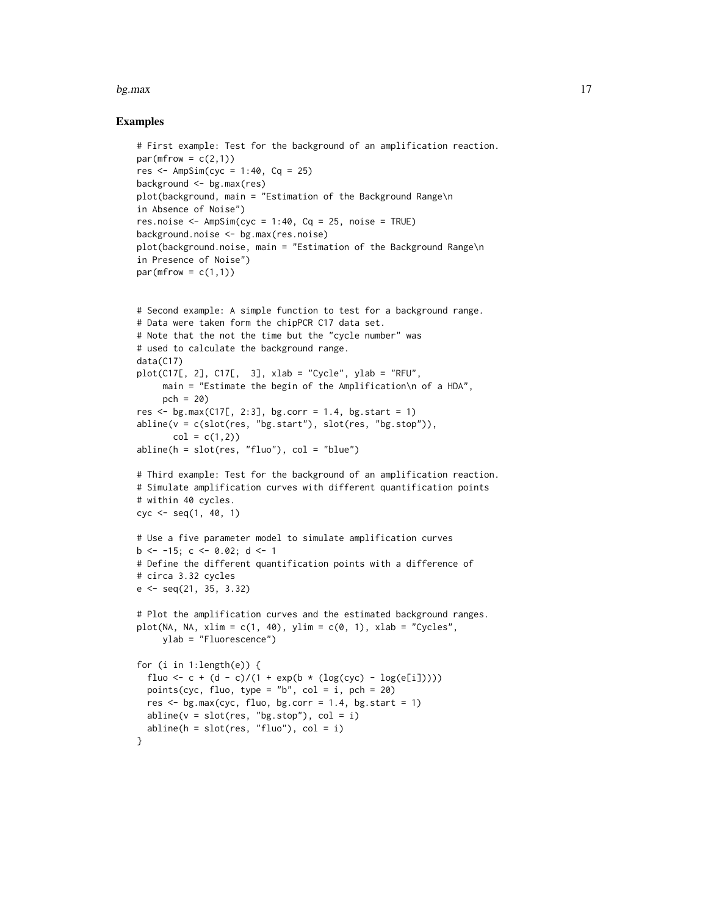## Examples

```
# First example: Test for the background of an amplification reaction.
par(mfrow = c(2,1))
res <- AmpSim(cyc = 1:40, Cq = 25)
background <- bg.max(res)
plot(background, main = "Estimation of the Background Range\n
in Absence of Noise")
res.noise <- AmpSim(cyc = 1:40, Cq = 25, noise = TRUE)
background.noise <- bg.max(res.noise)
plot(background.noise, main = "Estimation of the Background Range\n
in Presence of Noise")
par(mfrow = c(1,1))


# Second example: A simple function to test for a background range.
# Data were taken form the chipPCR C17 data set.
# Note that the not the time but the "cycle number" was
# used to calculate the background range.
data(C17)
plot(C17[, 2], C17[,  3], xlab = "Cycle", ylab = "RFU",
     main = "Estimate the begin of the Amplification\n of a HDA",
     pch = 20)
res <- bg.max(C17[, 2:3], bg.corr = 1.4, bg.start = 1)
abline(v = c(slot(res, "bg.start"), slot(res, "bg.stop")),
       col = c(1,2))
abline(h = slot(res, "fluo"), col = "blue")

# Third example: Test for the background of an amplification reaction.
# Simulate amplification curves with different quantification points
# within 40 cycles.
cyc <- seq(1, 40, 1)

# Use a five parameter model to simulate amplification curves
b <- -15; c <- 0.02; d <- 1
# Define the different quantification points with a difference of
# circa 3.32 cycles
e <- seq(21, 35, 3.32)

# Plot the amplification curves and the estimated background ranges.
plot(NA, NA, xlim = c(1, 40), ylim = c(0, 1), xlab = "Cycles",
     ylab = "Fluorescence")

for (i in 1:length(e)) {
  fluo <- c + (d - c)/(1 + exp(b * (log(cyc) - log(e[i]))))
  points(cyc, fluo, type = "b", col = i, pch = 20)
  res <- bg.max(cyc, fluo, bg.corr = 1.4, bg.start = 1)
  abline(v = slot(res, "bg.stop"), col = i)
  abline(h = slot(res, "fluo"), col = i)
}
```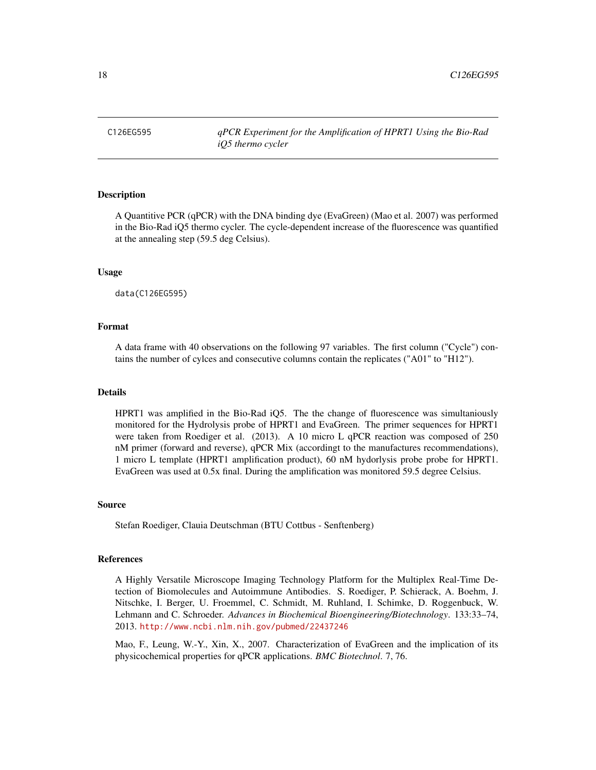C126EG595 — *qPCR Experiment for the Amplification of HPRT1 Using the Bio-Rad iQ5 thermo cycler*

## Description

A Quantitive PCR (qPCR) with the DNA binding dye (EvaGreen) (Mao et al. 2007) was performed in the Bio-Rad iQ5 thermo cycler. The cycle-dependent increase of the fluorescence was quantified at the annealing step (59.5 deg Celsius).

## Usage

```
data(C126EG595)
```

## Format

A data frame with 40 observations on the following 97 variables. The first column ("Cycle") contains the number of cylces and consecutive columns contain the replicates ("A01" to "H12").

## Details

HPRT1 was amplified in the Bio-Rad iQ5. The the change of fluorescence was simultaniously monitored for the Hydrolysis probe of HPRT1 and EvaGreen. The primer sequences for HPRT1 were taken from Roediger et al. (2013). A 10 micro L qPCR reaction was composed of 250 nM primer (forward and reverse), qPCR Mix (accordingt to the manufactures recommendations), 1 micro L template (HPRT1 amplification product), 60 nM hydorlysis probe probe for HPRT1. EvaGreen was used at 0.5x final. During the amplification was monitored 59.5 degree Celsius.

## Source

Stefan Roediger, Clauia Deutschman (BTU Cottbus - Senftenberg)

## References

A Highly Versatile Microscope Imaging Technology Platform for the Multiplex Real-Time Detection of Biomolecules and Autoimmune Antibodies. S. Roediger, P. Schierack, A. Boehm, J. Nitschke, I. Berger, U. Froemmel, C. Schmidt, M. Ruhland, I. Schimke, D. Roggenbuck, W. Lehmann and C. Schroeder. *Advances in Biochemical Bioengineering/Biotechnology*. 133:33–74, 2013. http://www.ncbi.nlm.nih.gov/pubmed/22437246

Mao, F., Leung, W.-Y., Xin, X., 2007. Characterization of EvaGreen and the implication of its physicochemical properties for qPCR applications. *BMC Biotechnol*. 7, 76.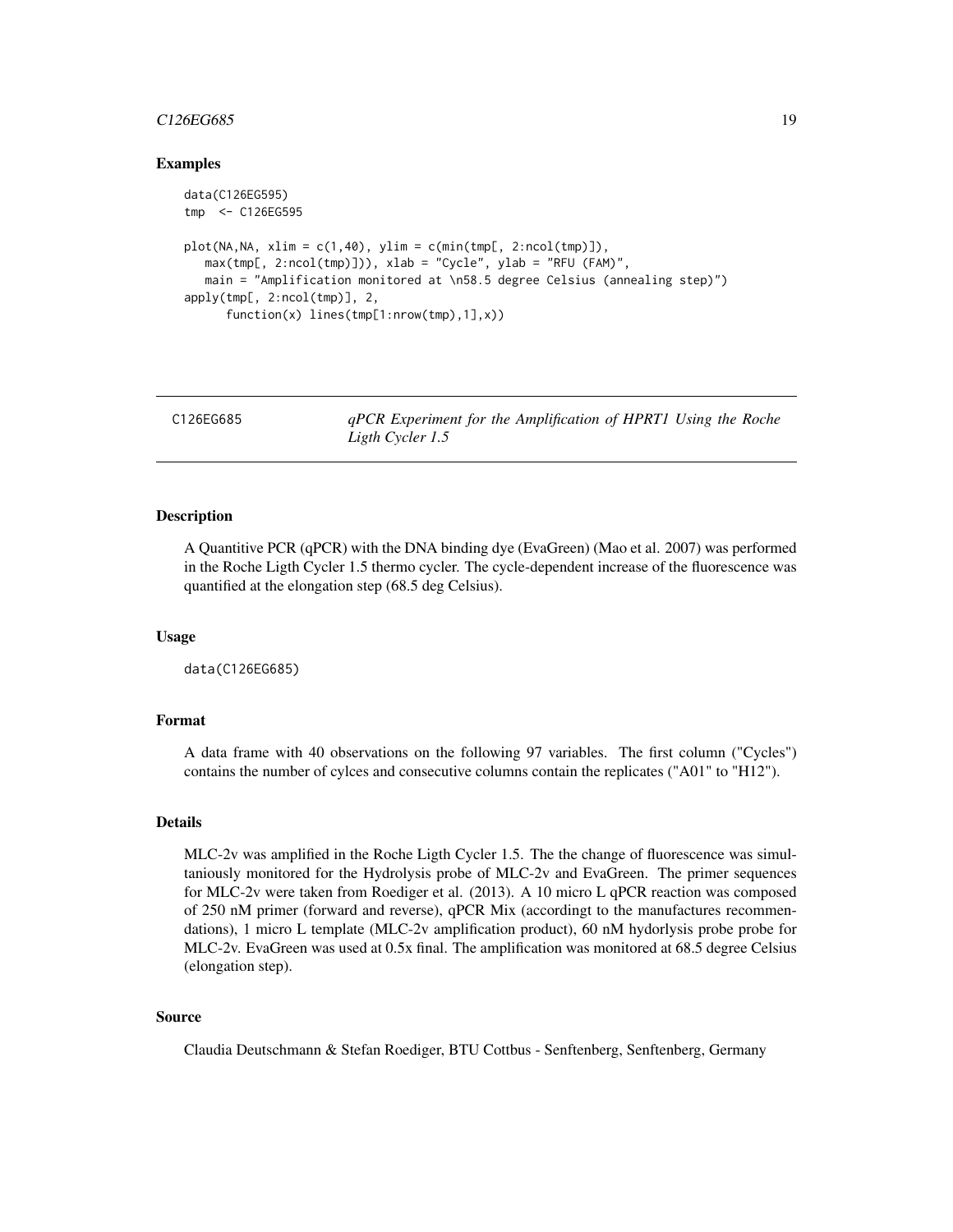### Examples

```
data(C126EG595)
tmp  <- C126EG595

plot(NA,NA, xlim = c(1,40), ylim = c(min(tmp[, 2:ncol(tmp)]),
   max(tmp[, 2:ncol(tmp)])), xlab = "Cycle", ylab = "RFU (FAM)",
   main = "Amplification monitored at \n58.5 degree Celsius (annealing step)")
apply(tmp[, 2:ncol(tmp)], 2,
      function(x) lines(tmp[1:nrow(tmp),1],x))
```

---

## C126EG685 — *qPCR Experiment for the Amplification of HPRT1 Using the Roche Ligth Cycler 1.5*

---

### Description

A Quantitive PCR (qPCR) with the DNA binding dye (EvaGreen) (Mao et al. 2007) was performed in the Roche Ligth Cycler 1.5 thermo cycler. The cycle-dependent increase of the fluorescence was quantified at the elongation step (68.5 deg Celsius).

### Usage

```
data(C126EG685)
```

### Format

A data frame with 40 observations on the following 97 variables. The first column ("Cycles") contains the number of cylces and consecutive columns contain the replicates ("A01" to "H12").

### Details

MLC-2v was amplified in the Roche Ligth Cycler 1.5. The the change of fluorescence was simultaniously monitored for the Hydrolysis probe of MLC-2v and EvaGreen. The primer sequences for MLC-2v were taken from Roediger et al. (2013). A 10 micro L qPCR reaction was composed of 250 nM primer (forward and reverse), qPCR Mix (accordingt to the manufactures recommendations), 1 micro L template (MLC-2v amplification product), 60 nM hydorlysis probe probe for MLC-2v. EvaGreen was used at 0.5x final. The amplification was monitored at 68.5 degree Celsius (elongation step).

### Source

Claudia Deutschmann & Stefan Roediger, BTU Cottbus - Senftenberg, Senftenberg, Germany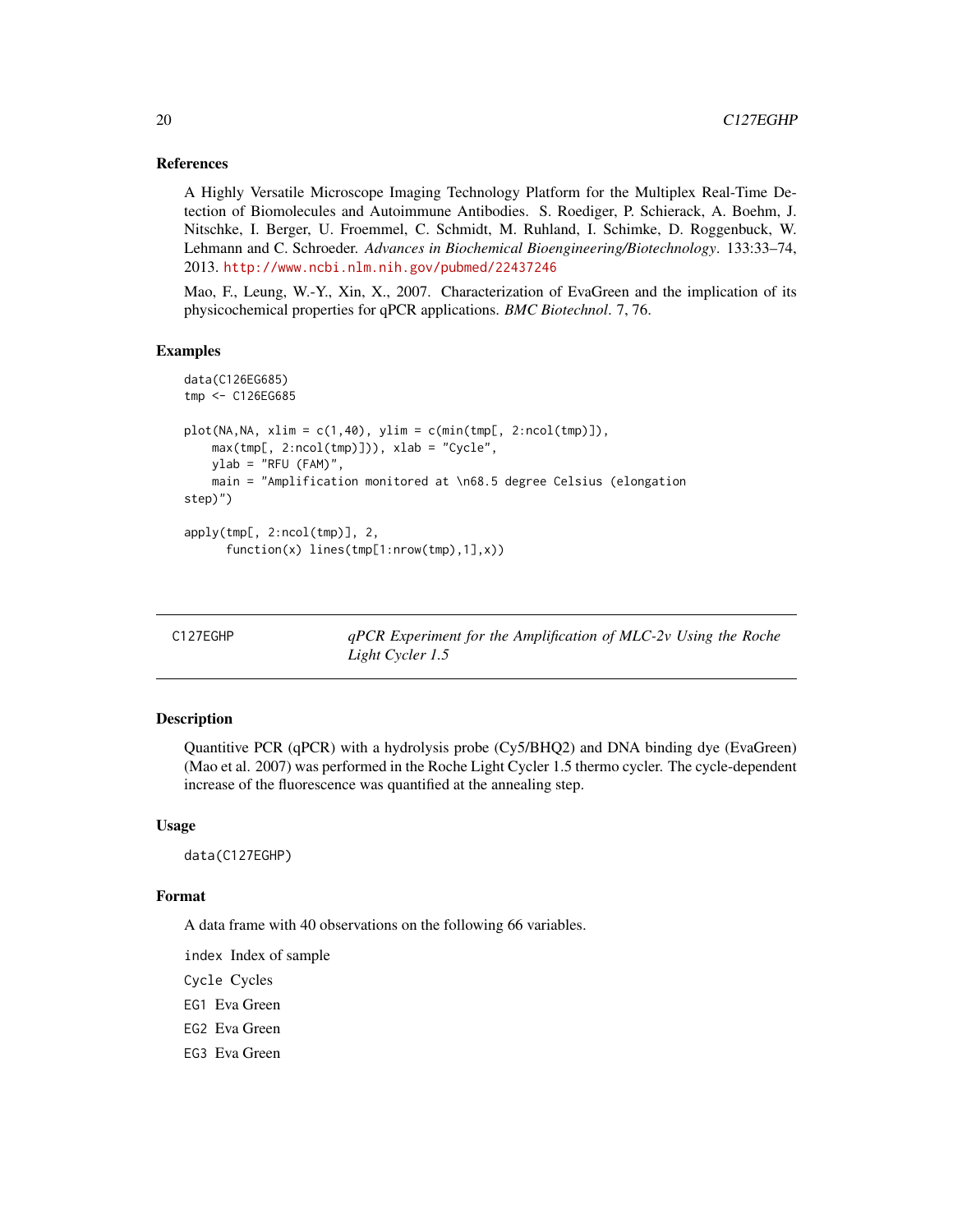### References

A Highly Versatile Microscope Imaging Technology Platform for the Multiplex Real-Time Detection of Biomolecules and Autoimmune Antibodies. S. Roediger, P. Schierack, A. Boehm, J. Nitschke, I. Berger, U. Froemmel, C. Schmidt, M. Ruhland, I. Schimke, D. Roggenbuck, W. Lehmann and C. Schroeder. *Advances in Biochemical Bioengineering/Biotechnology*. 133:33–74, 2013. http://www.ncbi.nlm.nih.gov/pubmed/22437246

Mao, F., Leung, W.-Y., Xin, X., 2007. Characterization of EvaGreen and the implication of its physicochemical properties for qPCR applications. *BMC Biotechnol*. 7, 76.

### Examples

```
data(C126EG685)
tmp <- C126EG685

plot(NA,NA, xlim = c(1,40), ylim = c(min(tmp[, 2:ncol(tmp)]),
    max(tmp[, 2:ncol(tmp)])), xlab = "Cycle",
    ylab = "RFU (FAM)",
    main = "Amplification monitored at \n68.5 degree Celsius (elongation
step)")

apply(tmp[, 2:ncol(tmp)], 2,
      function(x) lines(tmp[1:nrow(tmp),1],x))
```

---

## C127EGHP — *qPCR Experiment for the Amplification of MLC-2v Using the Roche Light Cycler 1.5*

### Description

Quantitive PCR (qPCR) with a hydrolysis probe (Cy5/BHQ2) and DNA binding dye (EvaGreen) (Mao et al. 2007) was performed in the Roche Light Cycler 1.5 thermo cycler. The cycle-dependent increase of the fluorescence was quantified at the annealing step.

### Usage

```
data(C127EGHP)
```

### Format

A data frame with 40 observations on the following 66 variables.

`index` Index of sample

`Cycle` Cycles

`EG1` Eva Green

`EG2` Eva Green

`EG3` Eva Green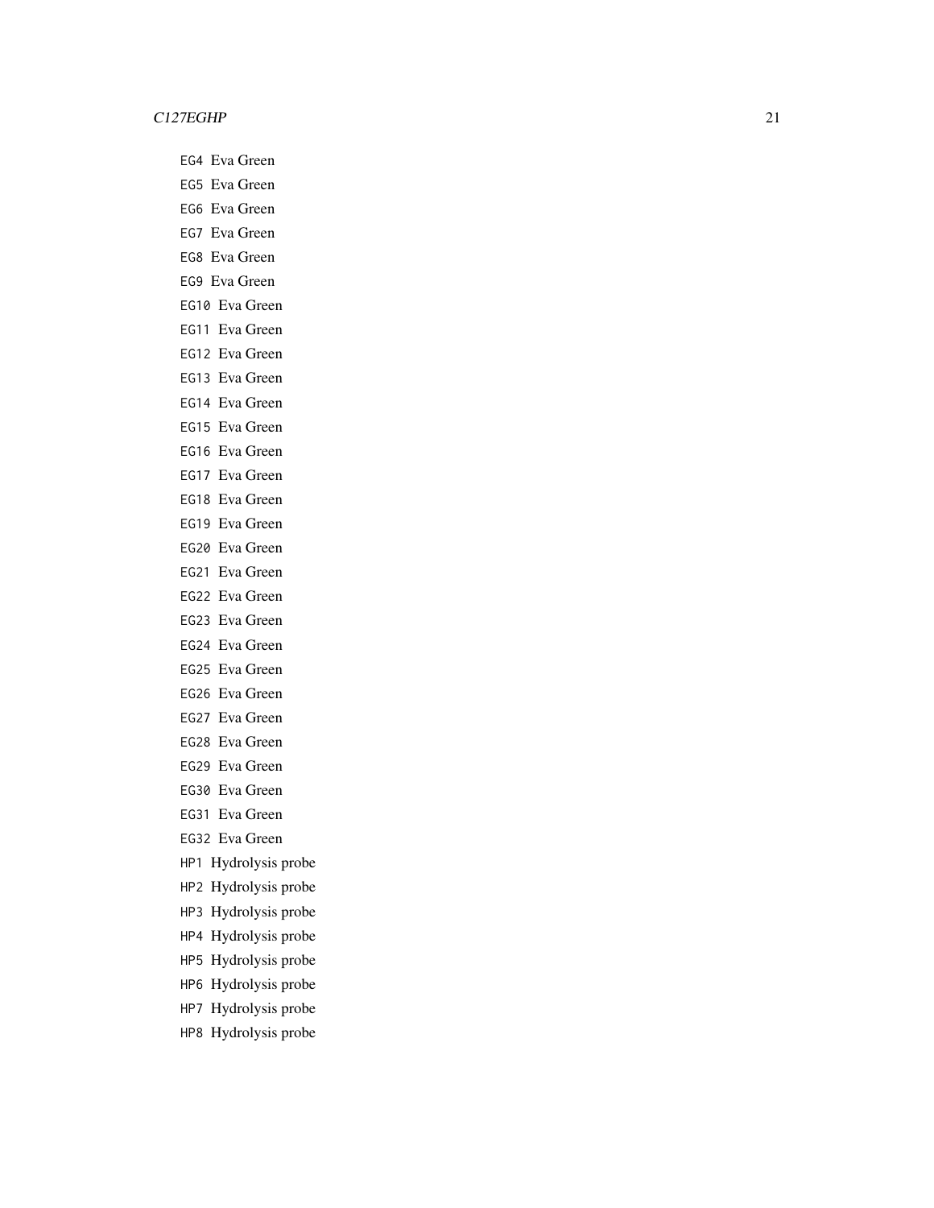`EG4` Eva Green

`EG5` Eva Green

`EG6` Eva Green

`EG7` Eva Green

`EG8` Eva Green

`EG9` Eva Green

`EG10` Eva Green

`EG11` Eva Green

`EG12` Eva Green

`EG13` Eva Green

`EG14` Eva Green

`EG15` Eva Green

`EG16` Eva Green

`EG17` Eva Green

`EG18` Eva Green

`EG19` Eva Green

`EG20` Eva Green

`EG21` Eva Green

`EG22` Eva Green

`EG23` Eva Green

`EG24` Eva Green

`EG25` Eva Green

`EG26` Eva Green

`EG27` Eva Green

`EG28` Eva Green

`EG29` Eva Green

`EG30` Eva Green

`EG31` Eva Green

`EG32` Eva Green

`HP1` Hydrolysis probe

`HP2` Hydrolysis probe

`HP3` Hydrolysis probe

`HP4` Hydrolysis probe

`HP5` Hydrolysis probe

`HP6` Hydrolysis probe

`HP7` Hydrolysis probe

`HP8` Hydrolysis probe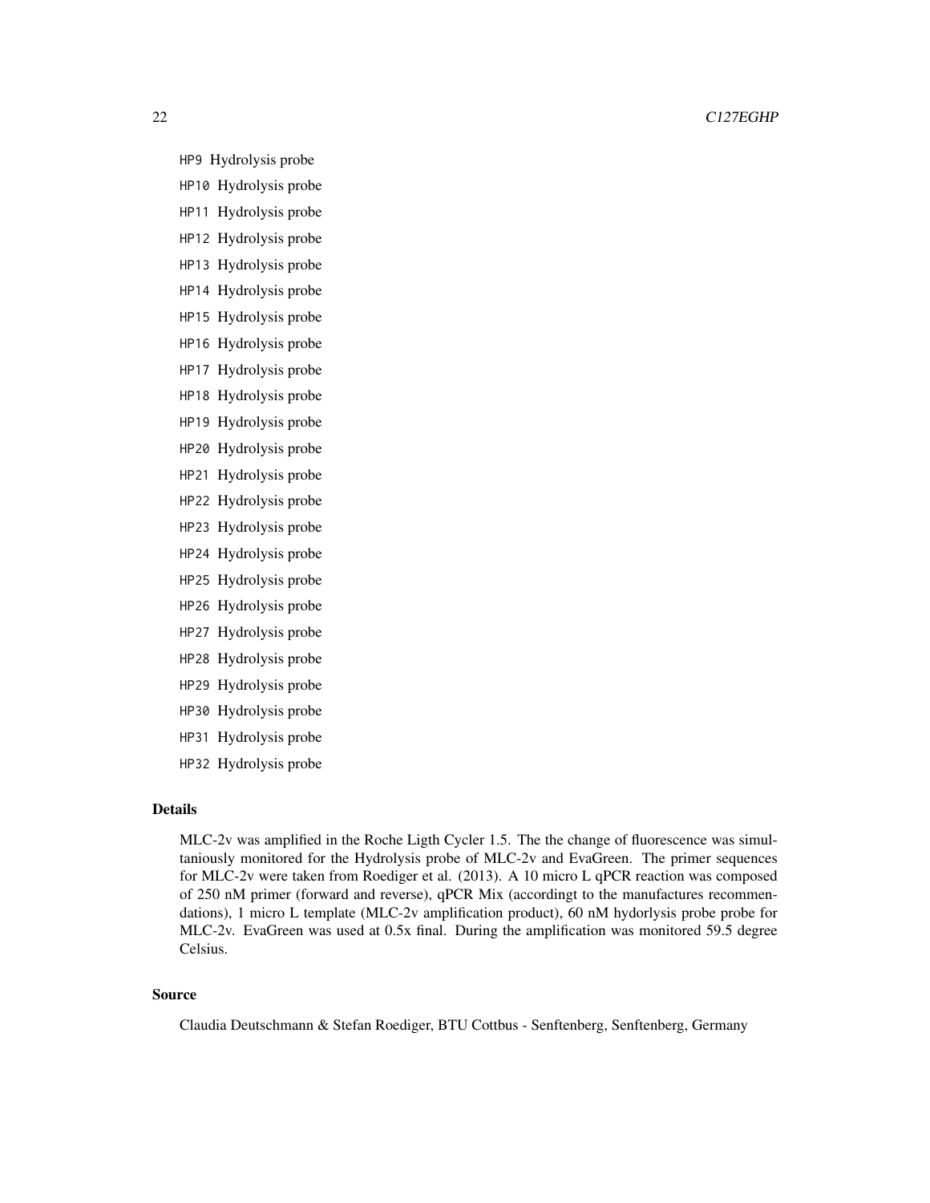HP9 Hydrolysis probe

HP10 Hydrolysis probe

HP11 Hydrolysis probe

HP12 Hydrolysis probe

HP13 Hydrolysis probe

HP14 Hydrolysis probe

HP15 Hydrolysis probe

HP16 Hydrolysis probe

HP17 Hydrolysis probe

HP18 Hydrolysis probe

HP19 Hydrolysis probe

HP20 Hydrolysis probe

HP21 Hydrolysis probe

HP22 Hydrolysis probe

HP23 Hydrolysis probe

HP24 Hydrolysis probe

HP25 Hydrolysis probe

HP26 Hydrolysis probe

HP27 Hydrolysis probe

HP28 Hydrolysis probe

HP29 Hydrolysis probe

HP30 Hydrolysis probe

HP31 Hydrolysis probe

HP32 Hydrolysis probe

## Details

MLC-2v was amplified in the Roche Ligth Cycler 1.5. The the change of fluorescence was simultaniously monitored for the Hydrolysis probe of MLC-2v and EvaGreen. The primer sequences for MLC-2v were taken from Roediger et al. (2013). A 10 micro L qPCR reaction was composed of 250 nM primer (forward and reverse), qPCR Mix (accordingt to the manufactures recommendations), 1 micro L template (MLC-2v amplification product), 60 nM hydorlysis probe probe for MLC-2v. EvaGreen was used at 0.5x final. During the amplification was monitored 59.5 degree Celsius.

## Source

Claudia Deutschmann & Stefan Roediger, BTU Cottbus - Senftenberg, Senftenberg, Germany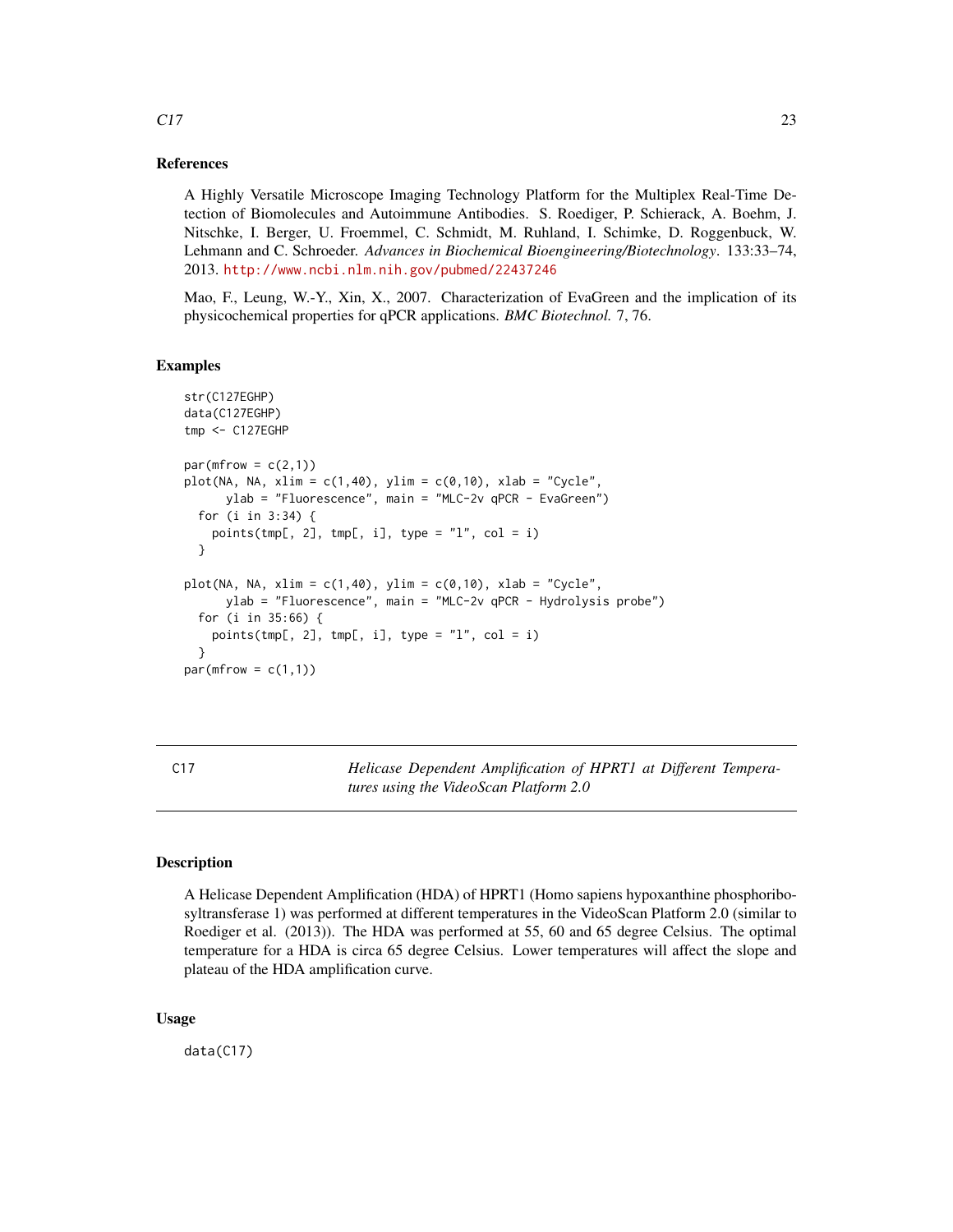### References

A Highly Versatile Microscope Imaging Technology Platform for the Multiplex Real-Time Detection of Biomolecules and Autoimmune Antibodies. S. Roediger, P. Schierack, A. Boehm, J. Nitschke, I. Berger, U. Froemmel, C. Schmidt, M. Ruhland, I. Schimke, D. Roggenbuck, W. Lehmann and C. Schroeder. *Advances in Biochemical Bioengineering/Biotechnology*. 133:33–74, 2013. http://www.ncbi.nlm.nih.gov/pubmed/22437246

Mao, F., Leung, W.-Y., Xin, X., 2007. Characterization of EvaGreen and the implication of its physicochemical properties for qPCR applications. *BMC Biotechnol.* 7, 76.

### Examples

```
str(C127EGHP)
data(C127EGHP)
tmp <- C127EGHP

par(mfrow = c(2,1))
plot(NA, NA, xlim = c(1,40), ylim = c(0,10), xlab = "Cycle",
      ylab = "Fluorescence", main = "MLC-2v qPCR - EvaGreen")
  for (i in 3:34) {
    points(tmp[, 2], tmp[, i], type = "l", col = i)
  }

plot(NA, NA, xlim = c(1,40), ylim = c(0,10), xlab = "Cycle",
      ylab = "Fluorescence", main = "MLC-2v qPCR - Hydrolysis probe")
  for (i in 35:66) {
    points(tmp[, 2], tmp[, i], type = "l", col = i)
  }
par(mfrow = c(1,1))
```

---

## C17 — *Helicase Dependent Amplification of HPRT1 at Different Temperatures using the VideoScan Platform 2.0*

### Description

A Helicase Dependent Amplification (HDA) of HPRT1 (Homo sapiens hypoxanthine phosphoribosyltransferase 1) was performed at different temperatures in the VideoScan Platform 2.0 (similar to Roediger et al. (2013)). The HDA was performed at 55, 60 and 65 degree Celsius. The optimal temperature for a HDA is circa 65 degree Celsius. Lower temperatures will affect the slope and plateau of the HDA amplification curve.

### Usage

```
data(C17)
```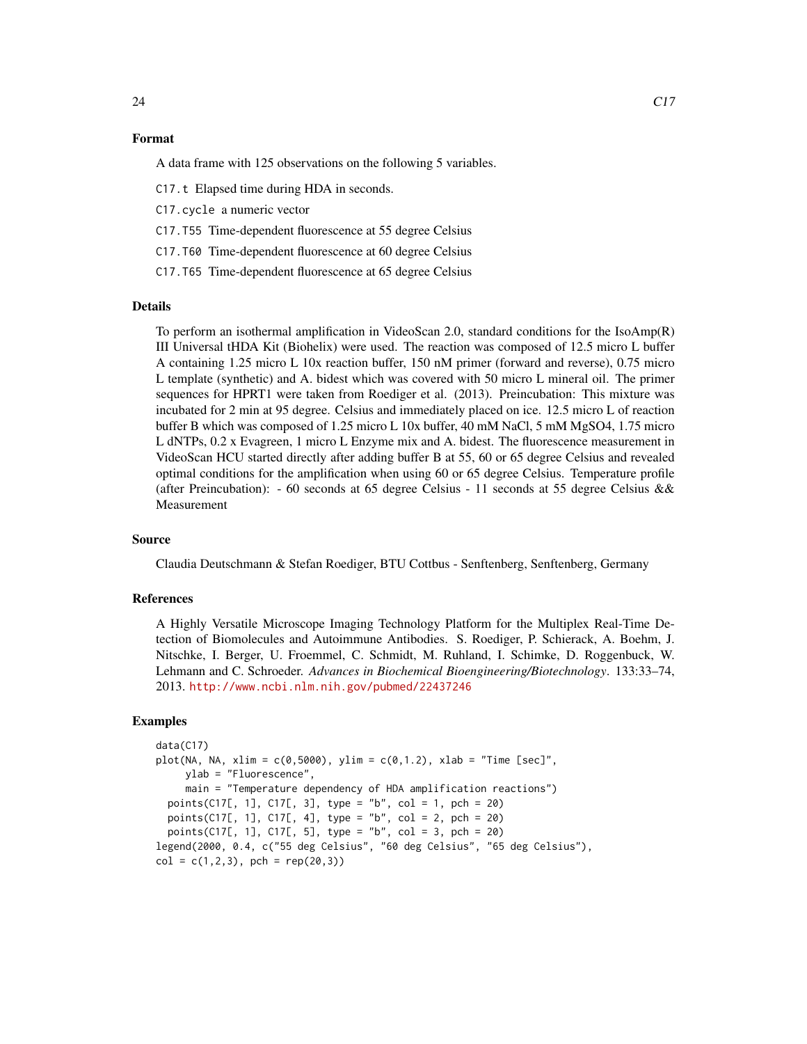## Format

A data frame with 125 observations on the following 5 variables.

- `C17.t` Elapsed time during HDA in seconds.
- `C17.cycle` a numeric vector
- `C17.T55` Time-dependent fluorescence at 55 degree Celsius
- `C17.T60` Time-dependent fluorescence at 60 degree Celsius
- `C17.T65` Time-dependent fluorescence at 65 degree Celsius

## Details

To perform an isothermal amplification in VideoScan 2.0, standard conditions for the IsoAmp(R) III Universal tHDA Kit (Biohelix) were used. The reaction was composed of 12.5 micro L buffer A containing 1.25 micro L 10x reaction buffer, 150 nM primer (forward and reverse), 0.75 micro L template (synthetic) and A. bidest which was covered with 50 micro L mineral oil. The primer sequences for HPRT1 were taken from Roediger et al. (2013). Preincubation: This mixture was incubated for 2 min at 95 degree. Celsius and immediately placed on ice. 12.5 micro L of reaction buffer B which was composed of 1.25 micro L 10x buffer, 40 mM NaCl, 5 mM MgSO4, 1.75 micro L dNTPs, 0.2 x Evagreen, 1 micro L Enzyme mix and A. bidest. The fluorescence measurement in VideoScan HCU started directly after adding buffer B at 55, 60 or 65 degree Celsius and revealed optimal conditions for the amplification when using 60 or 65 degree Celsius. Temperature profile (after Preincubation): - 60 seconds at 65 degree Celsius - 11 seconds at 55 degree Celsius && Measurement

## Source

Claudia Deutschmann & Stefan Roediger, BTU Cottbus - Senftenberg, Senftenberg, Germany

## References

A Highly Versatile Microscope Imaging Technology Platform for the Multiplex Real-Time Detection of Biomolecules and Autoimmune Antibodies. S. Roediger, P. Schierack, A. Boehm, J. Nitschke, I. Berger, U. Froemmel, C. Schmidt, M. Ruhland, I. Schimke, D. Roggenbuck, W. Lehmann and C. Schroeder. *Advances in Biochemical Bioengineering/Biotechnology*. 133:33–74, 2013. http://www.ncbi.nlm.nih.gov/pubmed/22437246

## Examples

```
data(C17)
plot(NA, NA, xlim = c(0,5000), ylim = c(0,1.2), xlab = "Time [sec]",
     ylab = "Fluorescence",
     main = "Temperature dependency of HDA amplification reactions")
  points(C17[, 1], C17[, 3], type = "b", col = 1, pch = 20)
  points(C17[, 1], C17[, 4], type = "b", col = 2, pch = 20)
  points(C17[, 1], C17[, 5], type = "b", col = 3, pch = 20)
legend(2000, 0.4, c("55 deg Celsius", "60 deg Celsius", "65 deg Celsius"),
col = c(1,2,3), pch = rep(20,3))
```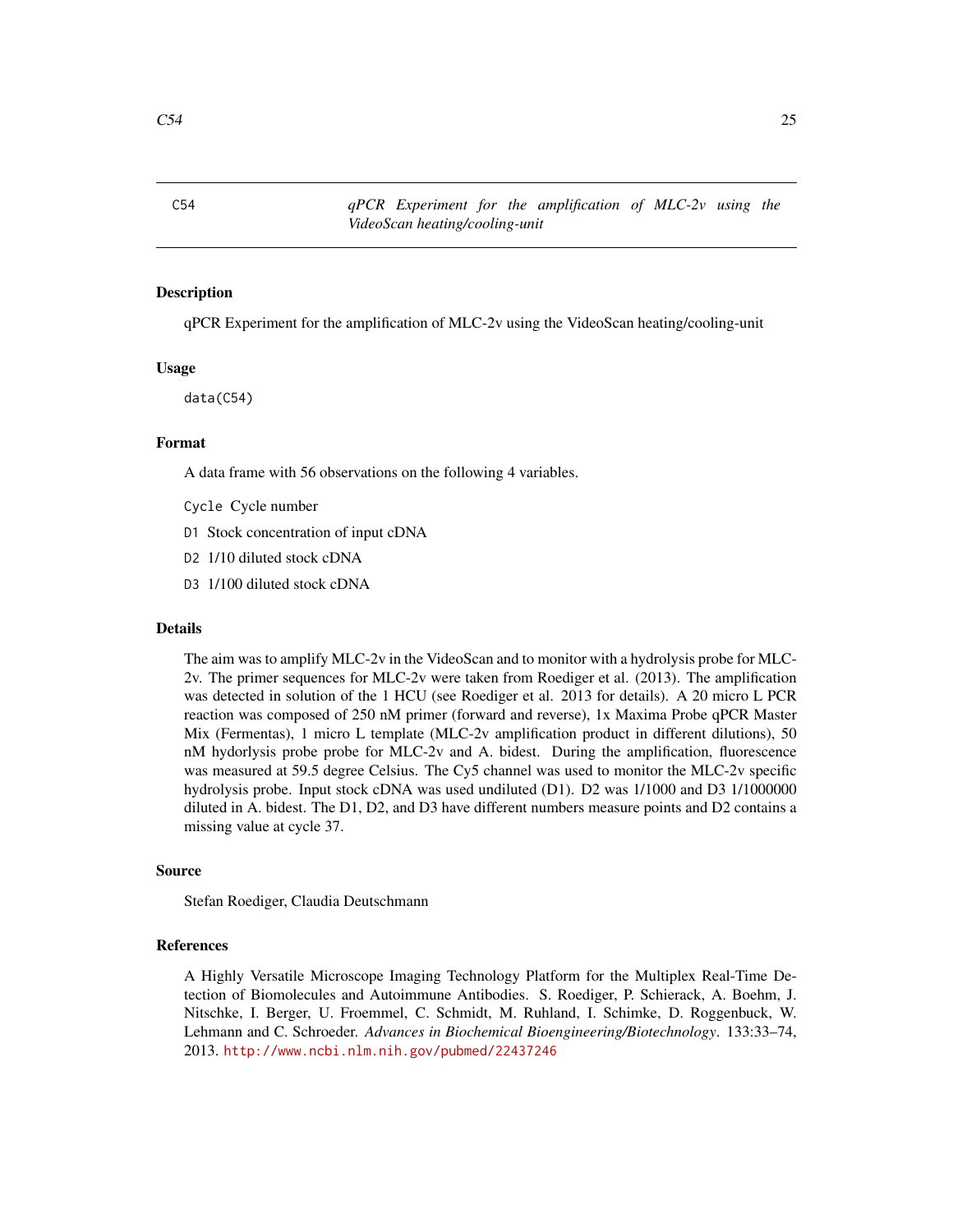C54 *qPCR Experiment for the amplification of MLC-2v using the VideoScan heating/cooling-unit*

## Description

qPCR Experiment for the amplification of MLC-2v using the VideoScan heating/cooling-unit

## Usage

```
data(C54)
```

## Format

A data frame with 56 observations on the following 4 variables.

`Cycle` Cycle number

`D1` Stock concentration of input cDNA

`D2` 1/10 diluted stock cDNA

`D3` 1/100 diluted stock cDNA

## Details

The aim was to amplify MLC-2v in the VideoScan and to monitor with a hydrolysis probe for MLC-2v. The primer sequences for MLC-2v were taken from Roediger et al. (2013). The amplification was detected in solution of the 1 HCU (see Roediger et al. 2013 for details). A 20 micro L PCR reaction was composed of 250 nM primer (forward and reverse), 1x Maxima Probe qPCR Master Mix (Fermentas), 1 micro L template (MLC-2v amplification product in different dilutions), 50 nM hydorlysis probe probe for MLC-2v and A. bidest. During the amplification, fluorescence was measured at 59.5 degree Celsius. The Cy5 channel was used to monitor the MLC-2v specific hydrolysis probe. Input stock cDNA was used undiluted (D1). D2 was 1/1000 and D3 1/1000000 diluted in A. bidest. The D1, D2, and D3 have different numbers measure points and D2 contains a missing value at cycle 37.

## Source

Stefan Roediger, Claudia Deutschmann

## References

A Highly Versatile Microscope Imaging Technology Platform for the Multiplex Real-Time Detection of Biomolecules and Autoimmune Antibodies. S. Roediger, P. Schierack, A. Boehm, J. Nitschke, I. Berger, U. Froemmel, C. Schmidt, M. Ruhland, I. Schimke, D. Roggenbuck, W. Lehmann and C. Schroeder. *Advances in Biochemical Bioengineering/Biotechnology*. 133:33–74, 2013. http://www.ncbi.nlm.nih.gov/pubmed/22437246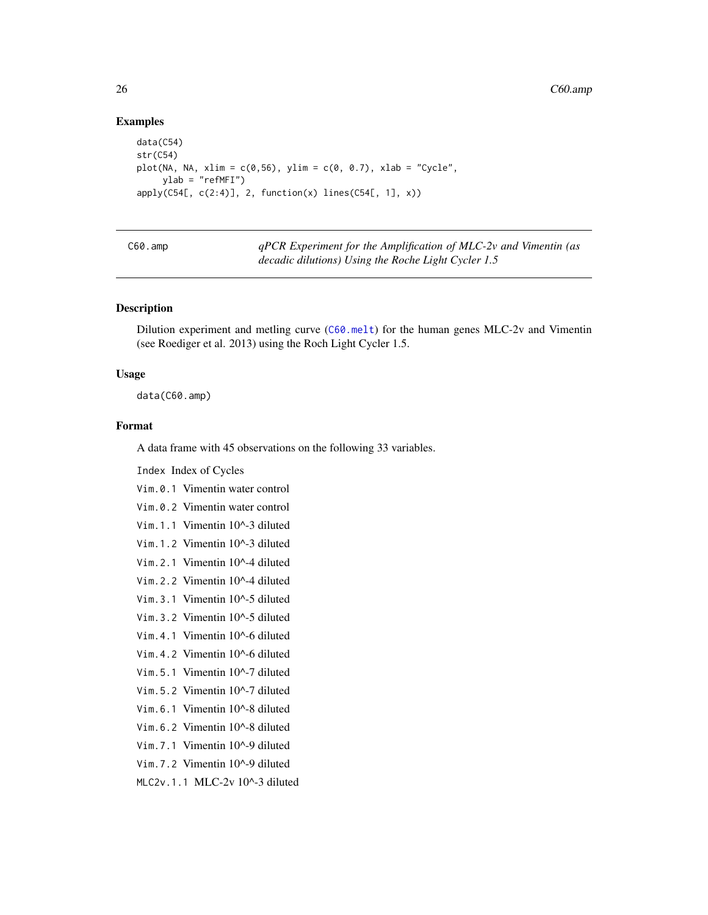## Examples

```
data(C54)
str(C54)
plot(NA, NA, xlim = c(0,56), ylim = c(0, 0.7), xlab = "Cycle",
     ylab = "refMFI")
apply(C54[, c(2:4)], 2, function(x) lines(C54[, 1], x))
```

---

`C60.amp` *qPCR Experiment for the Amplification of MLC-2v and Vimentin (as decadic dilutions) Using the Roche Light Cycler 1.5*

---

### Description

Dilution experiment and metling curve (`C60.melt`) for the human genes MLC-2v and Vimentin (see Roediger et al. 2013) using the Roch Light Cycler 1.5.

### Usage

```
data(C60.amp)
```

### Format

A data frame with 45 observations on the following 33 variables.

- `Index` Index of Cycles
- `Vim.0.1` Vimentin water control
- `Vim.0.2` Vimentin water control
- `Vim.1.1` Vimentin 10^-3 diluted
- `Vim.1.2` Vimentin 10^-3 diluted
- `Vim.2.1` Vimentin 10^-4 diluted
- `Vim.2.2` Vimentin 10^-4 diluted
- `Vim.3.1` Vimentin 10^-5 diluted
- `Vim.3.2` Vimentin 10^-5 diluted
- `Vim.4.1` Vimentin 10^-6 diluted
- `Vim.4.2` Vimentin 10^-6 diluted
- `Vim.5.1` Vimentin 10^-7 diluted
- `Vim.5.2` Vimentin 10^-7 diluted
- `Vim.6.1` Vimentin 10^-8 diluted
- `Vim.6.2` Vimentin 10^-8 diluted
- `Vim.7.1` Vimentin 10^-9 diluted
- `Vim.7.2` Vimentin 10^-9 diluted
- `MLC2v.1.1` MLC-2v 10^-3 diluted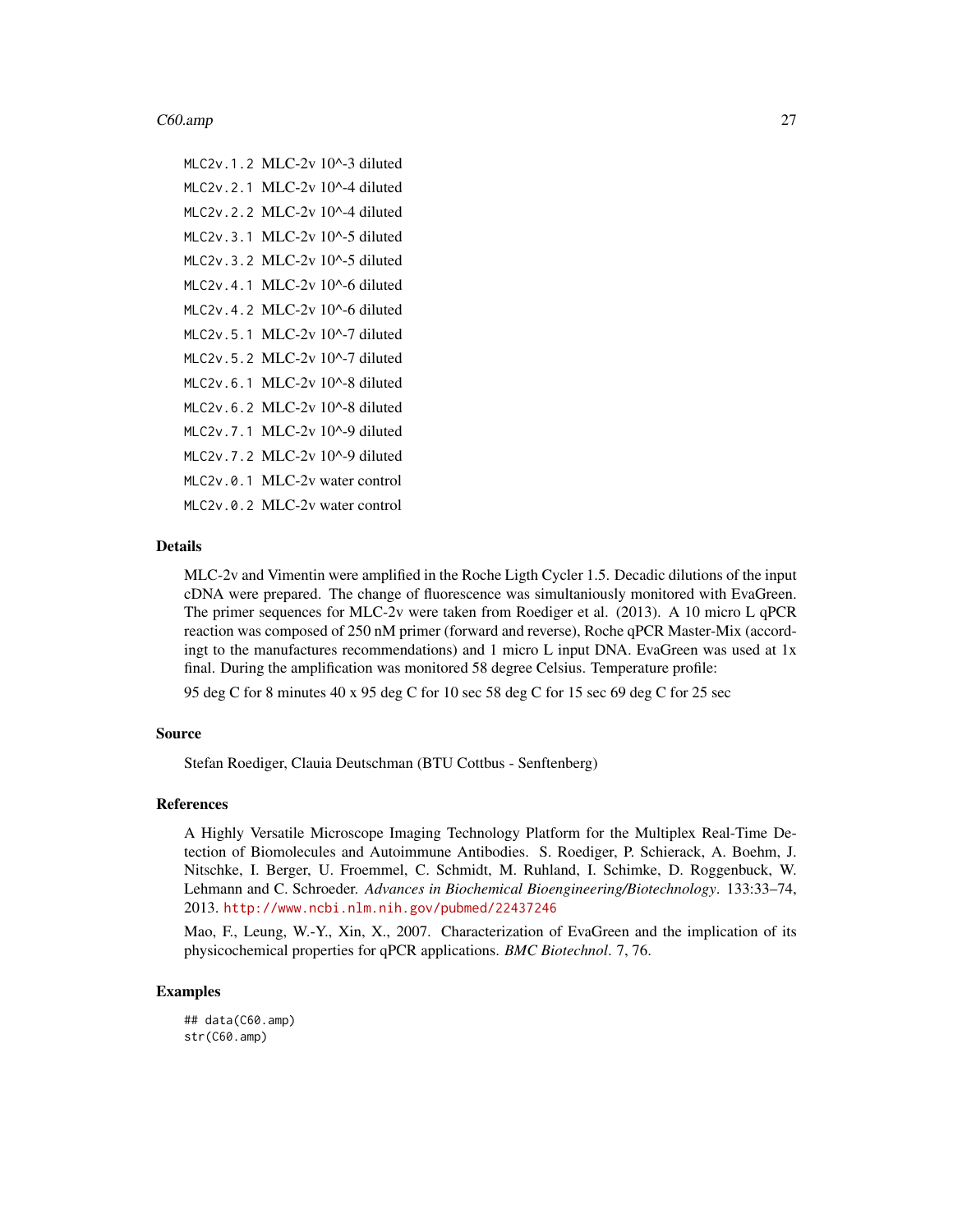| | |
|---|---|
| `MLC2v.1.2` | MLC-2v 10^-3 diluted |
| `MLC2v.2.1` | MLC-2v 10^-4 diluted |
| `MLC2v.2.2` | MLC-2v 10^-4 diluted |
| `MLC2v.3.1` | MLC-2v 10^-5 diluted |
| `MLC2v.3.2` | MLC-2v 10^-5 diluted |
| `MLC2v.4.1` | MLC-2v 10^-6 diluted |
| `MLC2v.4.2` | MLC-2v 10^-6 diluted |
| `MLC2v.5.1` | MLC-2v 10^-7 diluted |
| `MLC2v.5.2` | MLC-2v 10^-7 diluted |
| `MLC2v.6.1` | MLC-2v 10^-8 diluted |
| `MLC2v.6.2` | MLC-2v 10^-8 diluted |
| `MLC2v.7.1` | MLC-2v 10^-9 diluted |
| `MLC2v.7.2` | MLC-2v 10^-9 diluted |
| `MLC2v.0.1` | MLC-2v water control |
| `MLC2v.0.2` | MLC-2v water control |

## Details

MLC-2v and Vimentin were amplified in the Roche Ligth Cycler 1.5. Decadic dilutions of the input cDNA were prepared. The change of fluorescence was simultaniously monitored with EvaGreen. The primer sequences for MLC-2v were taken from Roediger et al. (2013). A 10 micro L qPCR reaction was composed of 250 nM primer (forward and reverse), Roche qPCR Master-Mix (accordingt to the manufactures recommendations) and 1 micro L input DNA. EvaGreen was used at 1x final. During the amplification was monitored 58 degree Celsius. Temperature profile:

95 deg C for 8 minutes 40 x 95 deg C for 10 sec 58 deg C for 15 sec 69 deg C for 25 sec

## Source

Stefan Roediger, Clauia Deutschman (BTU Cottbus - Senftenberg)

## References

A Highly Versatile Microscope Imaging Technology Platform for the Multiplex Real-Time Detection of Biomolecules and Autoimmune Antibodies. S. Roediger, P. Schierack, A. Boehm, J. Nitschke, I. Berger, U. Froemmel, C. Schmidt, M. Ruhland, I. Schimke, D. Roggenbuck, W. Lehmann and C. Schroeder. *Advances in Biochemical Bioengineering/Biotechnology*. 133:33–74, 2013. http://www.ncbi.nlm.nih.gov/pubmed/22437246

Mao, F., Leung, W.-Y., Xin, X., 2007. Characterization of EvaGreen and the implication of its physicochemical properties for qPCR applications. *BMC Biotechnol*. 7, 76.

## Examples

```
## data(C60.amp)
str(C60.amp)
```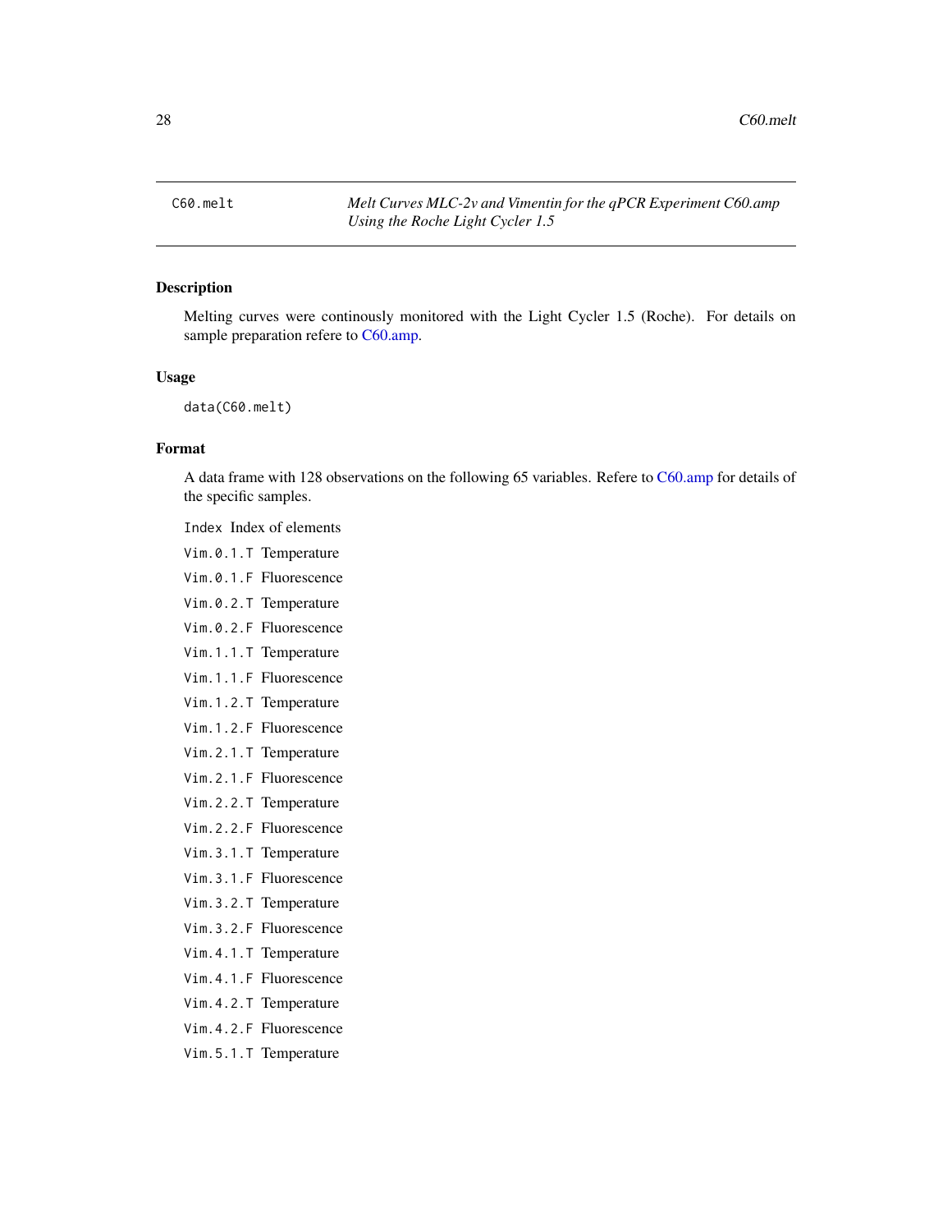C60.melt — *Melt Curves MLC-2v and Vimentin for the qPCR Experiment C60.amp Using the Roche Light Cycler 1.5*

## Description

Melting curves were continously monitored with the Light Cycler 1.5 (Roche). For details on sample preparation refere to C60.amp.

## Usage

```
data(C60.melt)
```

## Format

A data frame with 128 observations on the following 65 variables. Refere to C60.amp for details of the specific samples.

- `Index` Index of elements
- `Vim.0.1.T` Temperature
- `Vim.0.1.F` Fluorescence
- `Vim.0.2.T` Temperature
- `Vim.0.2.F` Fluorescence
- `Vim.1.1.T` Temperature
- `Vim.1.1.F` Fluorescence
- `Vim.1.2.T` Temperature
- `Vim.1.2.F` Fluorescence
- `Vim.2.1.T` Temperature
- `Vim.2.1.F` Fluorescence
- `Vim.2.2.T` Temperature
- `Vim.2.2.F` Fluorescence
- `Vim.3.1.T` Temperature
- `Vim.3.1.F` Fluorescence
- `Vim.3.2.T` Temperature
- `Vim.3.2.F` Fluorescence
- `Vim.4.1.T` Temperature
- `Vim.4.1.F` Fluorescence
- `Vim.4.2.T` Temperature
- `Vim.4.2.F` Fluorescence
- `Vim.5.1.T` Temperature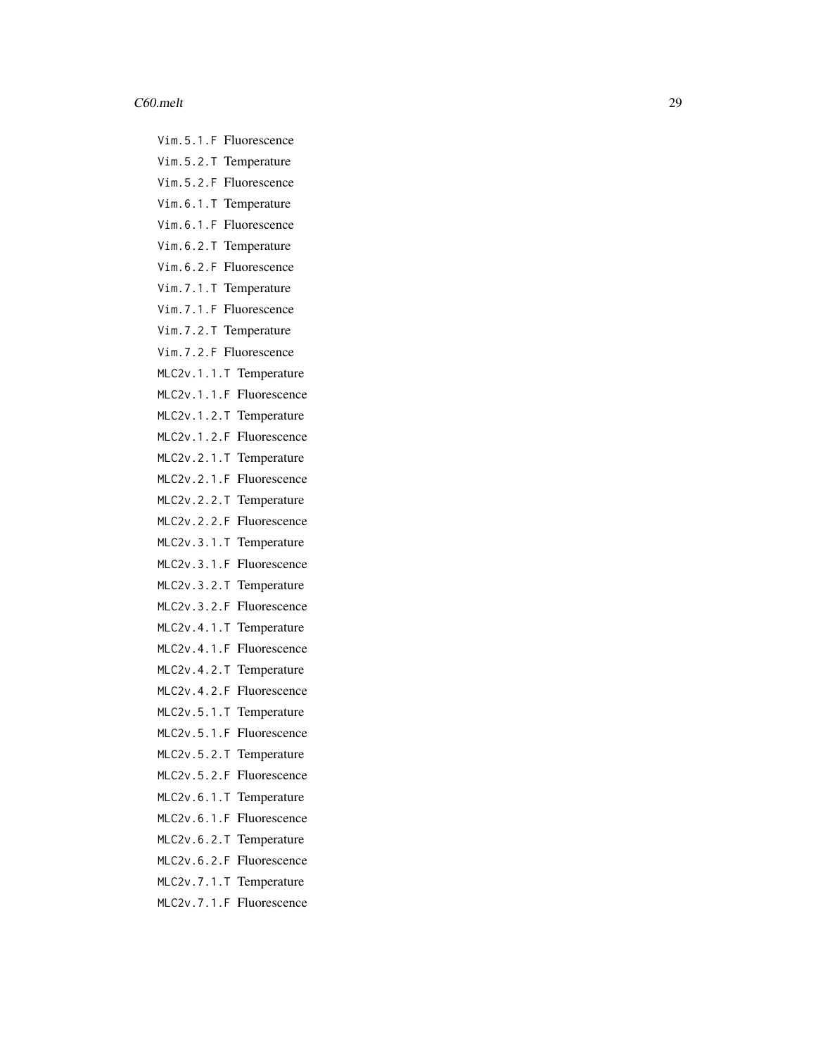`Vim.5.1.F` Fluorescence

`Vim.5.2.T` Temperature

`Vim.5.2.F` Fluorescence

`Vim.6.1.T` Temperature

`Vim.6.1.F` Fluorescence

`Vim.6.2.T` Temperature

`Vim.6.2.F` Fluorescence

`Vim.7.1.T` Temperature

`Vim.7.1.F` Fluorescence

`Vim.7.2.T` Temperature

`Vim.7.2.F` Fluorescence

`MLC2v.1.1.T` Temperature

`MLC2v.1.1.F` Fluorescence

`MLC2v.1.2.T` Temperature

`MLC2v.1.2.F` Fluorescence

`MLC2v.2.1.T` Temperature

`MLC2v.2.1.F` Fluorescence

`MLC2v.2.2.T` Temperature

`MLC2v.2.2.F` Fluorescence

`MLC2v.3.1.T` Temperature

`MLC2v.3.1.F` Fluorescence

`MLC2v.3.2.T` Temperature

`MLC2v.3.2.F` Fluorescence

`MLC2v.4.1.T` Temperature

`MLC2v.4.1.F` Fluorescence

`MLC2v.4.2.T` Temperature

`MLC2v.4.2.F` Fluorescence

`MLC2v.5.1.T` Temperature

`MLC2v.5.1.F` Fluorescence

`MLC2v.5.2.T` Temperature

`MLC2v.5.2.F` Fluorescence

`MLC2v.6.1.T` Temperature

`MLC2v.6.1.F` Fluorescence

`MLC2v.6.2.T` Temperature

`MLC2v.6.2.F` Fluorescence

`MLC2v.7.1.T` Temperature

`MLC2v.7.1.F` Fluorescence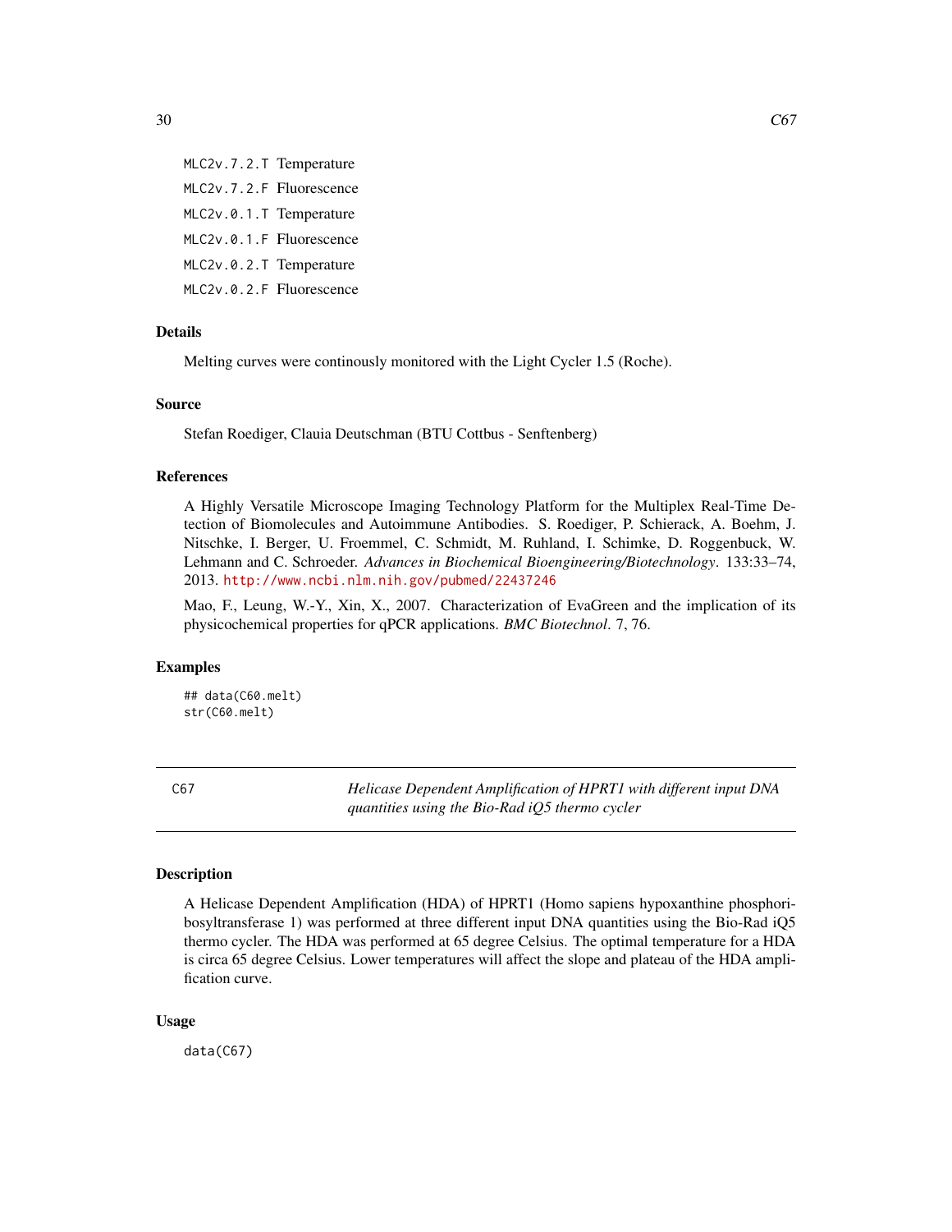MLC2v.7.2.T Temperature

MLC2v.7.2.F Fluorescence

MLC2v.0.1.T Temperature

MLC2v.0.1.F Fluorescence

MLC2v.0.2.T Temperature

MLC2v.0.2.F Fluorescence

### Details

Melting curves were continously monitored with the Light Cycler 1.5 (Roche).

### Source

Stefan Roediger, Clauia Deutschman (BTU Cottbus - Senftenberg)

### References

A Highly Versatile Microscope Imaging Technology Platform for the Multiplex Real-Time Detection of Biomolecules and Autoimmune Antibodies. S. Roediger, P. Schierack, A. Boehm, J. Nitschke, I. Berger, U. Froemmel, C. Schmidt, M. Ruhland, I. Schimke, D. Roggenbuck, W. Lehmann and C. Schroeder. *Advances in Biochemical Bioengineering/Biotechnology*. 133:33–74, 2013. http://www.ncbi.nlm.nih.gov/pubmed/22437246

Mao, F., Leung, W.-Y., Xin, X., 2007. Characterization of EvaGreen and the implication of its physicochemical properties for qPCR applications. *BMC Biotechnol*. 7, 76.

### Examples

```
## data(C60.melt)
str(C60.melt)
```

---

## C67 — *Helicase Dependent Amplification of HPRT1 with different input DNA quantities using the Bio-Rad iQ5 thermo cycler*

### Description

A Helicase Dependent Amplification (HDA) of HPRT1 (Homo sapiens hypoxanthine phosphoribosyltransferase 1) was performed at three different input DNA quantities using the Bio-Rad iQ5 thermo cycler. The HDA was performed at 65 degree Celsius. The optimal temperature for a HDA is circa 65 degree Celsius. Lower temperatures will affect the slope and plateau of the HDA amplification curve.

### Usage

```
data(C67)
```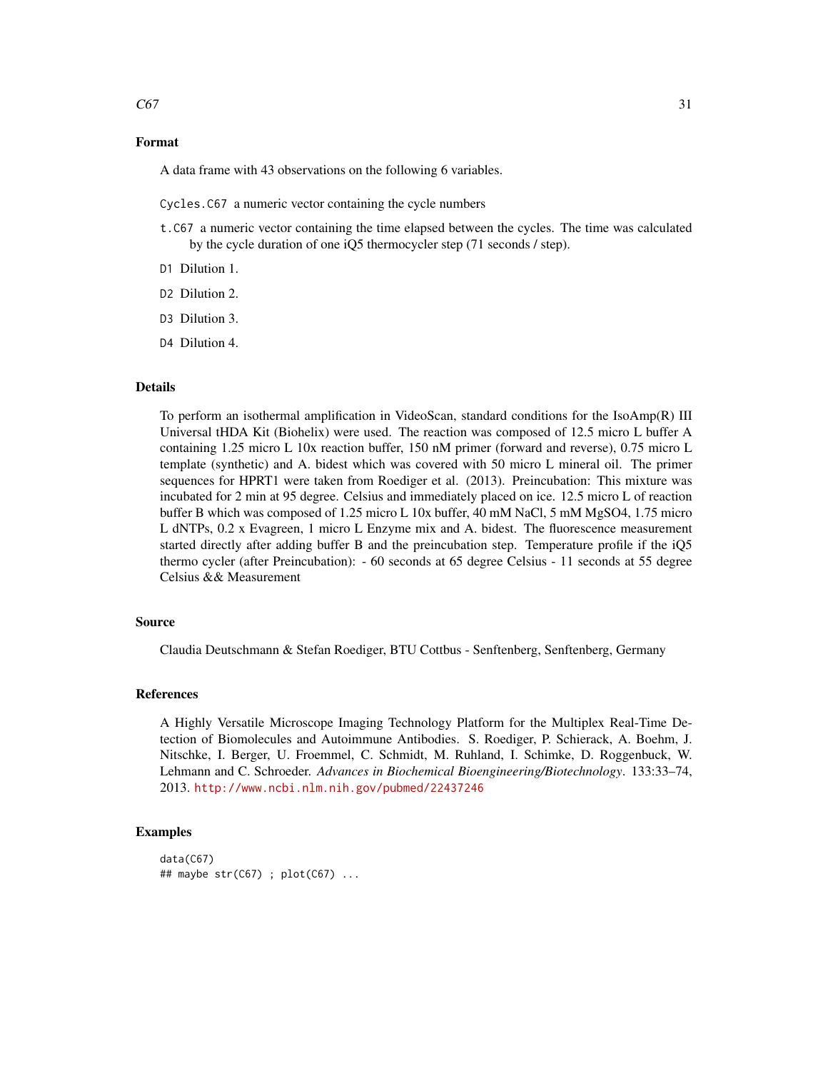### Format

A data frame with 43 observations on the following 6 variables.

`Cycles.C67` a numeric vector containing the cycle numbers

`t.C67` a numeric vector containing the time elapsed between the cycles. The time was calculated by the cycle duration of one iQ5 thermocycler step (71 seconds / step).

`D1` Dilution 1.

`D2` Dilution 2.

`D3` Dilution 3.

`D4` Dilution 4.

### Details

To perform an isothermal amplification in VideoScan, standard conditions for the IsoAmp(R) III Universal tHDA Kit (Biohelix) were used. The reaction was composed of 12.5 micro L buffer A containing 1.25 micro L 10x reaction buffer, 150 nM primer (forward and reverse), 0.75 micro L template (synthetic) and A. bidest which was covered with 50 micro L mineral oil. The primer sequences for HPRT1 were taken from Roediger et al. (2013). Preincubation: This mixture was incubated for 2 min at 95 degree. Celsius and immediately placed on ice. 12.5 micro L of reaction buffer B which was composed of 1.25 micro L 10x buffer, 40 mM NaCl, 5 mM MgSO4, 1.75 micro L dNTPs, 0.2 x Evagreen, 1 micro L Enzyme mix and A. bidest. The fluorescence measurement started directly after adding buffer B and the preincubation step. Temperature profile if the iQ5 thermo cycler (after Preincubation): - 60 seconds at 65 degree Celsius - 11 seconds at 55 degree Celsius && Measurement

### Source

Claudia Deutschmann & Stefan Roediger, BTU Cottbus - Senftenberg, Senftenberg, Germany

### References

A Highly Versatile Microscope Imaging Technology Platform for the Multiplex Real-Time Detection of Biomolecules and Autoimmune Antibodies. S. Roediger, P. Schierack, A. Boehm, J. Nitschke, I. Berger, U. Froemmel, C. Schmidt, M. Ruhland, I. Schimke, D. Roggenbuck, W. Lehmann and C. Schroeder. *Advances in Biochemical Bioengineering/Biotechnology*. 133:33–74, 2013. http://www.ncbi.nlm.nih.gov/pubmed/22437246

### Examples

```
data(C67)
## maybe str(C67) ; plot(C67) ...
```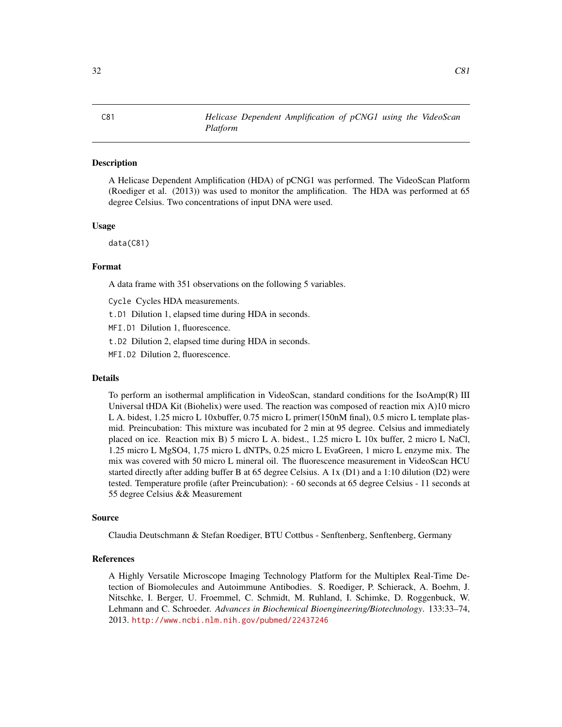C81 *Helicase Dependent Amplification of pCNG1 using the VideoScan Platform*

## Description

A Helicase Dependent Amplification (HDA) of pCNG1 was performed. The VideoScan Platform (Roediger et al. (2013)) was used to monitor the amplification. The HDA was performed at 65 degree Celsius. Two concentrations of input DNA were used.

## Usage

```
data(C81)
```

## Format

A data frame with 351 observations on the following 5 variables.

`Cycle` Cycles HDA measurements.

`t.D1` Dilution 1, elapsed time during HDA in seconds.

`MFI.D1` Dilution 1, fluorescence.

`t.D2` Dilution 2, elapsed time during HDA in seconds.

`MFI.D2` Dilution 2, fluorescence.

## Details

To perform an isothermal amplification in VideoScan, standard conditions for the IsoAmp(R) III Universal tHDA Kit (Biohelix) were used. The reaction was composed of reaction mix A)10 micro L A. bidest, 1.25 micro L 10xbuffer, 0.75 micro L primer(150nM final), 0.5 micro L template plasmid. Preincubation: This mixture was incubated for 2 min at 95 degree. Celsius and immediately placed on ice. Reaction mix B) 5 micro L A. bidest., 1.25 micro L 10x buffer, 2 micro L NaCl, 1.25 micro L MgSO4, 1,75 micro L dNTPs, 0.25 micro L EvaGreen, 1 micro L enzyme mix. The mix was covered with 50 micro L mineral oil. The fluorescence measurement in VideoScan HCU started directly after adding buffer B at 65 degree Celsius. A 1x (D1) and a 1:10 dilution (D2) were tested. Temperature profile (after Preincubation): - 60 seconds at 65 degree Celsius - 11 seconds at 55 degree Celsius && Measurement

## Source

Claudia Deutschmann & Stefan Roediger, BTU Cottbus - Senftenberg, Senftenberg, Germany

## References

A Highly Versatile Microscope Imaging Technology Platform for the Multiplex Real-Time Detection of Biomolecules and Autoimmune Antibodies. S. Roediger, P. Schierack, A. Boehm, J. Nitschke, I. Berger, U. Froemmel, C. Schmidt, M. Ruhland, I. Schimke, D. Roggenbuck, W. Lehmann and C. Schroeder. *Advances in Biochemical Bioengineering/Biotechnology*. 133:33–74, 2013. http://www.ncbi.nlm.nih.gov/pubmed/22437246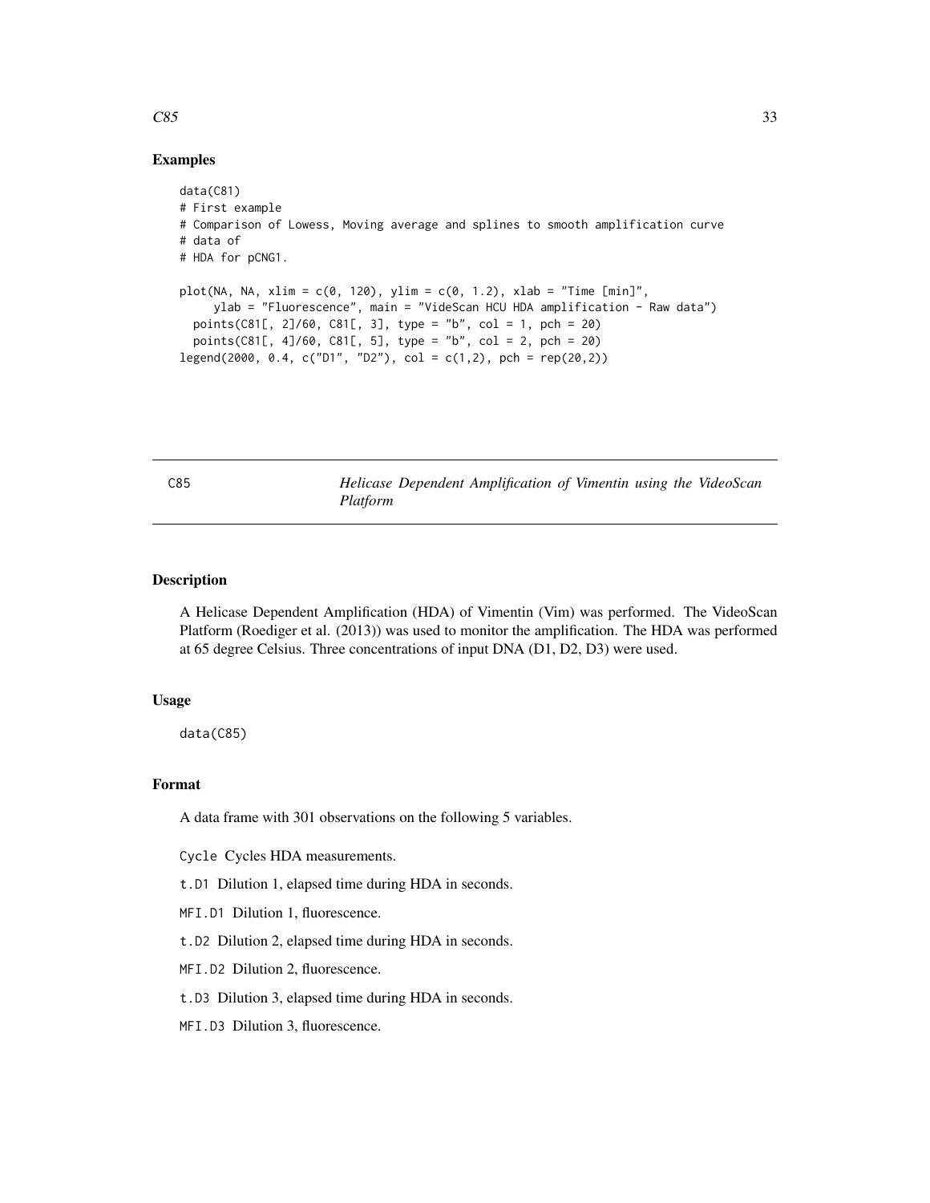## Examples

```
data(C81)
# First example
# Comparison of Lowess, Moving average and splines to smooth amplification curve
# data of
# HDA for pCNG1.

plot(NA, NA, xlim = c(0, 120), ylim = c(0, 1.2), xlab = "Time [min]",
     ylab = "Fluorescence", main = "VideScan HCU HDA amplification - Raw data")
  points(C81[, 2]/60, C81[, 3], type = "b", col = 1, pch = 20)
  points(C81[, 4]/60, C81[, 5], type = "b", col = 2, pch = 20)
legend(2000, 0.4, c("D1", "D2"), col = c(1,2), pch = rep(20,2))
```

---

# C85 — *Helicase Dependent Amplification of Vimentin using the VideoScan Platform*

## Description

A Helicase Dependent Amplification (HDA) of Vimentin (Vim) was performed. The VideoScan Platform (Roediger et al. (2013)) was used to monitor the amplification. The HDA was performed at 65 degree Celsius. Three concentrations of input DNA (D1, D2, D3) were used.

## Usage

```
data(C85)
```

## Format

A data frame with 301 observations on the following 5 variables.

- `Cycle` Cycles HDA measurements.
- `t.D1` Dilution 1, elapsed time during HDA in seconds.
- `MFI.D1` Dilution 1, fluorescence.
- `t.D2` Dilution 2, elapsed time during HDA in seconds.
- `MFI.D2` Dilution 2, fluorescence.
- `t.D3` Dilution 3, elapsed time during HDA in seconds.
- `MFI.D3` Dilution 3, fluorescence.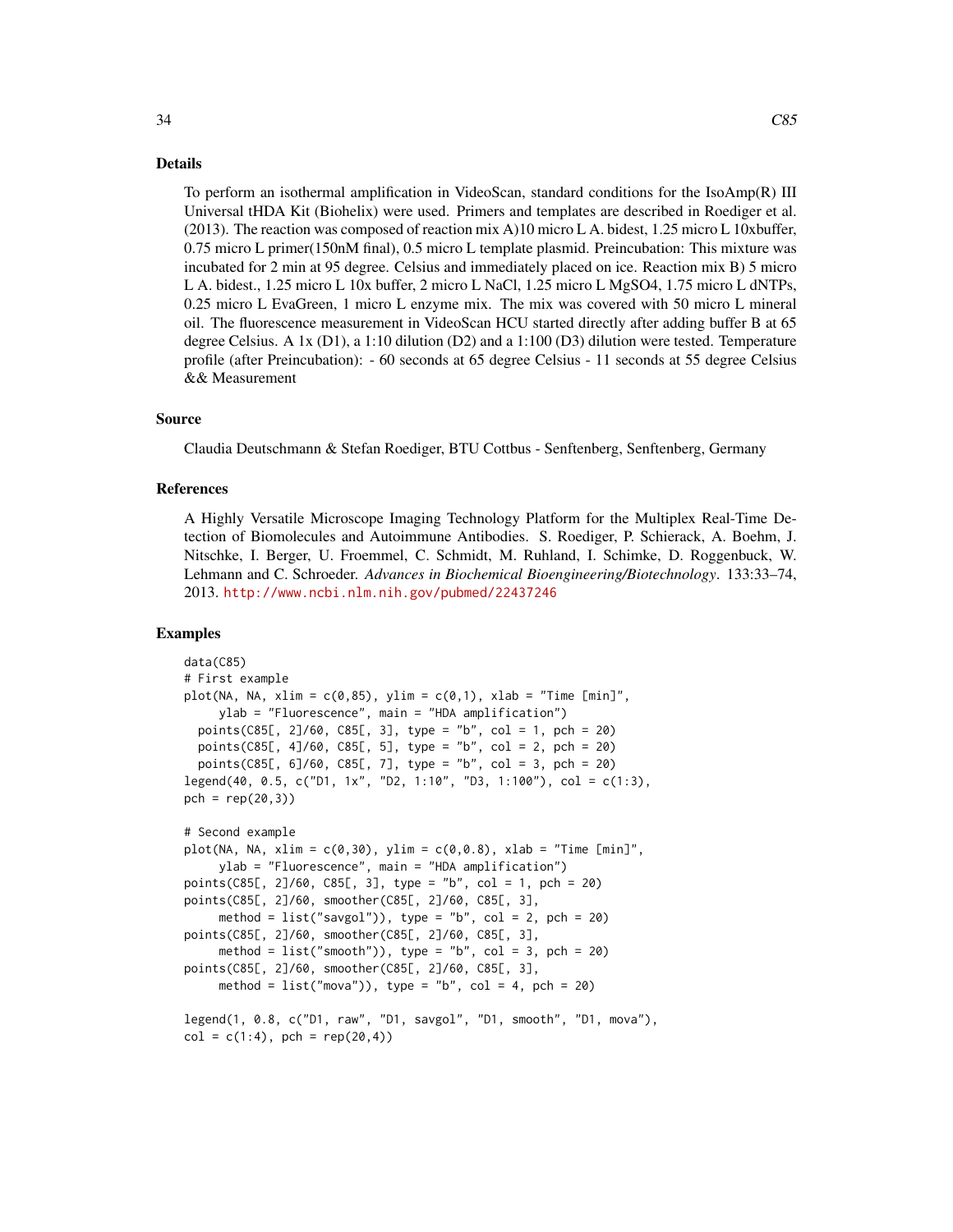## Details

To perform an isothermal amplification in VideoScan, standard conditions for the IsoAmp(R) III Universal tHDA Kit (Biohelix) were used. Primers and templates are described in Roediger et al. (2013). The reaction was composed of reaction mix A)10 micro L A. bidest, 1.25 micro L 10xbuffer, 0.75 micro L primer(150nM final), 0.5 micro L template plasmid. Preincubation: This mixture was incubated for 2 min at 95 degree. Celsius and immediately placed on ice. Reaction mix B) 5 micro L A. bidest., 1.25 micro L 10x buffer, 2 micro L NaCl, 1.25 micro L MgSO4, 1.75 micro L dNTPs, 0.25 micro L EvaGreen, 1 micro L enzyme mix. The mix was covered with 50 micro L mineral oil. The fluorescence measurement in VideoScan HCU started directly after adding buffer B at 65 degree Celsius. A 1x (D1), a 1:10 dilution (D2) and a 1:100 (D3) dilution were tested. Temperature profile (after Preincubation): - 60 seconds at 65 degree Celsius - 11 seconds at 55 degree Celsius && Measurement

## Source

Claudia Deutschmann & Stefan Roediger, BTU Cottbus - Senftenberg, Senftenberg, Germany

## References

A Highly Versatile Microscope Imaging Technology Platform for the Multiplex Real-Time Detection of Biomolecules and Autoimmune Antibodies. S. Roediger, P. Schierack, A. Boehm, J. Nitschke, I. Berger, U. Froemmel, C. Schmidt, M. Ruhland, I. Schimke, D. Roggenbuck, W. Lehmann and C. Schroeder. *Advances in Biochemical Bioengineering/Biotechnology*. 133:33–74, 2013. http://www.ncbi.nlm.nih.gov/pubmed/22437246

## Examples

```
data(C85)
# First example
plot(NA, NA, xlim = c(0,85), ylim = c(0,1), xlab = "Time [min]",
     ylab = "Fluorescence", main = "HDA amplification")
  points(C85[, 2]/60, C85[, 3], type = "b", col = 1, pch = 20)
  points(C85[, 4]/60, C85[, 5], type = "b", col = 2, pch = 20)
  points(C85[, 6]/60, C85[, 7], type = "b", col = 3, pch = 20)
legend(40, 0.5, c("D1, 1x", "D2, 1:10", "D3, 1:100"), col = c(1:3),
pch = rep(20,3))

# Second example
plot(NA, NA, xlim = c(0,30), ylim = c(0,0.8), xlab = "Time [min]",
     ylab = "Fluorescence", main = "HDA amplification")
points(C85[, 2]/60, C85[, 3], type = "b", col = 1, pch = 20)
points(C85[, 2]/60, smoother(C85[, 2]/60, C85[, 3],
     method = list("savgol")), type = "b", col = 2, pch = 20)
points(C85[, 2]/60, smoother(C85[, 2]/60, C85[, 3],
     method = list("smooth")), type = "b", col = 3, pch = 20)
points(C85[, 2]/60, smoother(C85[, 2]/60, C85[, 3],
     method = list("mova")), type = "b", col = 4, pch = 20)

legend(1, 0.8, c("D1, raw", "D1, savgol", "D1, smooth", "D1, mova"),
col = c(1:4), pch = rep(20,4))
```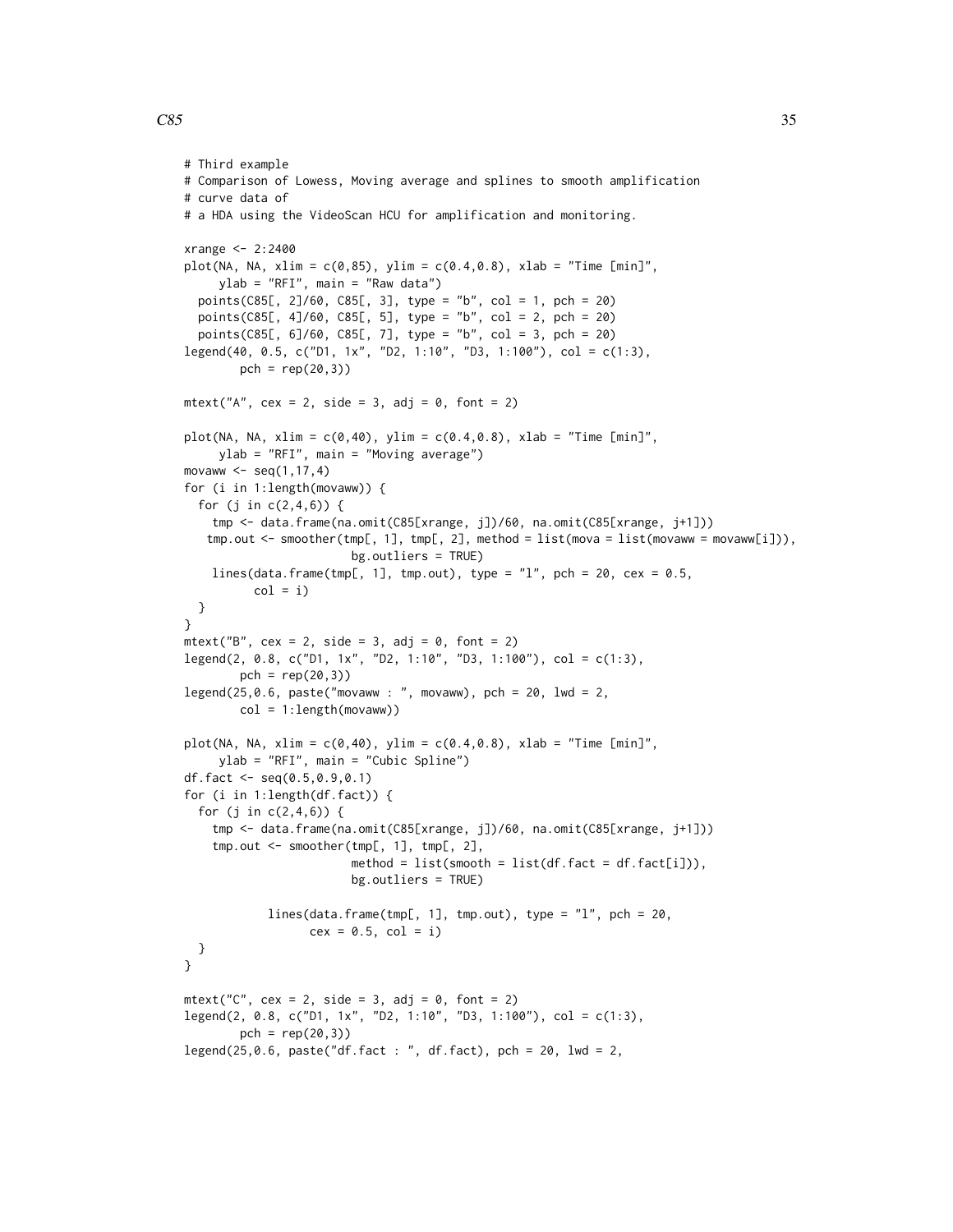```
# Third example
# Comparison of Lowess, Moving average and splines to smooth amplification
# curve data of
# a HDA using the VideoScan HCU for amplification and monitoring.

xrange <- 2:2400
plot(NA, NA, xlim = c(0,85), ylim = c(0.4,0.8), xlab = "Time [min]",
     ylab = "RFI", main = "Raw data")
  points(C85[, 2]/60, C85[, 3], type = "b", col = 1, pch = 20)
  points(C85[, 4]/60, C85[, 5], type = "b", col = 2, pch = 20)
  points(C85[, 6]/60, C85[, 7], type = "b", col = 3, pch = 20)
legend(40, 0.5, c("D1, 1x", "D2, 1:10", "D3, 1:100"), col = c(1:3),
        pch = rep(20,3))

mtext("A", cex = 2, side = 3, adj = 0, font = 2)

plot(NA, NA, xlim = c(0,40), ylim = c(0.4,0.8), xlab = "Time [min]",
     ylab = "RFI", main = "Moving average")
movaww <- seq(1,17,4)
for (i in 1:length(movaww)) {
  for (j in c(2,4,6)) {
    tmp <- data.frame(na.omit(C85[xrange, j])/60, na.omit(C85[xrange, j+1]))
   tmp.out <- smoother(tmp[, 1], tmp[, 2], method = list(mova = list(movaww = movaww[i])),
                        bg.outliers = TRUE)
    lines(data.frame(tmp[, 1], tmp.out), type = "l", pch = 20, cex = 0.5,
          col = i)
  }
}
mtext("B", cex = 2, side = 3, adj = 0, font = 2)
legend(2, 0.8, c("D1, 1x", "D2, 1:10", "D3, 1:100"), col = c(1:3),
        pch = rep(20,3))
legend(25,0.6, paste("movaww : ", movaww), pch = 20, lwd = 2,
        col = 1:length(movaww))

plot(NA, NA, xlim = c(0,40), ylim = c(0.4,0.8), xlab = "Time [min]",
     ylab = "RFI", main = "Cubic Spline")
df.fact <- seq(0.5,0.9,0.1)
for (i in 1:length(df.fact)) {
  for (j in c(2,4,6)) {
    tmp <- data.frame(na.omit(C85[xrange, j])/60, na.omit(C85[xrange, j+1]))
    tmp.out <- smoother(tmp[, 1], tmp[, 2],
                        method = list(smooth = list(df.fact = df.fact[i])),
                        bg.outliers = TRUE)

            lines(data.frame(tmp[, 1], tmp.out), type = "l", pch = 20,
                  cex = 0.5, col = i)
  }
}

mtext("C", cex = 2, side = 3, adj = 0, font = 2)
legend(2, 0.8, c("D1, 1x", "D2, 1:10", "D3, 1:100"), col = c(1:3),
        pch = rep(20,3))
legend(25,0.6, paste("df.fact : ", df.fact), pch = 20, lwd = 2,
```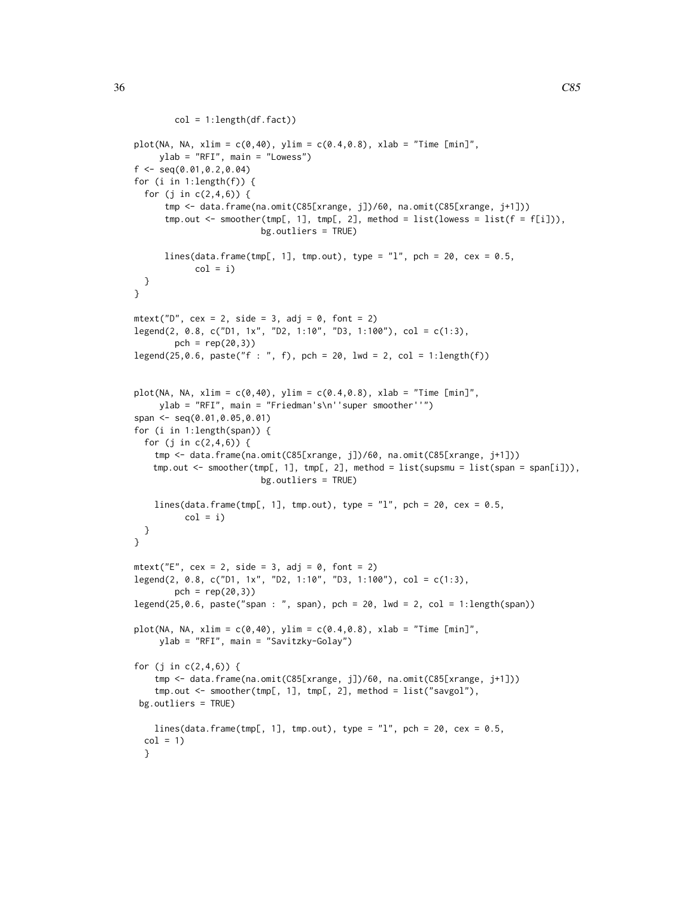```
        col = 1:length(df.fact))

plot(NA, NA, xlim = c(0,40), ylim = c(0.4,0.8), xlab = "Time [min]",
     ylab = "RFI", main = "Lowess")
f <- seq(0.01,0.2,0.04)
for (i in 1:length(f)) {
  for (j in c(2,4,6)) {
      tmp <- data.frame(na.omit(C85[xrange, j])/60, na.omit(C85[xrange, j+1]))
      tmp.out <- smoother(tmp[, 1], tmp[, 2], method = list(lowess = list(f = f[i])),
                         bg.outliers = TRUE)

      lines(data.frame(tmp[, 1], tmp.out), type = "l", pch = 20, cex = 0.5,
            col = i)
  }
}

mtext("D", cex = 2, side = 3, adj = 0, font = 2)
legend(2, 0.8, c("D1, 1x", "D2, 1:10", "D3, 1:100"), col = c(1:3),
        pch = rep(20,3))
legend(25,0.6, paste("f : ", f), pch = 20, lwd = 2, col = 1:length(f))


plot(NA, NA, xlim = c(0,40), ylim = c(0.4,0.8), xlab = "Time [min]",
     ylab = "RFI", main = "Friedman's\n''super smoother''")
span <- seq(0.01,0.05,0.01)
for (i in 1:length(span)) {
  for (j in c(2,4,6)) {
    tmp <- data.frame(na.omit(C85[xrange, j])/60, na.omit(C85[xrange, j+1]))
    tmp.out <- smoother(tmp[, 1], tmp[, 2], method = list(supsmu = list(span = span[i])),
                         bg.outliers = TRUE)

    lines(data.frame(tmp[, 1], tmp.out), type = "l", pch = 20, cex = 0.5,
          col = i)
  }
}

mtext("E", cex = 2, side = 3, adj = 0, font = 2)
legend(2, 0.8, c("D1, 1x", "D2, 1:10", "D3, 1:100"), col = c(1:3),
        pch = rep(20,3))
legend(25,0.6, paste("span : ", span), pch = 20, lwd = 2, col = 1:length(span))

plot(NA, NA, xlim = c(0,40), ylim = c(0.4,0.8), xlab = "Time [min]",
     ylab = "RFI", main = "Savitzky-Golay")

for (j in c(2,4,6)) {
    tmp <- data.frame(na.omit(C85[xrange, j])/60, na.omit(C85[xrange, j+1]))
    tmp.out <- smoother(tmp[, 1], tmp[, 2], method = list("savgol"),
 bg.outliers = TRUE)

    lines(data.frame(tmp[, 1], tmp.out), type = "l", pch = 20, cex = 0.5,
  col = 1)
  }
```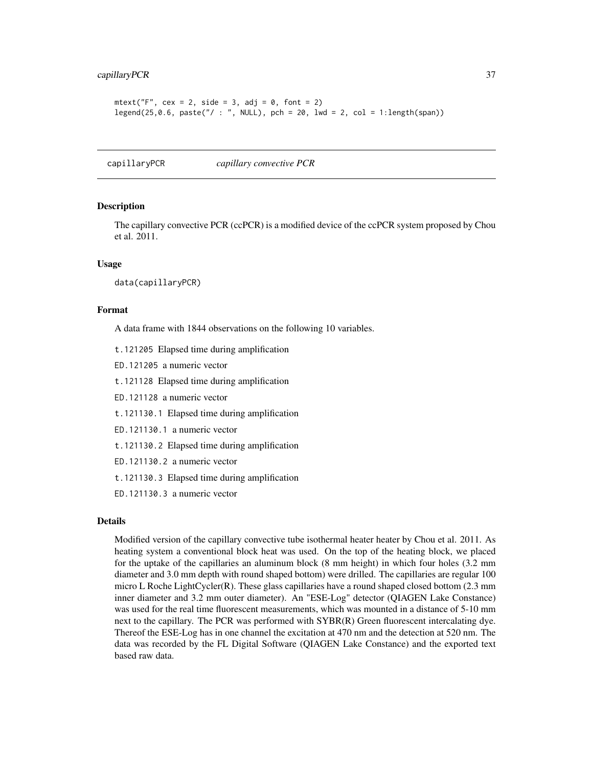```
mtext("F", cex = 2, side = 3, adj = 0, font = 2)
legend(25,0.6, paste("/ : ", NULL), pch = 20, lwd = 2, col = 1:length(span))
```

## capillaryPCR *capillary convective PCR*

### Description

The capillary convective PCR (ccPCR) is a modified device of the ccPCR system proposed by Chou et al. 2011.

### Usage

```
data(capillaryPCR)
```

### Format

A data frame with 1844 observations on the following 10 variables.

- `t.121205` Elapsed time during amplification
- `ED.121205` a numeric vector
- `t.121128` Elapsed time during amplification
- `ED.121128` a numeric vector
- `t.121130.1` Elapsed time during amplification
- `ED.121130.1` a numeric vector
- `t.121130.2` Elapsed time during amplification
- `ED.121130.2` a numeric vector
- `t.121130.3` Elapsed time during amplification
- `ED.121130.3` a numeric vector

### Details

Modified version of the capillary convective tube isothermal heater heater by Chou et al. 2011. As heating system a conventional block heat was used. On the top of the heating block, we placed for the uptake of the capillaries an aluminum block (8 mm height) in which four holes (3.2 mm diameter and 3.0 mm depth with round shaped bottom) were drilled. The capillaries are regular 100 micro L Roche LightCycler(R). These glass capillaries have a round shaped closed bottom (2.3 mm inner diameter and 3.2 mm outer diameter). An "ESE-Log" detector (QIAGEN Lake Constance) was used for the real time fluorescent measurements, which was mounted in a distance of 5-10 mm next to the capillary. The PCR was performed with SYBR(R) Green fluorescent intercalating dye. Thereof the ESE-Log has in one channel the excitation at 470 nm and the detection at 520 nm. The data was recorded by the FL Digital Software (QIAGEN Lake Constance) and the exported text based raw data.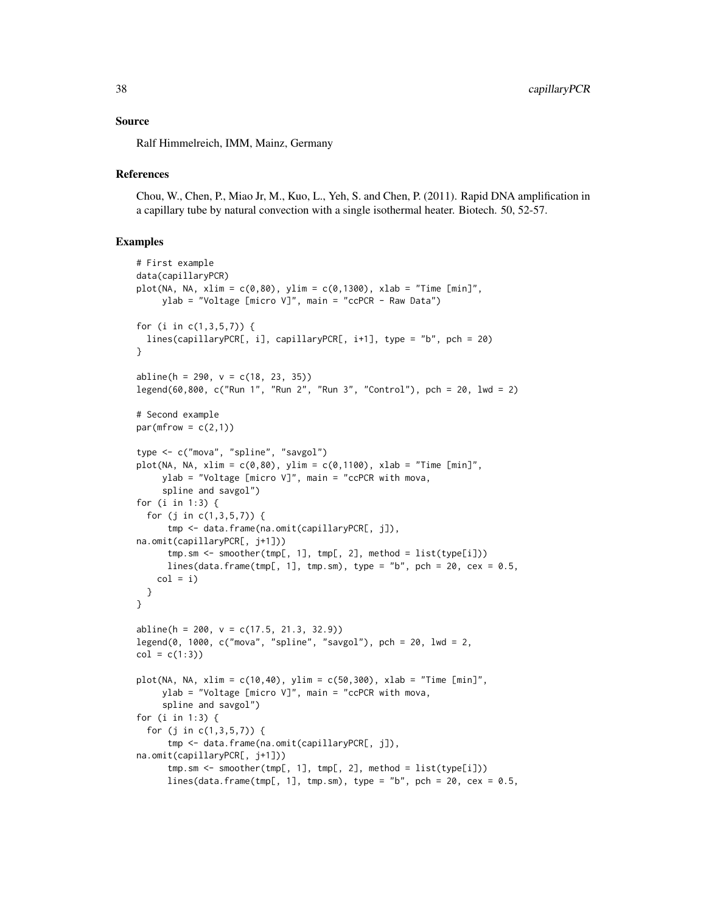## Source

Ralf Himmelreich, IMM, Mainz, Germany

## References

Chou, W., Chen, P., Miao Jr, M., Kuo, L., Yeh, S. and Chen, P. (2011). Rapid DNA amplification in a capillary tube by natural convection with a single isothermal heater. Biotech. 50, 52-57.

## Examples

```
# First example
data(capillaryPCR)
plot(NA, NA, xlim = c(0,80), ylim = c(0,1300), xlab = "Time [min]",
     ylab = "Voltage [micro V]", main = "ccPCR - Raw Data")

for (i in c(1,3,5,7)) {
  lines(capillaryPCR[, i], capillaryPCR[, i+1], type = "b", pch = 20)
}

abline(h = 290, v = c(18, 23, 35))
legend(60,800, c("Run 1", "Run 2", "Run 3", "Control"), pch = 20, lwd = 2)

# Second example
par(mfrow = c(2,1))

type <- c("mova", "spline", "savgol")
plot(NA, NA, xlim = c(0,80), ylim = c(0,1100), xlab = "Time [min]",
     ylab = "Voltage [micro V]", main = "ccPCR with mova,
     spline and savgol")
for (i in 1:3) {
  for (j in c(1,3,5,7)) {
      tmp <- data.frame(na.omit(capillaryPCR[, j]),
na.omit(capillaryPCR[, j+1]))
      tmp.sm <- smoother(tmp[, 1], tmp[, 2], method = list(type[i]))
      lines(data.frame(tmp[, 1], tmp.sm), type = "b", pch = 20, cex = 0.5,
    col = i)
  }
}

abline(h = 200, v = c(17.5, 21.3, 32.9))
legend(0, 1000, c("mova", "spline", "savgol"), pch = 20, lwd = 2,
col = c(1:3))

plot(NA, NA, xlim = c(10,40), ylim = c(50,300), xlab = "Time [min]",
     ylab = "Voltage [micro V]", main = "ccPCR with mova,
     spline and savgol")
for (i in 1:3) {
  for (j in c(1,3,5,7)) {
      tmp <- data.frame(na.omit(capillaryPCR[, j]),
na.omit(capillaryPCR[, j+1]))
      tmp.sm <- smoother(tmp[, 1], tmp[, 2], method = list(type[i]))
      lines(data.frame(tmp[, 1], tmp.sm), type = "b", pch = 20, cex = 0.5,
```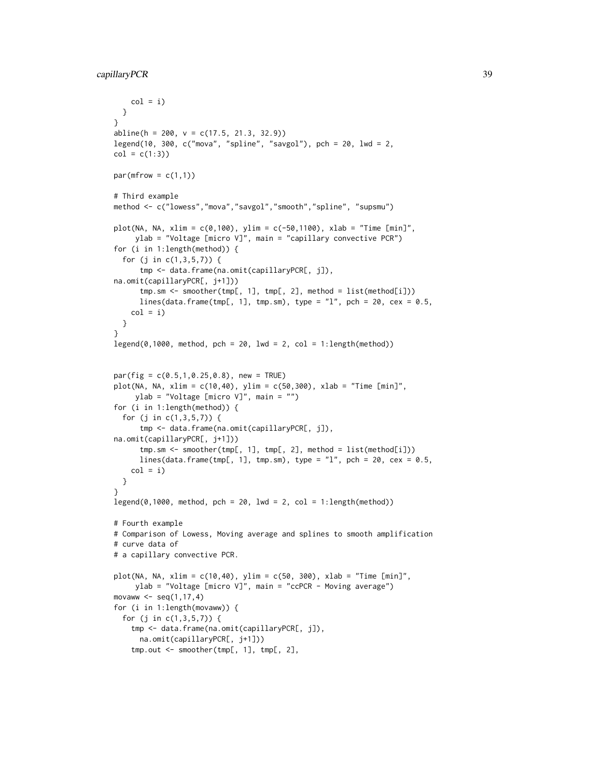```
    col = i)
  }
}
abline(h = 200, v = c(17.5, 21.3, 32.9))
legend(10, 300, c("mova", "spline", "savgol"), pch = 20, lwd = 2,
col = c(1:3))

par(mfrow = c(1,1))

# Third example
method <- c("lowess","mova","savgol","smooth","spline", "supsmu")

plot(NA, NA, xlim = c(0,100), ylim = c(-50,1100), xlab = "Time [min]",
     ylab = "Voltage [micro V]", main = "capillary convective PCR")
for (i in 1:length(method)) {
  for (j in c(1,3,5,7)) {
      tmp <- data.frame(na.omit(capillaryPCR[, j]),
na.omit(capillaryPCR[, j+1]))
      tmp.sm <- smoother(tmp[, 1], tmp[, 2], method = list(method[i]))
      lines(data.frame(tmp[, 1], tmp.sm), type = "l", pch = 20, cex = 0.5,
    col = i)
  }
}
legend(0,1000, method, pch = 20, lwd = 2, col = 1:length(method))


par(fig = c(0.5,1,0.25,0.8), new = TRUE)
plot(NA, NA, xlim = c(10,40), ylim = c(50,300), xlab = "Time [min]",
     ylab = "Voltage [micro V]", main = "")
for (i in 1:length(method)) {
  for (j in c(1,3,5,7)) {
      tmp <- data.frame(na.omit(capillaryPCR[, j]),
na.omit(capillaryPCR[, j+1]))
      tmp.sm <- smoother(tmp[, 1], tmp[, 2], method = list(method[i]))
      lines(data.frame(tmp[, 1], tmp.sm), type = "l", pch = 20, cex = 0.5,
    col = i)
  }
}
legend(0,1000, method, pch = 20, lwd = 2, col = 1:length(method))

# Fourth example
# Comparison of Lowess, Moving average and splines to smooth amplification
# curve data of
# a capillary convective PCR.

plot(NA, NA, xlim = c(10,40), ylim = c(50, 300), xlab = "Time [min]",
     ylab = "Voltage [micro V]", main = "ccPCR - Moving average")
movaww <- seq(1,17,4)
for (i in 1:length(movaww)) {
  for (j in c(1,3,5,7)) {
    tmp <- data.frame(na.omit(capillaryPCR[, j]),
      na.omit(capillaryPCR[, j+1]))
    tmp.out <- smoother(tmp[, 1], tmp[, 2],
```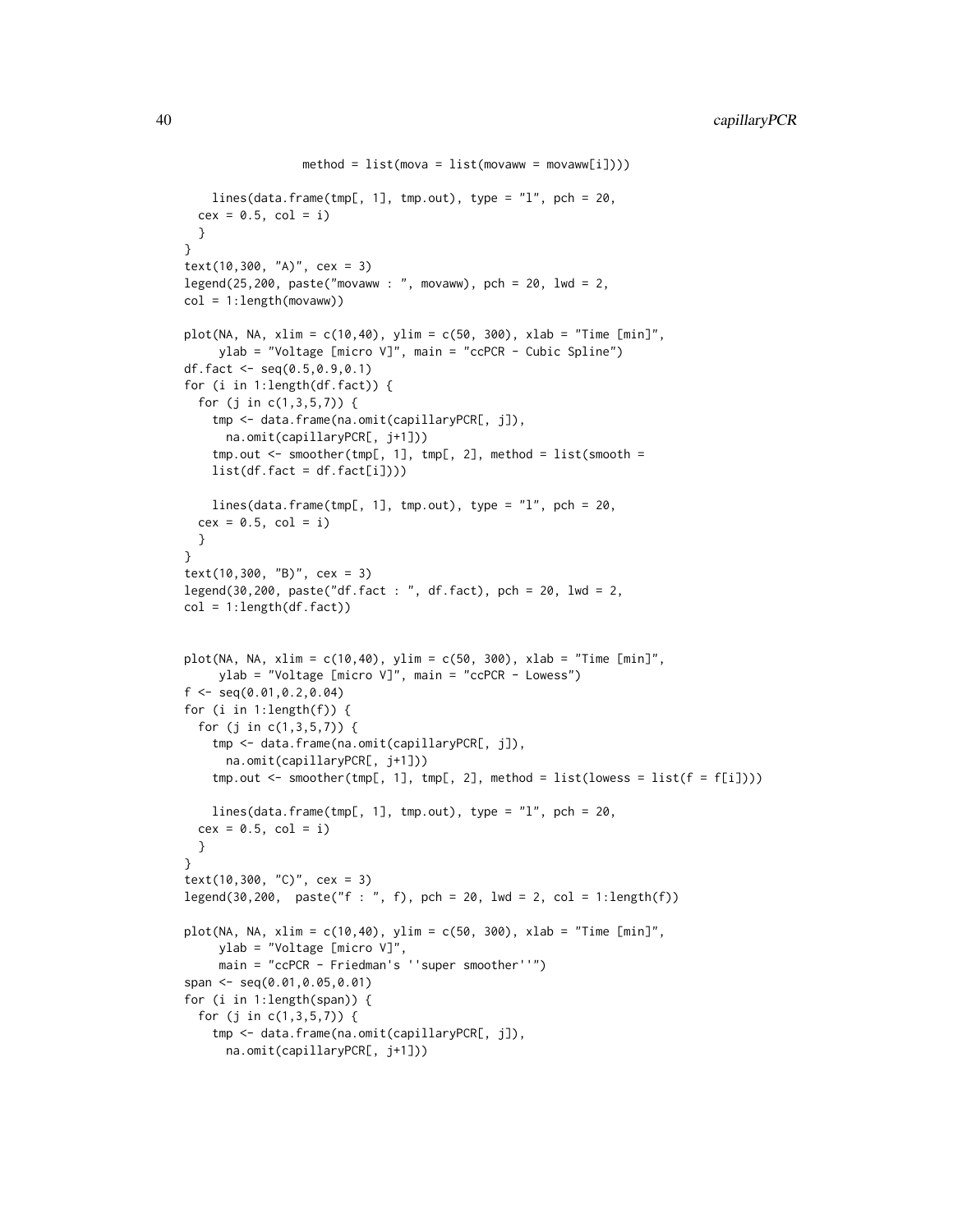```
                method = list(mova = list(movaww = movaww[i])))

    lines(data.frame(tmp[, 1], tmp.out), type = "l", pch = 20,
  cex = 0.5, col = i)
  }
}
text(10,300, "A)", cex = 3)
legend(25,200, paste("movaww : ", movaww), pch = 20, lwd = 2,
col = 1:length(movaww))

plot(NA, NA, xlim = c(10,40), ylim = c(50, 300), xlab = "Time [min]",
     ylab = "Voltage [micro V]", main = "ccPCR - Cubic Spline")
df.fact <- seq(0.5,0.9,0.1)
for (i in 1:length(df.fact)) {
  for (j in c(1,3,5,7)) {
    tmp <- data.frame(na.omit(capillaryPCR[, j]),
      na.omit(capillaryPCR[, j+1]))
    tmp.out <- smoother(tmp[, 1], tmp[, 2], method = list(smooth =
    list(df.fact = df.fact[i])))

    lines(data.frame(tmp[, 1], tmp.out), type = "l", pch = 20,
  cex = 0.5, col = i)
  }
}
text(10,300, "B)", cex = 3)
legend(30,200, paste("df.fact : ", df.fact), pch = 20, lwd = 2,
col = 1:length(df.fact))


plot(NA, NA, xlim = c(10,40), ylim = c(50, 300), xlab = "Time [min]",
     ylab = "Voltage [micro V]", main = "ccPCR - Lowess")
f <- seq(0.01,0.2,0.04)
for (i in 1:length(f)) {
  for (j in c(1,3,5,7)) {
    tmp <- data.frame(na.omit(capillaryPCR[, j]),
      na.omit(capillaryPCR[, j+1]))
    tmp.out <- smoother(tmp[, 1], tmp[, 2], method = list(lowess = list(f = f[i])))

    lines(data.frame(tmp[, 1], tmp.out), type = "l", pch = 20,
  cex = 0.5, col = i)
  }
}
text(10,300, "C)", cex = 3)
legend(30,200,  paste("f : ", f), pch = 20, lwd = 2, col = 1:length(f))

plot(NA, NA, xlim = c(10,40), ylim = c(50, 300), xlab = "Time [min]",
     ylab = "Voltage [micro V]",
     main = "ccPCR - Friedman's ''super smoother''")
span <- seq(0.01,0.05,0.01)
for (i in 1:length(span)) {
  for (j in c(1,3,5,7)) {
    tmp <- data.frame(na.omit(capillaryPCR[, j]),
      na.omit(capillaryPCR[, j+1]))
```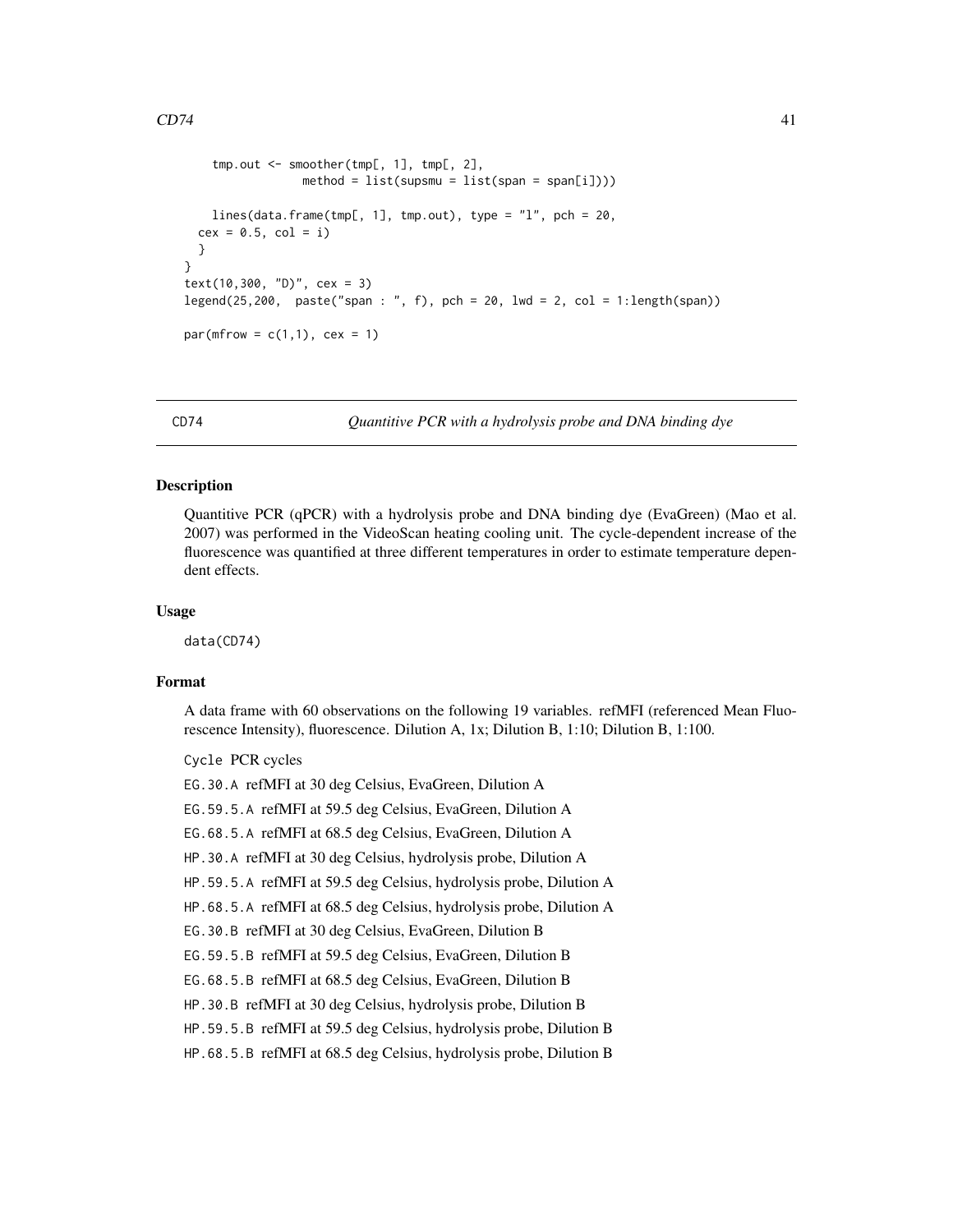```
    tmp.out <- smoother(tmp[, 1], tmp[, 2],
                 method = list(supsmu = list(span = span[i])))

    lines(data.frame(tmp[, 1], tmp.out), type = "l", pch = 20,
  cex = 0.5, col = i)
  }
}
text(10,300, "D)", cex = 3)
legend(25,200,  paste("span : ", f), pch = 20, lwd = 2, col = 1:length(span))

par(mfrow = c(1,1), cex = 1)
```

## CD74 — *Quantitive PCR with a hydrolysis probe and DNA binding dye*

### Description

Quantitive PCR (qPCR) with a hydrolysis probe and DNA binding dye (EvaGreen) (Mao et al. 2007) was performed in the VideoScan heating cooling unit. The cycle-dependent increase of the fluorescence was quantified at three different temperatures in order to estimate temperature dependent effects.

### Usage

```
data(CD74)
```

### Format

A data frame with 60 observations on the following 19 variables. refMFI (referenced Mean Fluorescence Intensity), fluorescence. Dilution A, 1x; Dilution B, 1:10; Dilution B, 1:100.

- `Cycle` PCR cycles
- `EG.30.A` refMFI at 30 deg Celsius, EvaGreen, Dilution A
- `EG.59.5.A` refMFI at 59.5 deg Celsius, EvaGreen, Dilution A
- `EG.68.5.A` refMFI at 68.5 deg Celsius, EvaGreen, Dilution A
- `HP.30.A` refMFI at 30 deg Celsius, hydrolysis probe, Dilution A
- `HP.59.5.A` refMFI at 59.5 deg Celsius, hydrolysis probe, Dilution A
- `HP.68.5.A` refMFI at 68.5 deg Celsius, hydrolysis probe, Dilution A
- `EG.30.B` refMFI at 30 deg Celsius, EvaGreen, Dilution B
- `EG.59.5.B` refMFI at 59.5 deg Celsius, EvaGreen, Dilution B
- `EG.68.5.B` refMFI at 68.5 deg Celsius, EvaGreen, Dilution B
- `HP.30.B` refMFI at 30 deg Celsius, hydrolysis probe, Dilution B
- `HP.59.5.B` refMFI at 59.5 deg Celsius, hydrolysis probe, Dilution B
- `HP.68.5.B` refMFI at 68.5 deg Celsius, hydrolysis probe, Dilution B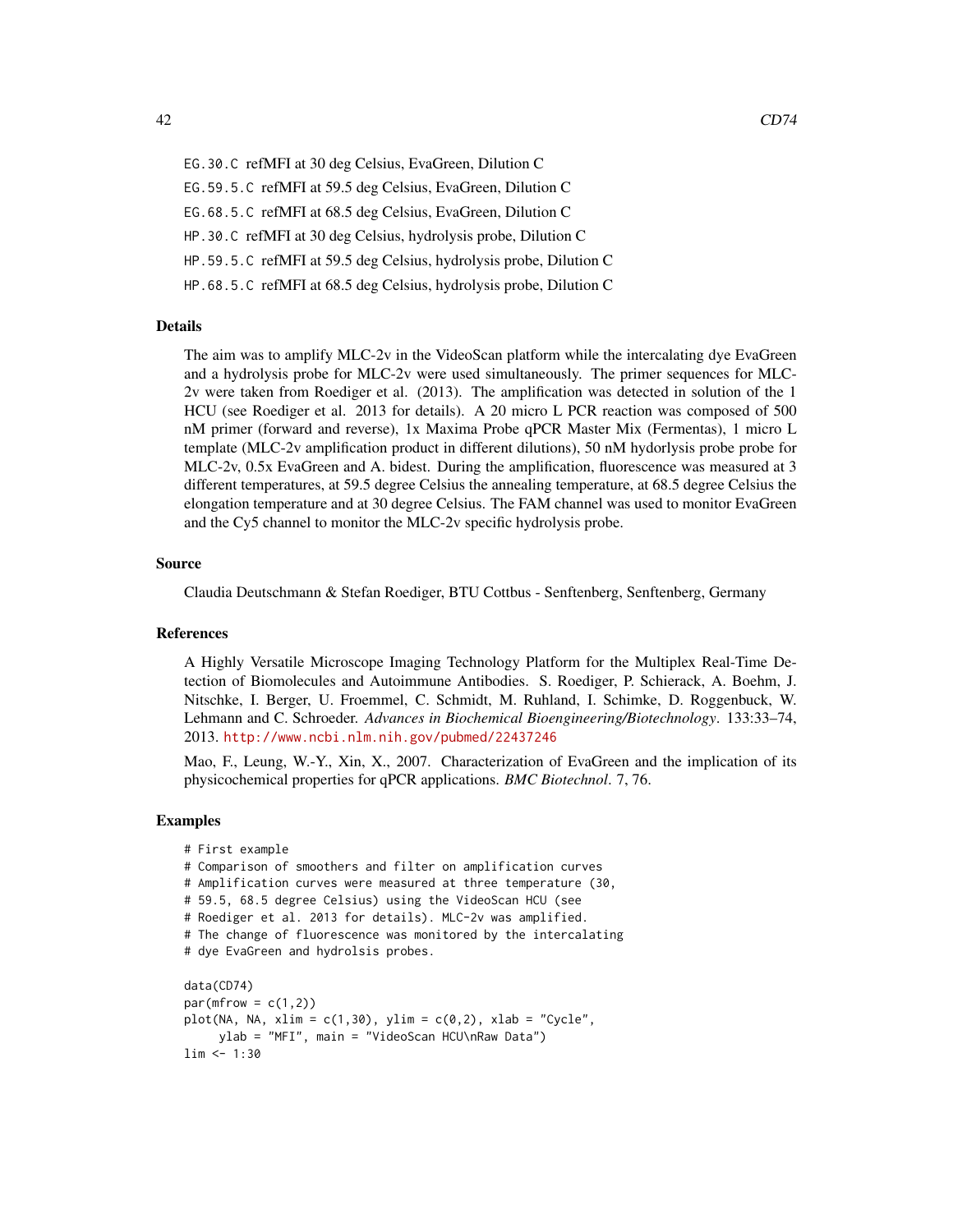`EG.30.C` refMFI at 30 deg Celsius, EvaGreen, Dilution C

`EG.59.5.C` refMFI at 59.5 deg Celsius, EvaGreen, Dilution C

`EG.68.5.C` refMFI at 68.5 deg Celsius, EvaGreen, Dilution C

`HP.30.C` refMFI at 30 deg Celsius, hydrolysis probe, Dilution C

`HP.59.5.C` refMFI at 59.5 deg Celsius, hydrolysis probe, Dilution C

`HP.68.5.C` refMFI at 68.5 deg Celsius, hydrolysis probe, Dilution C

## Details

The aim was to amplify MLC-2v in the VideoScan platform while the intercalating dye EvaGreen and a hydrolysis probe for MLC-2v were used simultaneously. The primer sequences for MLC-2v were taken from Roediger et al. (2013). The amplification was detected in solution of the 1 HCU (see Roediger et al. 2013 for details). A 20 micro L PCR reaction was composed of 500 nM primer (forward and reverse), 1x Maxima Probe qPCR Master Mix (Fermentas), 1 micro L template (MLC-2v amplification product in different dilutions), 50 nM hydorlysis probe probe for MLC-2v, 0.5x EvaGreen and A. bidest. During the amplification, fluorescence was measured at 3 different temperatures, at 59.5 degree Celsius the annealing temperature, at 68.5 degree Celsius the elongation temperature and at 30 degree Celsius. The FAM channel was used to monitor EvaGreen and the Cy5 channel to monitor the MLC-2v specific hydrolysis probe.

## Source

Claudia Deutschmann & Stefan Roediger, BTU Cottbus - Senftenberg, Senftenberg, Germany

## References

A Highly Versatile Microscope Imaging Technology Platform for the Multiplex Real-Time Detection of Biomolecules and Autoimmune Antibodies. S. Roediger, P. Schierack, A. Boehm, J. Nitschke, I. Berger, U. Froemmel, C. Schmidt, M. Ruhland, I. Schimke, D. Roggenbuck, W. Lehmann and C. Schroeder. *Advances in Biochemical Bioengineering/Biotechnology*. 133:33–74, 2013. http://www.ncbi.nlm.nih.gov/pubmed/22437246

Mao, F., Leung, W.-Y., Xin, X., 2007. Characterization of EvaGreen and the implication of its physicochemical properties for qPCR applications. *BMC Biotechnol*. 7, 76.

## Examples

```
# First example
# Comparison of smoothers and filter on amplification curves
# Amplification curves were measured at three temperature (30,
# 59.5, 68.5 degree Celsius) using the VideoScan HCU (see
# Roediger et al. 2013 for details). MLC-2v was amplified.
# The change of fluorescence was monitored by the intercalating
# dye EvaGreen and hydrolsis probes.

data(CD74)
par(mfrow = c(1,2))
plot(NA, NA, xlim = c(1,30), ylim = c(0,2), xlab = "Cycle",
     ylab = "MFI", main = "VideoScan HCU\nRaw Data")
lim <- 1:30
```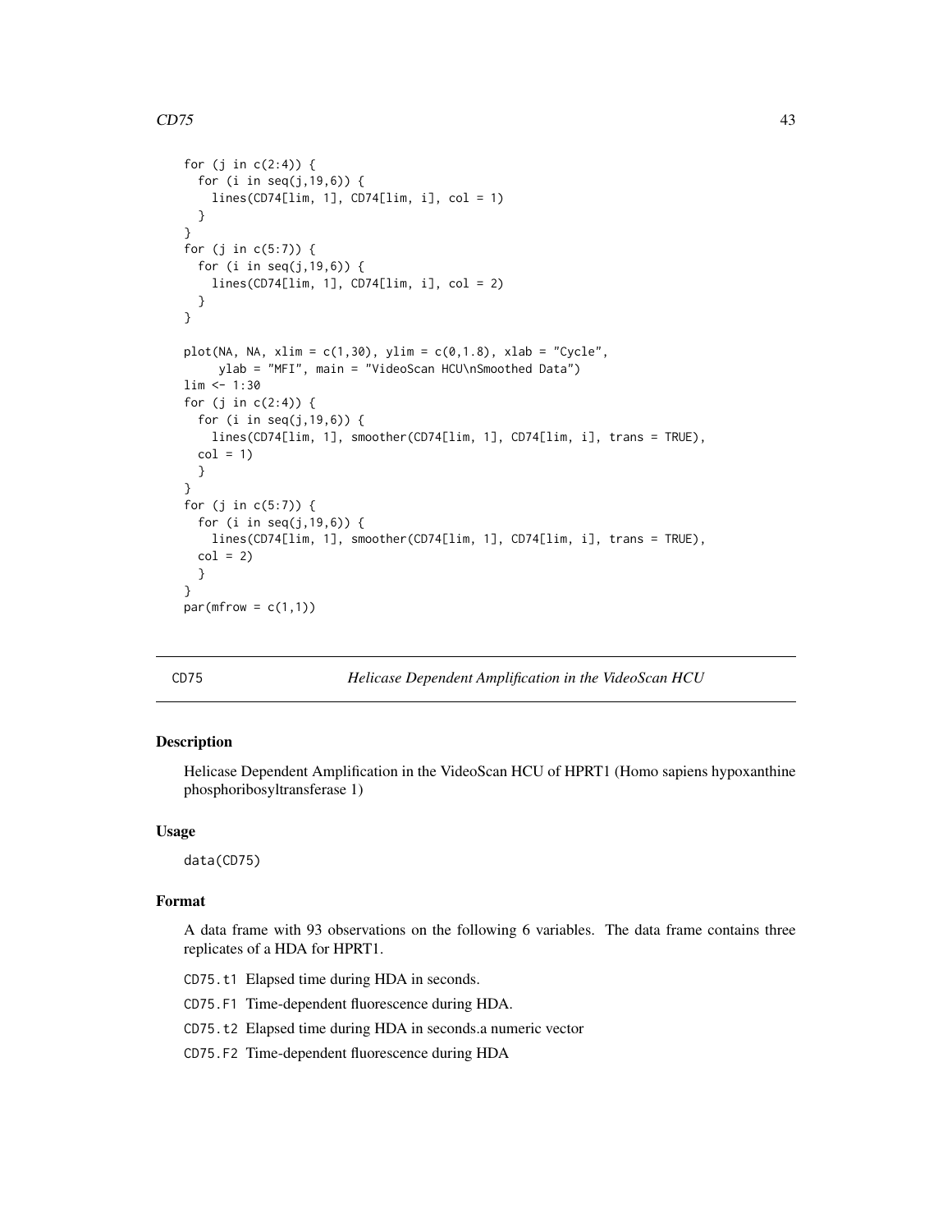```
for (j in c(2:4)) {
  for (i in seq(j,19,6)) {
    lines(CD74[lim, 1], CD74[lim, i], col = 1)
  }
}
for (j in c(5:7)) {
  for (i in seq(j,19,6)) {
    lines(CD74[lim, 1], CD74[lim, i], col = 2)
  }
}

plot(NA, NA, xlim = c(1,30), ylim = c(0,1.8), xlab = "Cycle",
     ylab = "MFI", main = "VideoScan HCU\nSmoothed Data")
lim <- 1:30
for (j in c(2:4)) {
  for (i in seq(j,19,6)) {
    lines(CD74[lim, 1], smoother(CD74[lim, 1], CD74[lim, i], trans = TRUE),
  col = 1)
  }
}
for (j in c(5:7)) {
  for (i in seq(j,19,6)) {
    lines(CD74[lim, 1], smoother(CD74[lim, 1], CD74[lim, i], trans = TRUE),
  col = 2)
  }
}
par(mfrow = c(1,1))
```

## CD75 — *Helicase Dependent Amplification in the VideoScan HCU*

### Description

Helicase Dependent Amplification in the VideoScan HCU of HPRT1 (Homo sapiens hypoxanthine phosphoribosyltransferase 1)

### Usage

```
data(CD75)
```

### Format

A data frame with 93 observations on the following 6 variables. The data frame contains three replicates of a HDA for HPRT1.

- `CD75.t1` Elapsed time during HDA in seconds.
- `CD75.F1` Time-dependent fluorescence during HDA.
- `CD75.t2` Elapsed time during HDA in seconds.a numeric vector
- `CD75.F2` Time-dependent fluorescence during HDA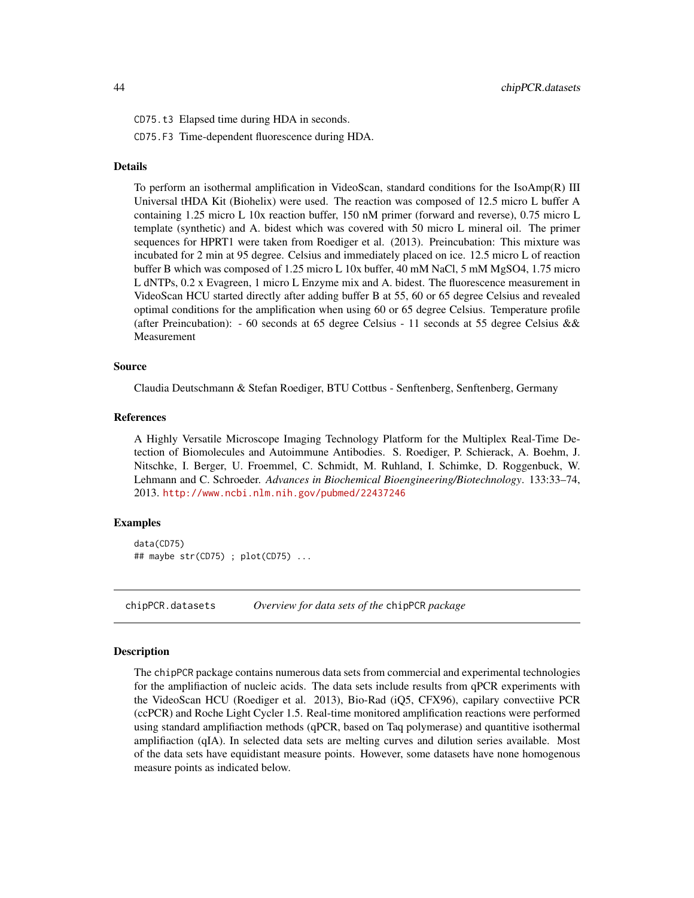CD75.t3 Elapsed time during HDA in seconds.

CD75.F3 Time-dependent fluorescence during HDA.

### Details

To perform an isothermal amplification in VideoScan, standard conditions for the IsoAmp(R) III Universal tHDA Kit (Biohelix) were used. The reaction was composed of 12.5 micro L buffer A containing 1.25 micro L 10x reaction buffer, 150 nM primer (forward and reverse), 0.75 micro L template (synthetic) and A. bidest which was covered with 50 micro L mineral oil. The primer sequences for HPRT1 were taken from Roediger et al. (2013). Preincubation: This mixture was incubated for 2 min at 95 degree. Celsius and immediately placed on ice. 12.5 micro L of reaction buffer B which was composed of 1.25 micro L 10x buffer, 40 mM NaCl, 5 mM MgSO4, 1.75 micro L dNTPs, 0.2 x Evagreen, 1 micro L Enzyme mix and A. bidest. The fluorescence measurement in VideoScan HCU started directly after adding buffer B at 55, 60 or 65 degree Celsius and revealed optimal conditions for the amplification when using 60 or 65 degree Celsius. Temperature profile (after Preincubation): - 60 seconds at 65 degree Celsius - 11 seconds at 55 degree Celsius && Measurement

### Source

Claudia Deutschmann & Stefan Roediger, BTU Cottbus - Senftenberg, Senftenberg, Germany

### References

A Highly Versatile Microscope Imaging Technology Platform for the Multiplex Real-Time Detection of Biomolecules and Autoimmune Antibodies. S. Roediger, P. Schierack, A. Boehm, J. Nitschke, I. Berger, U. Froemmel, C. Schmidt, M. Ruhland, I. Schimke, D. Roggenbuck, W. Lehmann and C. Schroeder. *Advances in Biochemical Bioengineering/Biotechnology*. 133:33–74, 2013. http://www.ncbi.nlm.nih.gov/pubmed/22437246

### Examples

```
data(CD75)
## maybe str(CD75) ; plot(CD75) ...
```

---

## chipPCR.datasets — *Overview for data sets of the chipPCR package*

### Description

The chipPCR package contains numerous data sets from commercial and experimental technologies for the amplifiaction of nucleic acids. The data sets include results from qPCR experiments with the VideoScan HCU (Roediger et al. 2013), Bio-Rad (iQ5, CFX96), capilary convectiive PCR (ccPCR) and Roche Light Cycler 1.5. Real-time monitored amplification reactions were performed using standard amplifiaction methods (qPCR, based on Taq polymerase) and quantitive isothermal amplifiaction (qIA). In selected data sets are melting curves and dilution series available. Most of the data sets have equidistant measure points. However, some datasets have none homogenous measure points as indicated below.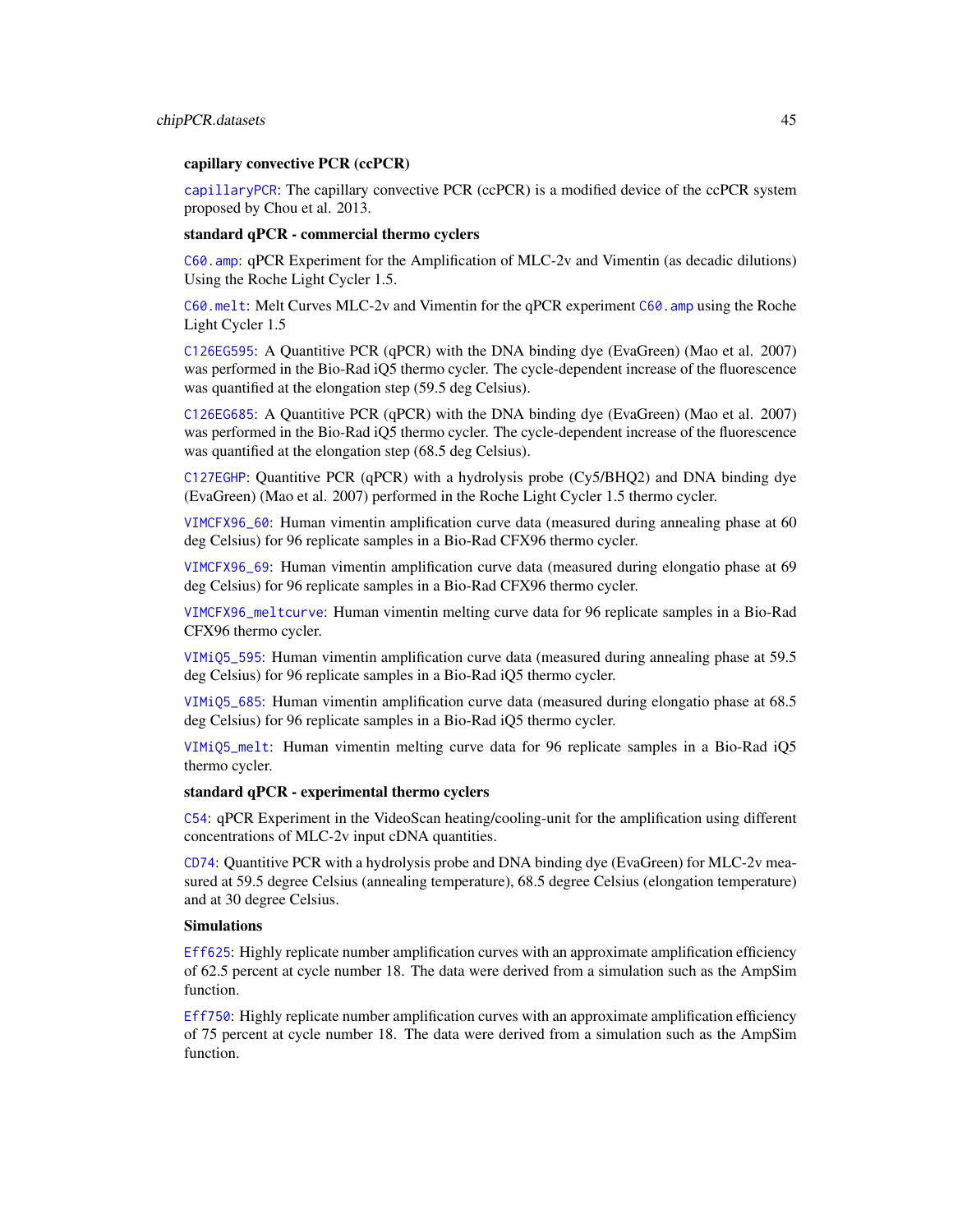**capillary convective PCR (ccPCR)**

`capillaryPCR`: The capillary convective PCR (ccPCR) is a modified device of the ccPCR system proposed by Chou et al. 2013.

**standard qPCR - commercial thermo cyclers**

`C60.amp`: qPCR Experiment for the Amplification of MLC-2v and Vimentin (as decadic dilutions) Using the Roche Light Cycler 1.5.

`C60.melt`: Melt Curves MLC-2v and Vimentin for the qPCR experiment `C60.amp` using the Roche Light Cycler 1.5

`C126EG595`: A Quantitive PCR (qPCR) with the DNA binding dye (EvaGreen) (Mao et al. 2007) was performed in the Bio-Rad iQ5 thermo cycler. The cycle-dependent increase of the fluorescence was quantified at the elongation step (59.5 deg Celsius).

`C126EG685`: A Quantitive PCR (qPCR) with the DNA binding dye (EvaGreen) (Mao et al. 2007) was performed in the Bio-Rad iQ5 thermo cycler. The cycle-dependent increase of the fluorescence was quantified at the elongation step (68.5 deg Celsius).

`C127EGHP`: Quantitive PCR (qPCR) with a hydrolysis probe (Cy5/BHQ2) and DNA binding dye (EvaGreen) (Mao et al. 2007) performed in the Roche Light Cycler 1.5 thermo cycler.

`VIMCFX96_60`: Human vimentin amplification curve data (measured during annealing phase at 60 deg Celsius) for 96 replicate samples in a Bio-Rad CFX96 thermo cycler.

`VIMCFX96_69`: Human vimentin amplification curve data (measured during elongatio phase at 69 deg Celsius) for 96 replicate samples in a Bio-Rad CFX96 thermo cycler.

`VIMCFX96_meltcurve`: Human vimentin melting curve data for 96 replicate samples in a Bio-Rad CFX96 thermo cycler.

`VIMiQ5_595`: Human vimentin amplification curve data (measured during annealing phase at 59.5 deg Celsius) for 96 replicate samples in a Bio-Rad iQ5 thermo cycler.

`VIMiQ5_685`: Human vimentin amplification curve data (measured during elongatio phase at 68.5 deg Celsius) for 96 replicate samples in a Bio-Rad iQ5 thermo cycler.

`VIMiQ5_melt`: Human vimentin melting curve data for 96 replicate samples in a Bio-Rad iQ5 thermo cycler.

**standard qPCR - experimental thermo cyclers**

`C54`: qPCR Experiment in the VideoScan heating/cooling-unit for the amplification using different concentrations of MLC-2v input cDNA quantities.

`CD74`: Quantitive PCR with a hydrolysis probe and DNA binding dye (EvaGreen) for MLC-2v measured at 59.5 degree Celsius (annealing temperature), 68.5 degree Celsius (elongation temperature) and at 30 degree Celsius.

**Simulations**

`Eff625`: Highly replicate number amplification curves with an approximate amplification efficiency of 62.5 percent at cycle number 18. The data were derived from a simulation such as the AmpSim function.

`Eff750`: Highly replicate number amplification curves with an approximate amplification efficiency of 75 percent at cycle number 18. The data were derived from a simulation such as the AmpSim function.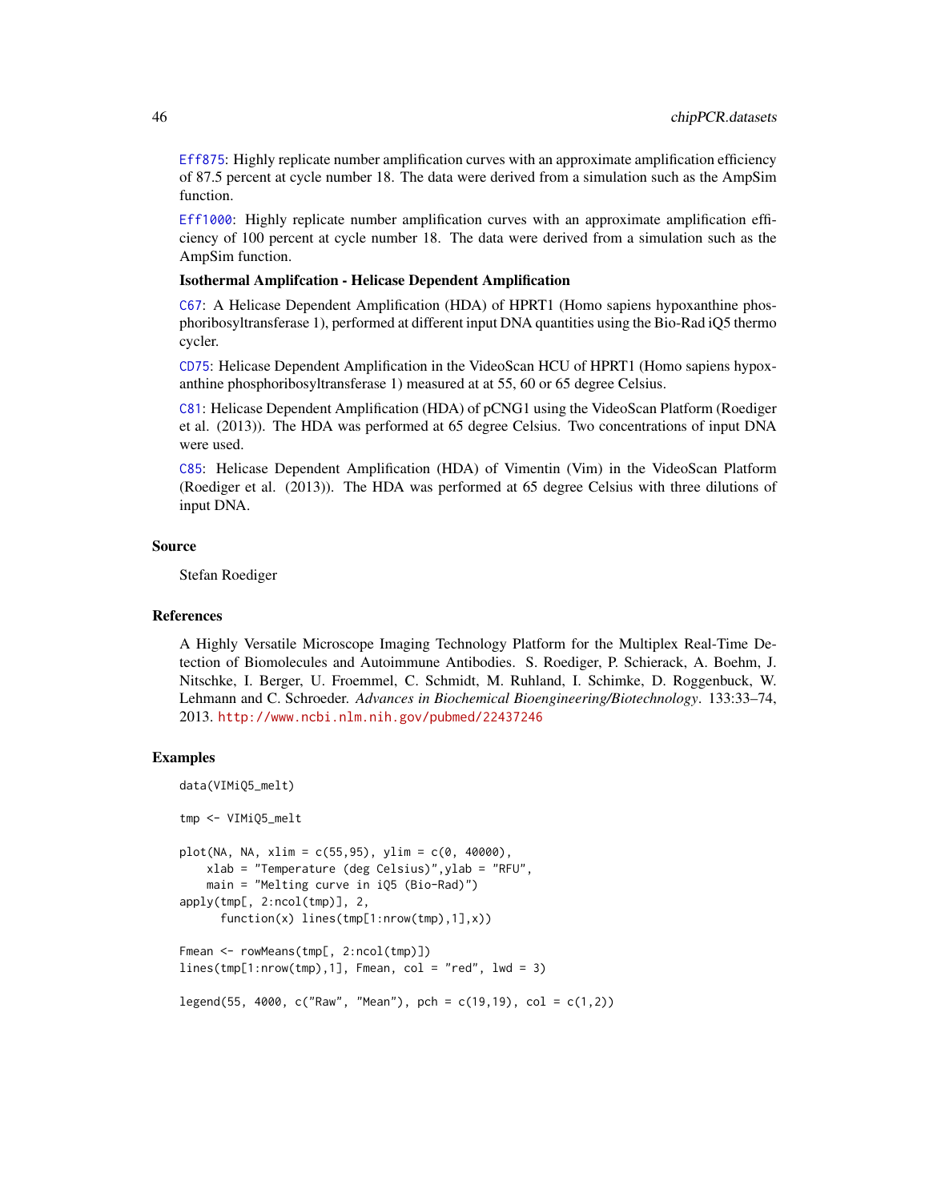Eff875: Highly replicate number amplification curves with an approximate amplification efficiency of 87.5 percent at cycle number 18. The data were derived from a simulation such as the AmpSim function.

Eff1000: Highly replicate number amplification curves with an approximate amplification efficiency of 100 percent at cycle number 18. The data were derived from a simulation such as the AmpSim function.

**Isothermal Amplifcation - Helicase Dependent Amplification**

C67: A Helicase Dependent Amplification (HDA) of HPRT1 (Homo sapiens hypoxanthine phosphoribosyltransferase 1), performed at different input DNA quantities using the Bio-Rad iQ5 thermo cycler.

CD75: Helicase Dependent Amplification in the VideoScan HCU of HPRT1 (Homo sapiens hypoxanthine phosphoribosyltransferase 1) measured at at 55, 60 or 65 degree Celsius.

C81: Helicase Dependent Amplification (HDA) of pCNG1 using the VideoScan Platform (Roediger et al. (2013)). The HDA was performed at 65 degree Celsius. Two concentrations of input DNA were used.

C85: Helicase Dependent Amplification (HDA) of Vimentin (Vim) in the VideoScan Platform (Roediger et al. (2013)). The HDA was performed at 65 degree Celsius with three dilutions of input DNA.

## Source

Stefan Roediger

## References

A Highly Versatile Microscope Imaging Technology Platform for the Multiplex Real-Time Detection of Biomolecules and Autoimmune Antibodies. S. Roediger, P. Schierack, A. Boehm, J. Nitschke, I. Berger, U. Froemmel, C. Schmidt, M. Ruhland, I. Schimke, D. Roggenbuck, W. Lehmann and C. Schroeder. *Advances in Biochemical Bioengineering/Biotechnology*. 133:33–74, 2013. http://www.ncbi.nlm.nih.gov/pubmed/22437246

## Examples

```
data(VIMiQ5_melt)

tmp <- VIMiQ5_melt

plot(NA, NA, xlim = c(55,95), ylim = c(0, 40000),
    xlab = "Temperature (deg Celsius)",ylab = "RFU",
    main = "Melting curve in iQ5 (Bio-Rad)")
apply(tmp[, 2:ncol(tmp)], 2,
      function(x) lines(tmp[1:nrow(tmp),1],x))

Fmean <- rowMeans(tmp[, 2:ncol(tmp)])
lines(tmp[1:nrow(tmp),1], Fmean, col = "red", lwd = 3)

legend(55, 4000, c("Raw", "Mean"), pch = c(19,19), col = c(1,2))
```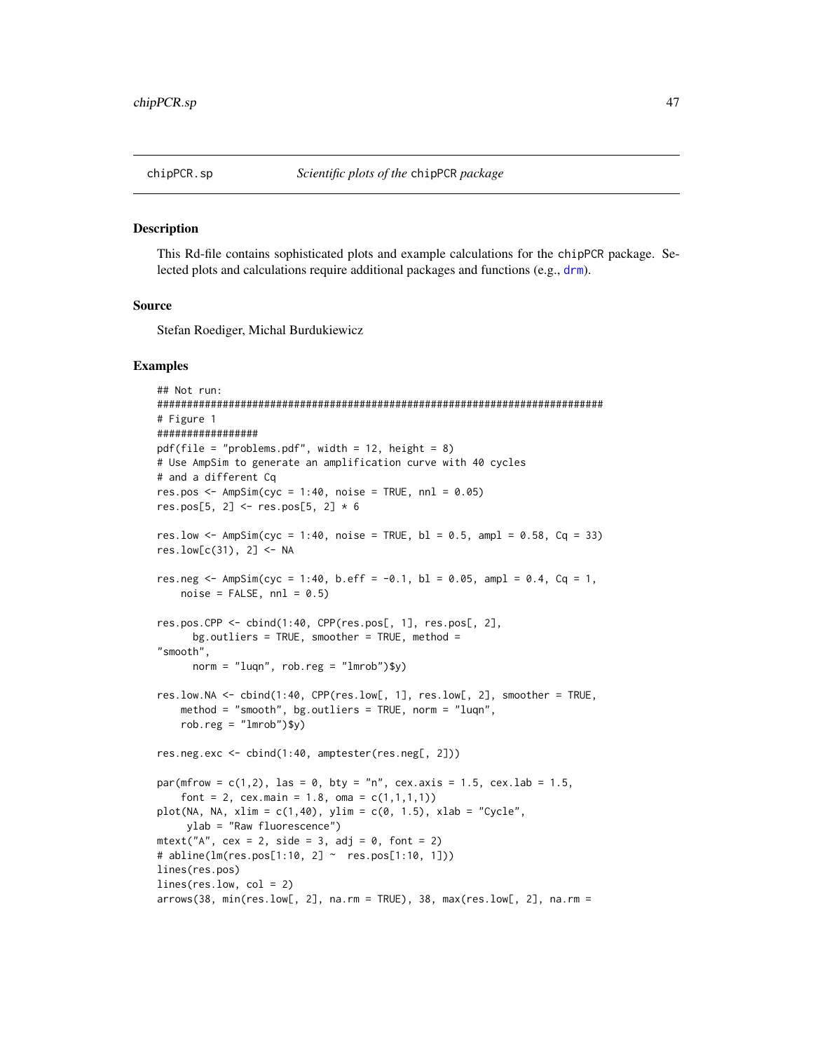chipPCR.sp — *Scientific plots of the* chipPCR *package*

## Description

This Rd-file contains sophisticated plots and example calculations for the chipPCR package. Selected plots and calculations require additional packages and functions (e.g., drm).

## Source

Stefan Roediger, Michal Burdukiewicz

## Examples

```
## Not run:
###########################################################################
# Figure 1
#################
pdf(file = "problems.pdf", width = 12, height = 8)
# Use AmpSim to generate an amplification curve with 40 cycles
# and a different Cq
res.pos <- AmpSim(cyc = 1:40, noise = TRUE, nnl = 0.05)
res.pos[5, 2] <- res.pos[5, 2] * 6

res.low <- AmpSim(cyc = 1:40, noise = TRUE, bl = 0.5, ampl = 0.58, Cq = 33)
res.low[c(31), 2] <- NA

res.neg <- AmpSim(cyc = 1:40, b.eff = -0.1, bl = 0.05, ampl = 0.4, Cq = 1,
    noise = FALSE, nnl = 0.5)

res.pos.CPP <- cbind(1:40, CPP(res.pos[, 1], res.pos[, 2],
      bg.outliers = TRUE, smoother = TRUE, method =
"smooth",
      norm = "luqn", rob.reg = "lmrob")$y)

res.low.NA <- cbind(1:40, CPP(res.low[, 1], res.low[, 2], smoother = TRUE,
    method = "smooth", bg.outliers = TRUE, norm = "luqn",
    rob.reg = "lmrob")$y)

res.neg.exc <- cbind(1:40, amptester(res.neg[, 2]))

par(mfrow = c(1,2), las = 0, bty = "n", cex.axis = 1.5, cex.lab = 1.5,
    font = 2, cex.main = 1.8, oma = c(1,1,1,1))
plot(NA, NA, xlim = c(1,40), ylim = c(0, 1.5), xlab = "Cycle",
     ylab = "Raw fluorescence")
mtext("A", cex = 2, side = 3, adj = 0, font = 2)
# abline(lm(res.pos[1:10, 2] ~  res.pos[1:10, 1]))
lines(res.pos)
lines(res.low, col = 2)
arrows(38, min(res.low[, 2], na.rm = TRUE), 38, max(res.low[, 2], na.rm =
```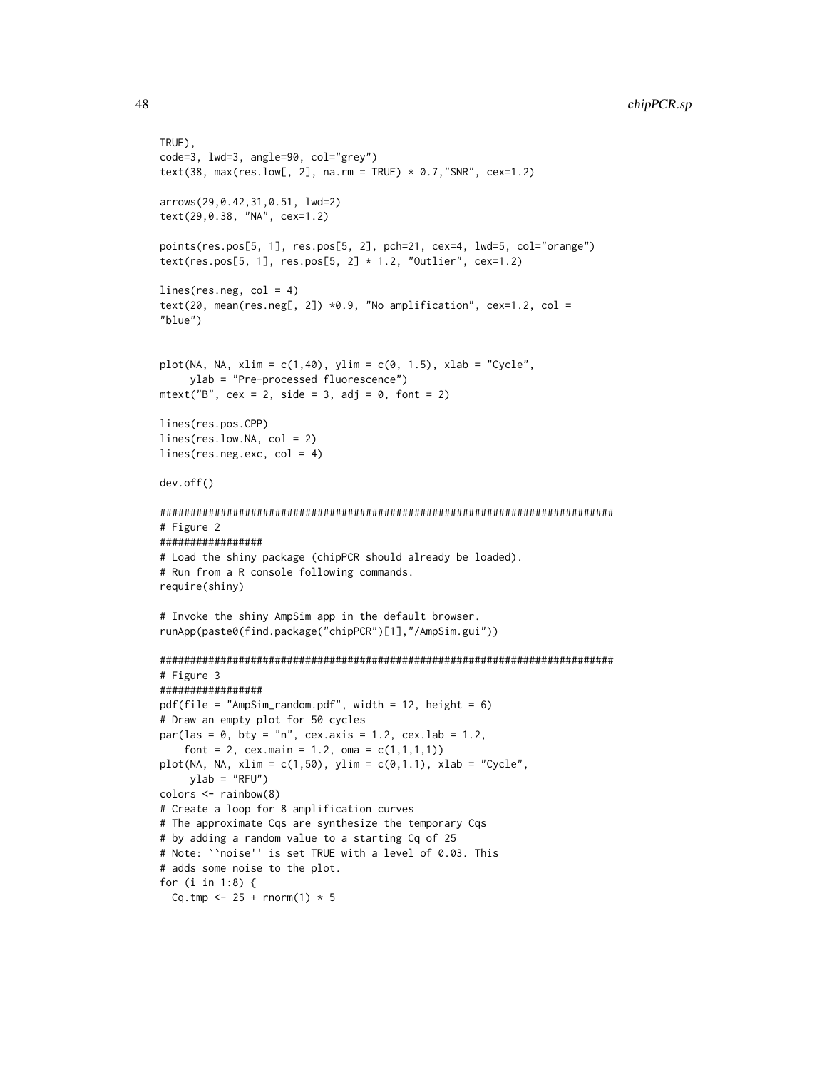```
TRUE),
code=3, lwd=3, angle=90, col="grey")
text(38, max(res.low[, 2], na.rm = TRUE) * 0.7,"SNR", cex=1.2)

arrows(29,0.42,31,0.51, lwd=2)
text(29,0.38, "NA", cex=1.2)

points(res.pos[5, 1], res.pos[5, 2], pch=21, cex=4, lwd=5, col="orange")
text(res.pos[5, 1], res.pos[5, 2] * 1.2, "Outlier", cex=1.2)

lines(res.neg, col = 4)
text(20, mean(res.neg[, 2]) *0.9, "No amplification", cex=1.2, col =
"blue")


plot(NA, NA, xlim = c(1,40), ylim = c(0, 1.5), xlab = "Cycle",
     ylab = "Pre-processed fluorescence")
mtext("B", cex = 2, side = 3, adj = 0, font = 2)

lines(res.pos.CPP)
lines(res.low.NA, col = 2)
lines(res.neg.exc, col = 4)

dev.off()

###########################################################################
# Figure 2
#################
# Load the shiny package (chipPCR should already be loaded).
# Run from a R console following commands.
require(shiny)

# Invoke the shiny AmpSim app in the default browser.
runApp(paste0(find.package("chipPCR")[1],"/AmpSim.gui"))

###########################################################################
# Figure 3
#################
pdf(file = "AmpSim_random.pdf", width = 12, height = 6)
# Draw an empty plot for 50 cycles
par(las = 0, bty = "n", cex.axis = 1.2, cex.lab = 1.2,
    font = 2, cex.main = 1.2, oma = c(1,1,1,1))
plot(NA, NA, xlim = c(1,50), ylim = c(0,1.1), xlab = "Cycle",
     ylab = "RFU")
colors <- rainbow(8)
# Create a loop for 8 amplification curves
# The approximate Cqs are synthesize the temporary Cqs
# by adding a random value to a starting Cq of 25
# Note: ``noise'' is set TRUE with a level of 0.03. This
# adds some noise to the plot.
for (i in 1:8) {
  Cq.tmp <- 25 + rnorm(1) * 5
```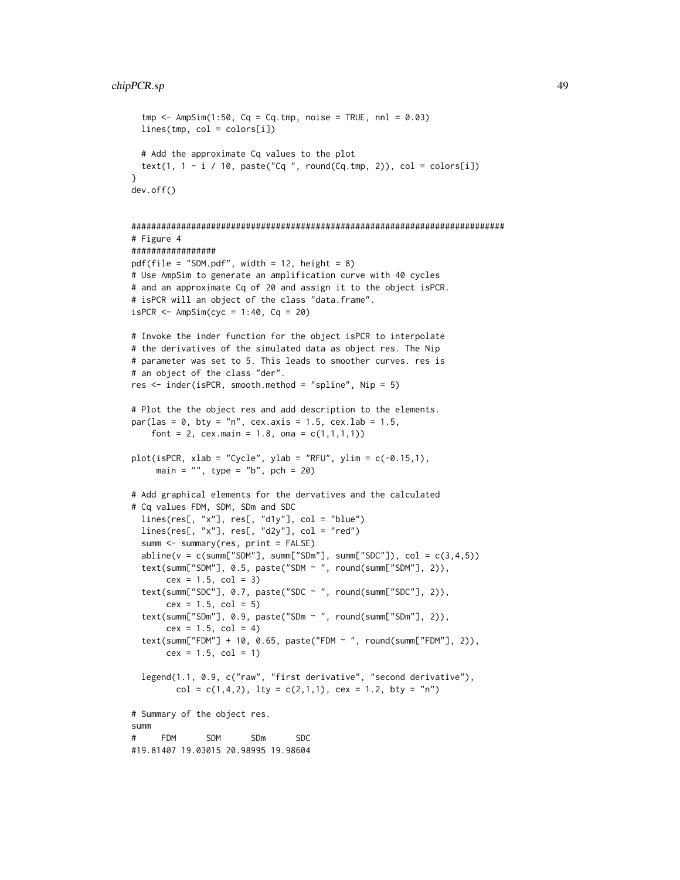```
  tmp <- AmpSim(1:50, Cq = Cq.tmp, noise = TRUE, nnl = 0.03)
  lines(tmp, col = colors[i])

  # Add the approximate Cq values to the plot
  text(1, 1 - i / 10, paste("Cq ", round(Cq.tmp, 2)), col = colors[i])
}
dev.off()


###########################################################################
# Figure 4
#################
pdf(file = "SDM.pdf", width = 12, height = 8)
# Use AmpSim to generate an amplification curve with 40 cycles
# and an approximate Cq of 20 and assign it to the object isPCR.
# isPCR will an object of the class "data.frame".
isPCR <- AmpSim(cyc = 1:40, Cq = 20)

# Invoke the inder function for the object isPCR to interpolate
# the derivatives of the simulated data as object res. The Nip
# parameter was set to 5. This leads to smoother curves. res is
# an object of the class "der".
res <- inder(isPCR, smooth.method = "spline", Nip = 5)

# Plot the the object res and add description to the elements.
par(las = 0, bty = "n", cex.axis = 1.5, cex.lab = 1.5,
    font = 2, cex.main = 1.8, oma = c(1,1,1,1))

plot(isPCR, xlab = "Cycle", ylab = "RFU", ylim = c(-0.15,1),
     main = "", type = "b", pch = 20)

# Add graphical elements for the dervatives and the calculated
# Cq values FDM, SDM, SDm and SDC
  lines(res[, "x"], res[, "d1y"], col = "blue")
  lines(res[, "x"], res[, "d2y"], col = "red")
  summ <- summary(res, print = FALSE)
  abline(v = c(summ["SDM"], summ["SDm"], summ["SDC"]), col = c(3,4,5))
  text(summ["SDM"], 0.5, paste("SDM ~ ", round(summ["SDM"], 2)),
       cex = 1.5, col = 3)
  text(summ["SDC"], 0.7, paste("SDC ~ ", round(summ["SDC"], 2)),
       cex = 1.5, col = 5)
  text(summ["SDm"], 0.9, paste("SDm ~ ", round(summ["SDm"], 2)),
       cex = 1.5, col = 4)
  text(summ["FDM"] + 10, 0.65, paste("FDM ~ ", round(summ["FDM"], 2)),
       cex = 1.5, col = 1)

  legend(1.1, 0.9, c("raw", "first derivative", "second derivative"),
         col = c(1,4,2), lty = c(2,1,1), cex = 1.2, bty = "n")

# Summary of the object res.
summ
#      FDM      SDM      SDm      SDC
#19.81407 19.03015 20.98995 19.98604
```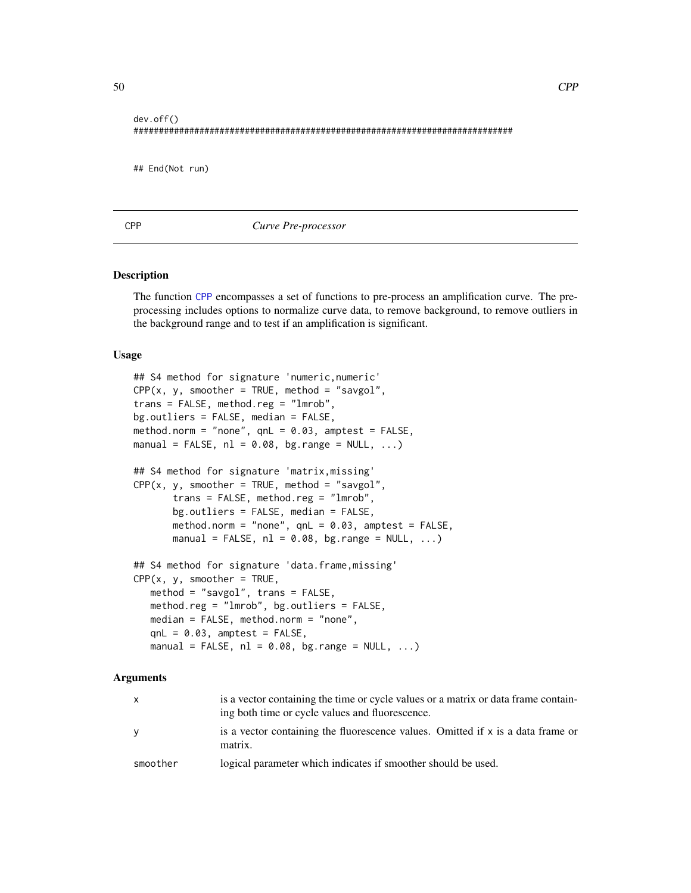```
dev.off()
###########################################################################

## End(Not run)
```

---

CPP *Curve Pre-processor*

---

### Description

The function CPP encompasses a set of functions to pre-process an amplification curve. The pre-processing includes options to normalize curve data, to remove background, to remove outliers in the background range and to test if an amplification is significant.

### Usage

```
## S4 method for signature 'numeric,numeric'
CPP(x, y, smoother = TRUE, method = "savgol",
trans = FALSE, method.reg = "lmrob",
bg.outliers = FALSE, median = FALSE,
method.norm = "none", qnL = 0.03, amptest = FALSE,
manual = FALSE, nl = 0.08, bg.range = NULL, ...)

## S4 method for signature 'matrix,missing'
CPP(x, y, smoother = TRUE, method = "savgol",
       trans = FALSE, method.reg = "lmrob",
       bg.outliers = FALSE, median = FALSE,
       method.norm = "none", qnL = 0.03, amptest = FALSE,
       manual = FALSE, nl = 0.08, bg.range = NULL, ...)

## S4 method for signature 'data.frame,missing'
CPP(x, y, smoother = TRUE,
   method = "savgol", trans = FALSE,
   method.reg = "lmrob", bg.outliers = FALSE,
   median = FALSE, method.norm = "none",
   qnL = 0.03, amptest = FALSE,
   manual = FALSE, nl = 0.08, bg.range = NULL, ...)
```

### Arguments

| | |
|---|---|
| x | is a vector containing the time or cycle values or a matrix or data frame containing both time or cycle values and fluorescence. |
| y | is a vector containing the fluorescence values. Omitted if x is a data frame or matrix. |
| smoother | logical parameter which indicates if smoother should be used. |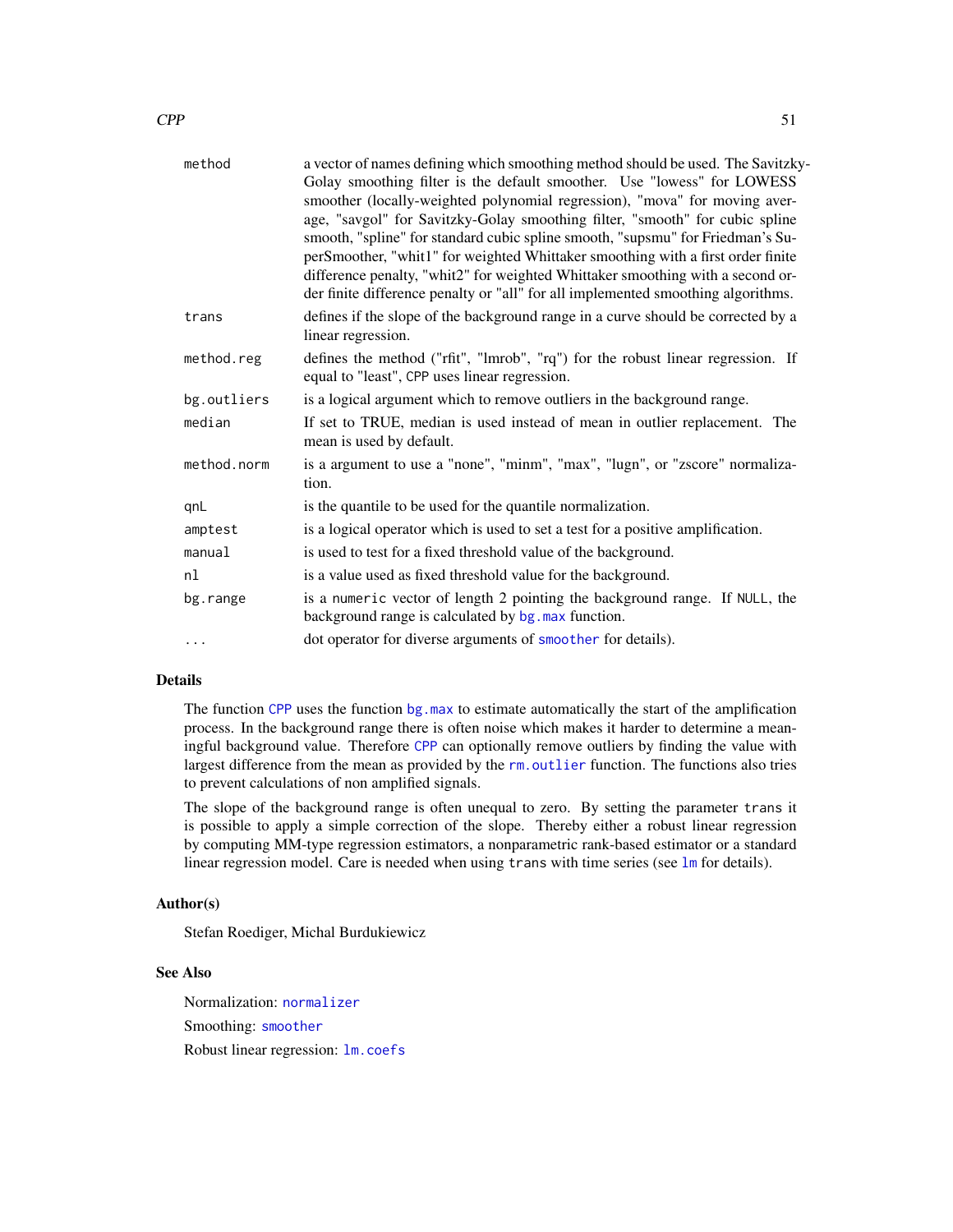| | |
|---|---|
| `method` | a vector of names defining which smoothing method should be used. The Savitzky-Golay smoothing filter is the default smoother. Use "lowess" for LOWESS smoother (locally-weighted polynomial regression), "mova" for moving average, "savgol" for Savitzky-Golay smoothing filter, "smooth" for cubic spline smooth, "spline" for standard cubic spline smooth, "supsmu" for Friedman's SuperSmoother, "whit1" for weighted Whittaker smoothing with a first order finite difference penalty, "whit2" for weighted Whittaker smoothing with a second order finite difference penalty or "all" for all implemented smoothing algorithms. |
| `trans` | defines if the slope of the background range in a curve should be corrected by a linear regression. |
| `method.reg` | defines the method ("rfit", "lmrob", "rq") for the robust linear regression. If equal to "least", `CPP` uses linear regression. |
| `bg.outliers` | is a logical argument which to remove outliers in the background range. |
| `median` | If set to TRUE, median is used instead of mean in outlier replacement. The mean is used by default. |
| `method.norm` | is a argument to use a "none", "minm", "max", "lugn", or "zscore" normalization. |
| `qnL` | is the quantile to be used for the quantile normalization. |
| `amptest` | is a logical operator which is used to set a test for a positive amplification. |
| `manual` | is used to test for a fixed threshold value of the background. |
| `nl` | is a value used as fixed threshold value for the background. |
| `bg.range` | is a `numeric` vector of length 2 pointing the background range. If `NULL`, the background range is calculated by `bg.max` function. |
| `...` | dot operator for diverse arguments of `smoother` for details). |

## Details

The function `CPP` uses the function `bg.max` to estimate automatically the start of the amplification process. In the background range there is often noise which makes it harder to determine a meaningful background value. Therefore `CPP` can optionally remove outliers by finding the value with largest difference from the mean as provided by the `rm.outlier` function. The functions also tries to prevent calculations of non amplified signals.

The slope of the background range is often unequal to zero. By setting the parameter `trans` it is possible to apply a simple correction of the slope. Thereby either a robust linear regression by computing MM-type regression estimators, a nonparametric rank-based estimator or a standard linear regression model. Care is needed when using `trans` with time series (see `lm` for details).

## Author(s)

Stefan Roediger, Michal Burdukiewicz

## See Also

Normalization: `normalizer`

Smoothing: `smoother`

Robust linear regression: `lm.coefs`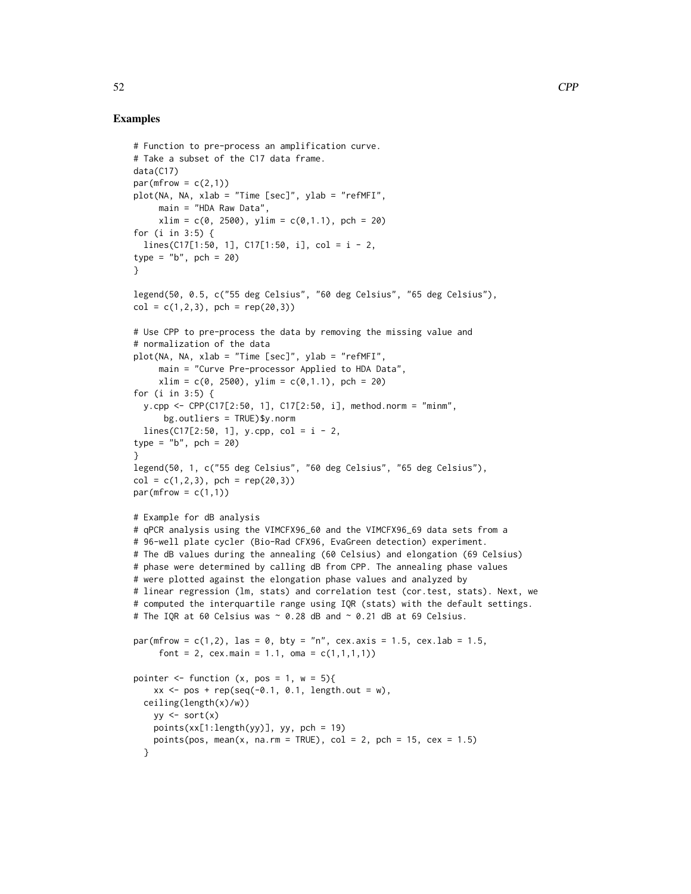## Examples

```
# Function to pre-process an amplification curve.
# Take a subset of the C17 data frame.
data(C17)
par(mfrow = c(2,1))
plot(NA, NA, xlab = "Time [sec]", ylab = "refMFI",
     main = "HDA Raw Data",
     xlim = c(0, 2500), ylim = c(0,1.1), pch = 20)
for (i in 3:5) {
  lines(C17[1:50, 1], C17[1:50, i], col = i - 2,
type = "b", pch = 20)
}

legend(50, 0.5, c("55 deg Celsius", "60 deg Celsius", "65 deg Celsius"),
col = c(1,2,3), pch = rep(20,3))

# Use CPP to pre-process the data by removing the missing value and
# normalization of the data
plot(NA, NA, xlab = "Time [sec]", ylab = "refMFI",
     main = "Curve Pre-processor Applied to HDA Data",
     xlim = c(0, 2500), ylim = c(0,1.1), pch = 20)
for (i in 3:5) {
  y.cpp <- CPP(C17[2:50, 1], C17[2:50, i], method.norm = "minm",
      bg.outliers = TRUE)$y.norm
  lines(C17[2:50, 1], y.cpp, col = i - 2,
type = "b", pch = 20)
}
legend(50, 1, c("55 deg Celsius", "60 deg Celsius", "65 deg Celsius"),
col = c(1,2,3), pch = rep(20,3))
par(mfrow = c(1,1))

# Example for dB analysis
# qPCR analysis using the VIMCFX96_60 and the VIMCFX96_69 data sets from a
# 96-well plate cycler (Bio-Rad CFX96, EvaGreen detection) experiment.
# The dB values during the annealing (60 Celsius) and elongation (69 Celsius)
# phase were determined by calling dB from CPP. The annealing phase values
# were plotted against the elongation phase values and analyzed by
# linear regression (lm, stats) and correlation test (cor.test, stats). Next, we
# computed the interquartile range using IQR (stats) with the default settings.
# The IQR at 60 Celsius was ~ 0.28 dB and ~ 0.21 dB at 69 Celsius.

par(mfrow = c(1,2), las = 0, bty = "n", cex.axis = 1.5, cex.lab = 1.5,
     font = 2, cex.main = 1.1, oma = c(1,1,1,1))

pointer <- function (x, pos = 1, w = 5){
    xx <- pos + rep(seq(-0.1, 0.1, length.out = w),
  ceiling(length(x)/w))
    yy <- sort(x)
    points(xx[1:length(yy)], yy, pch = 19)
    points(pos, mean(x, na.rm = TRUE), col = 2, pch = 15, cex = 1.5)
  }
```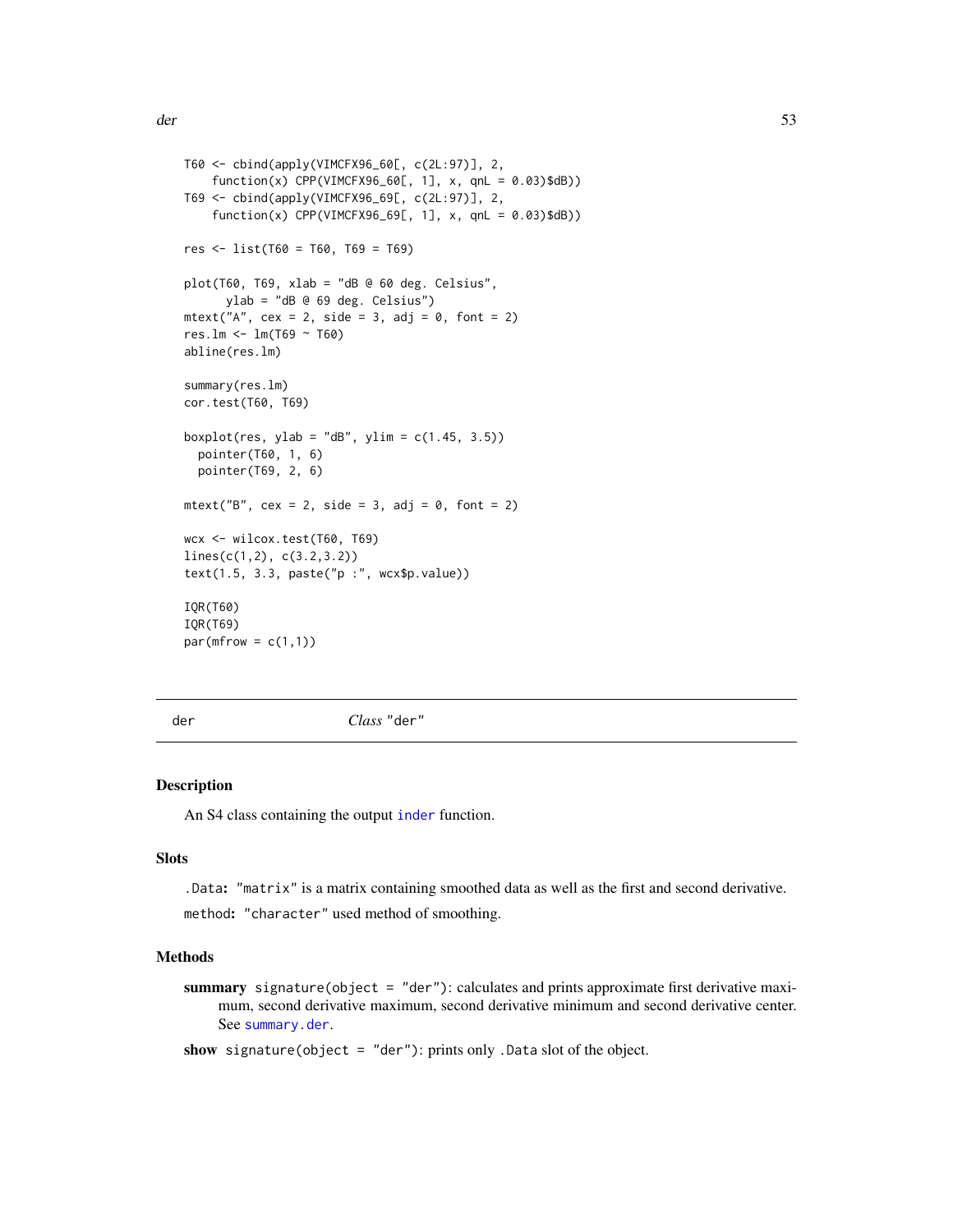```
T60 <- cbind(apply(VIMCFX96_60[, c(2L:97)], 2,
    function(x) CPP(VIMCFX96_60[, 1], x, qnL = 0.03)$dB))
T69 <- cbind(apply(VIMCFX96_69[, c(2L:97)], 2,
    function(x) CPP(VIMCFX96_69[, 1], x, qnL = 0.03)$dB))

res <- list(T60 = T60, T69 = T69)

plot(T60, T69, xlab = "dB @ 60 deg. Celsius",
      ylab = "dB @ 69 deg. Celsius")
mtext("A", cex = 2, side = 3, adj = 0, font = 2)
res.lm <- lm(T69 ~ T60)
abline(res.lm)

summary(res.lm)
cor.test(T60, T69)

boxplot(res, ylab = "dB", ylim = c(1.45, 3.5))
  pointer(T60, 1, 6)
  pointer(T69, 2, 6)

mtext("B", cex = 2, side = 3, adj = 0, font = 2)

wcx <- wilcox.test(T60, T69)
lines(c(1,2), c(3.2,3.2))
text(1.5, 3.3, paste("p :", wcx$p.value))

IQR(T60)
IQR(T69)
par(mfrow = c(1,1))
```

---

## der — *Class* "der"

### Description

An S4 class containing the output inder function.

### Slots

`.Data`**:** `"matrix"` is a matrix containing smoothed data as well as the first and second derivative.

`method`**:** `"character"` used method of smoothing.

### Methods

**summary** `signature(object = "der")`: calculates and prints approximate first derivative maximum, second derivative maximum, second derivative minimum and second derivative center. See `summary.der`.

**show** `signature(object = "der")`: prints only `.Data` slot of the object.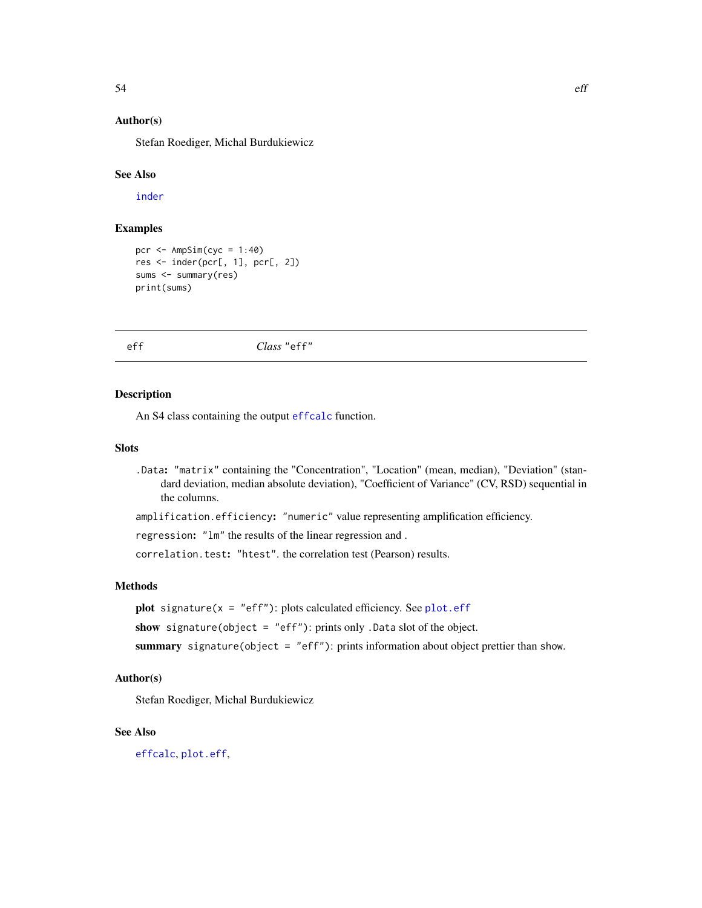## Author(s)

Stefan Roediger, Michal Burdukiewicz

## See Also

inder

## Examples

```
pcr <- AmpSim(cyc = 1:40)
res <- inder(pcr[, 1], pcr[, 2])
sums <- summary(res)
print(sums)
```

---

# eff — *Class* "eff"

## Description

An S4 class containing the output effcalc function.

## Slots

`.Data`: "matrix" containing the "Concentration", "Location" (mean, median), "Deviation" (standard deviation, median absolute deviation), "Coefficient of Variance" (CV, RSD) sequential in the columns.

`amplification.efficiency`: "numeric" value representing amplification efficiency.

`regression`: "lm" the results of the linear regression and .

`correlation.test`: "htest". the correlation test (Pearson) results.

## Methods

**plot** `signature(x = "eff")`: plots calculated efficiency. See plot.eff

**show** `signature(object = "eff")`: prints only `.Data` slot of the object.

**summary** `signature(object = "eff")`: prints information about object prettier than show.

## Author(s)

Stefan Roediger, Michal Burdukiewicz

## See Also

effcalc, plot.eff,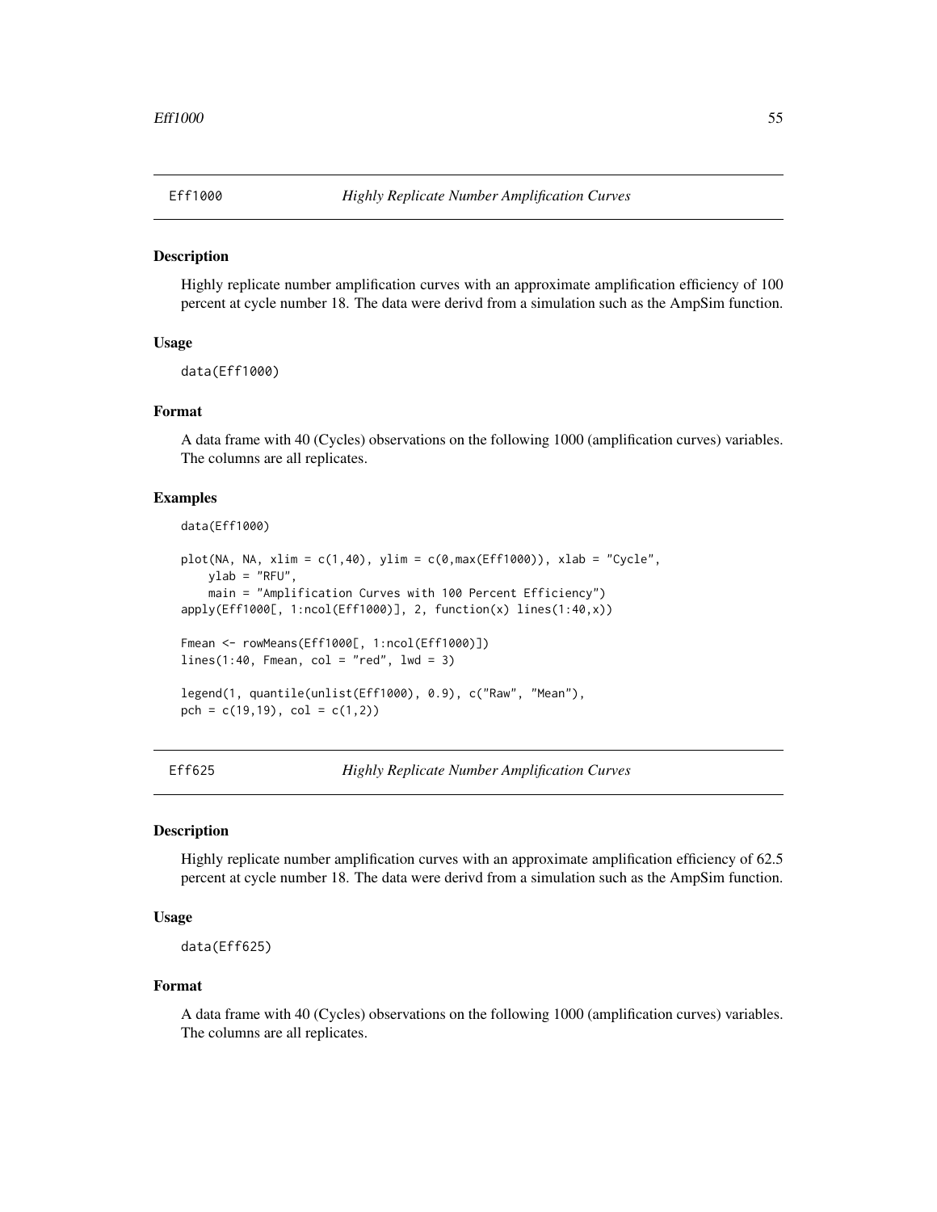## Eff1000 — *Highly Replicate Number Amplification Curves*

### Description

Highly replicate number amplification curves with an approximate amplification efficiency of 100 percent at cycle number 18. The data were derivd from a simulation such as the AmpSim function.

### Usage

```
data(Eff1000)
```

### Format

A data frame with 40 (Cycles) observations on the following 1000 (amplification curves) variables. The columns are all replicates.

### Examples

```
data(Eff1000)

plot(NA, NA, xlim = c(1,40), ylim = c(0,max(Eff1000)), xlab = "Cycle",
    ylab = "RFU",
    main = "Amplification Curves with 100 Percent Efficiency")
apply(Eff1000[, 1:ncol(Eff1000)], 2, function(x) lines(1:40,x))

Fmean <- rowMeans(Eff1000[, 1:ncol(Eff1000)])
lines(1:40, Fmean, col = "red", lwd = 3)

legend(1, quantile(unlist(Eff1000), 0.9), c("Raw", "Mean"),
pch = c(19,19), col = c(1,2))
```

## Eff625 — *Highly Replicate Number Amplification Curves*

### Description

Highly replicate number amplification curves with an approximate amplification efficiency of 62.5 percent at cycle number 18. The data were derivd from a simulation such as the AmpSim function.

### Usage

```
data(Eff625)
```

### Format

A data frame with 40 (Cycles) observations on the following 1000 (amplification curves) variables. The columns are all replicates.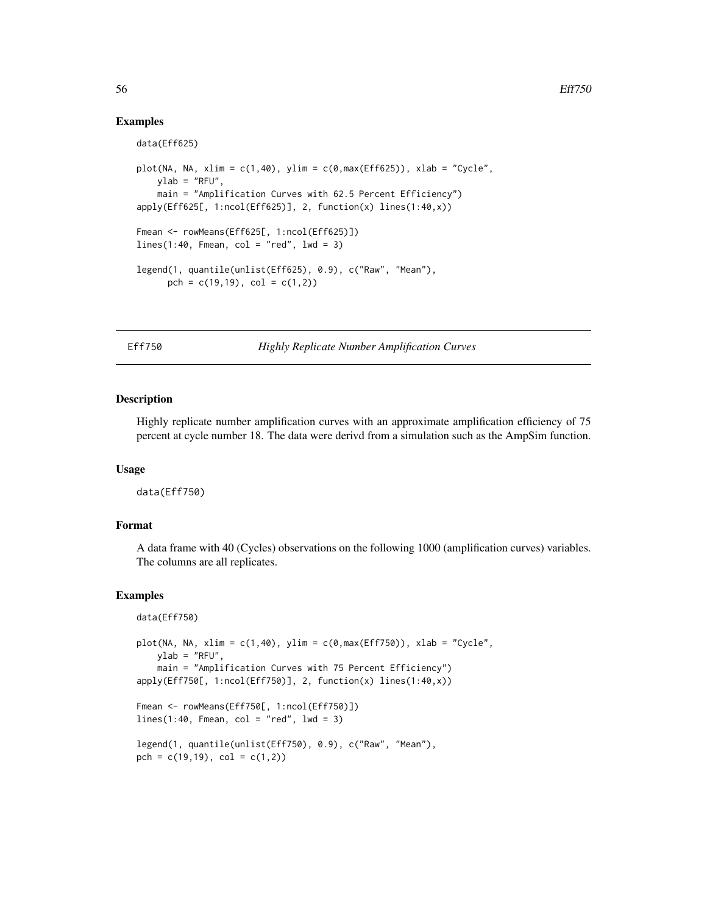### Examples

```
data(Eff625)

plot(NA, NA, xlim = c(1,40), ylim = c(0,max(Eff625)), xlab = "Cycle",
    ylab = "RFU",
    main = "Amplification Curves with 62.5 Percent Efficiency")
apply(Eff625[, 1:ncol(Eff625)], 2, function(x) lines(1:40,x))

Fmean <- rowMeans(Eff625[, 1:ncol(Eff625)])
lines(1:40, Fmean, col = "red", lwd = 3)

legend(1, quantile(unlist(Eff625), 0.9), c("Raw", "Mean"),
      pch = c(19,19), col = c(1,2))
```

---

## Eff750 — *Highly Replicate Number Amplification Curves*

### Description

Highly replicate number amplification curves with an approximate amplification efficiency of 75 percent at cycle number 18. The data were derivd from a simulation such as the AmpSim function.

### Usage

```
data(Eff750)
```

### Format

A data frame with 40 (Cycles) observations on the following 1000 (amplification curves) variables. The columns are all replicates.

### Examples

```
data(Eff750)

plot(NA, NA, xlim = c(1,40), ylim = c(0,max(Eff750)), xlab = "Cycle",
    ylab = "RFU",
    main = "Amplification Curves with 75 Percent Efficiency")
apply(Eff750[, 1:ncol(Eff750)], 2, function(x) lines(1:40,x))

Fmean <- rowMeans(Eff750[, 1:ncol(Eff750)])
lines(1:40, Fmean, col = "red", lwd = 3)

legend(1, quantile(unlist(Eff750), 0.9), c("Raw", "Mean"),
pch = c(19,19), col = c(1,2))
```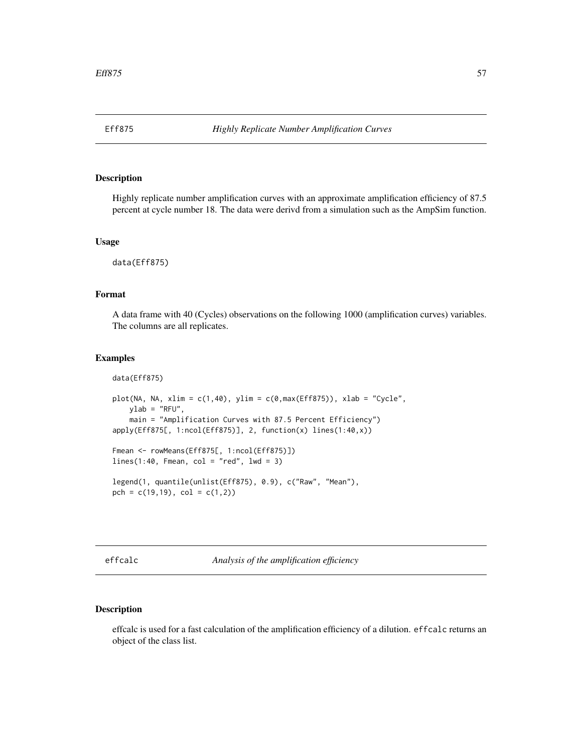## Eff875 — *Highly Replicate Number Amplification Curves*

### Description

Highly replicate number amplification curves with an approximate amplification efficiency of 87.5 percent at cycle number 18. The data were derivd from a simulation such as the AmpSim function.

### Usage

```
data(Eff875)
```

### Format

A data frame with 40 (Cycles) observations on the following 1000 (amplification curves) variables. The columns are all replicates.

### Examples

```
data(Eff875)

plot(NA, NA, xlim = c(1,40), ylim = c(0,max(Eff875)), xlab = "Cycle",
    ylab = "RFU",
    main = "Amplification Curves with 87.5 Percent Efficiency")
apply(Eff875[, 1:ncol(Eff875)], 2, function(x) lines(1:40,x))

Fmean <- rowMeans(Eff875[, 1:ncol(Eff875)])
lines(1:40, Fmean, col = "red", lwd = 3)

legend(1, quantile(unlist(Eff875), 0.9), c("Raw", "Mean"),
pch = c(19,19), col = c(1,2))
```

## effcalc — *Analysis of the amplification efficiency*

### Description

effcalc is used for a fast calculation of the amplification efficiency of a dilution. `effcalc` returns an object of the class list.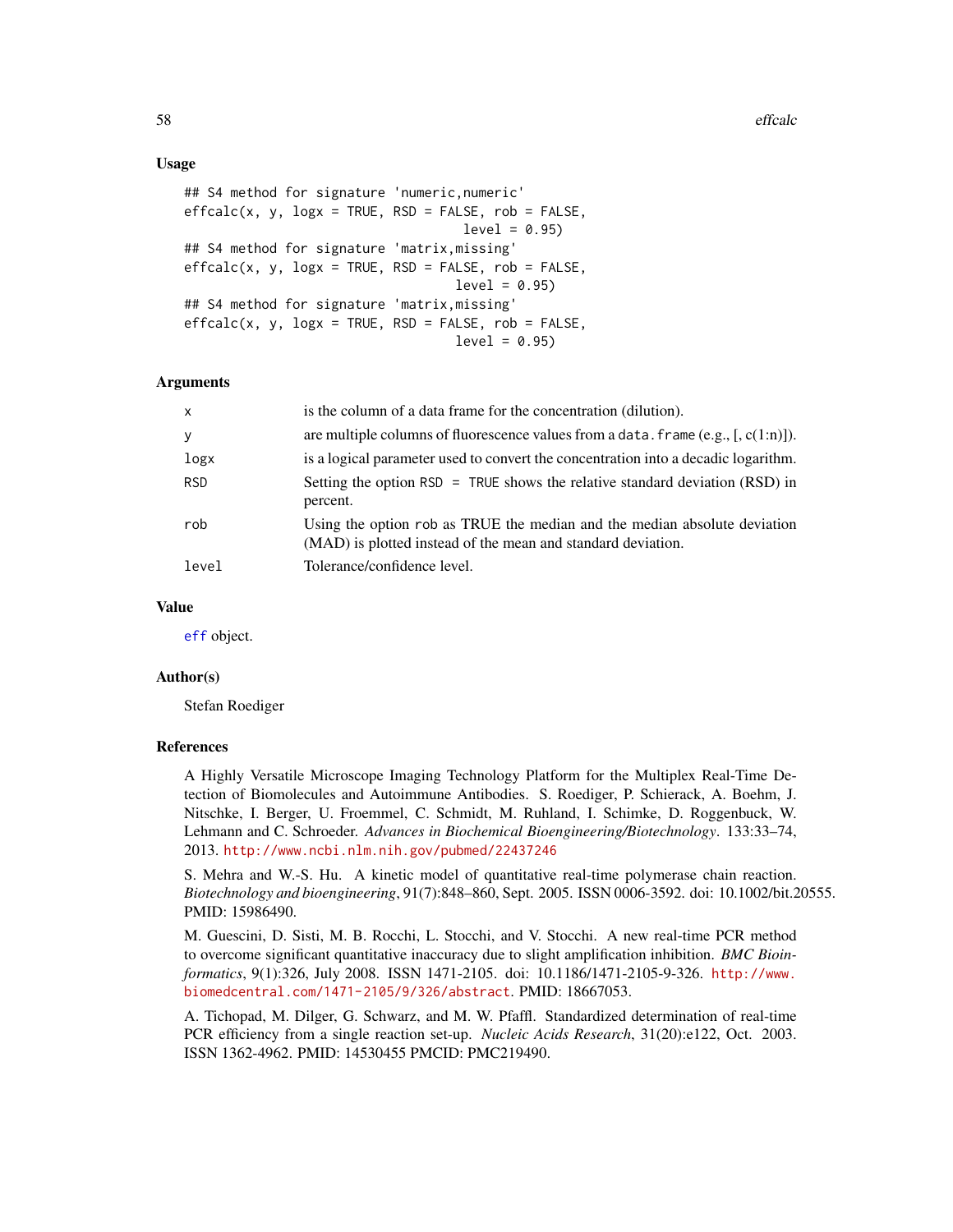## Usage

```
## S4 method for signature 'numeric,numeric'
effcalc(x, y, logx = TRUE, RSD = FALSE, rob = FALSE,
                                   level = 0.95)
## S4 method for signature 'matrix,missing'
effcalc(x, y, logx = TRUE, RSD = FALSE, rob = FALSE,
                                  level = 0.95)
## S4 method for signature 'matrix,missing'
effcalc(x, y, logx = TRUE, RSD = FALSE, rob = FALSE,
                                  level = 0.95)
```

## Arguments

| | |
|---|---|
| `x` | is the column of a data frame for the concentration (dilution). |
| `y` | are multiple columns of fluorescence values from a `data.frame` (e.g., [, c(1:n)]). |
| `logx` | is a logical parameter used to convert the concentration into a decadic logarithm. |
| `RSD` | Setting the option `RSD = TRUE` shows the relative standard deviation (RSD) in percent. |
| `rob` | Using the option `rob` as TRUE the median and the median absolute deviation (MAD) is plotted instead of the mean and standard deviation. |
| `level` | Tolerance/confidence level. |

## Value

`eff` object.

## Author(s)

Stefan Roediger

## References

A Highly Versatile Microscope Imaging Technology Platform for the Multiplex Real-Time Detection of Biomolecules and Autoimmune Antibodies. S. Roediger, P. Schierack, A. Boehm, J. Nitschke, I. Berger, U. Froemmel, C. Schmidt, M. Ruhland, I. Schimke, D. Roggenbuck, W. Lehmann and C. Schroeder. *Advances in Biochemical Bioengineering/Biotechnology*. 133:33–74, 2013. http://www.ncbi.nlm.nih.gov/pubmed/22437246

S. Mehra and W.-S. Hu. A kinetic model of quantitative real-time polymerase chain reaction. *Biotechnology and bioengineering*, 91(7):848–860, Sept. 2005. ISSN 0006-3592. doi: 10.1002/bit.20555. PMID: 15986490.

M. Guescini, D. Sisti, M. B. Rocchi, L. Stocchi, and V. Stocchi. A new real-time PCR method to overcome significant quantitative inaccuracy due to slight amplification inhibition. *BMC Bioinformatics*, 9(1):326, July 2008. ISSN 1471-2105. doi: 10.1186/1471-2105-9-326. http://www.biomedcentral.com/1471-2105/9/326/abstract. PMID: 18667053.

A. Tichopad, M. Dilger, G. Schwarz, and M. W. Pfaffl. Standardized determination of real-time PCR efficiency from a single reaction set-up. *Nucleic Acids Research*, 31(20):e122, Oct. 2003. ISSN 1362-4962. PMID: 14530455 PMCID: PMC219490.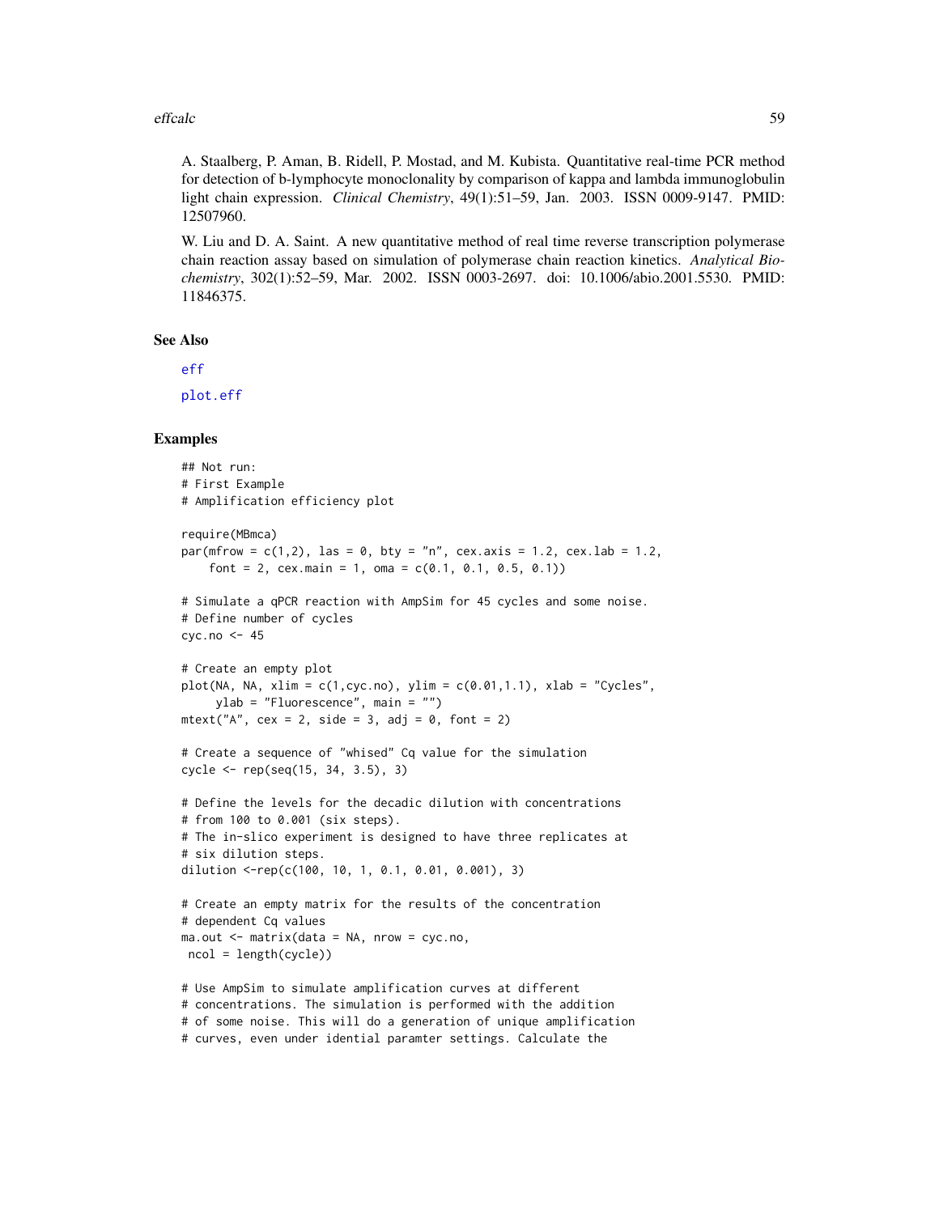A. Staalberg, P. Aman, B. Ridell, P. Mostad, and M. Kubista. Quantitative real-time PCR method for detection of b-lymphocyte monoclonality by comparison of kappa and lambda immunoglobulin light chain expression. *Clinical Chemistry*, 49(1):51–59, Jan. 2003. ISSN 0009-9147. PMID: 12507960.

W. Liu and D. A. Saint. A new quantitative method of real time reverse transcription polymerase chain reaction assay based on simulation of polymerase chain reaction kinetics. *Analytical Biochemistry*, 302(1):52–59, Mar. 2002. ISSN 0003-2697. doi: 10.1006/abio.2001.5530. PMID: 11846375.

## See Also

eff

plot.eff

## Examples

```
## Not run:
# First Example
# Amplification efficiency plot

require(MBmca)
par(mfrow = c(1,2), las = 0, bty = "n", cex.axis = 1.2, cex.lab = 1.2,
    font = 2, cex.main = 1, oma = c(0.1, 0.1, 0.5, 0.1))

# Simulate a qPCR reaction with AmpSim for 45 cycles and some noise.
# Define number of cycles
cyc.no <- 45

# Create an empty plot
plot(NA, NA, xlim = c(1,cyc.no), ylim = c(0.01,1.1), xlab = "Cycles",
     ylab = "Fluorescence", main = "")
mtext("A", cex = 2, side = 3, adj = 0, font = 2)

# Create a sequence of "whised" Cq value for the simulation
cycle <- rep(seq(15, 34, 3.5), 3)

# Define the levels for the decadic dilution with concentrations
# from 100 to 0.001 (six steps).
# The in-slico experiment is designed to have three replicates at
# six dilution steps.
dilution <-rep(c(100, 10, 1, 0.1, 0.01, 0.001), 3)

# Create an empty matrix for the results of the concentration
# dependent Cq values
ma.out <- matrix(data = NA, nrow = cyc.no,
 ncol = length(cycle))

# Use AmpSim to simulate amplification curves at different
# concentrations. The simulation is performed with the addition
# of some noise. This will do a generation of unique amplification
# curves, even under idential paramter settings. Calculate the
```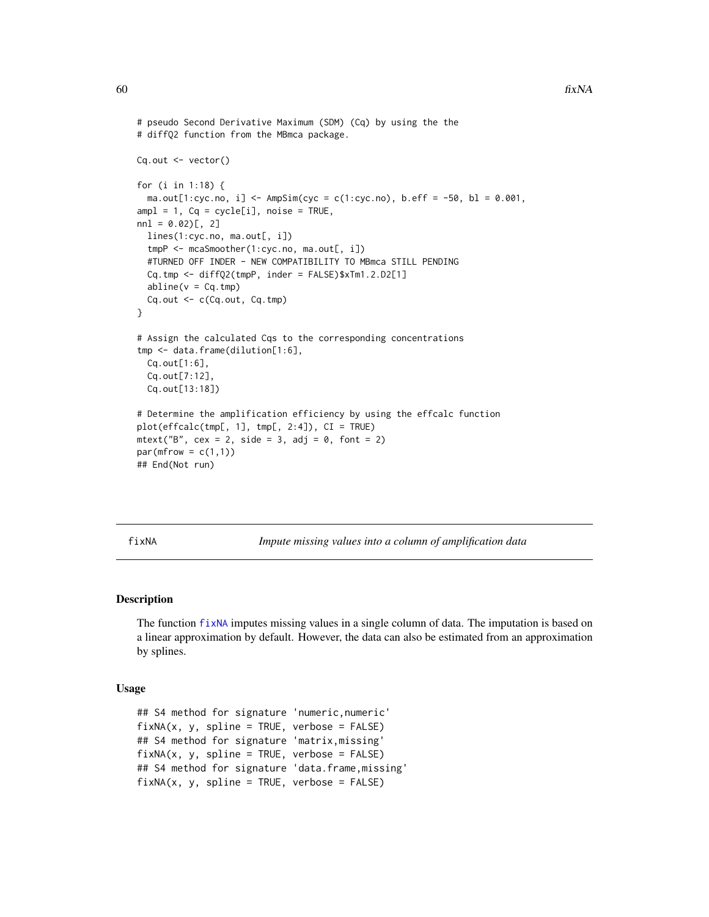```
# pseudo Second Derivative Maximum (SDM) (Cq) by using the the
# diffQ2 function from the MBmca package.

Cq.out <- vector()

for (i in 1:18) {
  ma.out[1:cyc.no, i] <- AmpSim(cyc = c(1:cyc.no), b.eff = -50, bl = 0.001,
ampl = 1, Cq = cycle[i], noise = TRUE,
nnl = 0.02)[, 2]
  lines(1:cyc.no, ma.out[, i])
  tmpP <- mcaSmoother(1:cyc.no, ma.out[, i])
  #TURNED OFF INDER - NEW COMPATIBILITY TO MBmca STILL PENDING
  Cq.tmp <- diffQ2(tmpP, inder = FALSE)$xTm1.2.D2[1]
  abline(v = Cq.tmp)
  Cq.out <- c(Cq.out, Cq.tmp)
}

# Assign the calculated Cqs to the corresponding concentrations
tmp <- data.frame(dilution[1:6],
  Cq.out[1:6],
  Cq.out[7:12],
  Cq.out[13:18])

# Determine the amplification efficiency by using the effcalc function
plot(effcalc(tmp[, 1], tmp[, 2:4]), CI = TRUE)
mtext("B", cex = 2, side = 3, adj = 0, font = 2)
par(mfrow = c(1,1))
## End(Not run)
```

---

fixNA — *Impute missing values into a column of amplification data*

---

## Description

The function fixNA imputes missing values in a single column of data. The imputation is based on a linear approximation by default. However, the data can also be estimated from an approximation by splines.

## Usage

```
## S4 method for signature 'numeric,numeric'
fixNA(x, y, spline = TRUE, verbose = FALSE)
## S4 method for signature 'matrix,missing'
fixNA(x, y, spline = TRUE, verbose = FALSE)
## S4 method for signature 'data.frame,missing'
fixNA(x, y, spline = TRUE, verbose = FALSE)
```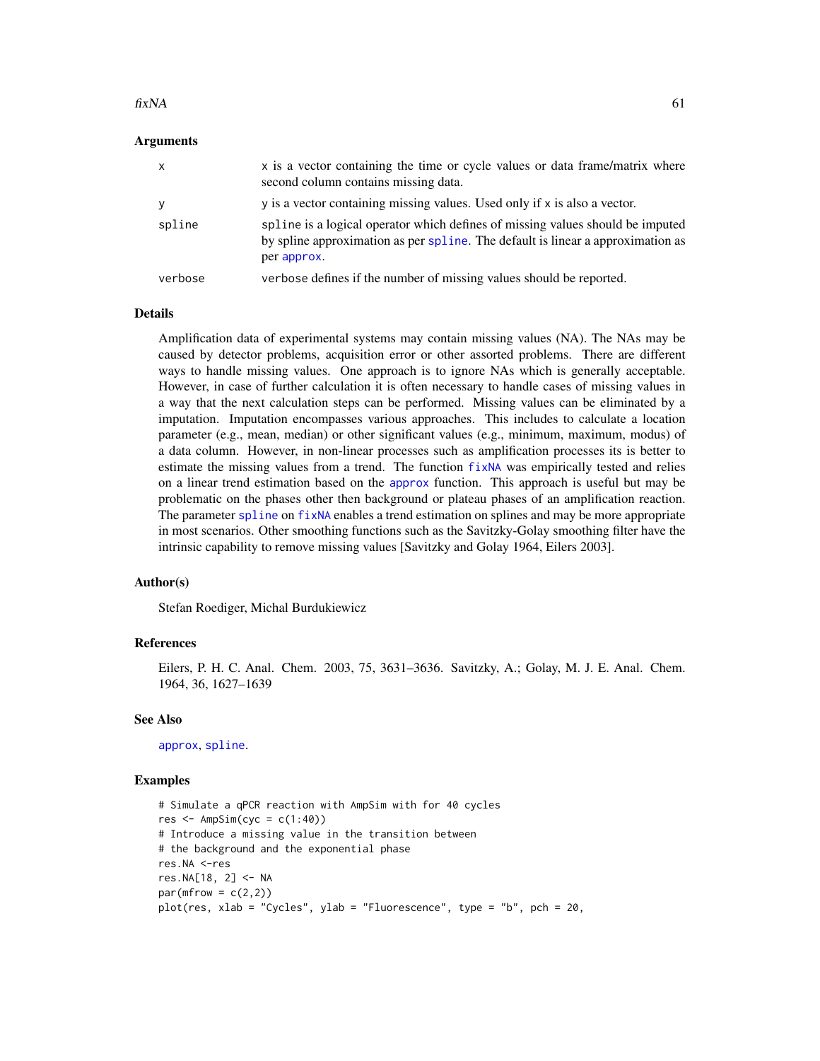### Arguments

| | |
|---|---|
| `x` | `x` is a vector containing the time or cycle values or data frame/matrix where second column contains missing data. |
| `y` | `y` is a vector containing missing values. Used only if `x` is also a vector. |
| `spline` | `spline` is a logical operator which defines of missing values should be imputed by spline approximation as per `spline`. The default is linear a approximation as per `approx`. |
| `verbose` | `verbose` defines if the number of missing values should be reported. |

### Details

Amplification data of experimental systems may contain missing values (NA). The NAs may be caused by detector problems, acquisition error or other assorted problems. There are different ways to handle missing values. One approach is to ignore NAs which is generally acceptable. However, in case of further calculation it is often necessary to handle cases of missing values in a way that the next calculation steps can be performed. Missing values can be eliminated by a imputation. Imputation encompasses various approaches. This includes to calculate a location parameter (e.g., mean, median) or other significant values (e.g., minimum, maximum, modus) of a data column. However, in non-linear processes such as amplification processes its is better to estimate the missing values from a trend. The function `fixNA` was empirically tested and relies on a linear trend estimation based on the `approx` function. This approach is useful but may be problematic on the phases other then background or plateau phases of an amplification reaction. The parameter `spline` on `fixNA` enables a trend estimation on splines and may be more appropriate in most scenarios. Other smoothing functions such as the Savitzky-Golay smoothing filter have the intrinsic capability to remove missing values [Savitzky and Golay 1964, Eilers 2003].

### Author(s)

Stefan Roediger, Michal Burdukiewicz

### References

Eilers, P. H. C. Anal. Chem. 2003, 75, 3631–3636. Savitzky, A.; Golay, M. J. E. Anal. Chem. 1964, 36, 1627–1639

### See Also

`approx`, `spline`.

### Examples

```
# Simulate a qPCR reaction with AmpSim with for 40 cycles
res <- AmpSim(cyc = c(1:40))
# Introduce a missing value in the transition between
# the background and the exponential phase
res.NA <-res
res.NA[18, 2] <- NA
par(mfrow = c(2,2))
plot(res, xlab = "Cycles", ylab = "Fluorescence", type = "b", pch = 20,
```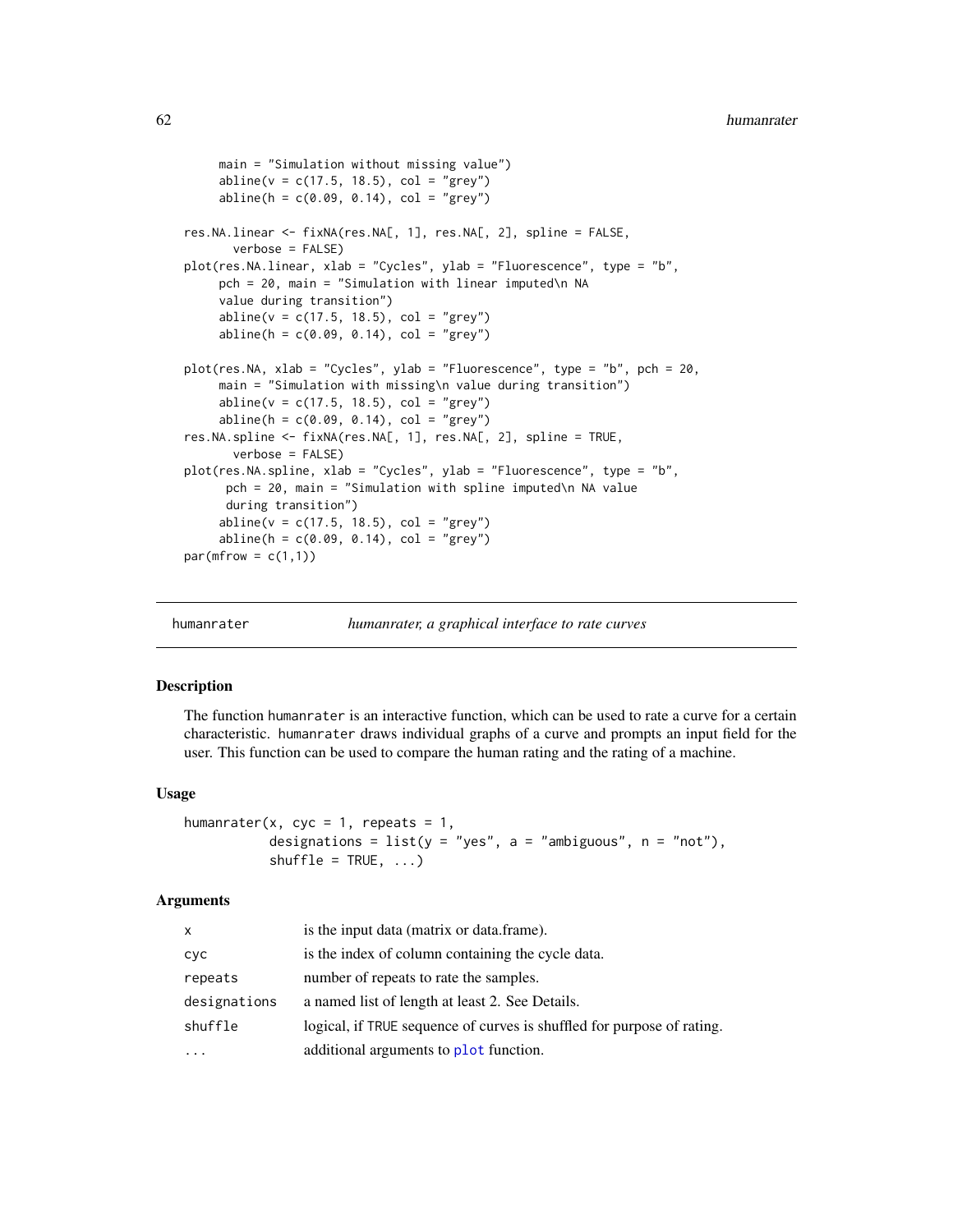```
      main = "Simulation without missing value")
      abline(v = c(17.5, 18.5), col = "grey")
      abline(h = c(0.09, 0.14), col = "grey")

res.NA.linear <- fixNA(res.NA[, 1], res.NA[, 2], spline = FALSE,
       verbose = FALSE)
plot(res.NA.linear, xlab = "Cycles", ylab = "Fluorescence", type = "b",
     pch = 20, main = "Simulation with linear imputed\n NA
     value during transition")
     abline(v = c(17.5, 18.5), col = "grey")
     abline(h = c(0.09, 0.14), col = "grey")

plot(res.NA, xlab = "Cycles", ylab = "Fluorescence", type = "b", pch = 20,
     main = "Simulation with missing\n value during transition")
     abline(v = c(17.5, 18.5), col = "grey")
     abline(h = c(0.09, 0.14), col = "grey")
res.NA.spline <- fixNA(res.NA[, 1], res.NA[, 2], spline = TRUE,
       verbose = FALSE)
plot(res.NA.spline, xlab = "Cycles", ylab = "Fluorescence", type = "b",
      pch = 20, main = "Simulation with spline imputed\n NA value
      during transition")
     abline(v = c(17.5, 18.5), col = "grey")
     abline(h = c(0.09, 0.14), col = "grey")
par(mfrow = c(1,1))
```

## humanrater — *humanrater, a graphical interface to rate curves*

### Description

The function humanrater is an interactive function, which can be used to rate a curve for a certain characteristic. humanrater draws individual graphs of a curve and prompts an input field for the user. This function can be used to compare the human rating and the rating of a machine.

### Usage

```
humanrater(x, cyc = 1, repeats = 1,
           designations = list(y = "yes", a = "ambiguous", n = "not"),
           shuffle = TRUE, ...)
```

### Arguments

| | |
|---|---|
| x | is the input data (matrix or data.frame). |
| cyc | is the index of column containing the cycle data. |
| repeats | number of repeats to rate the samples. |
| designations | a named list of length at least 2. See Details. |
| shuffle | logical, if TRUE sequence of curves is shuffled for purpose of rating. |
| ... | additional arguments to plot function. |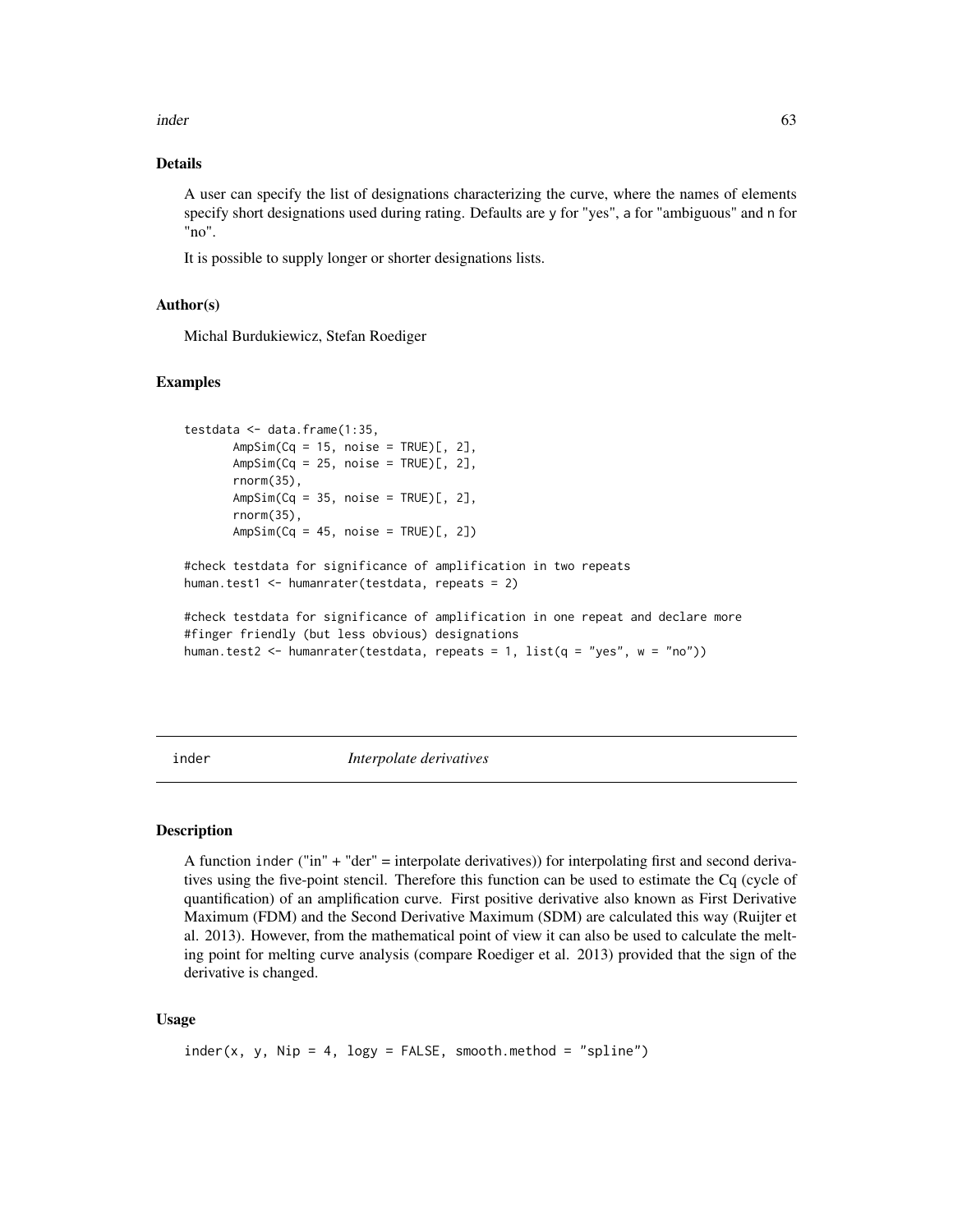## Details

A user can specify the list of designations characterizing the curve, where the names of elements specify short designations used during rating. Defaults are y for "yes", a for "ambiguous" and n for "no".

It is possible to supply longer or shorter designations lists.

## Author(s)

Michal Burdukiewicz, Stefan Roediger

## Examples

```
testdata <- data.frame(1:35,
       AmpSim(Cq = 15, noise = TRUE)[, 2],
       AmpSim(Cq = 25, noise = TRUE)[, 2],
       rnorm(35),
       AmpSim(Cq = 35, noise = TRUE)[, 2],
       rnorm(35),
       AmpSim(Cq = 45, noise = TRUE)[, 2])

#check testdata for significance of amplification in two repeats
human.test1 <- humanrater(testdata, repeats = 2)

#check testdata for significance of amplification in one repeat and declare more
#finger friendly (but less obvious) designations
human.test2 <- humanrater(testdata, repeats = 1, list(q = "yes", w = "no"))
```

---

# inder — *Interpolate derivatives*

---

## Description

A function inder ("in" + "der" = interpolate derivatives)) for interpolating first and second derivatives using the five-point stencil. Therefore this function can be used to estimate the Cq (cycle of quantification) of an amplification curve. First positive derivative also known as First Derivative Maximum (FDM) and the Second Derivative Maximum (SDM) are calculated this way (Ruijter et al. 2013). However, from the mathematical point of view it can also be used to calculate the melting point for melting curve analysis (compare Roediger et al. 2013) provided that the sign of the derivative is changed.

## Usage

```
inder(x, y, Nip = 4, logy = FALSE, smooth.method = "spline")
```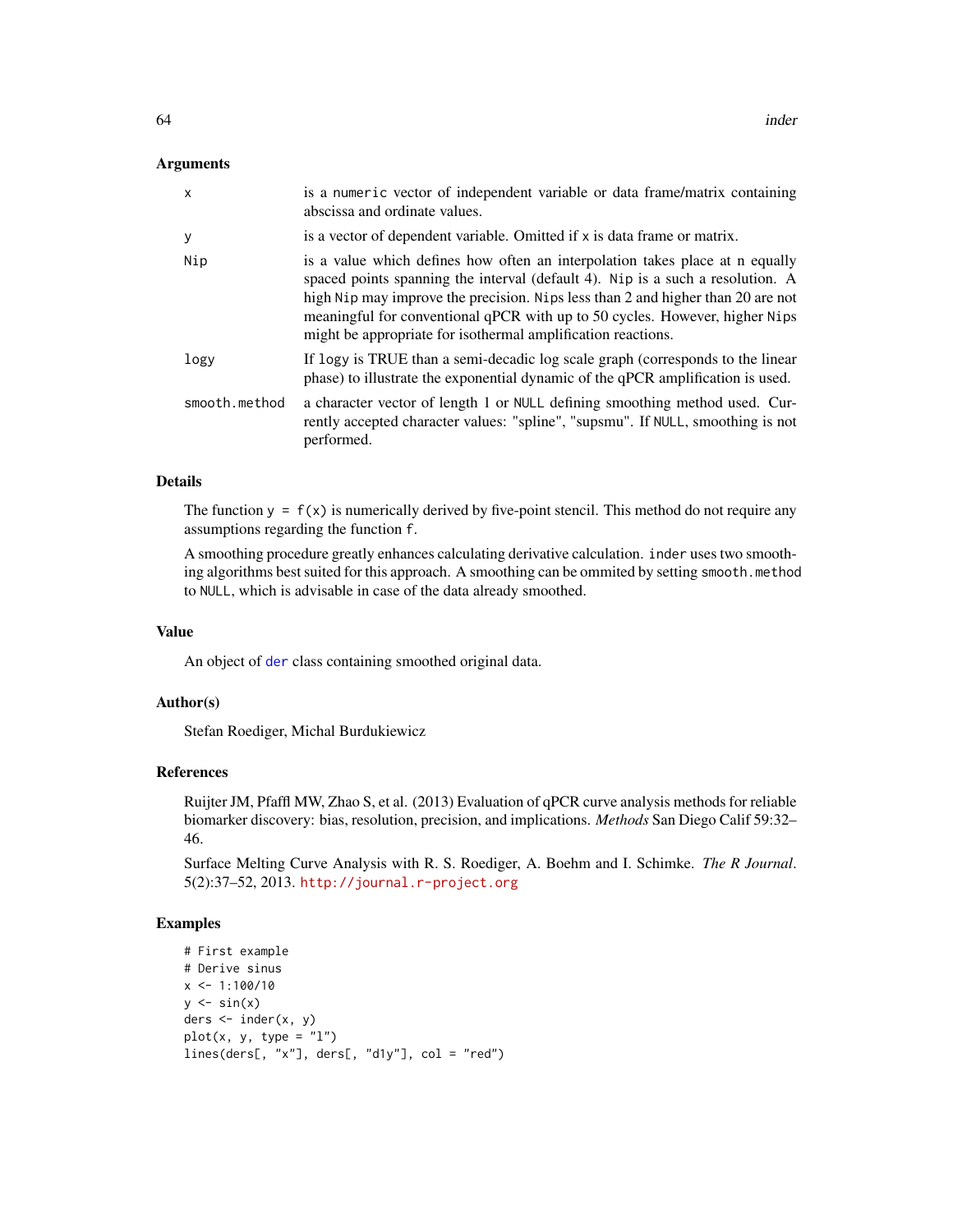### Arguments

| | |
|---|---|
| x | is a numeric vector of independent variable or data frame/matrix containing abscissa and ordinate values. |
| y | is a vector of dependent variable. Omitted if x is data frame or matrix. |
| Nip | is a value which defines how often an interpolation takes place at n equally spaced points spanning the interval (default 4). Nip is a such a resolution. A high Nip may improve the precision. Nips less than 2 and higher than 20 are not meaningful for conventional qPCR with up to 50 cycles. However, higher Nips might be appropriate for isothermal amplification reactions. |
| logy | If logy is TRUE than a semi-decadic log scale graph (corresponds to the linear phase) to illustrate the exponential dynamic of the qPCR amplification is used. |
| smooth.method | a character vector of length 1 or NULL defining smoothing method used. Currently accepted character values: "spline", "supsmu". If NULL, smoothing is not performed. |

### Details

The function y = f(x) is numerically derived by five-point stencil. This method do not require any assumptions regarding the function f.

A smoothing procedure greatly enhances calculating derivative calculation. inder uses two smoothing algorithms best suited for this approach. A smoothing can be ommited by setting smooth.method to NULL, which is advisable in case of the data already smoothed.

### Value

An object of der class containing smoothed original data.

### Author(s)

Stefan Roediger, Michal Burdukiewicz

### References

Ruijter JM, Pfaffl MW, Zhao S, et al. (2013) Evaluation of qPCR curve analysis methods for reliable biomarker discovery: bias, resolution, precision, and implications. *Methods* San Diego Calif 59:32–46.

Surface Melting Curve Analysis with R. S. Roediger, A. Boehm and I. Schimke. *The R Journal*. 5(2):37–52, 2013. http://journal.r-project.org

### Examples

```
# First example
# Derive sinus
x <- 1:100/10
y <- sin(x)
ders <- inder(x, y)
plot(x, y, type = "l")
lines(ders[, "x"], ders[, "d1y"], col = "red")
```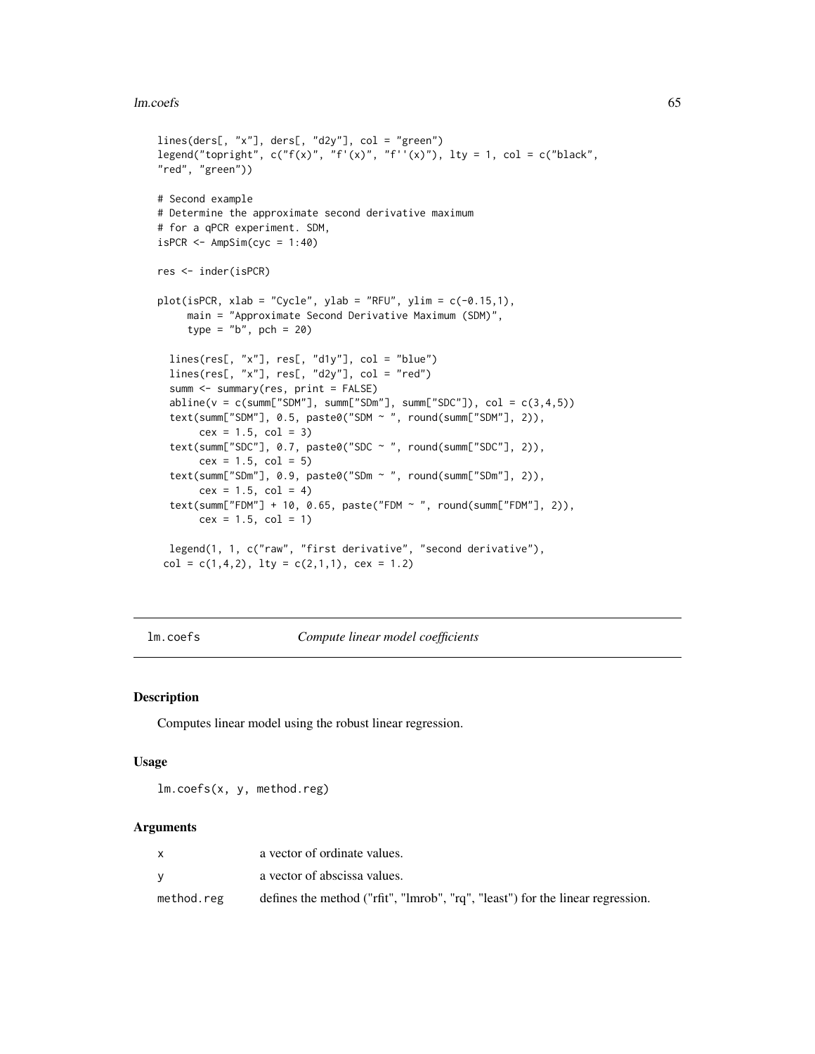```
lines(ders[, "x"], ders[, "d2y"], col = "green")
legend("topright", c("f(x)", "f'(x)", "f''(x)"), lty = 1, col = c("black",
"red", "green"))

# Second example
# Determine the approximate second derivative maximum
# for a qPCR experiment. SDM,
isPCR <- AmpSim(cyc = 1:40)

res <- inder(isPCR)

plot(isPCR, xlab = "Cycle", ylab = "RFU", ylim = c(-0.15,1),
     main = "Approximate Second Derivative Maximum (SDM)",
     type = "b", pch = 20)

  lines(res[, "x"], res[, "d1y"], col = "blue")
  lines(res[, "x"], res[, "d2y"], col = "red")
  summ <- summary(res, print = FALSE)
  abline(v = c(summ["SDM"], summ["SDm"], summ["SDC"]), col = c(3,4,5))
  text(summ["SDM"], 0.5, paste0("SDM ~ ", round(summ["SDM"], 2)),
       cex = 1.5, col = 3)
  text(summ["SDC"], 0.7, paste0("SDC ~ ", round(summ["SDC"], 2)),
       cex = 1.5, col = 5)
  text(summ["SDm"], 0.9, paste0("SDm ~ ", round(summ["SDm"], 2)),
       cex = 1.5, col = 4)
  text(summ["FDM"] + 10, 0.65, paste("FDM ~ ", round(summ["FDM"], 2)),
       cex = 1.5, col = 1)

  legend(1, 1, c("raw", "first derivative", "second derivative"),
 col = c(1,4,2), lty = c(2,1,1), cex = 1.2)
```

## lm.coefs *Compute linear model coefficients*

### Description

Computes linear model using the robust linear regression.

### Usage

```
lm.coefs(x, y, method.reg)
```

### Arguments

| | |
|---|---|
| x | a vector of ordinate values. |
| y | a vector of abscissa values. |
| method.reg | defines the method ("rfit", "lmrob", "rq", "least") for the linear regression. |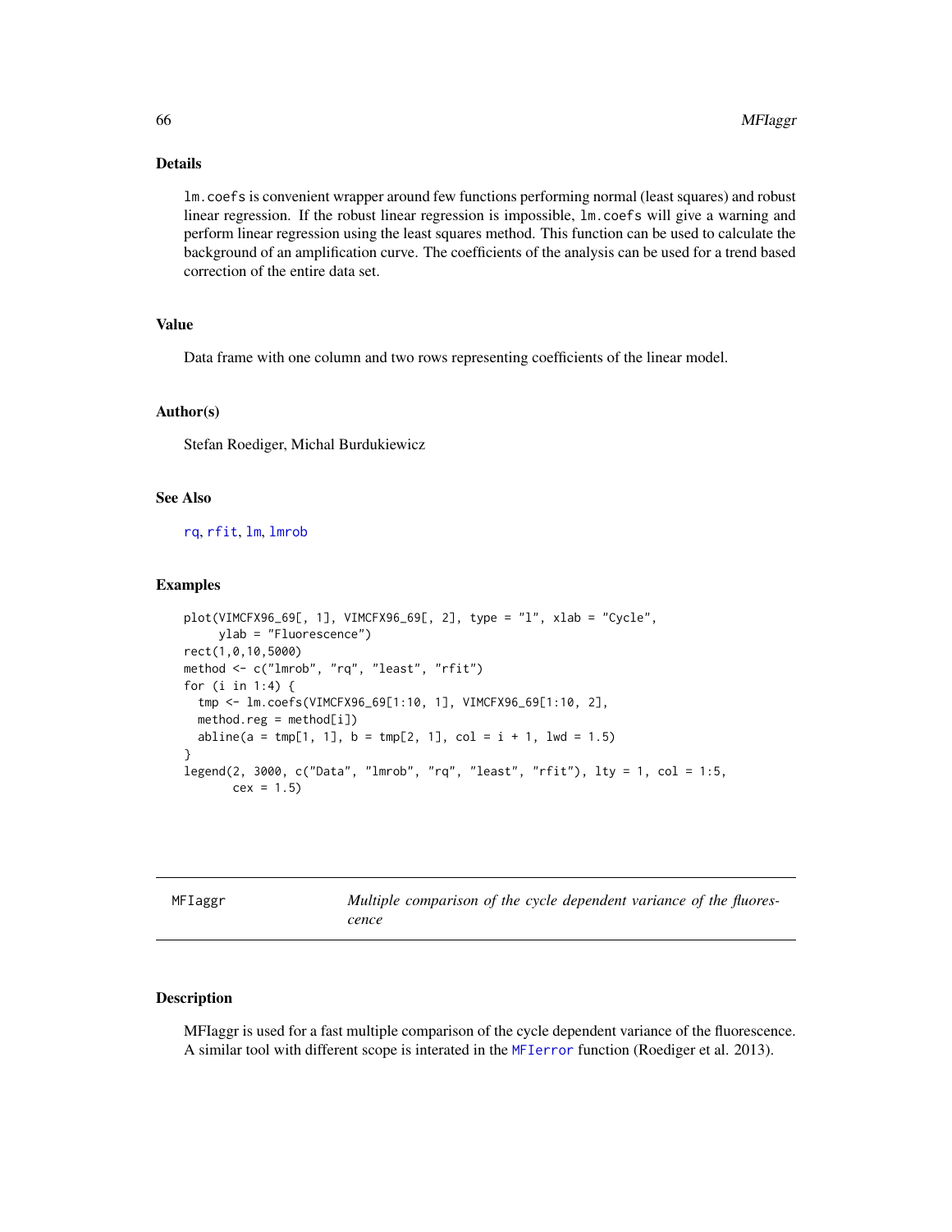## Details

`lm.coefs` is convenient wrapper around few functions performing normal (least squares) and robust linear regression. If the robust linear regression is impossible, `lm.coefs` will give a warning and perform linear regression using the least squares method. This function can be used to calculate the background of an amplification curve. The coefficients of the analysis can be used for a trend based correction of the entire data set.

## Value

Data frame with one column and two rows representing coefficients of the linear model.

## Author(s)

Stefan Roediger, Michal Burdukiewicz

## See Also

rq, rfit, lm, lmrob

## Examples

```
plot(VIMCFX96_69[, 1], VIMCFX96_69[, 2], type = "l", xlab = "Cycle",
     ylab = "Fluorescence")
rect(1,0,10,5000)
method <- c("lmrob", "rq", "least", "rfit")
for (i in 1:4) {
  tmp <- lm.coefs(VIMCFX96_69[1:10, 1], VIMCFX96_69[1:10, 2],
  method.reg = method[i])
  abline(a = tmp[1, 1], b = tmp[2, 1], col = i + 1, lwd = 1.5)
}
legend(2, 3000, c("Data", "lmrob", "rq", "least", "rfit"), lty = 1, col = 1:5,
       cex = 1.5)
```

---

# MFIaggr — *Multiple comparison of the cycle dependent variance of the fluorescence*

---

## Description

MFIaggr is used for a fast multiple comparison of the cycle dependent variance of the fluorescence. A similar tool with different scope is interated in the MFIerror function (Roediger et al. 2013).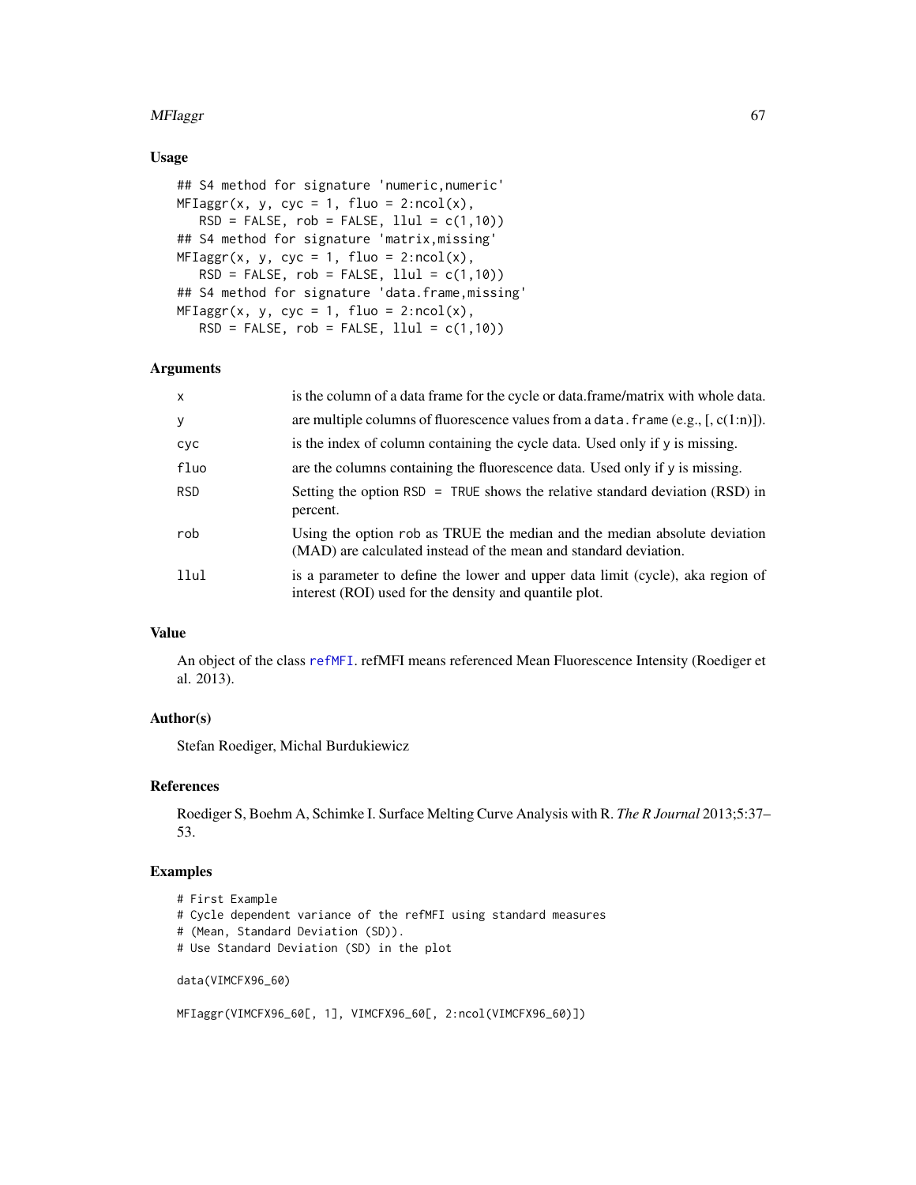### Usage

```
## S4 method for signature 'numeric,numeric'
MFIaggr(x, y, cyc = 1, fluo = 2:ncol(x),
   RSD = FALSE, rob = FALSE, llul = c(1,10))
## S4 method for signature 'matrix,missing'
MFIaggr(x, y, cyc = 1, fluo = 2:ncol(x),
   RSD = FALSE, rob = FALSE, llul = c(1,10))
## S4 method for signature 'data.frame,missing'
MFIaggr(x, y, cyc = 1, fluo = 2:ncol(x),
   RSD = FALSE, rob = FALSE, llul = c(1,10))
```

### Arguments

| | |
|---|---|
| `x` | is the column of a data frame for the cycle or data.frame/matrix with whole data. |
| `y` | are multiple columns of fluorescence values from a `data.frame` (e.g., [, c(1:n)]). |
| `cyc` | is the index of column containing the cycle data. Used only if y is missing. |
| `fluo` | are the columns containing the fluorescence data. Used only if y is missing. |
| `RSD` | Setting the option `RSD = TRUE` shows the relative standard deviation (RSD) in percent. |
| `rob` | Using the option `rob` as TRUE the median and the median absolute deviation (MAD) are calculated instead of the mean and standard deviation. |
| `llul` | is a parameter to define the lower and upper data limit (cycle), aka region of interest (ROI) used for the density and quantile plot. |

### Value

An object of the class `refMFI`. refMFI means referenced Mean Fluorescence Intensity (Roediger et al. 2013).

### Author(s)

Stefan Roediger, Michal Burdukiewicz

### References

Roediger S, Boehm A, Schimke I. Surface Melting Curve Analysis with R. *The R Journal* 2013;5:37–53.

### Examples

```
# First Example
# Cycle dependent variance of the refMFI using standard measures
# (Mean, Standard Deviation (SD)).
# Use Standard Deviation (SD) in the plot

data(VIMCFX96_60)

MFIaggr(VIMCFX96_60[, 1], VIMCFX96_60[, 2:ncol(VIMCFX96_60)])
```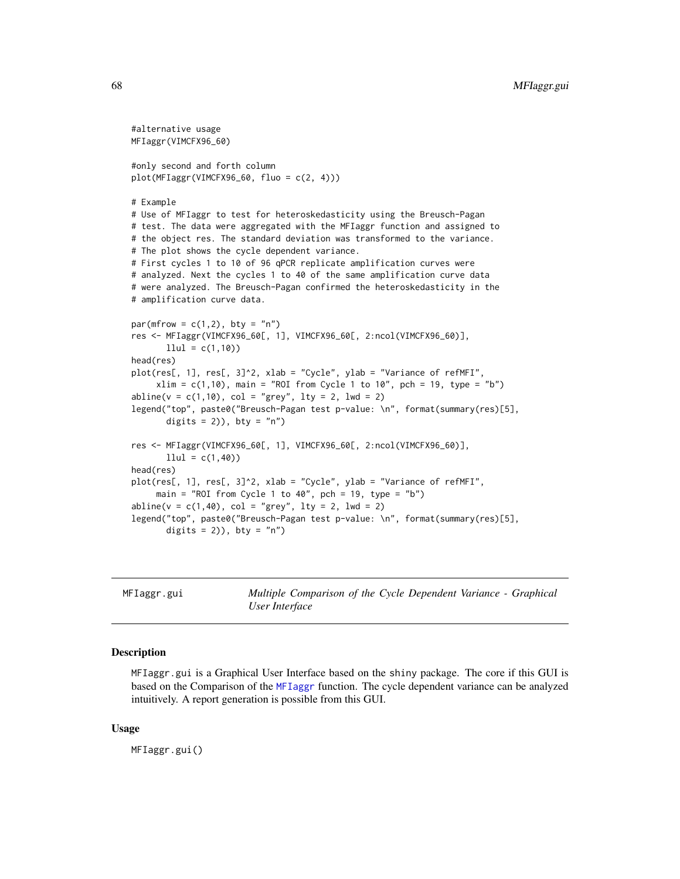```
#alternative usage
MFIaggr(VIMCFX96_60)

#only second and forth column
plot(MFIaggr(VIMCFX96_60, fluo = c(2, 4)))

# Example
# Use of MFIaggr to test for heteroskedasticity using the Breusch-Pagan
# test. The data were aggregated with the MFIaggr function and assigned to
# the object res. The standard deviation was transformed to the variance.
# The plot shows the cycle dependent variance.
# First cycles 1 to 10 of 96 qPCR replicate amplification curves were
# analyzed. Next the cycles 1 to 40 of the same amplification curve data
# were analyzed. The Breusch-Pagan confirmed the heteroskedasticity in the
# amplification curve data.

par(mfrow = c(1,2), bty = "n")
res <- MFIaggr(VIMCFX96_60[, 1], VIMCFX96_60[, 2:ncol(VIMCFX96_60)],
       llul = c(1,10))
head(res)
plot(res[, 1], res[, 3]^2, xlab = "Cycle", ylab = "Variance of refMFI",
     xlim = c(1,10), main = "ROI from Cycle 1 to 10", pch = 19, type = "b")
abline(v = c(1,10), col = "grey", lty = 2, lwd = 2)
legend("top", paste0("Breusch-Pagan test p-value: \n", format(summary(res)[5],
       digits = 2)), bty = "n")

res <- MFIaggr(VIMCFX96_60[, 1], VIMCFX96_60[, 2:ncol(VIMCFX96_60)],
       llul = c(1,40))
head(res)
plot(res[, 1], res[, 3]^2, xlab = "Cycle", ylab = "Variance of refMFI",
     main = "ROI from Cycle 1 to 40", pch = 19, type = "b")
abline(v = c(1,40), col = "grey", lty = 2, lwd = 2)
legend("top", paste0("Breusch-Pagan test p-value: \n", format(summary(res)[5],
       digits = 2)), bty = "n")
```

---

## MFIaggr.gui — *Multiple Comparison of the Cycle Dependent Variance - Graphical User Interface*

### Description

MFIaggr.gui is a Graphical User Interface based on the shiny package. The core if this GUI is based on the Comparison of the MFIaggr function. The cycle dependent variance can be analyzed intuitively. A report generation is possible from this GUI.

### Usage

```
MFIaggr.gui()
```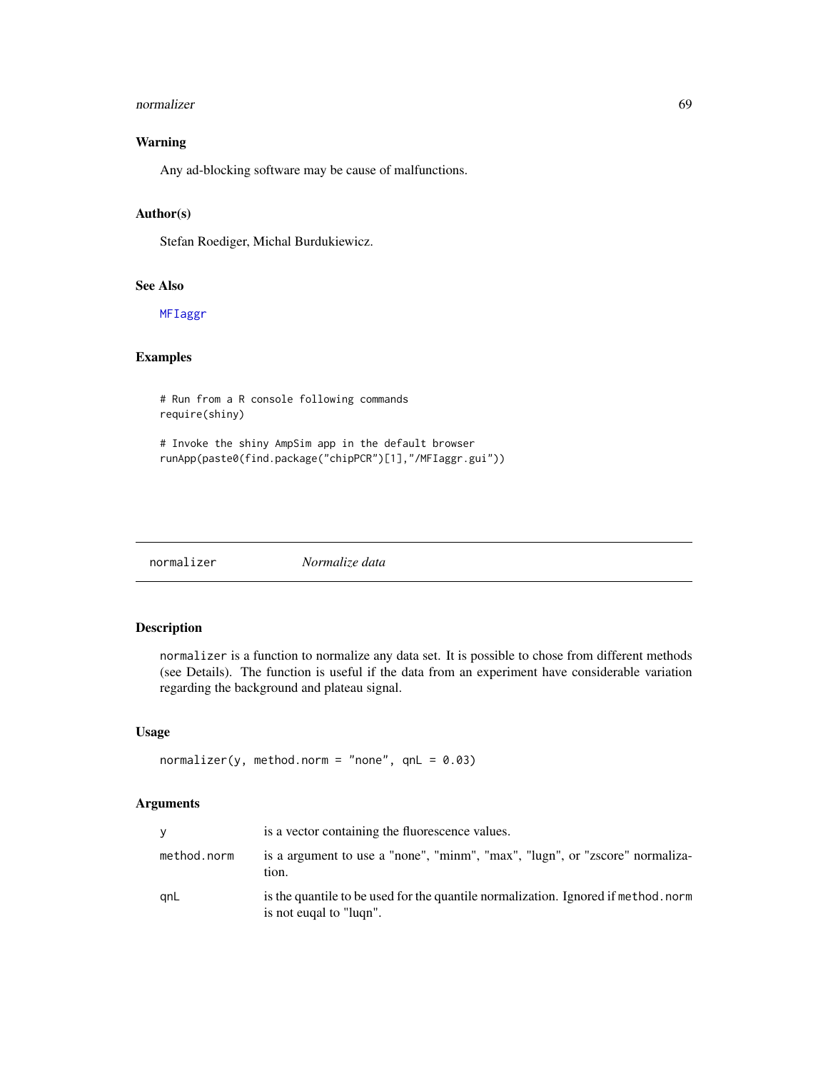### Warning

Any ad-blocking software may be cause of malfunctions.

### Author(s)

Stefan Roediger, Michal Burdukiewicz.

### See Also

MFIaggr

### Examples

```
# Run from a R console following commands
require(shiny)

# Invoke the shiny AmpSim app in the default browser
runApp(paste0(find.package("chipPCR")[1],"/MFIaggr.gui"))
```

---

## normalizer *Normalize data*

### Description

`normalizer` is a function to normalize any data set. It is possible to chose from different methods (see Details). The function is useful if the data from an experiment have considerable variation regarding the background and plateau signal.

### Usage

```
normalizer(y, method.norm = "none", qnL = 0.03)
```

### Arguments

| | |
|---|---|
| y | is a vector containing the fluorescence values. |
| method.norm | is a argument to use a "none", "minm", "max", "lugn", or "zscore" normalization. |
| qnL | is the quantile to be used for the quantile normalization. Ignored if `method.norm` is not euqal to "luqn". |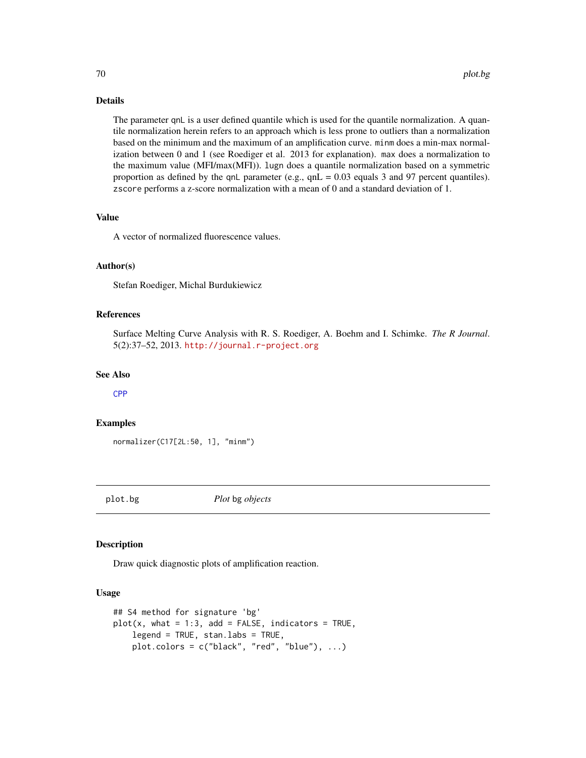### Details

The parameter `qnL` is a user defined quantile which is used for the quantile normalization. A quantile normalization herein refers to an approach which is less prone to outliers than a normalization based on the minimum and the maximum of an amplification curve. `minm` does a min-max normalization between 0 and 1 (see Roediger et al. 2013 for explanation). `max` does a normalization to the maximum value (MFI/max(MFI)). `lugn` does a quantile normalization based on a symmetric proportion as defined by the `qnL` parameter (e.g., qnL = 0.03 equals 3 and 97 percent quantiles). `zscore` performs a z-score normalization with a mean of 0 and a standard deviation of 1.

### Value

A vector of normalized fluorescence values.

### Author(s)

Stefan Roediger, Michal Burdukiewicz

### References

Surface Melting Curve Analysis with R. S. Roediger, A. Boehm and I. Schimke. *The R Journal*. 5(2):37–52, 2013. http://journal.r-project.org

### See Also

CPP

### Examples

```
normalizer(C17[2L:50, 1], "minm")
```

---

## plot.bg — *Plot* bg *objects*

---

### Description

Draw quick diagnostic plots of amplification reaction.

### Usage

```
## S4 method for signature 'bg'
plot(x, what = 1:3, add = FALSE, indicators = TRUE,
    legend = TRUE, stan.labs = TRUE,
    plot.colors = c("black", "red", "blue"), ...)
```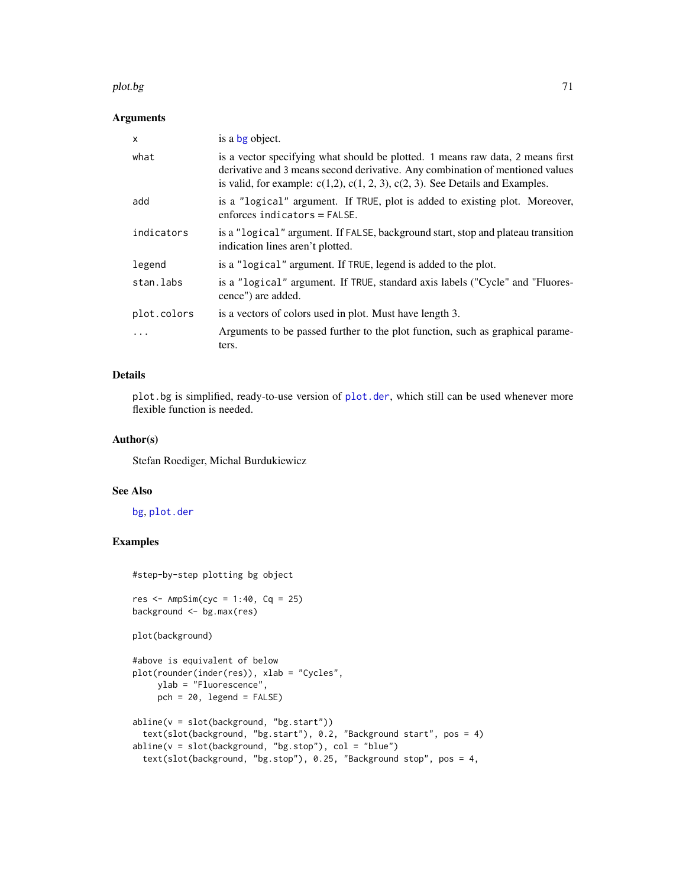## Arguments

| | |
|---|---|
| `x` | is a bg object. |
| `what` | is a vector specifying what should be plotted. 1 means raw data, 2 means first derivative and 3 means second derivative. Any combination of mentioned values is valid, for example: c(1,2), c(1, 2, 3), c(2, 3). See Details and Examples. |
| `add` | is a "logical" argument. If TRUE, plot is added to existing plot. Moreover, enforces indicators = FALSE. |
| `indicators` | is a "logical" argument. If FALSE, background start, stop and plateau transition indication lines aren't plotted. |
| `legend` | is a "logical" argument. If TRUE, legend is added to the plot. |
| `stan.labs` | is a "logical" argument. If TRUE, standard axis labels ("Cycle" and "Fluorescence") are added. |
| `plot.colors` | is a vectors of colors used in plot. Must have length 3. |
| `...` | Arguments to be passed further to the plot function, such as graphical parameters. |

## Details

plot.bg is simplified, ready-to-use version of plot.der, which still can be used whenever more flexible function is needed.

## Author(s)

Stefan Roediger, Michal Burdukiewicz

## See Also

bg, plot.der

## Examples

```
#step-by-step plotting bg object

res <- AmpSim(cyc = 1:40, Cq = 25)
background <- bg.max(res)

plot(background)

#above is equivalent of below
plot(rounder(inder(res)), xlab = "Cycles",
     ylab = "Fluorescence",
     pch = 20, legend = FALSE)

abline(v = slot(background, "bg.start"))
  text(slot(background, "bg.start"), 0.2, "Background start", pos = 4)
abline(v = slot(background, "bg.stop"), col = "blue")
  text(slot(background, "bg.stop"), 0.25, "Background stop", pos = 4,
```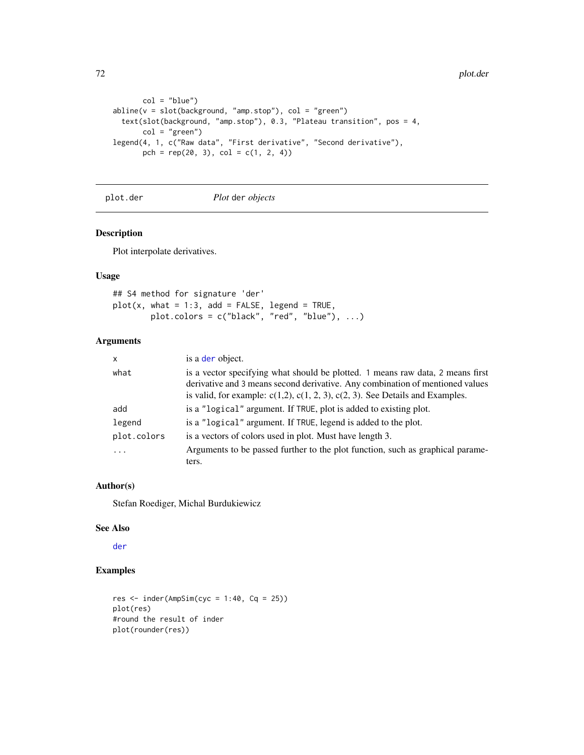```
        col = "blue")
abline(v = slot(background, "amp.stop"), col = "green")
  text(slot(background, "amp.stop"), 0.3, "Plateau transition", pos = 4,
        col = "green")
legend(4, 1, c("Raw data", "First derivative", "Second derivative"),
        pch = rep(20, 3), col = c(1, 2, 4))
```

---

## plot.der — *Plot* der *objects*

---

### Description

Plot interpolate derivatives.

### Usage

```
## S4 method for signature 'der'
plot(x, what = 1:3, add = FALSE, legend = TRUE,
        plot.colors = c("black", "red", "blue"), ...)
```

### Arguments

| | |
|---|---|
| `x` | is a `der` object. |
| `what` | is a vector specifying what should be plotted. 1 means raw data, 2 means first derivative and 3 means second derivative. Any combination of mentioned values is valid, for example: c(1,2), c(1, 2, 3), c(2, 3). See Details and Examples. |
| `add` | is a `"logical"` argument. If `TRUE`, plot is added to existing plot. |
| `legend` | is a `"logical"` argument. If `TRUE`, legend is added to the plot. |
| `plot.colors` | is a vectors of colors used in plot. Must have length 3. |
| `...` | Arguments to be passed further to the plot function, such as graphical parameters. |

### Author(s)

Stefan Roediger, Michal Burdukiewicz

### See Also

`der`

### Examples

```
res <- inder(AmpSim(cyc = 1:40, Cq = 25))
plot(res)
#round the result of inder
plot(rounder(res))
```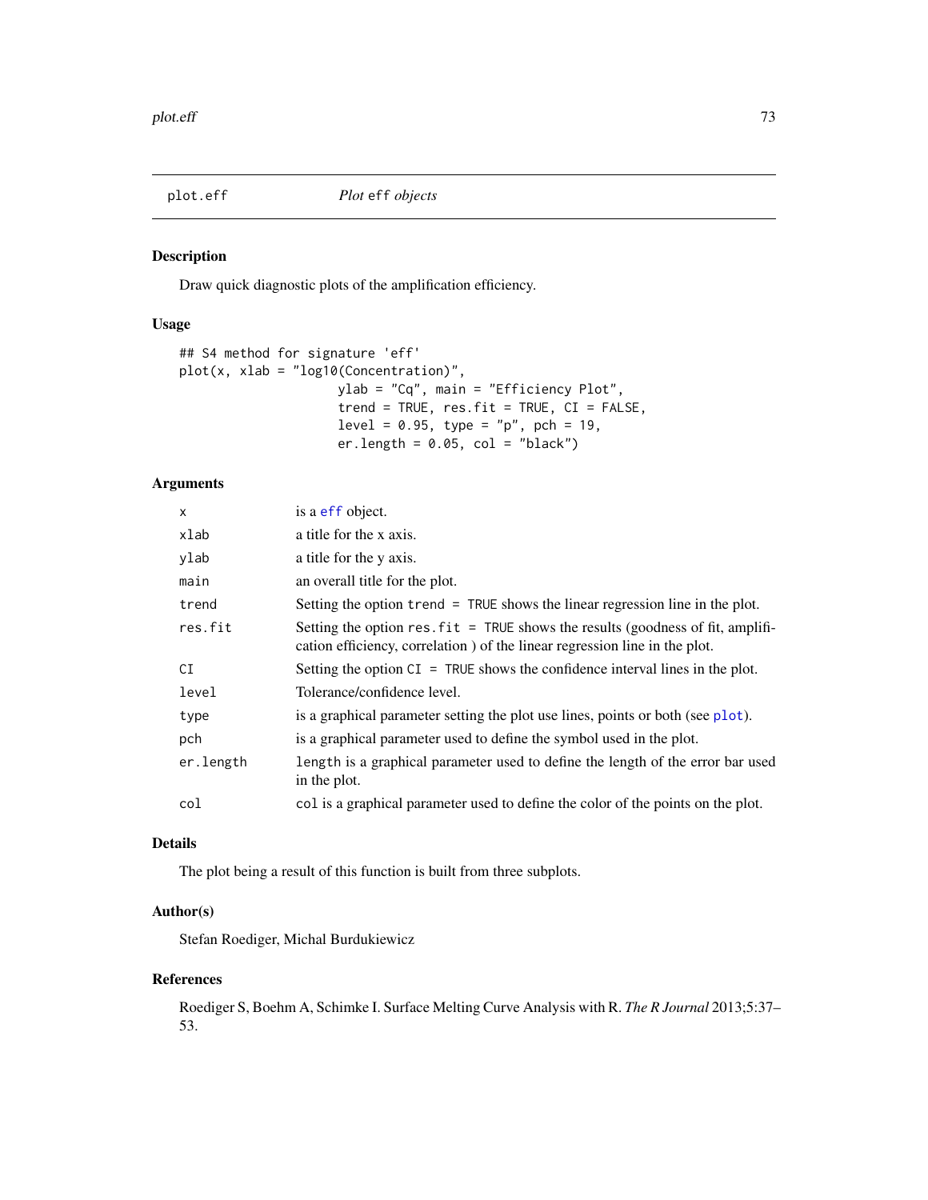# plot.eff — *Plot* `eff` *objects*

## Description

Draw quick diagnostic plots of the amplification efficiency.

## Usage

```
## S4 method for signature 'eff'
plot(x, xlab = "log10(Concentration)",
                     ylab = "Cq", main = "Efficiency Plot",
                     trend = TRUE, res.fit = TRUE, CI = FALSE,
                     level = 0.95, type = "p", pch = 19,
                     er.length = 0.05, col = "black")
```

## Arguments

| | |
|---|---|
| `x` | is a `eff` object. |
| `xlab` | a title for the x axis. |
| `ylab` | a title for the y axis. |
| `main` | an overall title for the plot. |
| `trend` | Setting the option `trend = TRUE` shows the linear regression line in the plot. |
| `res.fit` | Setting the option `res.fit = TRUE` shows the results (goodness of fit, amplification efficiency, correlation ) of the linear regression line in the plot. |
| `CI` | Setting the option `CI = TRUE` shows the confidence interval lines in the plot. |
| `level` | Tolerance/confidence level. |
| `type` | is a graphical parameter setting the plot use lines, points or both (see `plot`). |
| `pch` | is a graphical parameter used to define the symbol used in the plot. |
| `er.length` | `length` is a graphical parameter used to define the length of the error bar used in the plot. |
| `col` | `col` is a graphical parameter used to define the color of the points on the plot. |

## Details

The plot being a result of this function is built from three subplots.

## Author(s)

Stefan Roediger, Michal Burdukiewicz

## References

Roediger S, Boehm A, Schimke I. Surface Melting Curve Analysis with R. *The R Journal* 2013;5:37–53.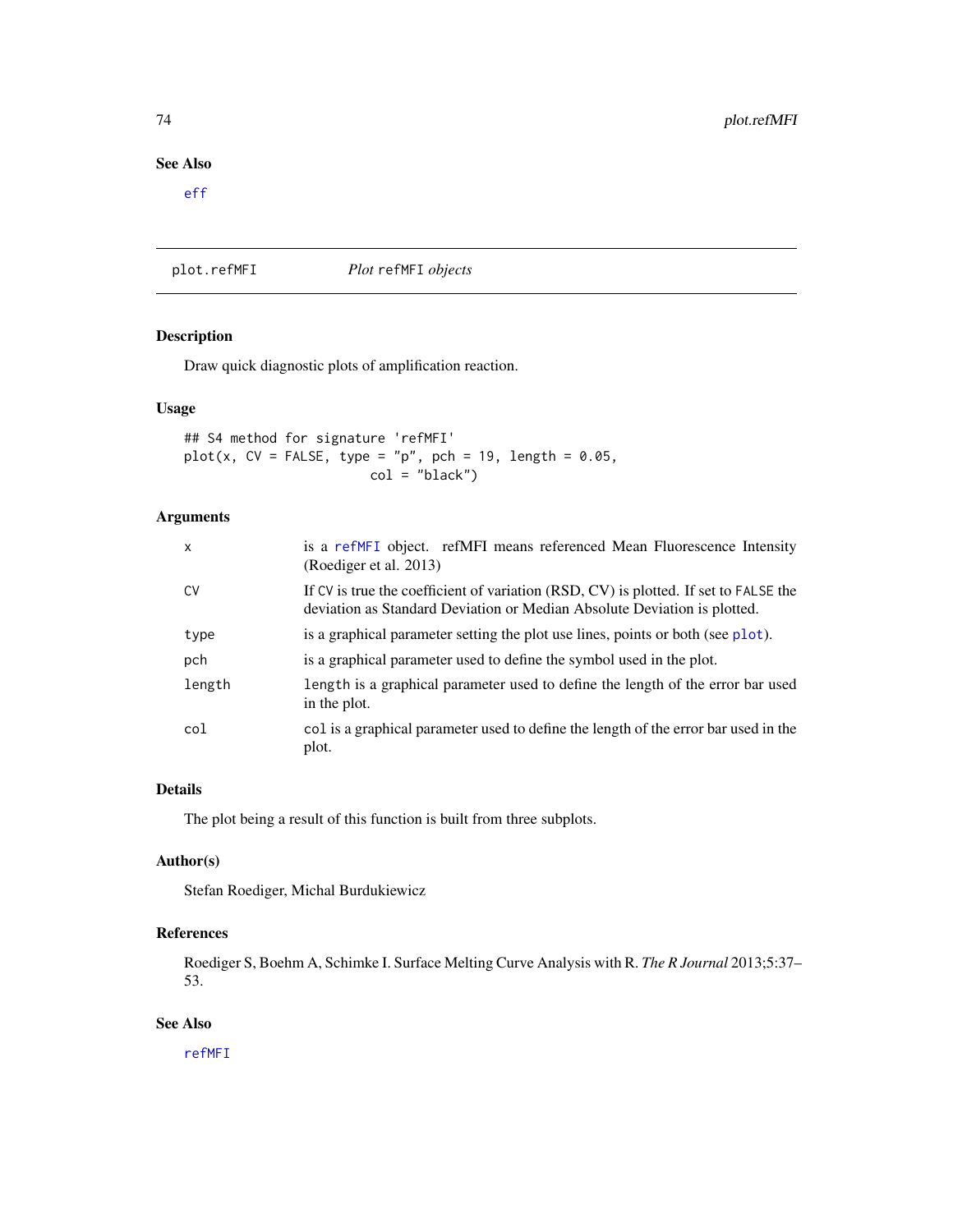## See Also

eff

---

## plot.refMFI — *Plot refMFI objects*

### Description

Draw quick diagnostic plots of amplification reaction.

### Usage

```
## S4 method for signature 'refMFI'
plot(x, CV = FALSE, type = "p", pch = 19, length = 0.05,
                        col = "black")
```

### Arguments

| | |
|---|---|
| x | is a refMFI object. refMFI means referenced Mean Fluorescence Intensity (Roediger et al. 2013) |
| CV | If CV is true the coefficient of variation (RSD, CV) is plotted. If set to FALSE the deviation as Standard Deviation or Median Absolute Deviation is plotted. |
| type | is a graphical parameter setting the plot use lines, points or both (see plot). |
| pch | is a graphical parameter used to define the symbol used in the plot. |
| length | length is a graphical parameter used to define the length of the error bar used in the plot. |
| col | col is a graphical parameter used to define the length of the error bar used in the plot. |

### Details

The plot being a result of this function is built from three subplots.

### Author(s)

Stefan Roediger, Michal Burdukiewicz

### References

Roediger S, Boehm A, Schimke I. Surface Melting Curve Analysis with R. *The R Journal* 2013;5:37–53.

### See Also

refMFI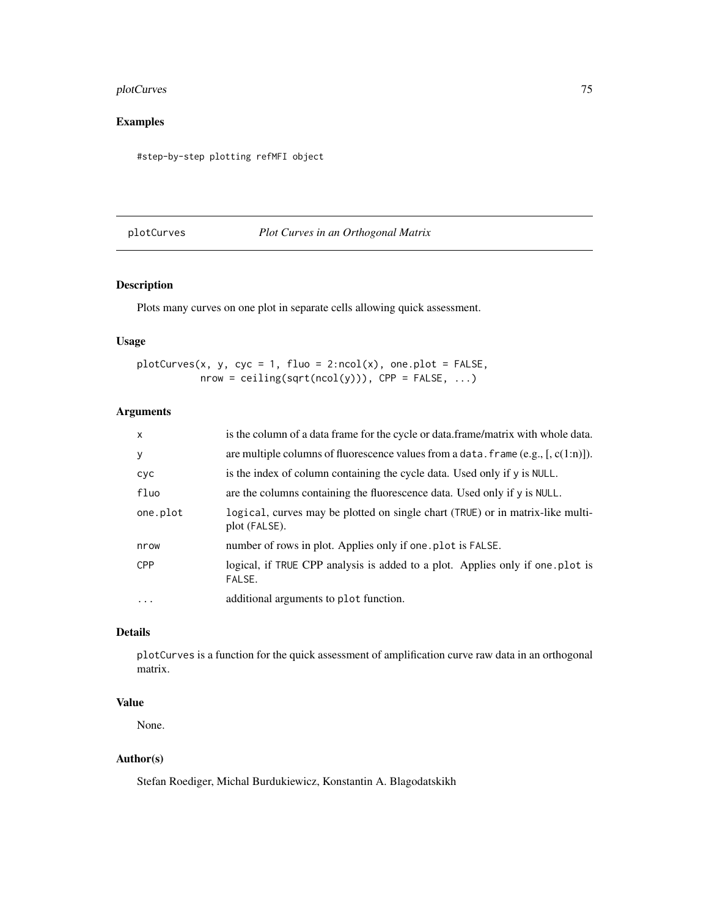## Examples

```
#step-by-step plotting refMFI object
```

---

# plotCurves — *Plot Curves in an Orthogonal Matrix*

## Description

Plots many curves on one plot in separate cells allowing quick assessment.

## Usage

```
plotCurves(x, y, cyc = 1, fluo = 2:ncol(x), one.plot = FALSE,
           nrow = ceiling(sqrt(ncol(y))), CPP = FALSE, ...)
```

## Arguments

| Argument | Description |
|---|---|
| x | is the column of a data frame for the cycle or data.frame/matrix with whole data. |
| y | are multiple columns of fluorescence values from a data.frame (e.g., [, c(1:n)]). |
| cyc | is the index of column containing the cycle data. Used only if y is NULL. |
| fluo | are the columns containing the fluorescence data. Used only if y is NULL. |
| one.plot | logical, curves may be plotted on single chart (TRUE) or in matrix-like multi-plot (FALSE). |
| nrow | number of rows in plot. Applies only if one.plot is FALSE. |
| CPP | logical, if TRUE CPP analysis is added to a plot. Applies only if one.plot is FALSE. |
| ... | additional arguments to plot function. |

## Details

plotCurves is a function for the quick assessment of amplification curve raw data in an orthogonal matrix.

## Value

None.

## Author(s)

Stefan Roediger, Michal Burdukiewicz, Konstantin A. Blagodatskikh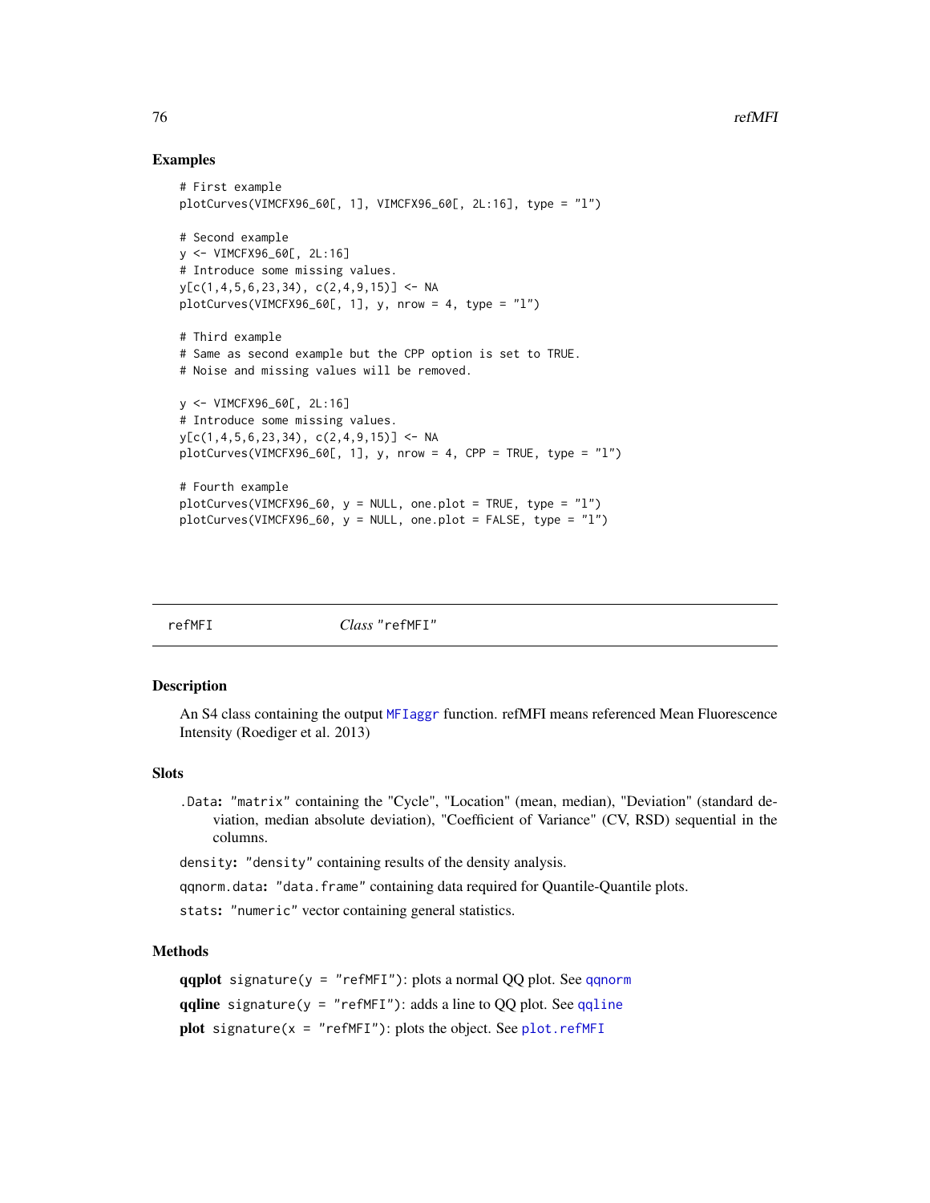### Examples

```
# First example
plotCurves(VIMCFX96_60[, 1], VIMCFX96_60[, 2L:16], type = "l")

# Second example
y <- VIMCFX96_60[, 2L:16]
# Introduce some missing values.
y[c(1,4,5,6,23,34), c(2,4,9,15)] <- NA
plotCurves(VIMCFX96_60[, 1], y, nrow = 4, type = "l")

# Third example
# Same as second example but the CPP option is set to TRUE.
# Noise and missing values will be removed.

y <- VIMCFX96_60[, 2L:16]
# Introduce some missing values.
y[c(1,4,5,6,23,34), c(2,4,9,15)] <- NA
plotCurves(VIMCFX96_60[, 1], y, nrow = 4, CPP = TRUE, type = "l")

# Fourth example
plotCurves(VIMCFX96_60, y = NULL, one.plot = TRUE, type = "l")
plotCurves(VIMCFX96_60, y = NULL, one.plot = FALSE, type = "l")
```

---

## refMFI — *Class* "refMFI"

### Description

An S4 class containing the output MFIaggr function. refMFI means referenced Mean Fluorescence Intensity (Roediger et al. 2013)

### Slots

`.Data`: "matrix" containing the "Cycle", "Location" (mean, median), "Deviation" (standard deviation, median absolute deviation), "Coefficient of Variance" (CV, RSD) sequential in the columns.

`density`: "density" containing results of the density analysis.

`qqnorm.data`: "data.frame" containing data required for Quantile-Quantile plots.

`stats`: "numeric" vector containing general statistics.

### Methods

**qqplot** `signature(y = "refMFI")`: plots a normal QQ plot. See qqnorm

**qqline** `signature(y = "refMFI")`: adds a line to QQ plot. See qqline

**plot** `signature(x = "refMFI")`: plots the object. See plot.refMFI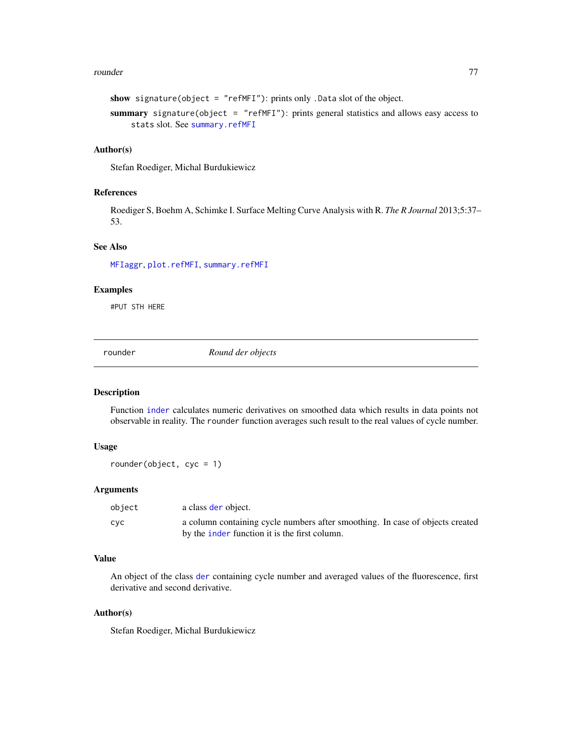**show** `signature(object = "refMFI")`: prints only `.Data` slot of the object.

**summary** `signature(object = "refMFI")`: prints general statistics and allows easy access to `stats` slot. See `summary.refMFI`

### Author(s)

Stefan Roediger, Michal Burdukiewicz

### References

Roediger S, Boehm A, Schimke I. Surface Melting Curve Analysis with R. *The R Journal* 2013;5:37–53.

### See Also

`MFIaggr`, `plot.refMFI`, `summary.refMFI`

### Examples

```
#PUT STH HERE
```

---

## rounder — *Round der objects*

### Description

Function `inder` calculates numeric derivatives on smoothed data which results in data points not observable in reality. The `rounder` function averages such result to the real values of cycle number.

### Usage

```
rounder(object, cyc = 1)
```

### Arguments

| | |
|---|---|
| `object` | a class `der` object. |
| `cyc` | a column containing cycle numbers after smoothing. In case of objects created by the `inder` function it is the first column. |

### Value

An object of the class `der` containing cycle number and averaged values of the fluorescence, first derivative and second derivative.

### Author(s)

Stefan Roediger, Michal Burdukiewicz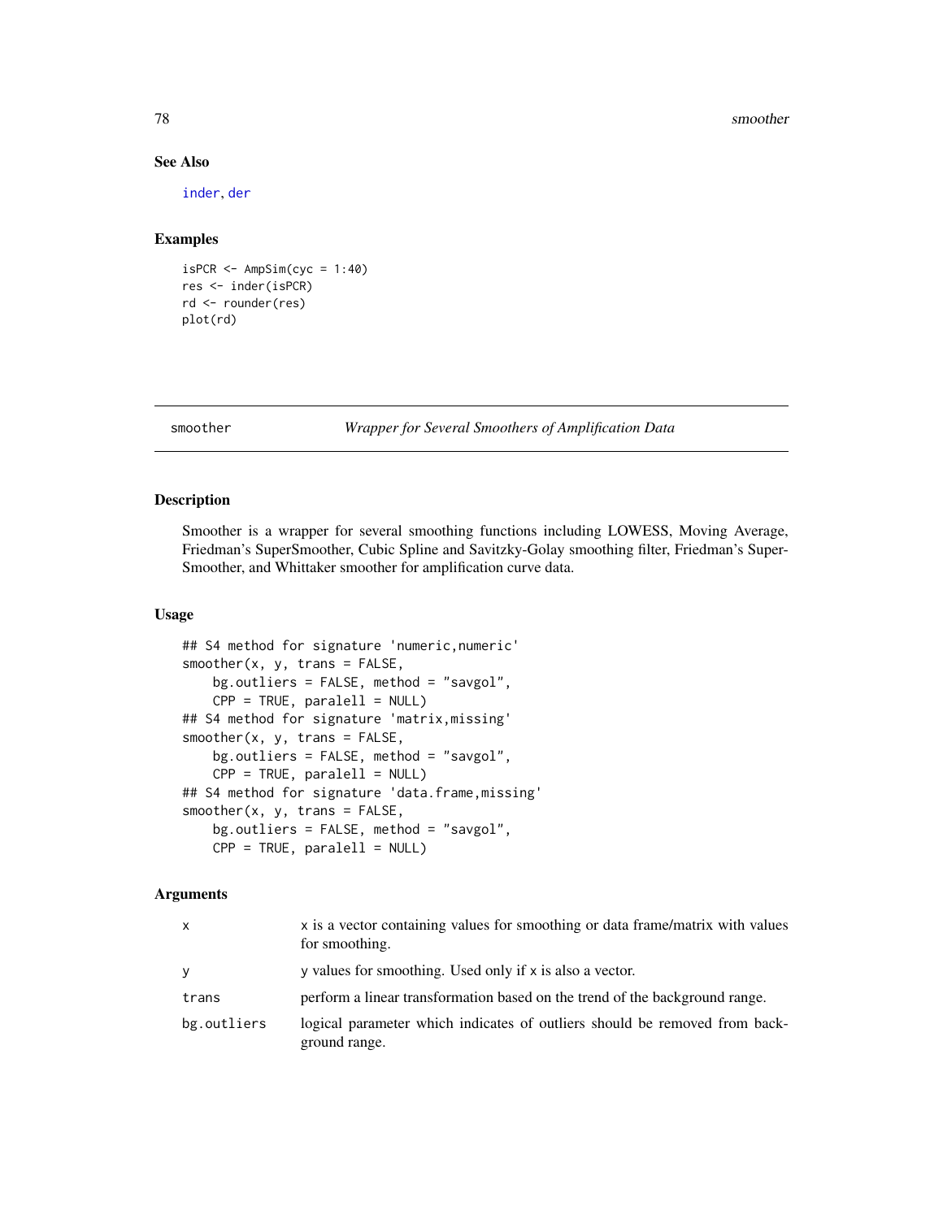## See Also

inder, der

## Examples

```
isPCR <- AmpSim(cyc = 1:40)
res <- inder(isPCR)
rd <- rounder(res)
plot(rd)
```

---

# smoother — *Wrapper for Several Smoothers of Amplification Data*

## Description

Smoother is a wrapper for several smoothing functions including LOWESS, Moving Average, Friedman's SuperSmoother, Cubic Spline and Savitzky-Golay smoothing filter, Friedman's Super-Smoother, and Whittaker smoother for amplification curve data.

## Usage

```
## S4 method for signature 'numeric,numeric'
smoother(x, y, trans = FALSE,
    bg.outliers = FALSE, method = "savgol",
    CPP = TRUE, paralell = NULL)
## S4 method for signature 'matrix,missing'
smoother(x, y, trans = FALSE,
    bg.outliers = FALSE, method = "savgol",
    CPP = TRUE, paralell = NULL)
## S4 method for signature 'data.frame,missing'
smoother(x, y, trans = FALSE,
    bg.outliers = FALSE, method = "savgol",
    CPP = TRUE, paralell = NULL)
```

## Arguments

| | |
|---|---|
| x | x is a vector containing values for smoothing or data frame/matrix with values for smoothing. |
| y | y values for smoothing. Used only if x is also a vector. |
| trans | perform a linear transformation based on the trend of the background range. |
| bg.outliers | logical parameter which indicates of outliers should be removed from background range. |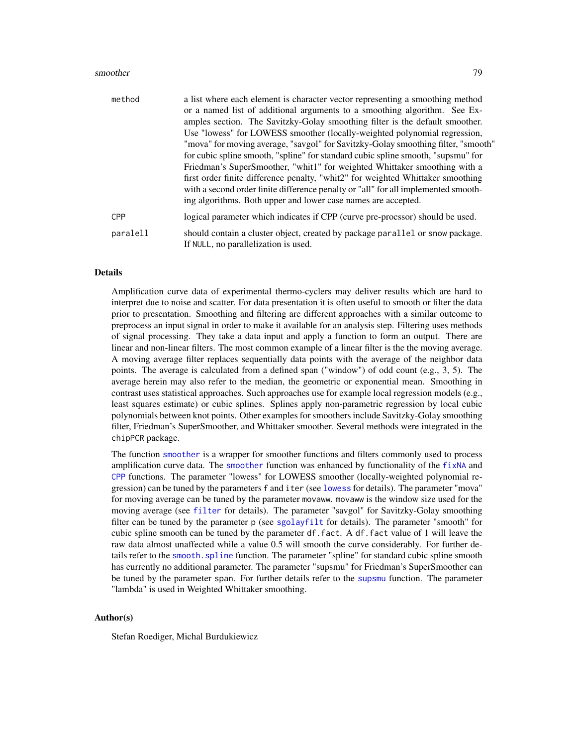| | |
|---|---|
| `method` | a list where each element is character vector representing a smoothing method or a named list of additional arguments to a smoothing algorithm. See Examples section. The Savitzky-Golay smoothing filter is the default smoother. Use "lowess" for LOWESS smoother (locally-weighted polynomial regression, "mova" for moving average, "savgol" for Savitzky-Golay smoothing filter, "smooth" for cubic spline smooth, "spline" for standard cubic spline smooth, "supsmu" for Friedman's SuperSmoother, "whit1" for weighted Whittaker smoothing with a first order finite difference penalty, "whit2" for weighted Whittaker smoothing with a second order finite difference penalty or "all" for all implemented smoothing algorithms. Both upper and lower case names are accepted. |
| `CPP` | logical parameter which indicates if CPP (curve pre-procssor) should be used. |
| `paralell` | should contain a cluster object, created by package `parallel` or `snow` package. If `NULL`, no parallelization is used. |

## Details

Amplification curve data of experimental thermo-cyclers may deliver results which are hard to interpret due to noise and scatter. For data presentation it is often useful to smooth or filter the data prior to presentation. Smoothing and filtering are different approaches with a similar outcome to preprocess an input signal in order to make it available for an analysis step. Filtering uses methods of signal processing. They take a data input and apply a function to form an output. There are linear and non-linear filters. The most common example of a linear filter is the the moving average. A moving average filter replaces sequentially data points with the average of the neighbor data points. The average is calculated from a defined span ("window") of odd count (e.g., 3, 5). The average herein may also refer to the median, the geometric or exponential mean. Smoothing in contrast uses statistical approaches. Such approaches use for example local regression models (e.g., least squares estimate) or cubic splines. Splines apply non-parametric regression by local cubic polynomials between knot points. Other examples for smoothers include Savitzky-Golay smoothing filter, Friedman's SuperSmoother, and Whittaker smoother. Several methods were integrated in the `chipPCR` package.

The function `smoother` is a wrapper for smoother functions and filters commonly used to process amplification curve data. The `smoother` function was enhanced by functionality of the `fixNA` and `CPP` functions. The parameter "lowess" for LOWESS smoother (locally-weighted polynomial regression) can be tuned by the parameters `f` and `iter` (see `lowess` for details). The parameter "mova" for moving average can be tuned by the parameter `movaww`. `movaww` is the window size used for the moving average (see `filter` for details). The parameter "savgol" for Savitzky-Golay smoothing filter can be tuned by the parameter `p` (see `sgolayfilt` for details). The parameter "smooth" for cubic spline smooth can be tuned by the parameter `df.fact`. A `df.fact` value of 1 will leave the raw data almost unaffected while a value 0.5 will smooth the curve considerably. For further details refer to the `smooth.spline` function. The parameter "spline" for standard cubic spline smooth has currently no additional parameter. The parameter "supsmu" for Friedman's SuperSmoother can be tuned by the parameter `span`. For further details refer to the `supsmu` function. The parameter "lambda" is used in Weighted Whittaker smoothing.

## Author(s)

Stefan Roediger, Michal Burdukiewicz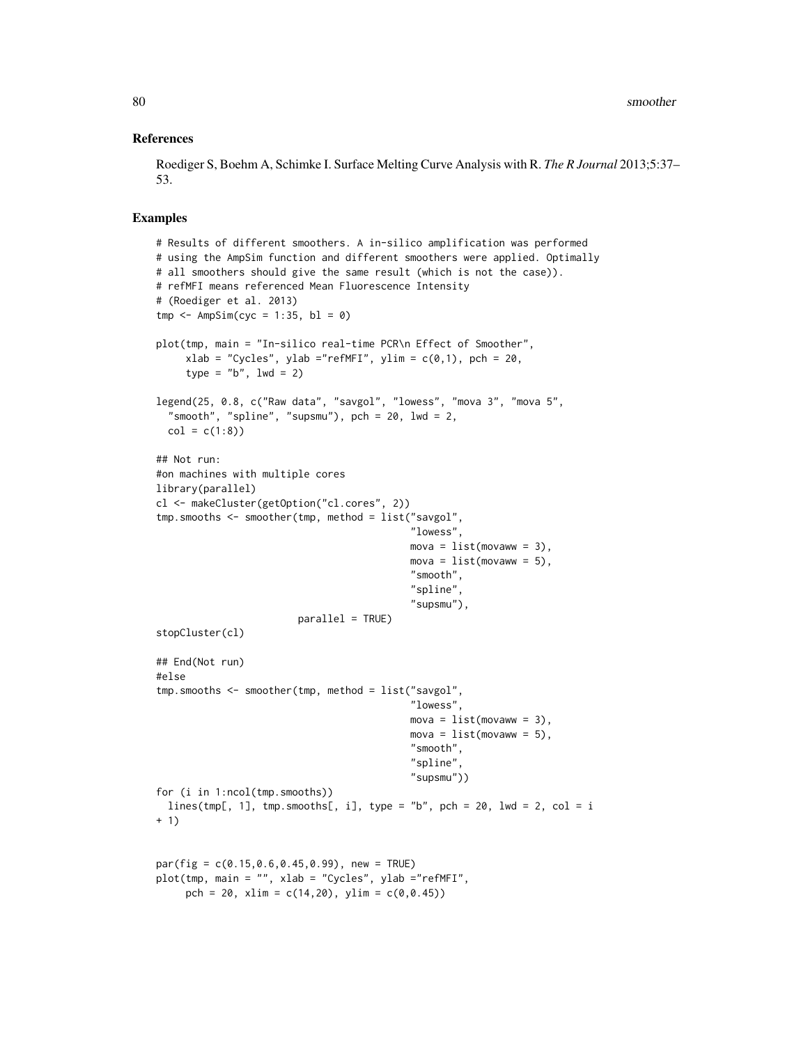## References

Roediger S, Boehm A, Schimke I. Surface Melting Curve Analysis with R. *The R Journal* 2013;5:37–53.

## Examples

```
# Results of different smoothers. A in-silico amplification was performed
# using the AmpSim function and different smoothers were applied. Optimally
# all smoothers should give the same result (which is not the case)).
# refMFI means referenced Mean Fluorescence Intensity
# (Roediger et al. 2013)
tmp <- AmpSim(cyc = 1:35, bl = 0)

plot(tmp, main = "In-silico real-time PCR\n Effect of Smoother",
     xlab = "Cycles", ylab ="refMFI", ylim = c(0,1), pch = 20,
     type = "b", lwd = 2)

legend(25, 0.8, c("Raw data", "savgol", "lowess", "mova 3", "mova 5",
  "smooth", "spline", "supsmu"), pch = 20, lwd = 2,
  col = c(1:8))

## Not run:
#on machines with multiple cores
library(parallel)
cl <- makeCluster(getOption("cl.cores", 2))
tmp.smooths <- smoother(tmp, method = list("savgol",
                                           "lowess",
                                           mova = list(movaww = 3),
                                           mova = list(movaww = 5),
                                           "smooth",
                                           "spline",
                                           "supsmu"),
                        parallel = TRUE)
stopCluster(cl)

## End(Not run)
#else
tmp.smooths <- smoother(tmp, method = list("savgol",
                                           "lowess",
                                           mova = list(movaww = 3),
                                           mova = list(movaww = 5),
                                           "smooth",
                                           "spline",
                                           "supsmu"))
for (i in 1:ncol(tmp.smooths))
  lines(tmp[, 1], tmp.smooths[, i], type = "b", pch = 20, lwd = 2, col = i
+ 1)


par(fig = c(0.15,0.6,0.45,0.99), new = TRUE)
plot(tmp, main = "", xlab = "Cycles", ylab ="refMFI",
     pch = 20, xlim = c(14,20), ylim = c(0,0.45))
```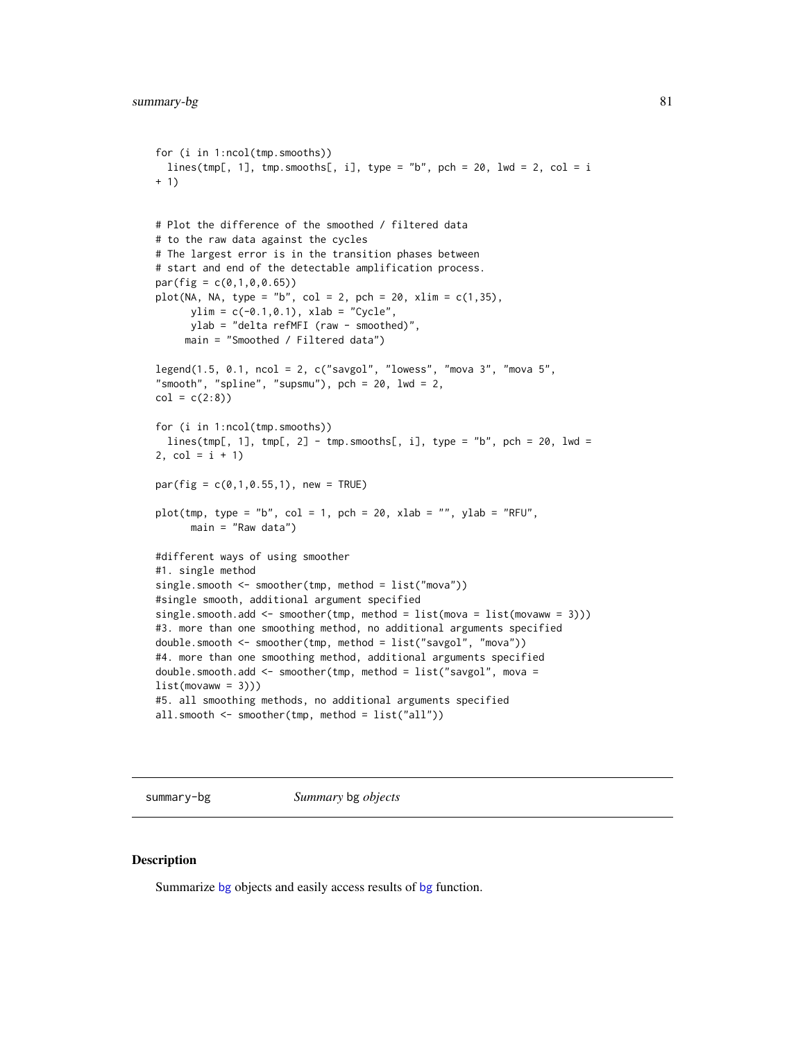```
for (i in 1:ncol(tmp.smooths))
  lines(tmp[, 1], tmp.smooths[, i], type = "b", pch = 20, lwd = 2, col = i
+ 1)


# Plot the difference of the smoothed / filtered data
# to the raw data against the cycles
# The largest error is in the transition phases between
# start and end of the detectable amplification process.
par(fig = c(0,1,0,0.65))
plot(NA, NA, type = "b", col = 2, pch = 20, xlim = c(1,35),
      ylim = c(-0.1,0.1), xlab = "Cycle",
      ylab = "delta refMFI (raw - smoothed)",
     main = "Smoothed / Filtered data")

legend(1.5, 0.1, ncol = 2, c("savgol", "lowess", "mova 3", "mova 5",
"smooth", "spline", "supsmu"), pch = 20, lwd = 2,
col = c(2:8))

for (i in 1:ncol(tmp.smooths))
  lines(tmp[, 1], tmp[, 2] - tmp.smooths[, i], type = "b", pch = 20, lwd =
2, col = i + 1)

par(fig = c(0,1,0.55,1), new = TRUE)

plot(tmp, type = "b", col = 1, pch = 20, xlab = "", ylab = "RFU",
      main = "Raw data")

#different ways of using smoother
#1. single method
single.smooth <- smoother(tmp, method = list("mova"))
#single smooth, additional argument specified
single.smooth.add <- smoother(tmp, method = list(mova = list(movaww = 3)))
#3. more than one smoothing method, no additional arguments specified
double.smooth <- smoother(tmp, method = list("savgol", "mova"))
#4. more than one smoothing method, additional arguments specified
double.smooth.add <- smoother(tmp, method = list("savgol", mova =
list(movaww = 3)))
#5. all smoothing methods, no additional arguments specified
all.smooth <- smoother(tmp, method = list("all"))
```

---

summary-bg    *Summary* bg *objects*

---

### Description

Summarize bg objects and easily access results of bg function.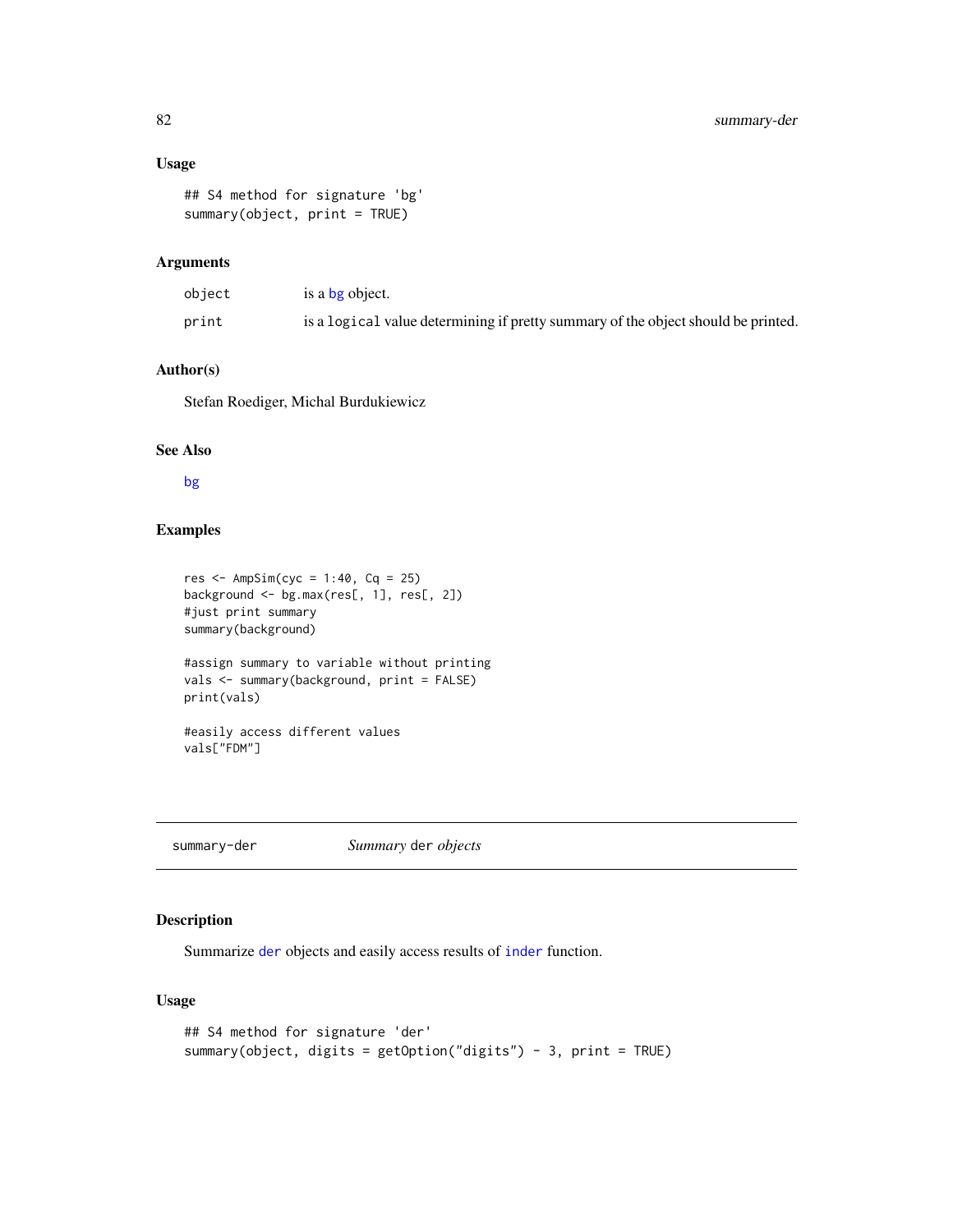### Usage

```
## S4 method for signature 'bg'
summary(object, print = TRUE)
```

### Arguments

| | |
|---|---|
| object | is a bg object. |
| print | is a logical value determining if pretty summary of the object should be printed. |

### Author(s)

Stefan Roediger, Michal Burdukiewicz

### See Also

bg

### Examples

```
res <- AmpSim(cyc = 1:40, Cq = 25)
background <- bg.max(res[, 1], res[, 2])
#just print summary
summary(background)

#assign summary to variable without printing
vals <- summary(background, print = FALSE)
print(vals)

#easily access different values
vals["FDM"]
```

---

## summary-der &nbsp;&nbsp;&nbsp; *Summary* der *objects*

---

### Description

Summarize der objects and easily access results of inder function.

### Usage

```
## S4 method for signature 'der'
summary(object, digits = getOption("digits") - 3, print = TRUE)
```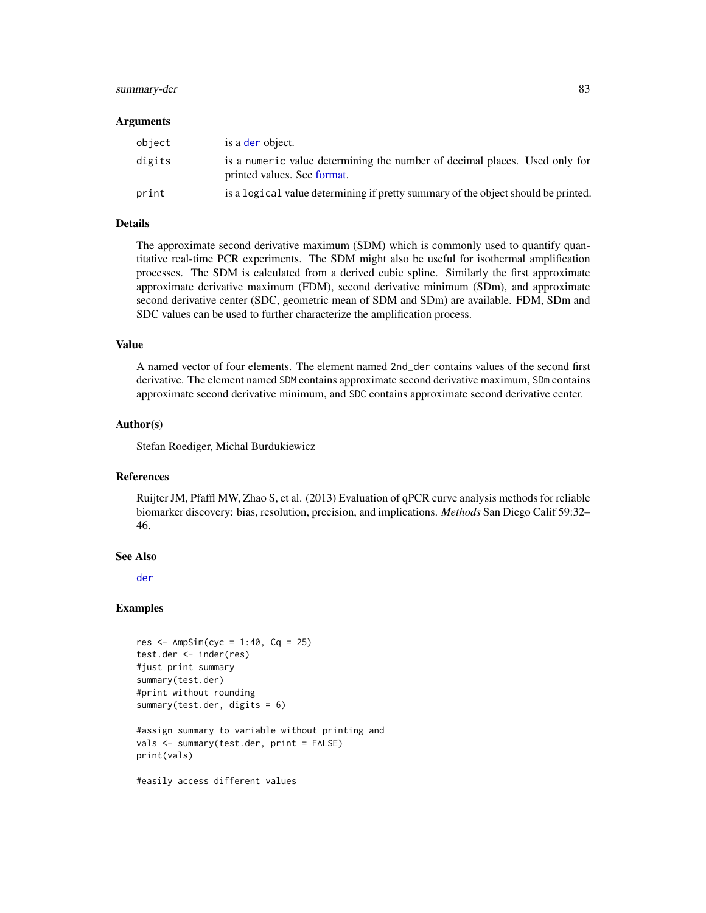### Arguments

| | |
|---|---|
| object | is a der object. |
| digits | is a numeric value determining the number of decimal places. Used only for printed values. See format. |
| print | is a logical value determining if pretty summary of the object should be printed. |

### Details

The approximate second derivative maximum (SDM) which is commonly used to quantify quantitative real-time PCR experiments. The SDM might also be useful for isothermal amplification processes. The SDM is calculated from a derived cubic spline. Similarly the first approximate approximate derivative maximum (FDM), second derivative minimum (SDm), and approximate second derivative center (SDC, geometric mean of SDM and SDm) are available. FDM, SDm and SDC values can be used to further characterize the amplification process.

### Value

A named vector of four elements. The element named 2nd_der contains values of the second first derivative. The element named SDM contains approximate second derivative maximum, SDm contains approximate second derivative minimum, and SDC contains approximate second derivative center.

### Author(s)

Stefan Roediger, Michal Burdukiewicz

### References

Ruijter JM, Pfaffl MW, Zhao S, et al. (2013) Evaluation of qPCR curve analysis methods for reliable biomarker discovery: bias, resolution, precision, and implications. *Methods* San Diego Calif 59:32–46.

### See Also

der

### Examples

```
res <- AmpSim(cyc = 1:40, Cq = 25)
test.der <- inder(res)
#just print summary
summary(test.der)
#print without rounding
summary(test.der, digits = 6)

#assign summary to variable without printing and
vals <- summary(test.der, print = FALSE)
print(vals)

#easily access different values
```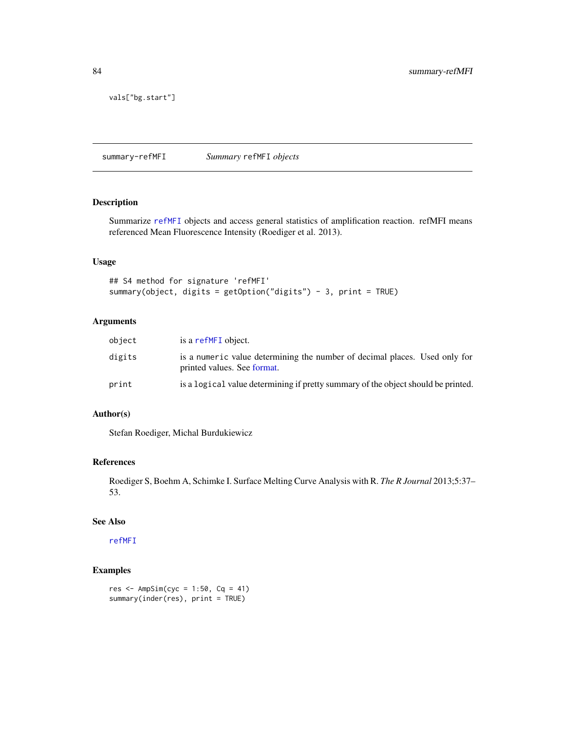```
vals["bg.start"]
```

## summary-refMFI *Summary* refMFI *objects*

### Description

Summarize refMFI objects and access general statistics of amplification reaction. refMFI means referenced Mean Fluorescence Intensity (Roediger et al. 2013).

### Usage

```
## S4 method for signature 'refMFI'
summary(object, digits = getOption("digits") - 3, print = TRUE)
```

### Arguments

| | |
|---|---|
| object | is a refMFI object. |
| digits | is a numeric value determining the number of decimal places. Used only for printed values. See format. |
| print | is a logical value determining if pretty summary of the object should be printed. |

### Author(s)

Stefan Roediger, Michal Burdukiewicz

### References

Roediger S, Boehm A, Schimke I. Surface Melting Curve Analysis with R. *The R Journal* 2013;5:37–53.

### See Also

refMFI

### Examples

```
res <- AmpSim(cyc = 1:50, Cq = 41)
summary(inder(res), print = TRUE)
```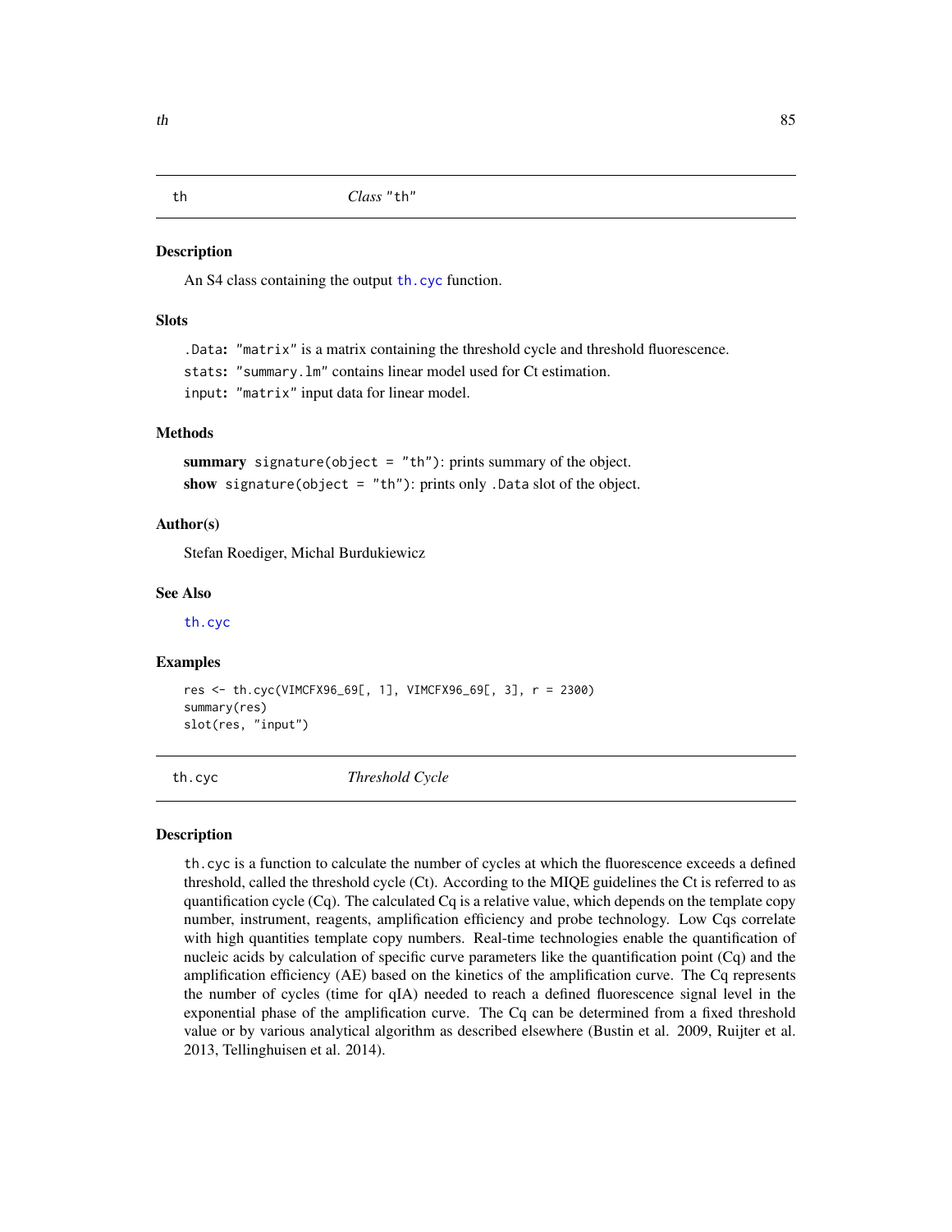## th — *Class "th"*

### Description

An S4 class containing the output `th.cyc` function.

### Slots

`.Data`: `"matrix"` is a matrix containing the threshold cycle and threshold fluorescence.

`stats`: `"summary.lm"` contains linear model used for Ct estimation.

`input`: `"matrix"` input data for linear model.

### Methods

**summary** `signature(object = "th")`: prints summary of the object.

**show** `signature(object = "th")`: prints only `.Data` slot of the object.

### Author(s)

Stefan Roediger, Michal Burdukiewicz

### See Also

`th.cyc`

### Examples

```
res <- th.cyc(VIMCFX96_69[, 1], VIMCFX96_69[, 3], r = 2300)
summary(res)
slot(res, "input")
```

## th.cyc — *Threshold Cycle*

### Description

`th.cyc` is a function to calculate the number of cycles at which the fluorescence exceeds a defined threshold, called the threshold cycle (Ct). According to the MIQE guidelines the Ct is referred to as quantification cycle (Cq). The calculated Cq is a relative value, which depends on the template copy number, instrument, reagents, amplification efficiency and probe technology. Low Cqs correlate with high quantities template copy numbers. Real-time technologies enable the quantification of nucleic acids by calculation of specific curve parameters like the quantification point (Cq) and the amplification efficiency (AE) based on the kinetics of the amplification curve. The Cq represents the number of cycles (time for qIA) needed to reach a defined fluorescence signal level in the exponential phase of the amplification curve. The Cq can be determined from a fixed threshold value or by various analytical algorithm as described elsewhere (Bustin et al. 2009, Ruijter et al. 2013, Tellinghuisen et al. 2014).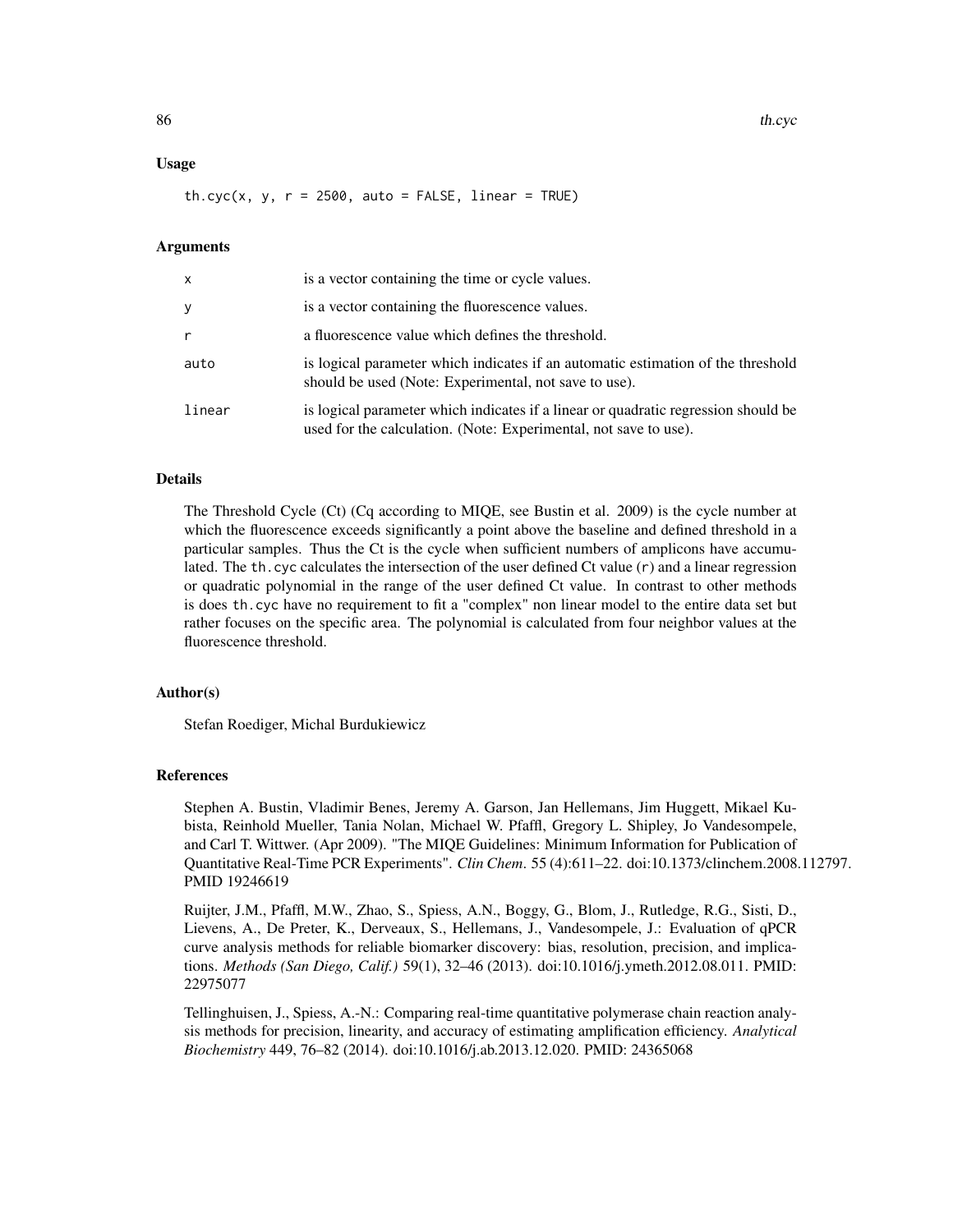## Usage

```
th.cyc(x, y, r = 2500, auto = FALSE, linear = TRUE)
```

## Arguments

| | |
|---|---|
| x | is a vector containing the time or cycle values. |
| y | is a vector containing the fluorescence values. |
| r | a fluorescence value which defines the threshold. |
| auto | is logical parameter which indicates if an automatic estimation of the threshold should be used (Note: Experimental, not save to use). |
| linear | is logical parameter which indicates if a linear or quadratic regression should be used for the calculation. (Note: Experimental, not save to use). |

## Details

The Threshold Cycle (Ct) (Cq according to MIQE, see Bustin et al. 2009) is the cycle number at which the fluorescence exceeds significantly a point above the baseline and defined threshold in a particular samples. Thus the Ct is the cycle when sufficient numbers of amplicons have accumulated. The `th.cyc` calculates the intersection of the user defined Ct value (`r`) and a linear regression or quadratic polynomial in the range of the user defined Ct value. In contrast to other methods is does `th.cyc` have no requirement to fit a "complex" non linear model to the entire data set but rather focuses on the specific area. The polynomial is calculated from four neighbor values at the fluorescence threshold.

## Author(s)

Stefan Roediger, Michal Burdukiewicz

## References

Stephen A. Bustin, Vladimir Benes, Jeremy A. Garson, Jan Hellemans, Jim Huggett, Mikael Kubista, Reinhold Mueller, Tania Nolan, Michael W. Pfaffl, Gregory L. Shipley, Jo Vandesompele, and Carl T. Wittwer. (Apr 2009). "The MIQE Guidelines: Minimum Information for Publication of Quantitative Real-Time PCR Experiments". *Clin Chem*. 55 (4):611–22. doi:10.1373/clinchem.2008.112797. PMID 19246619

Ruijter, J.M., Pfaffl, M.W., Zhao, S., Spiess, A.N., Boggy, G., Blom, J., Rutledge, R.G., Sisti, D., Lievens, A., De Preter, K., Derveaux, S., Hellemans, J., Vandesompele, J.: Evaluation of qPCR curve analysis methods for reliable biomarker discovery: bias, resolution, precision, and implications. *Methods (San Diego, Calif.)* 59(1), 32–46 (2013). doi:10.1016/j.ymeth.2012.08.011. PMID: 22975077

Tellinghuisen, J., Spiess, A.-N.: Comparing real-time quantitative polymerase chain reaction analysis methods for precision, linearity, and accuracy of estimating amplification efficiency. *Analytical Biochemistry* 449, 76–82 (2014). doi:10.1016/j.ab.2013.12.020. PMID: 24365068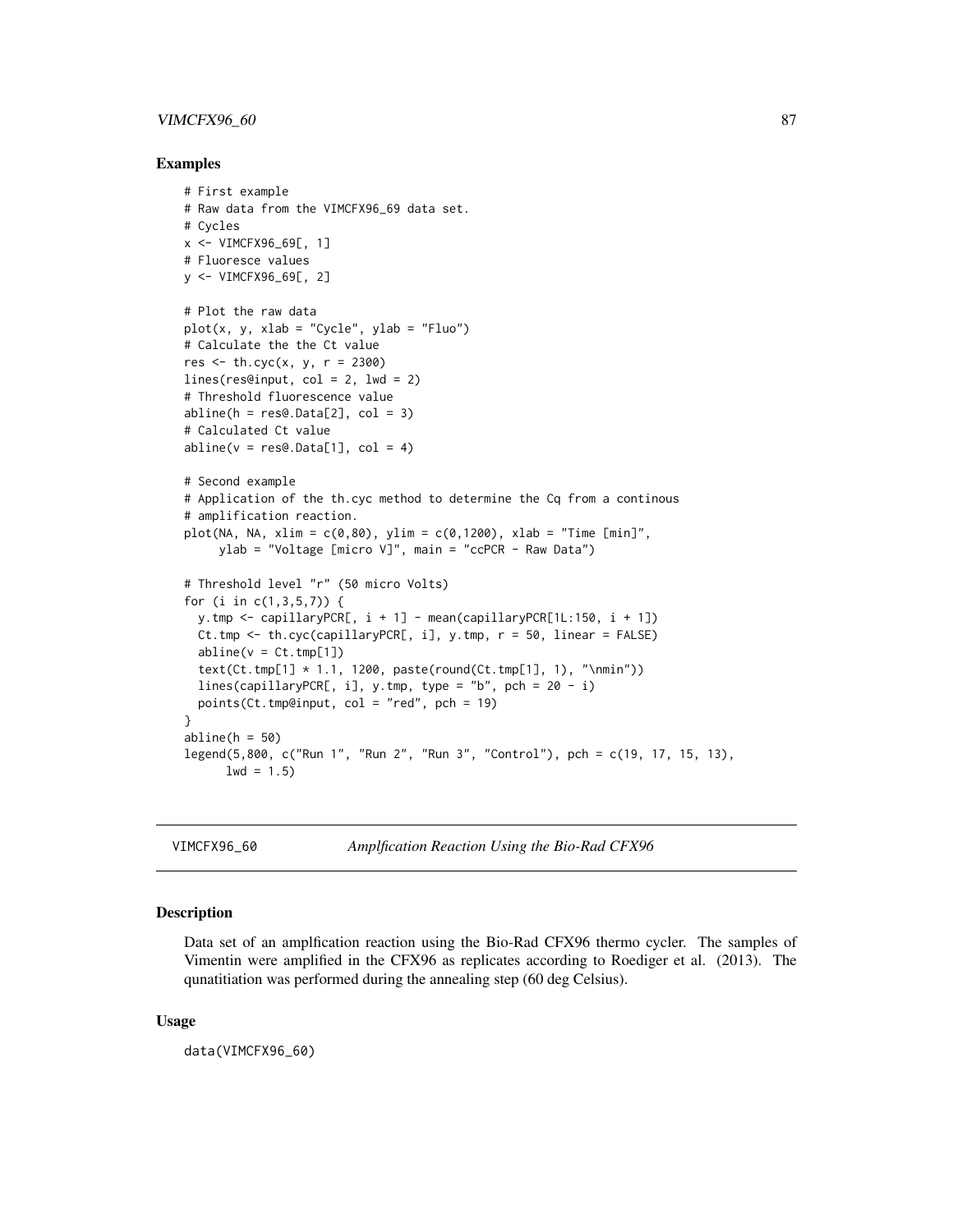### Examples

```
# First example
# Raw data from the VIMCFX96_69 data set.
# Cycles
x <- VIMCFX96_69[, 1]
# Fluoresce values
y <- VIMCFX96_69[, 2]

# Plot the raw data
plot(x, y, xlab = "Cycle", ylab = "Fluo")
# Calculate the the Ct value
res <- th.cyc(x, y, r = 2300)
lines(res@input, col = 2, lwd = 2)
# Threshold fluorescence value
abline(h = res@.Data[2], col = 3)
# Calculated Ct value
abline(v = res@.Data[1], col = 4)

# Second example
# Application of the th.cyc method to determine the Cq from a continous
# amplification reaction.
plot(NA, NA, xlim = c(0,80), ylim = c(0,1200), xlab = "Time [min]",
     ylab = "Voltage [micro V]", main = "ccPCR - Raw Data")

# Threshold level "r" (50 micro Volts)
for (i in c(1,3,5,7)) {
  y.tmp <- capillaryPCR[, i + 1] - mean(capillaryPCR[1L:150, i + 1])
  Ct.tmp <- th.cyc(capillaryPCR[, i], y.tmp, r = 50, linear = FALSE)
  abline(v = Ct.tmp[1])
  text(Ct.tmp[1] * 1.1, 1200, paste(round(Ct.tmp[1], 1), "\nmin"))
  lines(capillaryPCR[, i], y.tmp, type = "b", pch = 20 - i)
  points(Ct.tmp@input, col = "red", pch = 19)
}
abline(h = 50)
legend(5,800, c("Run 1", "Run 2", "Run 3", "Control"), pch = c(19, 17, 15, 13),
      lwd = 1.5)
```

---

## VIMCFX96_60 *Amplfication Reaction Using the Bio-Rad CFX96*

---

### Description

Data set of an amplfication reaction using the Bio-Rad CFX96 thermo cycler. The samples of Vimentin were amplified in the CFX96 as replicates according to Roediger et al. (2013). The qunatitiation was performed during the annealing step (60 deg Celsius).

### Usage

```
data(VIMCFX96_60)
```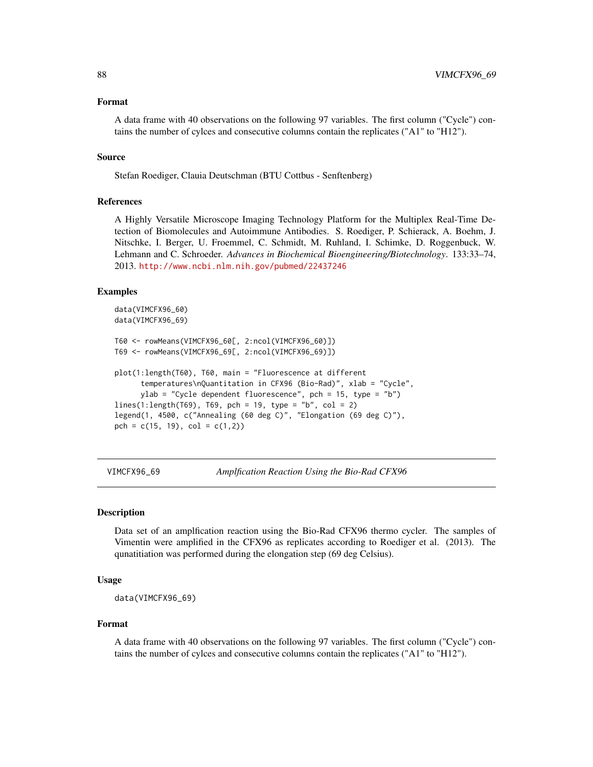## Format

A data frame with 40 observations on the following 97 variables. The first column ("Cycle") contains the number of cylces and consecutive columns contain the replicates ("A1" to "H12").

## Source

Stefan Roediger, Claudia Deutschman (BTU Cottbus - Senftenberg)

## References

A Highly Versatile Microscope Imaging Technology Platform for the Multiplex Real-Time Detection of Biomolecules and Autoimmune Antibodies. S. Roediger, P. Schierack, A. Boehm, J. Nitschke, I. Berger, U. Froemmel, C. Schmidt, M. Ruhland, I. Schimke, D. Roggenbuck, W. Lehmann and C. Schroeder. *Advances in Biochemical Bioengineering/Biotechnology*. 133:33–74, 2013. http://www.ncbi.nlm.nih.gov/pubmed/22437246

## Examples

```
data(VIMCFX96_60)
data(VIMCFX96_69)

T60 <- rowMeans(VIMCFX96_60[, 2:ncol(VIMCFX96_60)])
T69 <- rowMeans(VIMCFX96_69[, 2:ncol(VIMCFX96_69)])

plot(1:length(T60), T60, main = "Fluorescence at different
      temperatures\nQuantitation in CFX96 (Bio-Rad)", xlab = "Cycle",
      ylab = "Cycle dependent fluorescence", pch = 15, type = "b")
lines(1:length(T69), T69, pch = 19, type = "b", col = 2)
legend(1, 4500, c("Annealing (60 deg C)", "Elongation (69 deg C)"),
pch = c(15, 19), col = c(1,2))
```

---

# VIMCFX96_69 — *Amplfication Reaction Using the Bio-Rad CFX96*

## Description

Data set of an amplfication reaction using the Bio-Rad CFX96 thermo cycler. The samples of Vimentin were amplified in the CFX96 as replicates according to Roediger et al. (2013). The qunatitiation was performed during the elongation step (69 deg Celsius).

## Usage

```
data(VIMCFX96_69)
```

## Format

A data frame with 40 observations on the following 97 variables. The first column ("Cycle") contains the number of cylces and consecutive columns contain the replicates ("A1" to "H12").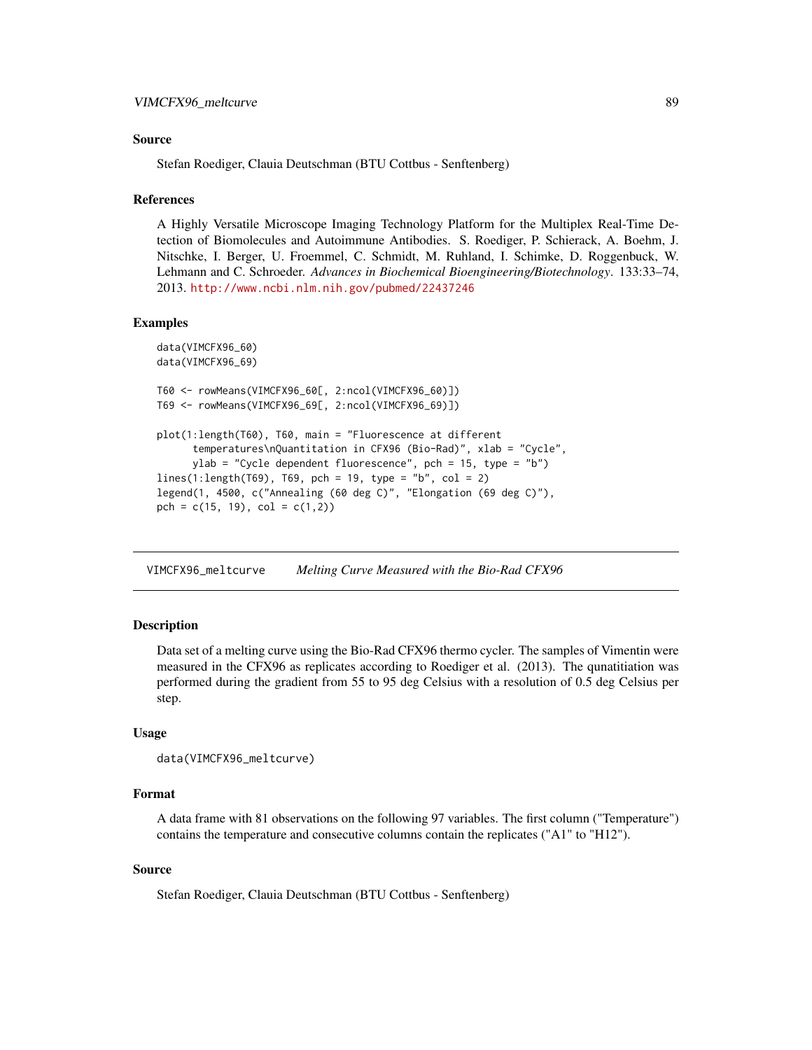### Source

Stefan Roediger, Clauia Deutschman (BTU Cottbus - Senftenberg)

### References

A Highly Versatile Microscope Imaging Technology Platform for the Multiplex Real-Time Detection of Biomolecules and Autoimmune Antibodies. S. Roediger, P. Schierack, A. Boehm, J. Nitschke, I. Berger, U. Froemmel, C. Schmidt, M. Ruhland, I. Schimke, D. Roggenbuck, W. Lehmann and C. Schroeder. *Advances in Biochemical Bioengineering/Biotechnology*. 133:33–74, 2013. http://www.ncbi.nlm.nih.gov/pubmed/22437246

### Examples

```
data(VIMCFX96_60)
data(VIMCFX96_69)

T60 <- rowMeans(VIMCFX96_60[, 2:ncol(VIMCFX96_60)])
T69 <- rowMeans(VIMCFX96_69[, 2:ncol(VIMCFX96_69)])

plot(1:length(T60), T60, main = "Fluorescence at different
      temperatures\nQuantitation in CFX96 (Bio-Rad)", xlab = "Cycle",
      ylab = "Cycle dependent fluorescence", pch = 15, type = "b")
lines(1:length(T69), T69, pch = 19, type = "b", col = 2)
legend(1, 4500, c("Annealing (60 deg C)", "Elongation (69 deg C)"),
pch = c(15, 19), col = c(1,2))
```

---

## VIMCFX96_meltcurve    *Melting Curve Measured with the Bio-Rad CFX96*

---

### Description

Data set of a melting curve using the Bio-Rad CFX96 thermo cycler. The samples of Vimentin were measured in the CFX96 as replicates according to Roediger et al. (2013). The qunatitiation was performed during the gradient from 55 to 95 deg Celsius with a resolution of 0.5 deg Celsius per step.

### Usage

```
data(VIMCFX96_meltcurve)
```

### Format

A data frame with 81 observations on the following 97 variables. The first column ("Temperature") contains the temperature and consecutive columns contain the replicates ("A1" to "H12").

### Source

Stefan Roediger, Clauia Deutschman (BTU Cottbus - Senftenberg)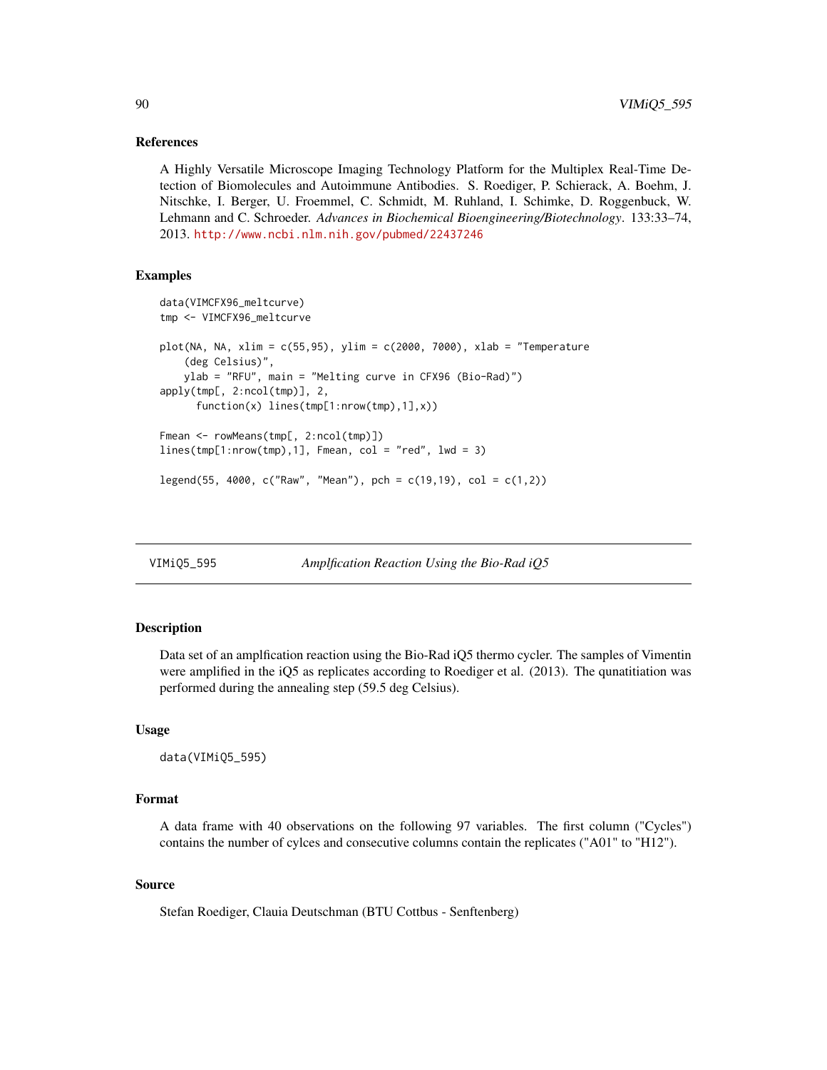## References

A Highly Versatile Microscope Imaging Technology Platform for the Multiplex Real-Time Detection of Biomolecules and Autoimmune Antibodies. S. Roediger, P. Schierack, A. Boehm, J. Nitschke, I. Berger, U. Froemmel, C. Schmidt, M. Ruhland, I. Schimke, D. Roggenbuck, W. Lehmann and C. Schroeder. *Advances in Biochemical Bioengineering/Biotechnology*. 133:33–74, 2013. http://www.ncbi.nlm.nih.gov/pubmed/22437246

## Examples

```
data(VIMCFX96_meltcurve)
tmp <- VIMCFX96_meltcurve

plot(NA, NA, xlim = c(55,95), ylim = c(2000, 7000), xlab = "Temperature
    (deg Celsius)",
    ylab = "RFU", main = "Melting curve in CFX96 (Bio-Rad)")
apply(tmp[, 2:ncol(tmp)], 2,
      function(x) lines(tmp[1:nrow(tmp),1],x))

Fmean <- rowMeans(tmp[, 2:ncol(tmp)])
lines(tmp[1:nrow(tmp),1], Fmean, col = "red", lwd = 3)

legend(55, 4000, c("Raw", "Mean"), pch = c(19,19), col = c(1,2))
```

---

# VIMiQ5_595 — *Amplfication Reaction Using the Bio-Rad iQ5*

## Description

Data set of an amplfication reaction using the Bio-Rad iQ5 thermo cycler. The samples of Vimentin were amplified in the iQ5 as replicates according to Roediger et al. (2013). The qunatitiation was performed during the annealing step (59.5 deg Celsius).

## Usage

```
data(VIMiQ5_595)
```

## Format

A data frame with 40 observations on the following 97 variables. The first column ("Cycles") contains the number of cylces and consecutive columns contain the replicates ("A01" to "H12").

## Source

Stefan Roediger, Claudia Deutschman (BTU Cottbus - Senftenberg)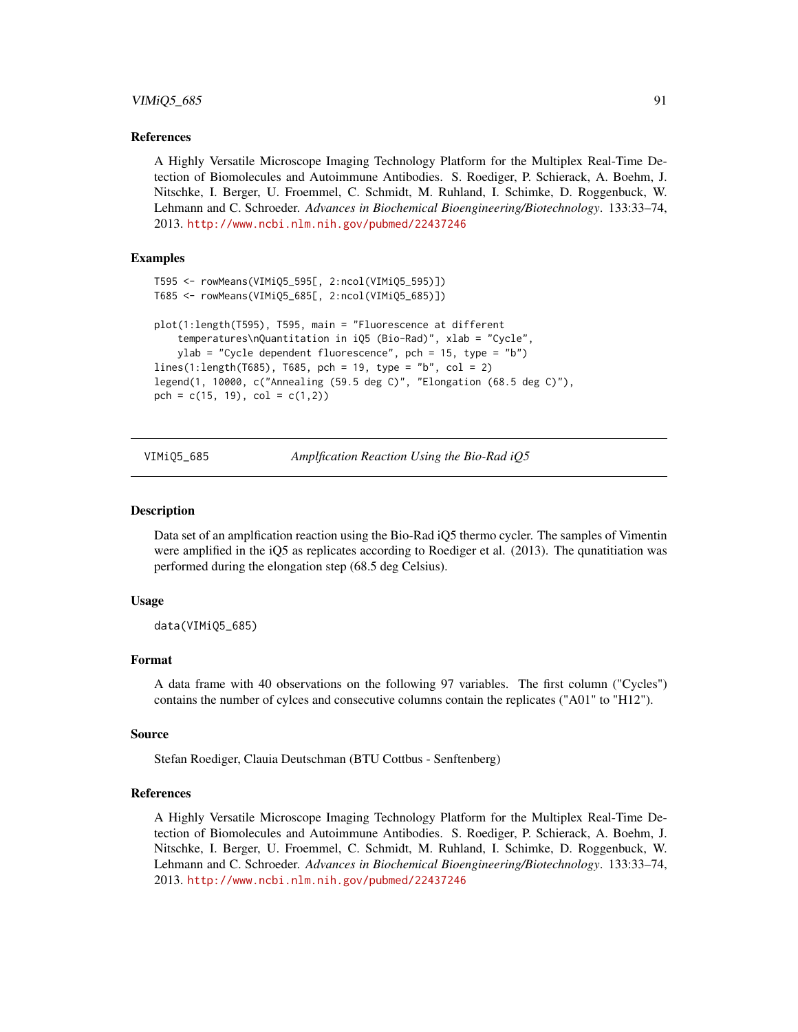### References

A Highly Versatile Microscope Imaging Technology Platform for the Multiplex Real-Time Detection of Biomolecules and Autoimmune Antibodies. S. Roediger, P. Schierack, A. Boehm, J. Nitschke, I. Berger, U. Froemmel, C. Schmidt, M. Ruhland, I. Schimke, D. Roggenbuck, W. Lehmann and C. Schroeder. *Advances in Biochemical Bioengineering/Biotechnology*. 133:33–74, 2013. http://www.ncbi.nlm.nih.gov/pubmed/22437246

### Examples

```
T595 <- rowMeans(VIMiQ5_595[, 2:ncol(VIMiQ5_595)])
T685 <- rowMeans(VIMiQ5_685[, 2:ncol(VIMiQ5_685)])

plot(1:length(T595), T595, main = "Fluorescence at different
    temperatures\nQuantitation in iQ5 (Bio-Rad)", xlab = "Cycle",
    ylab = "Cycle dependent fluorescence", pch = 15, type = "b")
lines(1:length(T685), T685, pch = 19, type = "b", col = 2)
legend(1, 10000, c("Annealing (59.5 deg C)", "Elongation (68.5 deg C)"),
pch = c(15, 19), col = c(1,2))
```

---

## VIMiQ5_685 — *Amplfication Reaction Using the Bio-Rad iQ5*

### Description

Data set of an amplfication reaction using the Bio-Rad iQ5 thermo cycler. The samples of Vimentin were amplified in the iQ5 as replicates according to Roediger et al. (2013). The qunatitiation was performed during the elongation step (68.5 deg Celsius).

### Usage

```
data(VIMiQ5_685)
```

### Format

A data frame with 40 observations on the following 97 variables. The first column ("Cycles") contains the number of cylces and consecutive columns contain the replicates ("A01" to "H12").

### Source

Stefan Roediger, Clauia Deutschman (BTU Cottbus - Senftenberg)

### References

A Highly Versatile Microscope Imaging Technology Platform for the Multiplex Real-Time Detection of Biomolecules and Autoimmune Antibodies. S. Roediger, P. Schierack, A. Boehm, J. Nitschke, I. Berger, U. Froemmel, C. Schmidt, M. Ruhland, I. Schimke, D. Roggenbuck, W. Lehmann and C. Schroeder. *Advances in Biochemical Bioengineering/Biotechnology*. 133:33–74, 2013. http://www.ncbi.nlm.nih.gov/pubmed/22437246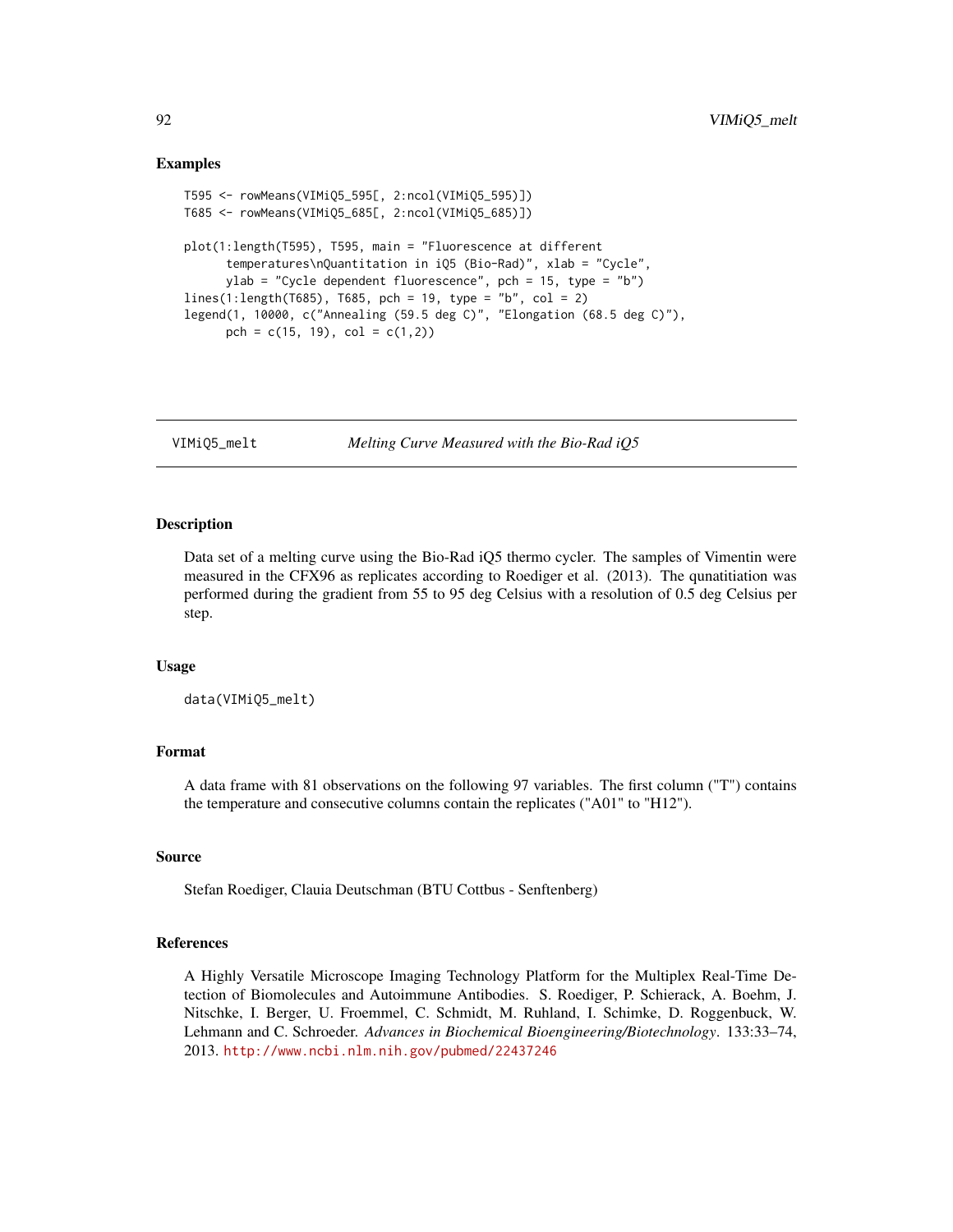### Examples

```
T595 <- rowMeans(VIMiQ5_595[, 2:ncol(VIMiQ5_595)])
T685 <- rowMeans(VIMiQ5_685[, 2:ncol(VIMiQ5_685)])

plot(1:length(T595), T595, main = "Fluorescence at different
      temperatures\nQuantitation in iQ5 (Bio-Rad)", xlab = "Cycle",
      ylab = "Cycle dependent fluorescence", pch = 15, type = "b")
lines(1:length(T685), T685, pch = 19, type = "b", col = 2)
legend(1, 10000, c("Annealing (59.5 deg C)", "Elongation (68.5 deg C)"),
      pch = c(15, 19), col = c(1,2))
```

---

## VIMiQ5_melt *Melting Curve Measured with the Bio-Rad iQ5*

### Description

Data set of a melting curve using the Bio-Rad iQ5 thermo cycler. The samples of Vimentin were measured in the CFX96 as replicates according to Roediger et al. (2013). The qunatitiation was performed during the gradient from 55 to 95 deg Celsius with a resolution of 0.5 deg Celsius per step.

### Usage

```
data(VIMiQ5_melt)
```

### Format

A data frame with 81 observations on the following 97 variables. The first column ("T") contains the temperature and consecutive columns contain the replicates ("A01" to "H12").

### Source

Stefan Roediger, Clauia Deutschman (BTU Cottbus - Senftenberg)

### References

A Highly Versatile Microscope Imaging Technology Platform for the Multiplex Real-Time Detection of Biomolecules and Autoimmune Antibodies. S. Roediger, P. Schierack, A. Boehm, J. Nitschke, I. Berger, U. Froemmel, C. Schmidt, M. Ruhland, I. Schimke, D. Roggenbuck, W. Lehmann and C. Schroeder. *Advances in Biochemical Bioengineering/Biotechnology*. 133:33–74, 2013. http://www.ncbi.nlm.nih.gov/pubmed/22437246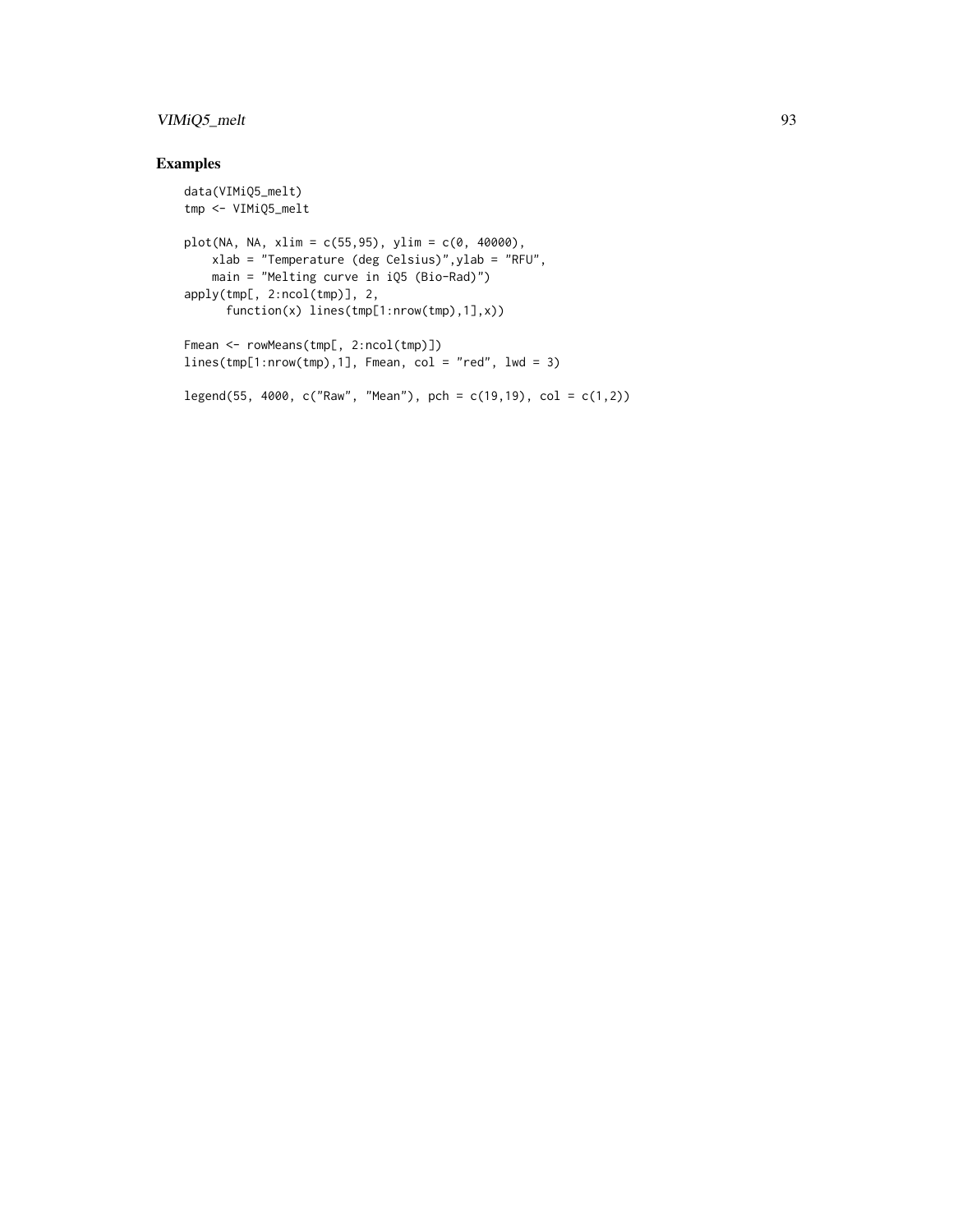## Examples

```
data(VIMiQ5_melt)
tmp <- VIMiQ5_melt

plot(NA, NA, xlim = c(55,95), ylim = c(0, 40000),
    xlab = "Temperature (deg Celsius)",ylab = "RFU",
    main = "Melting curve in iQ5 (Bio-Rad)")
apply(tmp[, 2:ncol(tmp)], 2,
      function(x) lines(tmp[1:nrow(tmp),1],x))

Fmean <- rowMeans(tmp[, 2:ncol(tmp)])
lines(tmp[1:nrow(tmp),1], Fmean, col = "red", lwd = 3)

legend(55, 4000, c("Raw", "Mean"), pch = c(19,19), col = c(1,2))
```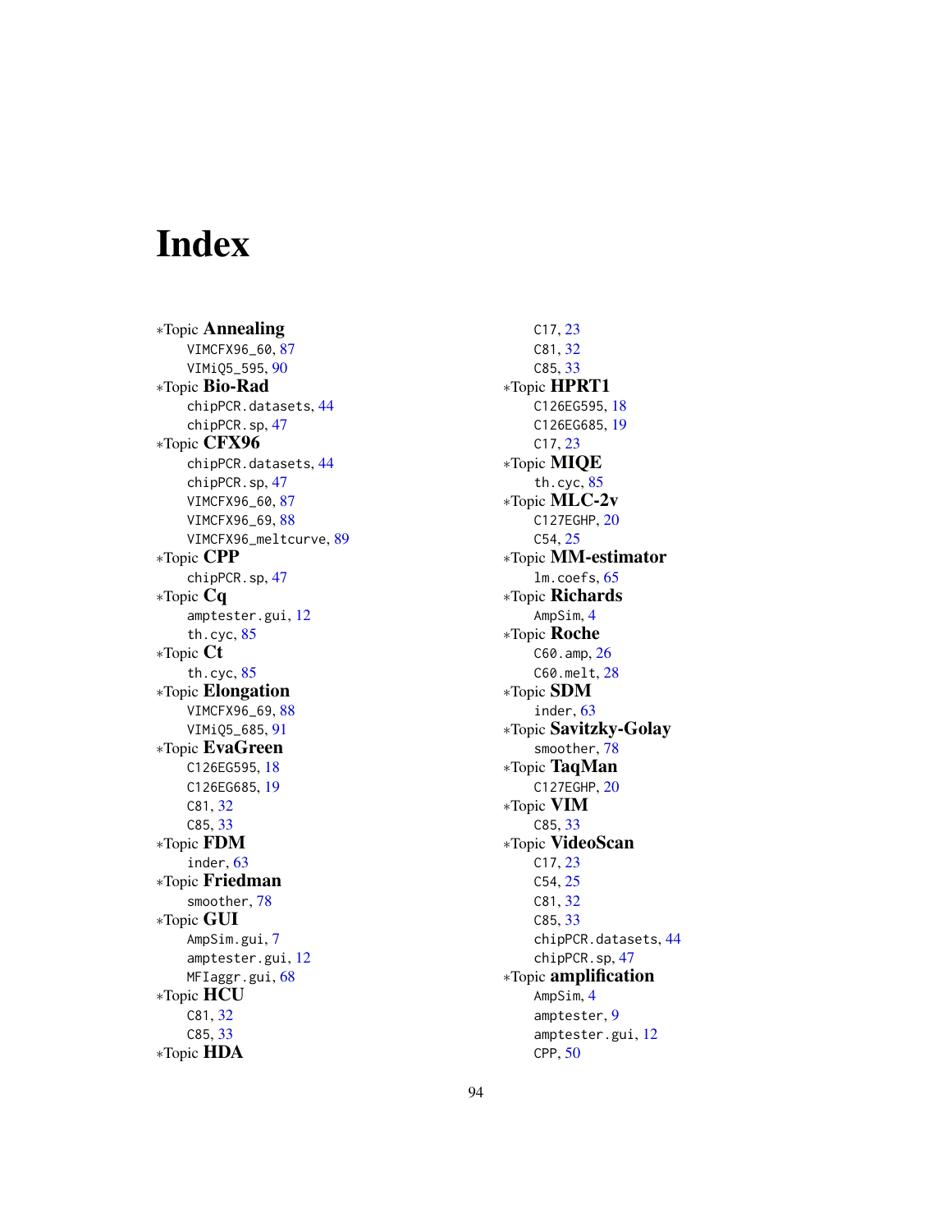# Index

∗Topic **Annealing**
- VIMCFX96_60, 87
- VIMiQ5_595, 90

∗Topic **Bio-Rad**
- chipPCR.datasets, 44
- chipPCR.sp, 47

∗Topic **CFX96**
- chipPCR.datasets, 44
- chipPCR.sp, 47
- VIMCFX96_60, 87
- VIMCFX96_69, 88
- VIMCFX96_meltcurve, 89

∗Topic **CPP**
- chipPCR.sp, 47

∗Topic **Cq**
- amptester.gui, 12
- th.cyc, 85

∗Topic **Ct**
- th.cyc, 85

∗Topic **Elongation**
- VIMCFX96_69, 88
- VIMiQ5_685, 91

∗Topic **EvaGreen**
- C126EG595, 18
- C126EG685, 19
- C81, 32
- C85, 33

∗Topic **FDM**
- inder, 63

∗Topic **Friedman**
- smoother, 78

∗Topic **GUI**
- AmpSim.gui, 7
- amptester.gui, 12
- MFIaggr.gui, 68

∗Topic **HCU**
- C81, 32
- C85, 33

∗Topic **HDA**
- C17, 23
- C81, 32
- C85, 33

∗Topic **HPRT1**
- C126EG595, 18
- C126EG685, 19
- C17, 23

∗Topic **MIQE**
- th.cyc, 85

∗Topic **MLC-2v**
- C127EGHP, 20
- C54, 25

∗Topic **MM-estimator**
- lm.coefs, 65

∗Topic **Richards**
- AmpSim, 4

∗Topic **Roche**
- C60.amp, 26
- C60.melt, 28

∗Topic **SDM**
- inder, 63

∗Topic **Savitzky-Golay**
- smoother, 78

∗Topic **TaqMan**
- C127EGHP, 20

∗Topic **VIM**
- C85, 33

∗Topic **VideoScan**
- C17, 23
- C54, 25
- C81, 32
- C85, 33
- chipPCR.datasets, 44
- chipPCR.sp, 47

∗Topic **amplification**
- AmpSim, 4
- amptester, 9
- amptester.gui, 12
- CPP, 50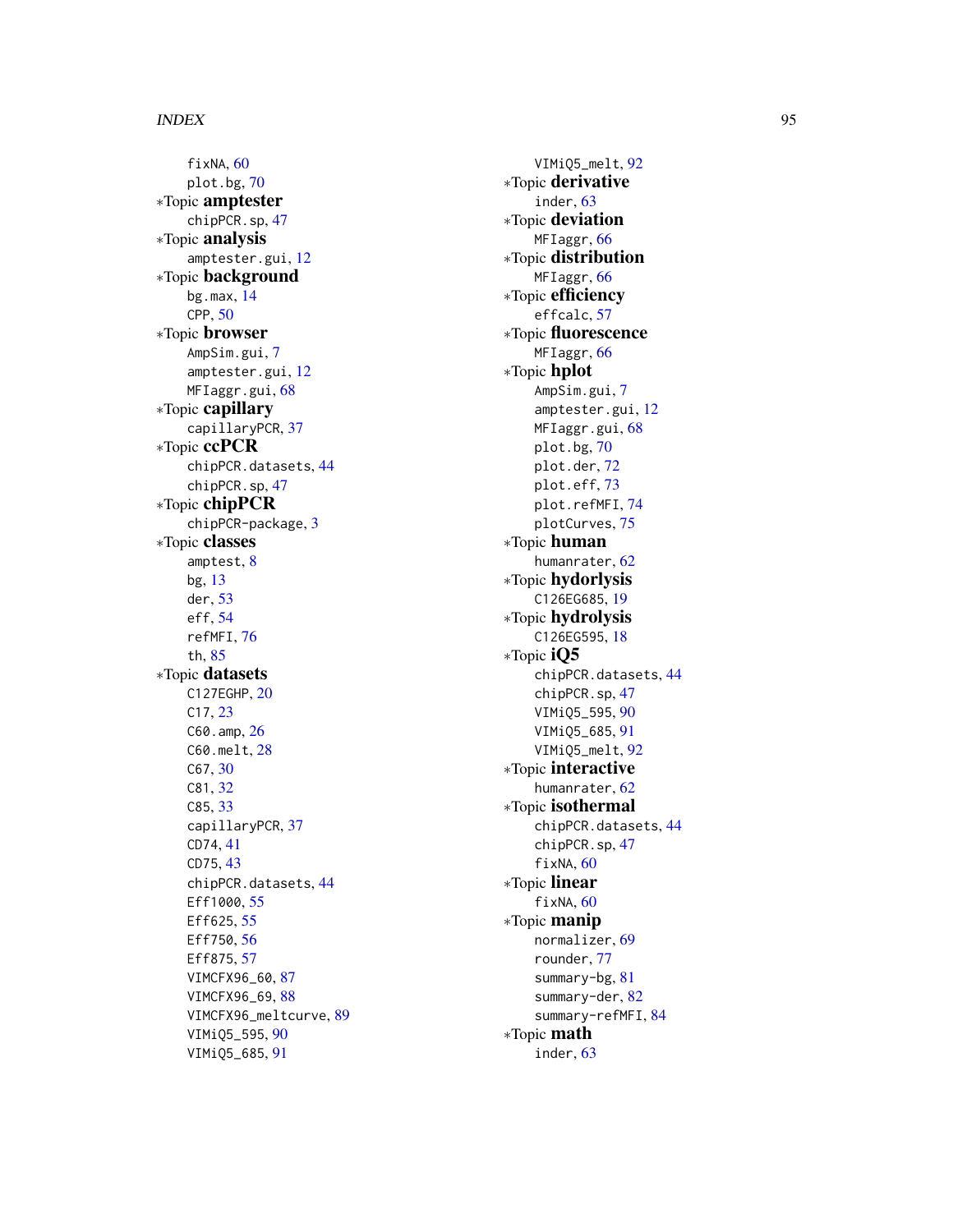fixNA, 60
plot.bg, 70
*Topic **amptester**
chipPCR.sp, 47
*Topic **analysis**
amptester.gui, 12
*Topic **background**
bg.max, 14
CPP, 50
*Topic **browser**
AmpSim.gui, 7
amptester.gui, 12
MFIaggr.gui, 68
*Topic **capillary**
capillaryPCR, 37
*Topic **ccPCR**
chipPCR.datasets, 44
chipPCR.sp, 47
*Topic **chipPCR**
chipPCR-package, 3
*Topic **classes**
amptest, 8
bg, 13
der, 53
eff, 54
refMFI, 76
th, 85
*Topic **datasets**
C127EGHP, 20
C17, 23
C60.amp, 26
C60.melt, 28
C67, 30
C81, 32
C85, 33
capillaryPCR, 37
CD74, 41
CD75, 43
chipPCR.datasets, 44
Eff1000, 55
Eff625, 55
Eff750, 56
Eff875, 57
VIMCFX96_60, 87
VIMCFX96_69, 88
VIMCFX96_meltcurve, 89
VIMiQ5_595, 90
VIMiQ5_685, 91
VIMiQ5_melt, 92
*Topic **derivative**
inder, 63
*Topic **deviation**
MFIaggr, 66
*Topic **distribution**
MFIaggr, 66
*Topic **efficiency**
effcalc, 57
*Topic **fluorescence**
MFIaggr, 66
*Topic **hplot**
AmpSim.gui, 7
amptester.gui, 12
MFIaggr.gui, 68
plot.bg, 70
plot.der, 72
plot.eff, 73
plot.refMFI, 74
plotCurves, 75
*Topic **human**
humanrater, 62
*Topic **hydorlysis**
C126EG685, 19
*Topic **hydrolysis**
C126EG595, 18
*Topic **iQ5**
chipPCR.datasets, 44
chipPCR.sp, 47
VIMiQ5_595, 90
VIMiQ5_685, 91
VIMiQ5_melt, 92
*Topic **interactive**
humanrater, 62
*Topic **isothermal**
chipPCR.datasets, 44
chipPCR.sp, 47
fixNA, 60
*Topic **linear**
fixNA, 60
*Topic **manip**
normalizer, 69
rounder, 77
summary-bg, 81
summary-der, 82
summary-refMFI, 84
*Topic **math**
inder, 63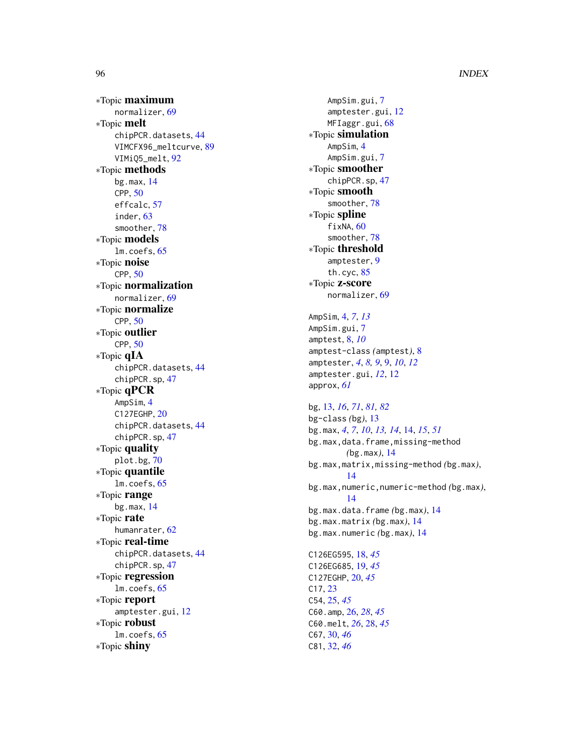∗Topic **maximum**
    normalizer, 69
∗Topic **melt**
    chipPCR.datasets, 44
    VIMCFX96_meltcurve, 89
    VIMiQ5_melt, 92
∗Topic **methods**
    bg.max, 14
    CPP, 50
    effcalc, 57
    inder, 63
    smoother, 78
∗Topic **models**
    lm.coefs, 65
∗Topic **noise**
    CPP, 50
∗Topic **normalization**
    normalizer, 69
∗Topic **normalize**
    CPP, 50
∗Topic **outlier**
    CPP, 50
∗Topic **qIA**
    chipPCR.datasets, 44
    chipPCR.sp, 47
∗Topic **qPCR**
    AmpSim, 4
    C127EGHP, 20
    chipPCR.datasets, 44
    chipPCR.sp, 47
∗Topic **quality**
    plot.bg, 70
∗Topic **quantile**
    lm.coefs, 65
∗Topic **range**
    bg.max, 14
∗Topic **rate**
    humanrater, 62
∗Topic **real-time**
    chipPCR.datasets, 44
    chipPCR.sp, 47
∗Topic **regression**
    lm.coefs, 65
∗Topic **report**
    amptester.gui, 12
∗Topic **robust**
    lm.coefs, 65
∗Topic **shiny**
    AmpSim.gui, 7
    amptester.gui, 12
    MFIaggr.gui, 68
∗Topic **simulation**
    AmpSim, 4
    AmpSim.gui, 7
∗Topic **smoother**
    chipPCR.sp, 47
∗Topic **smooth**
    smoother, 78
∗Topic **spline**
    fixNA, 60
    smoother, 78
∗Topic **threshold**
    amptester, 9
    th.cyc, 85
∗Topic **z-score**
    normalizer, 69

AmpSim, 4, *7*, *13*
AmpSim.gui, 7
amptest, 8, *10*
amptest-class *(*amptest*)*, 8
amptester, *4*, *8*, *9*, 9, *10*, *12*
amptester.gui, *12*, 12
approx, *61*

bg, 13, *16*, *71*, *81, 82*
bg-class *(*bg*)*, 13
bg.max, *4*, *7*, *10*, *13, 14*, 14, *15*, *51*
bg.max,data.frame,missing-method *(*bg.max*)*, 14
bg.max,matrix,missing-method *(*bg.max*)*, 14
bg.max,numeric,numeric-method *(*bg.max*)*, 14
bg.max.data.frame *(*bg.max*)*, 14
bg.max.matrix *(*bg.max*)*, 14
bg.max.numeric *(*bg.max*)*, 14

C126EG595, 18, *45*
C126EG685, 19, *45*
C127EGHP, 20, *45*
C17, 23
C54, 25, *45*
C60.amp, 26, *28*, *45*
C60.melt, *26*, 28, *45*
C67, 30, *46*
C81, 32, *46*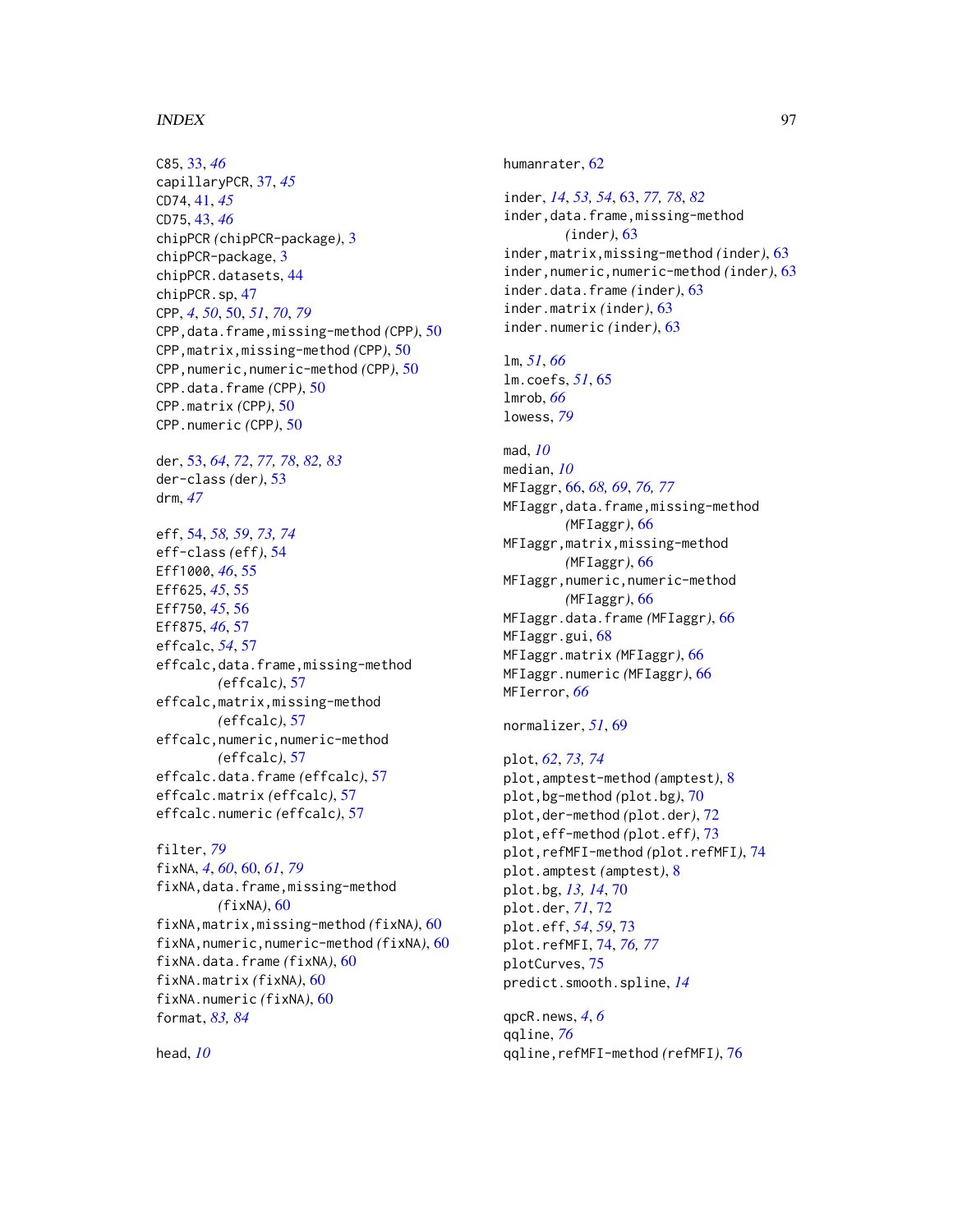C85, 33, *46*
capillaryPCR, 37, *45*
CD74, 41, *45*
CD75, 43, *46*
chipPCR *(chipPCR-package)*, 3
chipPCR-package, 3
chipPCR.datasets, 44
chipPCR.sp, 47
CPP, *4*, *50*, 50, *51*, *70*, *79*
CPP,data.frame,missing-method *(CPP)*, 50
CPP,matrix,missing-method *(CPP)*, 50
CPP,numeric,numeric-method *(CPP)*, 50
CPP.data.frame *(CPP)*, 50
CPP.matrix *(CPP)*, 50
CPP.numeric *(CPP)*, 50

der, 53, *64*, *72*, *77, 78*, *82, 83*
der-class *(der)*, 53
drm, *47*

eff, 54, *58*, *59*, *73, 74*
eff-class *(eff)*, 54
Eff1000, *46*, 55
Eff625, *45*, 55
Eff750, *45*, 56
Eff875, *46*, 57
effcalc, *54*, 57
effcalc,data.frame,missing-method *(effcalc)*, 57
effcalc,matrix,missing-method *(effcalc)*, 57
effcalc,numeric,numeric-method *(effcalc)*, 57
effcalc.data.frame *(effcalc)*, 57
effcalc.matrix *(effcalc)*, 57
effcalc.numeric *(effcalc)*, 57

filter, *79*
fixNA, *4*, *60*, 60, *61*, *79*
fixNA,data.frame,missing-method *(fixNA)*, 60
fixNA,matrix,missing-method *(fixNA)*, 60
fixNA,numeric,numeric-method *(fixNA)*, 60
fixNA.data.frame *(fixNA)*, 60
fixNA.matrix *(fixNA)*, 60
fixNA.numeric *(fixNA)*, 60
format, *83, 84*

head, *10*

humanrater, 62

inder, *14*, *53, 54*, 63, *77, 78*, *82*
inder,data.frame,missing-method *(inder)*, 63
inder,matrix,missing-method *(inder)*, 63
inder,numeric,numeric-method *(inder)*, 63
inder.data.frame *(inder)*, 63
inder.matrix *(inder)*, 63
inder.numeric *(inder)*, 63

lm, *51*, *66*
lm.coefs, *51*, 65
lmrob, *66*
lowess, *79*

mad, *10*
median, *10*
MFIaggr, 66, *68*, *69*, *76, 77*
MFIaggr,data.frame,missing-method *(MFIaggr)*, 66
MFIaggr,matrix,missing-method *(MFIaggr)*, 66
MFIaggr,numeric,numeric-method *(MFIaggr)*, 66
MFIaggr.data.frame *(MFIaggr)*, 66
MFIaggr.gui, 68
MFIaggr.matrix *(MFIaggr)*, 66
MFIaggr.numeric *(MFIaggr)*, 66
MFIerror, *66*

normalizer, *51*, 69

plot, *62*, *73, 74*
plot,amptest-method *(amptest)*, 8
plot,bg-method *(plot.bg)*, 70
plot,der-method *(plot.der)*, 72
plot,eff-method *(plot.eff)*, 73
plot,refMFI-method *(plot.refMFI)*, 74
plot.amptest *(amptest)*, 8
plot.bg, *13, 14*, 70
plot.der, *71*, 72
plot.eff, *54*, *59*, 73
plot.refMFI, 74, *76, 77*
plotCurves, 75
predict.smooth.spline, *14*

qpcR.news, *4*, *6*
qqline, *76*
qqline,refMFI-method *(refMFI)*, 76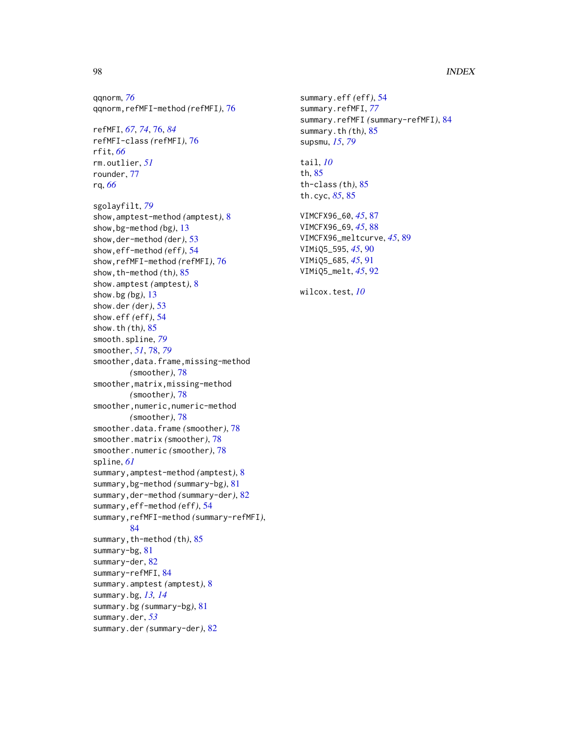qqnorm, *76*
qqnorm,refMFI-method *(*refMFI*)*, 76

refMFI, *67*, *74*, 76, *84*
refMFI-class *(*refMFI*)*, 76
rfit, *66*
rm.outlier, *51*
rounder, 77
rq, *66*

sgolayfilt, *79*
show,amptest-method *(*amptest*)*, 8
show,bg-method *(*bg*)*, 13
show,der-method *(*der*)*, 53
show,eff-method *(*eff*)*, 54
show,refMFI-method *(*refMFI*)*, 76
show,th-method *(*th*)*, 85
show.amptest *(*amptest*)*, 8
show.bg *(*bg*)*, 13
show.der *(*der*)*, 53
show.eff *(*eff*)*, 54
show.th *(*th*)*, 85
smooth.spline, *79*
smoother, *51*, 78, *79*
smoother,data.frame,missing-method *(*smoother*)*, 78
smoother,matrix,missing-method *(*smoother*)*, 78
smoother,numeric,numeric-method *(*smoother*)*, 78
smoother.data.frame *(*smoother*)*, 78
smoother.matrix *(*smoother*)*, 78
smoother.numeric *(*smoother*)*, 78
spline, *61*
summary,amptest-method *(*amptest*)*, 8
summary,bg-method *(*summary-bg*)*, 81
summary,der-method *(*summary-der*)*, 82
summary,eff-method *(*eff*)*, 54
summary,refMFI-method *(*summary-refMFI*)*, 84
summary,th-method *(*th*)*, 85
summary-bg, 81
summary-der, 82
summary-refMFI, 84
summary.amptest *(*amptest*)*, 8
summary.bg, *13, 14*
summary.bg *(*summary-bg*)*, 81
summary.der, *53*
summary.der *(*summary-der*)*, 82
summary.eff *(*eff*)*, 54
summary.refMFI, *77*
summary.refMFI *(*summary-refMFI*)*, 84
summary.th *(*th*)*, 85
supsmu, *15*, *79*

tail, *10*
th, 85
th-class *(*th*)*, 85
th.cyc, *85*, 85

VIMCFX96_60, *45*, 87
VIMCFX96_69, *45*, 88
VIMCFX96_meltcurve, *45*, 89
VIMiQ5_595, *45*, 90
VIMiQ5_685, *45*, 91
VIMiQ5_melt, *45*, 92

wilcox.test, *10*